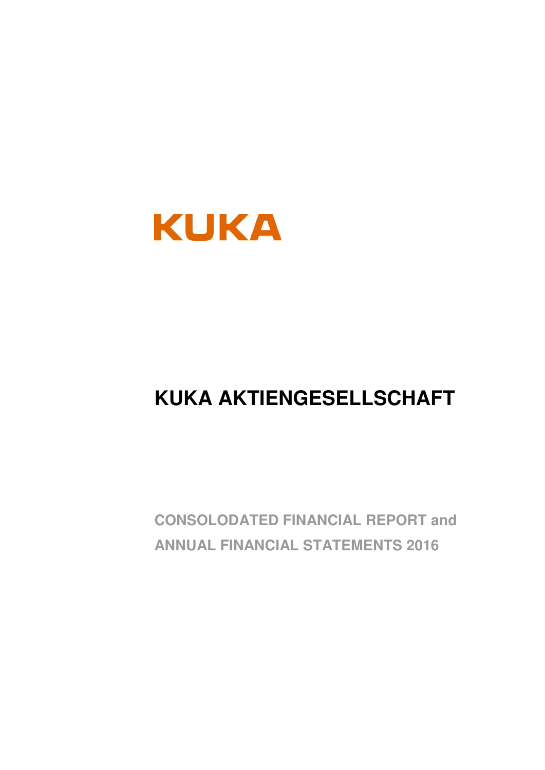KUKA

# KUKA AKTIENGESELLSCHAFT

## CONSOLODATED FINANCIAL REPORT and ANNUAL FINANCIAL STATEMENTS 2016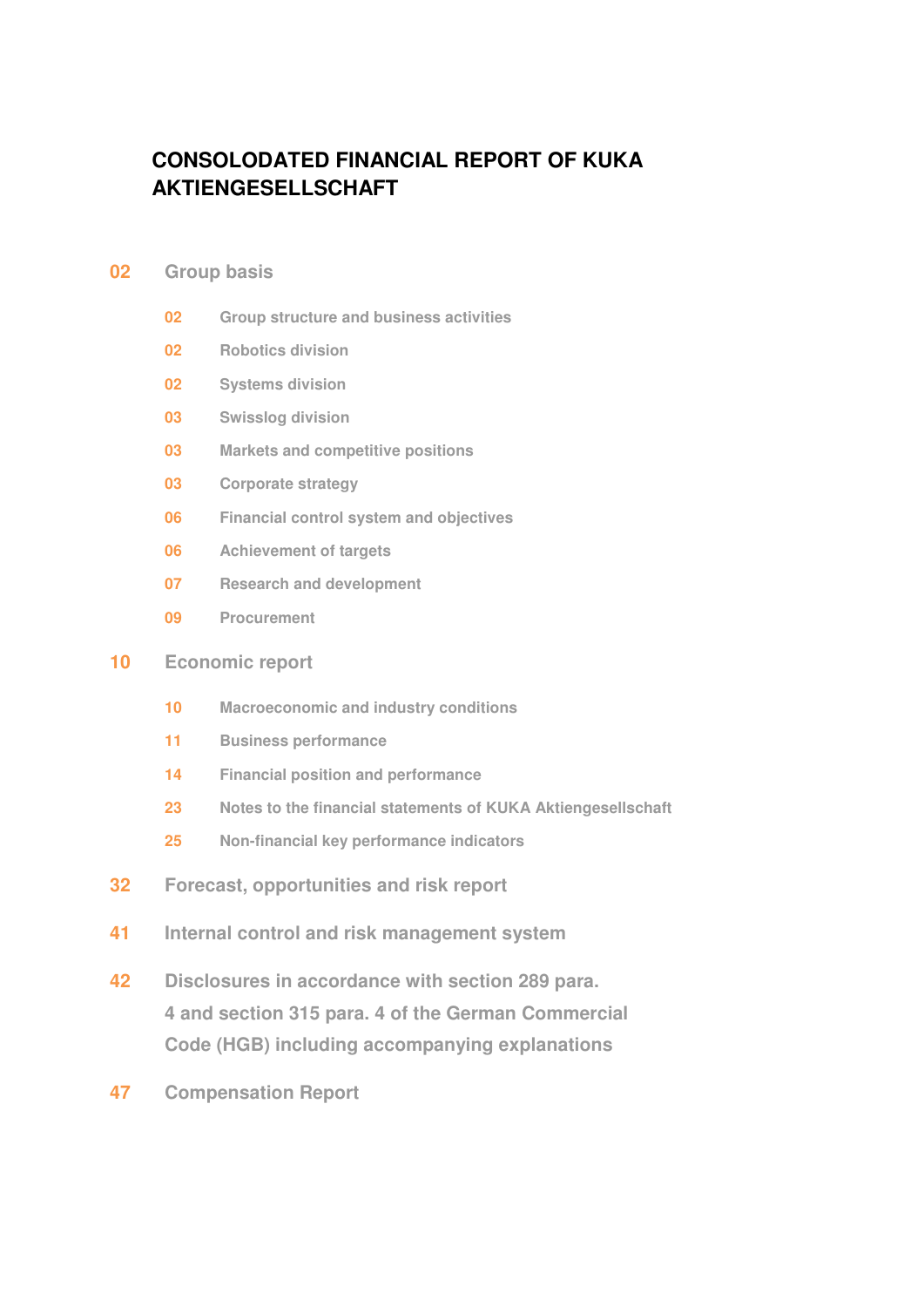# CONSOLODATED FINANCIAL REPORT OF KUKA AKTIENGESELLSCHAFT

**02** Group basis

- **02** Group structure and business activities
- **02** Robotics division
- **02** Systems division
- **03** Swisslog division
- **03** Markets and competitive positions
- **03** Corporate strategy
- **06** Financial control system and objectives
- **06** Achievement of targets
- **07** Research and development
- **09** Procurement

**10** Economic report

- **10** Macroeconomic and industry conditions
- **11** Business performance
- **14** Financial position and performance
- **23** Notes to the financial statements of KUKA Aktiengesellschaft
- **25** Non-financial key performance indicators

**32** Forecast, opportunities and risk report

**41** Internal control and risk management system

**42** Disclosures in accordance with section 289 para. 4 and section 315 para. 4 of the German Commercial Code (HGB) including accompanying explanations

**47** Compensation Report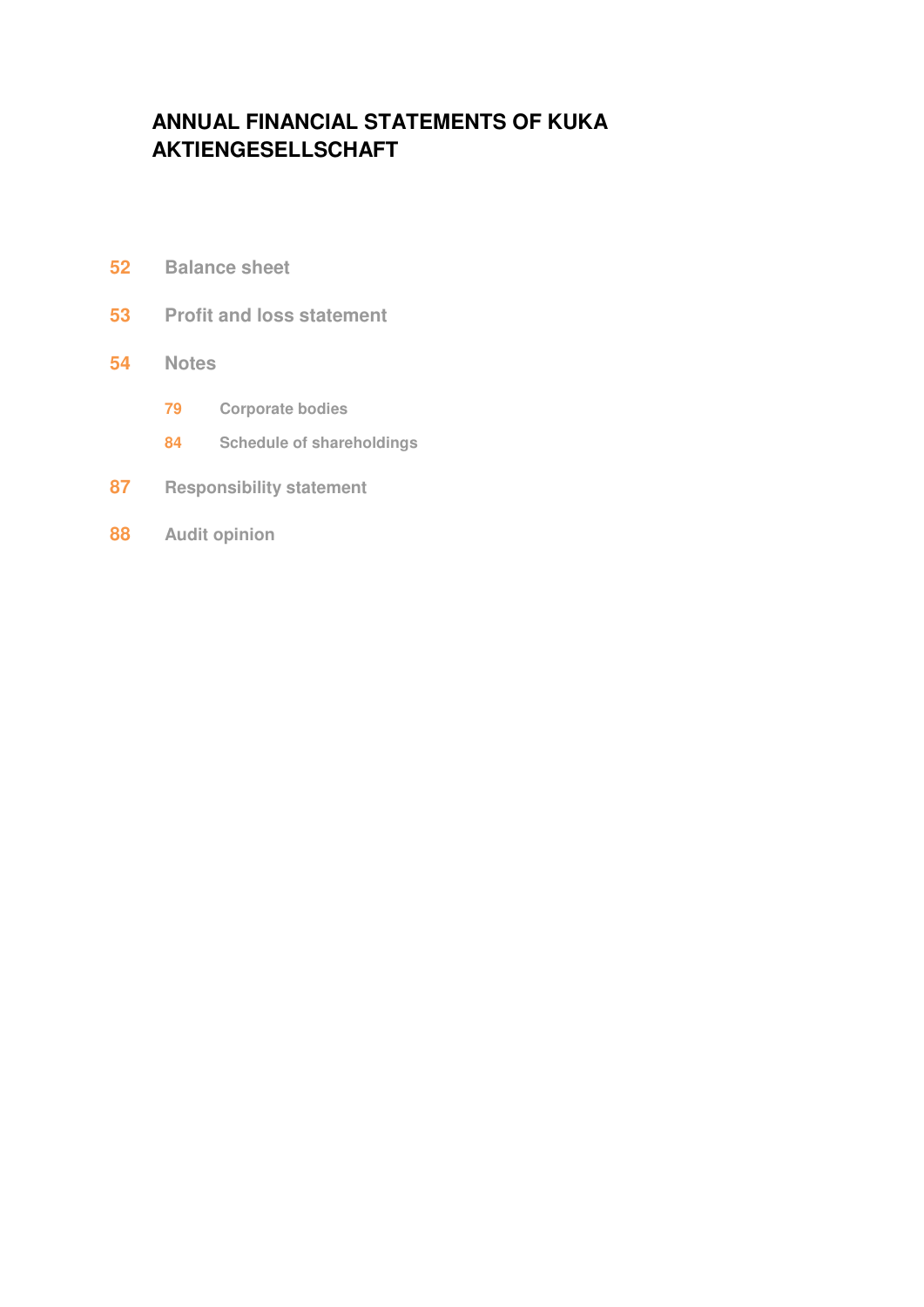# ANNUAL FINANCIAL STATEMENTS OF KUKA AKTIENGESELLSCHAFT

- **52** Balance sheet
- **53** Profit and loss statement
- **54** Notes
  - **79** Corporate bodies
  - **84** Schedule of shareholdings
- **87** Responsibility statement
- **88** Audit opinion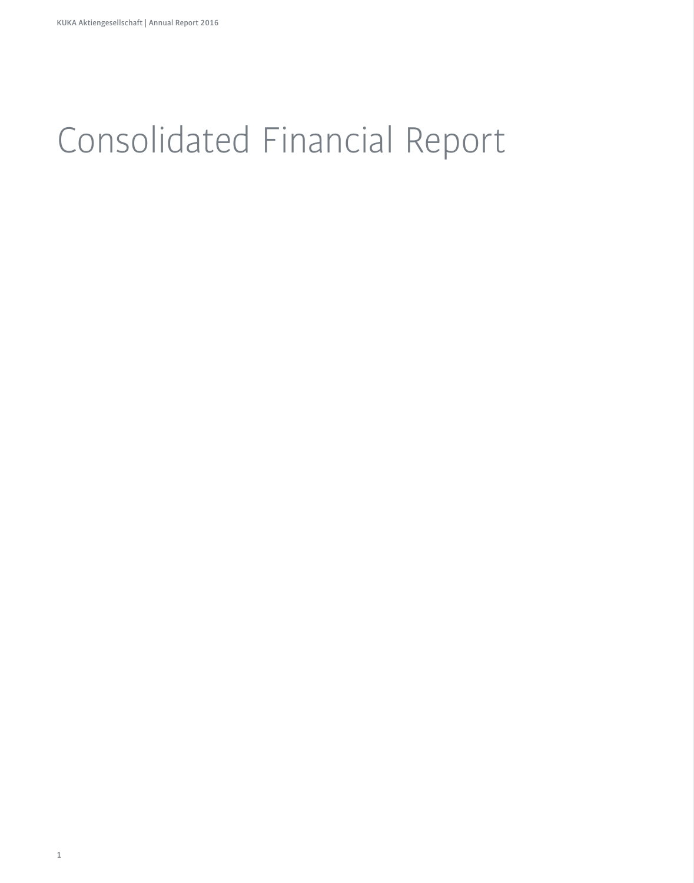# Consolidated Financial Report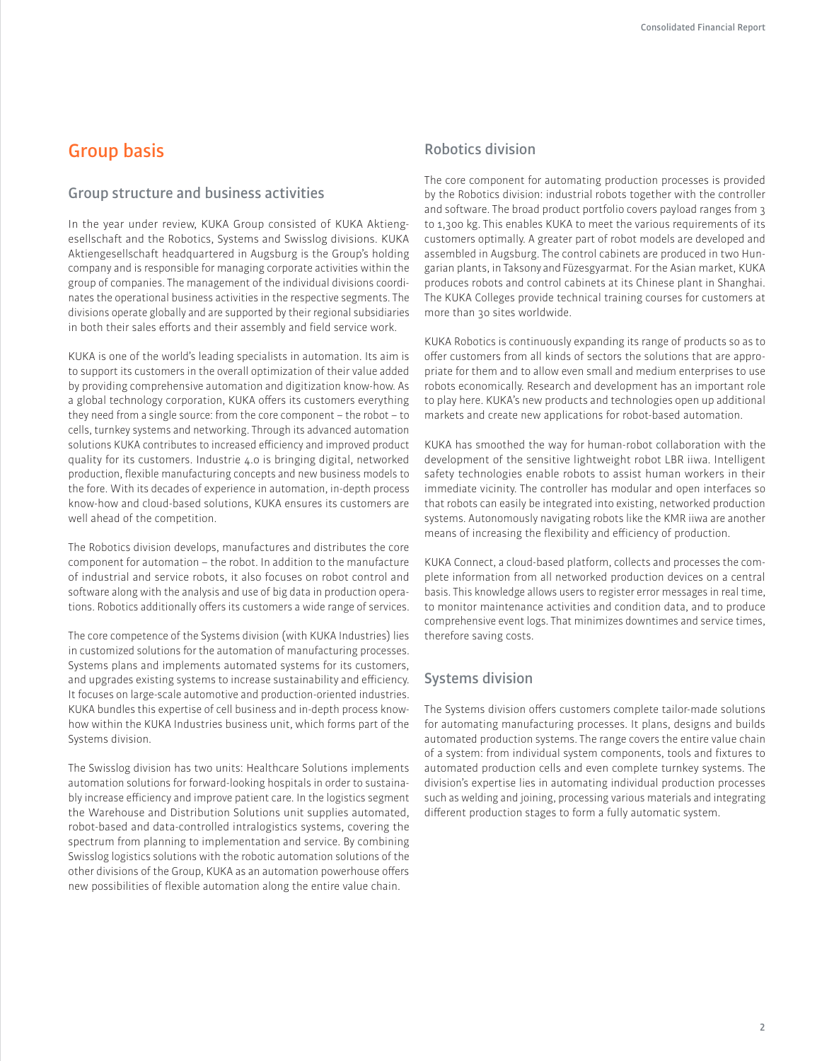# Group basis

## Group structure and business activities

In the year under review, KUKA Group consisted of KUKA Aktiengesellschaft and the Robotics, Systems and Swisslog divisions. KUKA Aktiengesellschaft headquartered in Augsburg is the Group's holding company and is responsible for managing corporate activities within the group of companies. The management of the individual divisions coordinates the operational business activities in the respective segments. The divisions operate globally and are supported by their regional subsidiaries in both their sales efforts and their assembly and field service work.

KUKA is one of the world's leading specialists in automation. Its aim is to support its customers in the overall optimization of their value added by providing comprehensive automation and digitization know-how. As a global technology corporation, KUKA offers its customers everything they need from a single source: from the core component – the robot – to cells, turnkey systems and networking. Through its advanced automation solutions KUKA contributes to increased efficiency and improved product quality for its customers. Industrie 4.0 is bringing digital, networked production, flexible manufacturing concepts and new business models to the fore. With its decades of experience in automation, in-depth process know-how and cloud-based solutions, KUKA ensures its customers are well ahead of the competition.

The Robotics division develops, manufactures and distributes the core component for automation – the robot. In addition to the manufacture of industrial and service robots, it also focuses on robot control and software along with the analysis and use of big data in production operations. Robotics additionally offers its customers a wide range of services.

The core competence of the Systems division (with KUKA Industries) lies in customized solutions for the automation of manufacturing processes. Systems plans and implements automated systems for its customers, and upgrades existing systems to increase sustainability and efficiency. It focuses on large-scale automotive and production-oriented industries. KUKA bundles this expertise of cell business and in-depth process know-how within the KUKA Industries business unit, which forms part of the Systems division.

The Swisslog division has two units: Healthcare Solutions implements automation solutions for forward-looking hospitals in order to sustainably increase efficiency and improve patient care. In the logistics segment the Warehouse and Distribution Solutions unit supplies automated, robot-based and data-controlled intralogistics systems, covering the spectrum from planning to implementation and service. By combining Swisslog logistics solutions with the robotic automation solutions of the other divisions of the Group, KUKA as an automation powerhouse offers new possibilities of flexible automation along the entire value chain.

## Robotics division

The core component for automating production processes is provided by the Robotics division: industrial robots together with the controller and software. The broad product portfolio covers payload ranges from 3 to 1,300 kg. This enables KUKA to meet the various requirements of its customers optimally. A greater part of robot models are developed and assembled in Augsburg. The control cabinets are produced in two Hungarian plants, in Taksony and Füzesgyarmat. For the Asian market, KUKA produces robots and control cabinets at its Chinese plant in Shanghai. The KUKA Colleges provide technical training courses for customers at more than 30 sites worldwide.

KUKA Robotics is continuously expanding its range of products so as to offer customers from all kinds of sectors the solutions that are appropriate for them and to allow even small and medium enterprises to use robots economically. Research and development has an important role to play here. KUKA's new products and technologies open up additional markets and create new applications for robot-based automation.

KUKA has smoothed the way for human-robot collaboration with the development of the sensitive lightweight robot LBR iiwa. Intelligent safety technologies enable robots to assist human workers in their immediate vicinity. The controller has modular and open interfaces so that robots can easily be integrated into existing, networked production systems. Autonomously navigating robots like the KMR iiwa are another means of increasing the flexibility and efficiency of production.

KUKA Connect, a cloud-based platform, collects and processes the complete information from all networked production devices on a central basis. This knowledge allows users to register error messages in real time, to monitor maintenance activities and condition data, and to produce comprehensive event logs. That minimizes downtimes and service times, therefore saving costs.

## Systems division

The Systems division offers customers complete tailor-made solutions for automating manufacturing processes. It plans, designs and builds automated production systems. The range covers the entire value chain of a system: from individual system components, tools and fixtures to automated production cells and even complete turnkey systems. The division's expertise lies in automating individual production processes such as welding and joining, processing various materials and integrating different production stages to form a fully automatic system.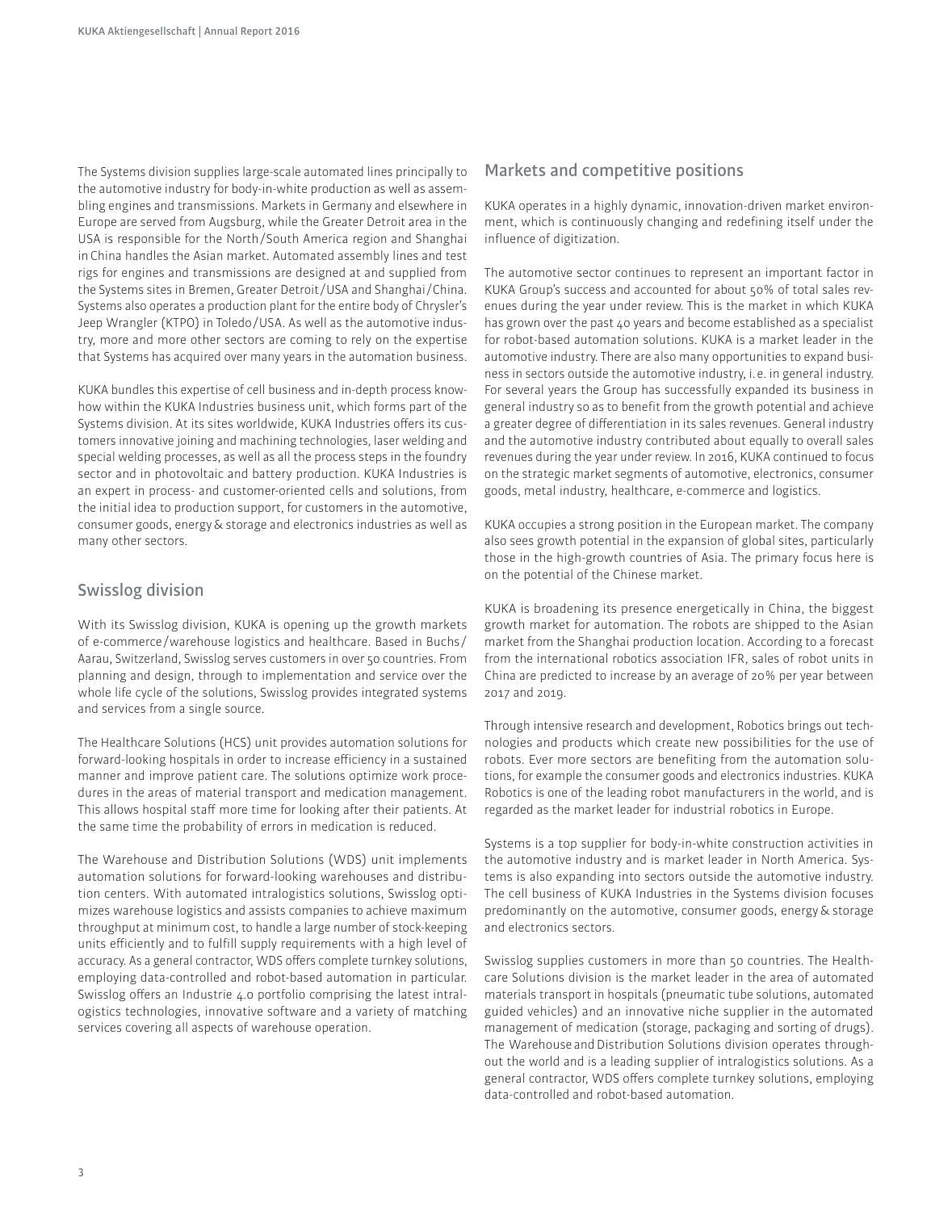The Systems division supplies large-scale automated lines principally to the automotive industry for body-in-white production as well as assembling engines and transmissions. Markets in Germany and elsewhere in Europe are served from Augsburg, while the Greater Detroit area in the USA is responsible for the North/South America region and Shanghai in China handles the Asian market. Automated assembly lines and test rigs for engines and transmissions are designed at and supplied from the Systems sites in Bremen, Greater Detroit/USA and Shanghai/China. Systems also operates a production plant for the entire body of Chrysler's Jeep Wrangler (KTPO) in Toledo/USA. As well as the automotive industry, more and more other sectors are coming to rely on the expertise that Systems has acquired over many years in the automation business.

KUKA bundles this expertise of cell business and in-depth process know-how within the KUKA Industries business unit, which forms part of the Systems division. At its sites worldwide, KUKA Industries offers its customers innovative joining and machining technologies, laser welding and special welding processes, as well as all the process steps in the foundry sector and in photovoltaic and battery production. KUKA Industries is an expert in process- and customer-oriented cells and solutions, from the initial idea to production support, for customers in the automotive, consumer goods, energy & storage and electronics industries as well as many other sectors.

## Swisslog division

With its Swisslog division, KUKA is opening up the growth markets of e-commerce/warehouse logistics and healthcare. Based in Buchs/Aarau, Switzerland, Swisslog serves customers in over 50 countries. From planning and design, through to implementation and service over the whole life cycle of the solutions, Swisslog provides integrated systems and services from a single source.

The Healthcare Solutions (HCS) unit provides automation solutions for forward-looking hospitals in order to increase efficiency in a sustained manner and improve patient care. The solutions optimize work procedures in the areas of material transport and medication management. This allows hospital staff more time for looking after their patients. At the same time the probability of errors in medication is reduced.

The Warehouse and Distribution Solutions (WDS) unit implements automation solutions for forward-looking warehouses and distribution centers. With automated intralogistics solutions, Swisslog optimizes warehouse logistics and assists companies to achieve maximum throughput at minimum cost, to handle a large number of stock-keeping units efficiently and to fulfill supply requirements with a high level of accuracy. As a general contractor, WDS offers complete turnkey solutions, employing data-controlled and robot-based automation in particular. Swisslog offers an Industrie 4.0 portfolio comprising the latest intralogistics technologies, innovative software and a variety of matching services covering all aspects of warehouse operation.

## Markets and competitive positions

KUKA operates in a highly dynamic, innovation-driven market environment, which is continuously changing and redefining itself under the influence of digitization.

The automotive sector continues to represent an important factor in KUKA Group's success and accounted for about 50% of total sales revenues during the year under review. This is the market in which KUKA has grown over the past 40 years and become established as a specialist for robot-based automation solutions. KUKA is a market leader in the automotive industry. There are also many opportunities to expand business in sectors outside the automotive industry, i.e. in general industry. For several years the Group has successfully expanded its business in general industry so as to benefit from the growth potential and achieve a greater degree of differentiation in its sales revenues. General industry and the automotive industry contributed about equally to overall sales revenues during the year under review. In 2016, KUKA continued to focus on the strategic market segments of automotive, electronics, consumer goods, metal industry, healthcare, e-commerce and logistics.

KUKA occupies a strong position in the European market. The company also sees growth potential in the expansion of global sites, particularly those in the high-growth countries of Asia. The primary focus here is on the potential of the Chinese market.

KUKA is broadening its presence energetically in China, the biggest growth market for automation. The robots are shipped to the Asian market from the Shanghai production location. According to a forecast from the international robotics association IFR, sales of robot units in China are predicted to increase by an average of 20% per year between 2017 and 2019.

Through intensive research and development, Robotics brings out technologies and products which create new possibilities for the use of robots. Ever more sectors are benefiting from the automation solutions, for example the consumer goods and electronics industries. KUKA Robotics is one of the leading robot manufacturers in the world, and is regarded as the market leader for industrial robotics in Europe.

Systems is a top supplier for body-in-white construction activities in the automotive industry and is market leader in North America. Systems is also expanding into sectors outside the automotive industry. The cell business of KUKA Industries in the Systems division focuses predominantly on the automotive, consumer goods, energy & storage and electronics sectors.

Swisslog supplies customers in more than 50 countries. The Healthcare Solutions division is the market leader in the area of automated materials transport in hospitals (pneumatic tube solutions, automated guided vehicles) and an innovative niche supplier in the automated management of medication (storage, packaging and sorting of drugs). The Warehouse and Distribution Solutions division operates throughout the world and is a leading supplier of intralogistics solutions. As a general contractor, WDS offers complete turnkey solutions, employing data-controlled and robot-based automation.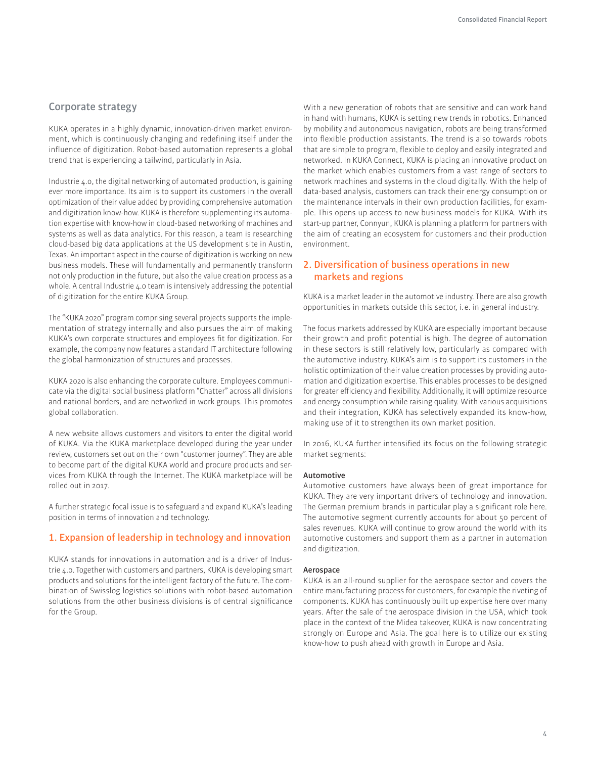## Corporate strategy

KUKA operates in a highly dynamic, innovation-driven market environment, which is continuously changing and redefining itself under the influence of digitization. Robot-based automation represents a global trend that is experiencing a tailwind, particularly in Asia.

Industrie 4.0, the digital networking of automated production, is gaining ever more importance. Its aim is to support its customers in the overall optimization of their value added by providing comprehensive automation and digitization know-how. KUKA is therefore supplementing its automation expertise with know-how in cloud-based networking of machines and systems as well as data analytics. For this reason, a team is researching cloud-based big data applications at the US development site in Austin, Texas. An important aspect in the course of digitization is working on new business models. These will fundamentally and permanently transform not only production in the future, but also the value creation process as a whole. A central Industrie 4.0 team is intensively addressing the potential of digitization for the entire KUKA Group.

The "KUKA 2020" program comprising several projects supports the implementation of strategy internally and also pursues the aim of making KUKA's own corporate structures and employees fit for digitization. For example, the company now features a standard IT architecture following the global harmonization of structures and processes.

KUKA 2020 is also enhancing the corporate culture. Employees communicate via the digital social business platform "Chatter" across all divisions and national borders, and are networked in work groups. This promotes global collaboration.

A new website allows customers and visitors to enter the digital world of KUKA. Via the KUKA marketplace developed during the year under review, customers set out on their own "customer journey". They are able to become part of the digital KUKA world and procure products and services from KUKA through the Internet. The KUKA marketplace will be rolled out in 2017.

A further strategic focal issue is to safeguard and expand KUKA's leading position in terms of innovation and technology.

### 1. Expansion of leadership in technology and innovation

KUKA stands for innovations in automation and is a driver of Industrie 4.0. Together with customers and partners, KUKA is developing smart products and solutions for the intelligent factory of the future. The combination of Swisslog logistics solutions with robot-based automation solutions from the other business divisions is of central significance for the Group.

With a new generation of robots that are sensitive and can work hand in hand with humans, KUKA is setting new trends in robotics. Enhanced by mobility and autonomous navigation, robots are being transformed into flexible production assistants. The trend is also towards robots that are simple to program, flexible to deploy and easily integrated and networked. In KUKA Connect, KUKA is placing an innovative product on the market which enables customers from a vast range of sectors to network machines and systems in the cloud digitally. With the help of data-based analysis, customers can track their energy consumption or the maintenance intervals in their own production facilities, for example. This opens up access to new business models for KUKA. With its start-up partner, Connyun, KUKA is planning a platform for partners with the aim of creating an ecosystem for customers and their production environment.

### 2. Diversification of business operations in new markets and regions

KUKA is a market leader in the automotive industry. There are also growth opportunities in markets outside this sector, i.e. in general industry.

The focus markets addressed by KUKA are especially important because their growth and profit potential is high. The degree of automation in these sectors is still relatively low, particularly as compared with the automotive industry. KUKA's aim is to support its customers in the holistic optimization of their value creation processes by providing automation and digitization expertise. This enables processes to be designed for greater efficiency and flexibility. Additionally, it will optimize resource and energy consumption while raising quality. With various acquisitions and their integration, KUKA has selectively expanded its know-how, making use of it to strengthen its own market position.

In 2016, KUKA further intensified its focus on the following strategic market segments:

#### Automotive

Automotive customers have always been of great importance for KUKA. They are very important drivers of technology and innovation. The German premium brands in particular play a significant role here. The automotive segment currently accounts for about 50 percent of sales revenues. KUKA will continue to grow around the world with its automotive customers and support them as a partner in automation and digitization.

#### Aerospace

KUKA is an all-round supplier for the aerospace sector and covers the entire manufacturing process for customers, for example the riveting of components. KUKA has continuously built up expertise here over many years. After the sale of the aerospace division in the USA, which took place in the context of the Midea takeover, KUKA is now concentrating strongly on Europe and Asia. The goal here is to utilize our existing know-how to push ahead with growth in Europe and Asia.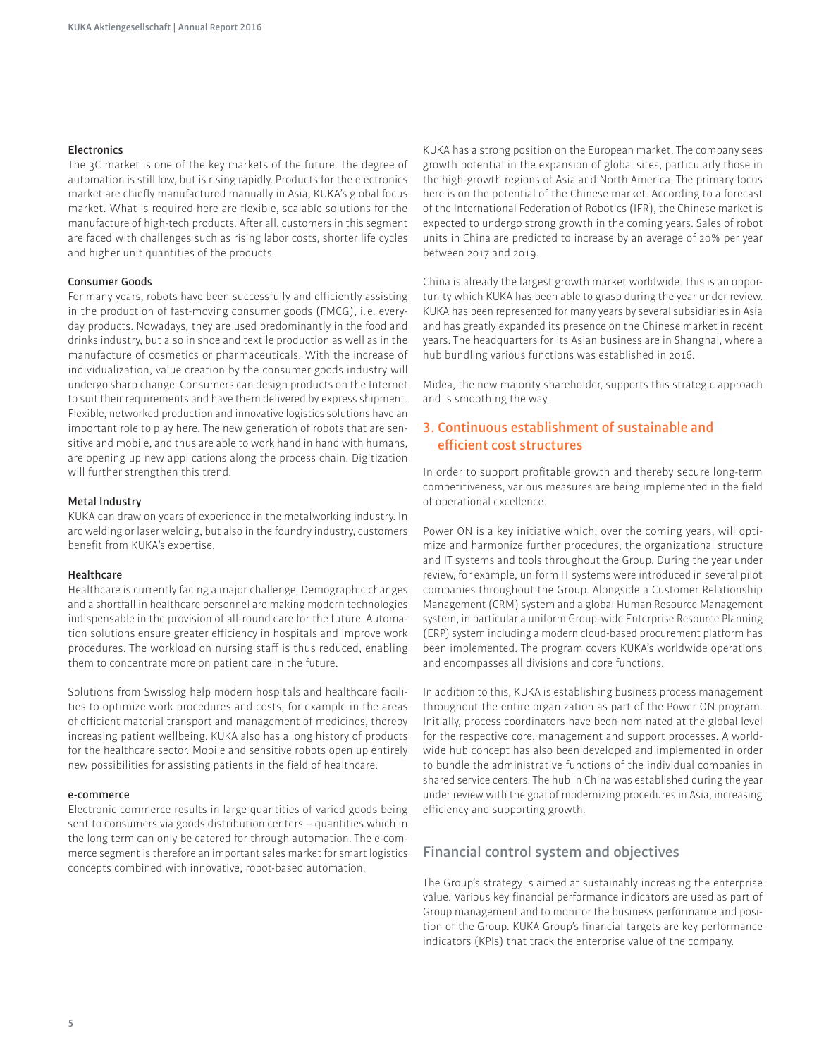#### Electronics

The 3C market is one of the key markets of the future. The degree of automation is still low, but is rising rapidly. Products for the electronics market are chiefly manufactured manually in Asia, KUKA's global focus market. What is required here are flexible, scalable solutions for the manufacture of high-tech products. After all, customers in this segment are faced with challenges such as rising labor costs, shorter life cycles and higher unit quantities of the products.

#### Consumer Goods

For many years, robots have been successfully and efficiently assisting in the production of fast-moving consumer goods (FMCG), i.e. everyday products. Nowadays, they are used predominantly in the food and drinks industry, but also in shoe and textile production as well as in the manufacture of cosmetics or pharmaceuticals. With the increase of individualization, value creation by the consumer goods industry will undergo sharp change. Consumers can design products on the Internet to suit their requirements and have them delivered by express shipment. Flexible, networked production and innovative logistics solutions have an important role to play here. The new generation of robots that are sensitive and mobile, and thus are able to work hand in hand with humans, are opening up new applications along the process chain. Digitization will further strengthen this trend.

#### Metal Industry

KUKA can draw on years of experience in the metalworking industry. In arc welding or laser welding, but also in the foundry industry, customers benefit from KUKA's expertise.

#### Healthcare

Healthcare is currently facing a major challenge. Demographic changes and a shortfall in healthcare personnel are making modern technologies indispensable in the provision of all-round care for the future. Automation solutions ensure greater efficiency in hospitals and improve work procedures. The workload on nursing staff is thus reduced, enabling them to concentrate more on patient care in the future.

Solutions from Swisslog help modern hospitals and healthcare facilities to optimize work procedures and costs, for example in the areas of efficient material transport and management of medicines, thereby increasing patient wellbeing. KUKA also has a long history of products for the healthcare sector. Mobile and sensitive robots open up entirely new possibilities for assisting patients in the field of healthcare.

#### e-commerce

Electronic commerce results in large quantities of varied goods being sent to consumers via goods distribution centers – quantities which in the long term can only be catered for through automation. The e-commerce segment is therefore an important sales market for smart logistics concepts combined with innovative, robot-based automation.

KUKA has a strong position on the European market. The company sees growth potential in the expansion of global sites, particularly those in the high-growth regions of Asia and North America. The primary focus here is on the potential of the Chinese market. According to a forecast of the International Federation of Robotics (IFR), the Chinese market is expected to undergo strong growth in the coming years. Sales of robot units in China are predicted to increase by an average of 20% per year between 2017 and 2019.

China is already the largest growth market worldwide. This is an opportunity which KUKA has been able to grasp during the year under review. KUKA has been represented for many years by several subsidiaries in Asia and has greatly expanded its presence on the Chinese market in recent years. The headquarters for its Asian business are in Shanghai, where a hub bundling various functions was established in 2016.

Midea, the new majority shareholder, supports this strategic approach and is smoothing the way.

### 3. Continuous establishment of sustainable and efficient cost structures

In order to support profitable growth and thereby secure long-term competitiveness, various measures are being implemented in the field of operational excellence.

Power ON is a key initiative which, over the coming years, will optimize and harmonize further procedures, the organizational structure and IT systems and tools throughout the Group. During the year under review, for example, uniform IT systems were introduced in several pilot companies throughout the Group. Alongside a Customer Relationship Management (CRM) system and a global Human Resource Management system, in particular a uniform Group-wide Enterprise Resource Planning (ERP) system including a modern cloud-based procurement platform has been implemented. The program covers KUKA's worldwide operations and encompasses all divisions and core functions.

In addition to this, KUKA is establishing business process management throughout the entire organization as part of the Power ON program. Initially, process coordinators have been nominated at the global level for the respective core, management and support processes. A worldwide hub concept has also been developed and implemented in order to bundle the administrative functions of the individual companies in shared service centers. The hub in China was established during the year under review with the goal of modernizing procedures in Asia, increasing efficiency and supporting growth.

## Financial control system and objectives

The Group's strategy is aimed at sustainably increasing the enterprise value. Various key financial performance indicators are used as part of Group management and to monitor the business performance and position of the Group. KUKA Group's financial targets are key performance indicators (KPIs) that track the enterprise value of the company.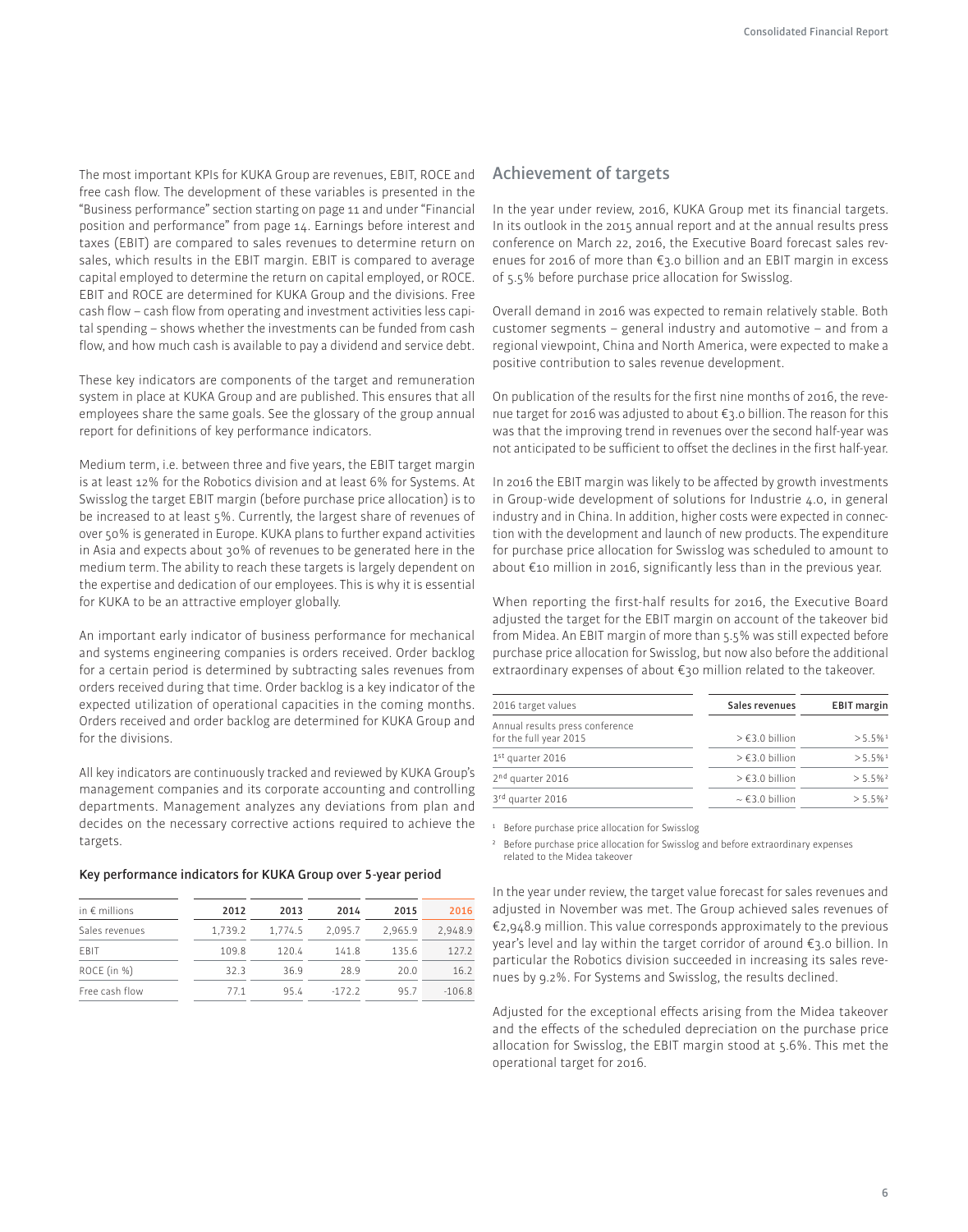The most important KPIs for KUKA Group are revenues, EBIT, ROCE and free cash flow. The development of these variables is presented in the "Business performance" section starting on page 11 and under "Financial position and performance" from page 14. Earnings before interest and taxes (EBIT) are compared to sales revenues to determine return on sales, which results in the EBIT margin. EBIT is compared to average capital employed to determine the return on capital employed, or ROCE. EBIT and ROCE are determined for KUKA Group and the divisions. Free cash flow – cash flow from operating and investment activities less capital spending – shows whether the investments can be funded from cash flow, and how much cash is available to pay a dividend and service debt.

These key indicators are components of the target and remuneration system in place at KUKA Group and are published. This ensures that all employees share the same goals. See the glossary of the group annual report for definitions of key performance indicators.

Medium term, i.e. between three and five years, the EBIT target margin is at least 12% for the Robotics division and at least 6% for Systems. At Swisslog the target EBIT margin (before purchase price allocation) is to be increased to at least 5%. Currently, the largest share of revenues of over 50% is generated in Europe. KUKA plans to further expand activities in Asia and expects about 30% of revenues to be generated here in the medium term. The ability to reach these targets is largely dependent on the expertise and dedication of our employees. This is why it is essential for KUKA to be an attractive employer globally.

An important early indicator of business performance for mechanical and systems engineering companies is orders received. Order backlog for a certain period is determined by subtracting sales revenues from orders received during that time. Order backlog is a key indicator of the expected utilization of operational capacities in the coming months. Orders received and order backlog are determined for KUKA Group and for the divisions.

All key indicators are continuously tracked and reviewed by KUKA Group's management companies and its corporate accounting and controlling departments. Management analyzes any deviations from plan and decides on the necessary corrective actions required to achieve the targets.

**Key performance indicators for KUKA Group over 5-year period**

| in € millions | 2012 | 2013 | 2014 | 2015 | 2016 |
|---|---|---|---|---|---|
| Sales revenues | 1,739.2 | 1,774.5 | 2,095.7 | 2,965.9 | 2,948.9 |
| EBIT | 109.8 | 120.4 | 141.8 | 135.6 | 127.2 |
| ROCE (in %) | 32.3 | 36.9 | 28.9 | 20.0 | 16.2 |
| Free cash flow | 77.1 | 95.4 | -172.2 | 95.7 | -106.8 |

## Achievement of targets

In the year under review, 2016, KUKA Group met its financial targets. In its outlook in the 2015 annual report and at the annual results press conference on March 22, 2016, the Executive Board forecast sales revenues for 2016 of more than €3.0 billion and an EBIT margin in excess of 5.5% before purchase price allocation for Swisslog.

Overall demand in 2016 was expected to remain relatively stable. Both customer segments – general industry and automotive – and from a regional viewpoint, China and North America, were expected to make a positive contribution to sales revenue development.

On publication of the results for the first nine months of 2016, the revenue target for 2016 was adjusted to about €3.0 billion. The reason for this was that the improving trend in revenues over the second half-year was not anticipated to be sufficient to offset the declines in the first half-year.

In 2016 the EBIT margin was likely to be affected by growth investments in Group-wide development of solutions for Industrie 4.0, in general industry and in China. In addition, higher costs were expected in connection with the development and launch of new products. The expenditure for purchase price allocation for Swisslog was scheduled to amount to about €10 million in 2016, significantly less than in the previous year.

When reporting the first-half results for 2016, the Executive Board adjusted the target for the EBIT margin on account of the takeover bid from Midea. An EBIT margin of more than 5.5% was still expected before purchase price allocation for Swisslog, but now also before the additional extraordinary expenses of about €30 million related to the takeover.

| 2016 target values | Sales revenues | EBIT margin |
|---|---|---|
| Annual results press conference for the full year 2015 | > €3.0 billion | > 5.5%[1] |
| 1st quarter 2016 | > €3.0 billion | > 5.5%[1] |
| 2nd quarter 2016 | > €3.0 billion | > 5.5%[2] |
| 3rd quarter 2016 | ~ €3.0 billion | > 5.5%[2] |

[1] Before purchase price allocation for Swisslog

[2] Before purchase price allocation for Swisslog and before extraordinary expenses related to the Midea takeover

In the year under review, the target value forecast for sales revenues and adjusted in November was met. The Group achieved sales revenues of €2,948.9 million. This value corresponds approximately to the previous year's level and lay within the target corridor of around €3.0 billion. In particular the Robotics division succeeded in increasing its sales revenues by 9.2%. For Systems and Swisslog, the results declined.

Adjusted for the exceptional effects arising from the Midea takeover and the effects of the scheduled depreciation on the purchase price allocation for Swisslog, the EBIT margin stood at 5.6%. This met the operational target for 2016.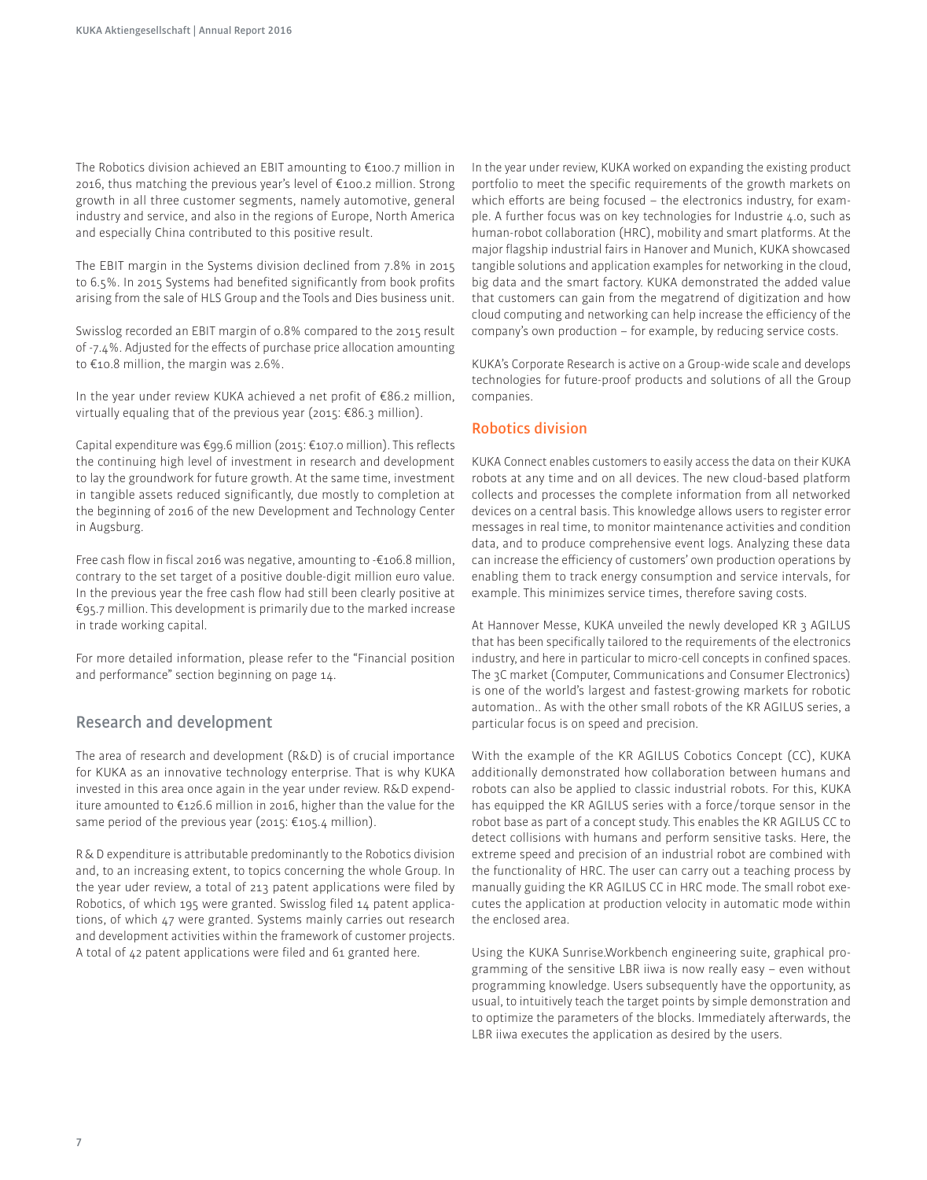The Robotics division achieved an EBIT amounting to €100.7 million in 2016, thus matching the previous year's level of €100.2 million. Strong growth in all three customer segments, namely automotive, general industry and service, and also in the regions of Europe, North America and especially China contributed to this positive result.

The EBIT margin in the Systems division declined from 7.8% in 2015 to 6.5%. In 2015 Systems had benefited significantly from book profits arising from the sale of HLS Group and the Tools and Dies business unit.

Swisslog recorded an EBIT margin of 0.8% compared to the 2015 result of -7.4%. Adjusted for the effects of purchase price allocation amounting to €10.8 million, the margin was 2.6%.

In the year under review KUKA achieved a net profit of €86.2 million, virtually equaling that of the previous year (2015: €86.3 million).

Capital expenditure was €99.6 million (2015: €107.0 million). This reflects the continuing high level of investment in research and development to lay the groundwork for future growth. At the same time, investment in tangible assets reduced significantly, due mostly to completion at the beginning of 2016 of the new Development and Technology Center in Augsburg.

Free cash flow in fiscal 2016 was negative, amounting to -€106.8 million, contrary to the set target of a positive double-digit million euro value. In the previous year the free cash flow had still been clearly positive at €95.7 million. This development is primarily due to the marked increase in trade working capital.

For more detailed information, please refer to the "Financial position and performance" section beginning on page 14.

## Research and development

The area of research and development (R&D) is of crucial importance for KUKA as an innovative technology enterprise. That is why KUKA invested in this area once again in the year under review. R&D expenditure amounted to €126.6 million in 2016, higher than the value for the same period of the previous year (2015: €105.4 million).

R & D expenditure is attributable predominantly to the Robotics division and, to an increasing extent, to topics concerning the whole Group. In the year uder review, a total of 213 patent applications were filed by Robotics, of which 195 were granted. Swisslog filed 14 patent applications, of which 47 were granted. Systems mainly carries out research and development activities within the framework of customer projects. A total of 42 patent applications were filed and 61 granted here.

In the year under review, KUKA worked on expanding the existing product portfolio to meet the specific requirements of the growth markets on which efforts are being focused – the electronics industry, for example. A further focus was on key technologies for Industrie 4.0, such as human-robot collaboration (HRC), mobility and smart platforms. At the major flagship industrial fairs in Hanover and Munich, KUKA showcased tangible solutions and application examples for networking in the cloud, big data and the smart factory. KUKA demonstrated the added value that customers can gain from the megatrend of digitization and how cloud computing and networking can help increase the efficiency of the company's own production – for example, by reducing service costs.

KUKA's Corporate Research is active on a Group-wide scale and develops technologies for future-proof products and solutions of all the Group companies.

### Robotics division

KUKA Connect enables customers to easily access the data on their KUKA robots at any time and on all devices. The new cloud-based platform collects and processes the complete information from all networked devices on a central basis. This knowledge allows users to register error messages in real time, to monitor maintenance activities and condition data, and to produce comprehensive event logs. Analyzing these data can increase the efficiency of customers' own production operations by enabling them to track energy consumption and service intervals, for example. This minimizes service times, therefore saving costs.

At Hannover Messe, KUKA unveiled the newly developed KR 3 AGILUS that has been specifically tailored to the requirements of the electronics industry, and here in particular to micro-cell concepts in confined spaces. The 3C market (Computer, Communications and Consumer Electronics) is one of the world's largest and fastest-growing markets for robotic automation.. As with the other small robots of the KR AGILUS series, a particular focus is on speed and precision.

With the example of the KR AGILUS Cobotics Concept (CC), KUKA additionally demonstrated how collaboration between humans and robots can also be applied to classic industrial robots. For this, KUKA has equipped the KR AGILUS series with a force/torque sensor in the robot base as part of a concept study. This enables the KR AGILUS CC to detect collisions with humans and perform sensitive tasks. Here, the extreme speed and precision of an industrial robot are combined with the functionality of HRC. The user can carry out a teaching process by manually guiding the KR AGILUS CC in HRC mode. The small robot executes the application at production velocity in automatic mode within the enclosed area.

Using the KUKA Sunrise.Workbench engineering suite, graphical programming of the sensitive LBR iiwa is now really easy – even without programming knowledge. Users subsequently have the opportunity, as usual, to intuitively teach the target points by simple demonstration and to optimize the parameters of the blocks. Immediately afterwards, the LBR iiwa executes the application as desired by the users.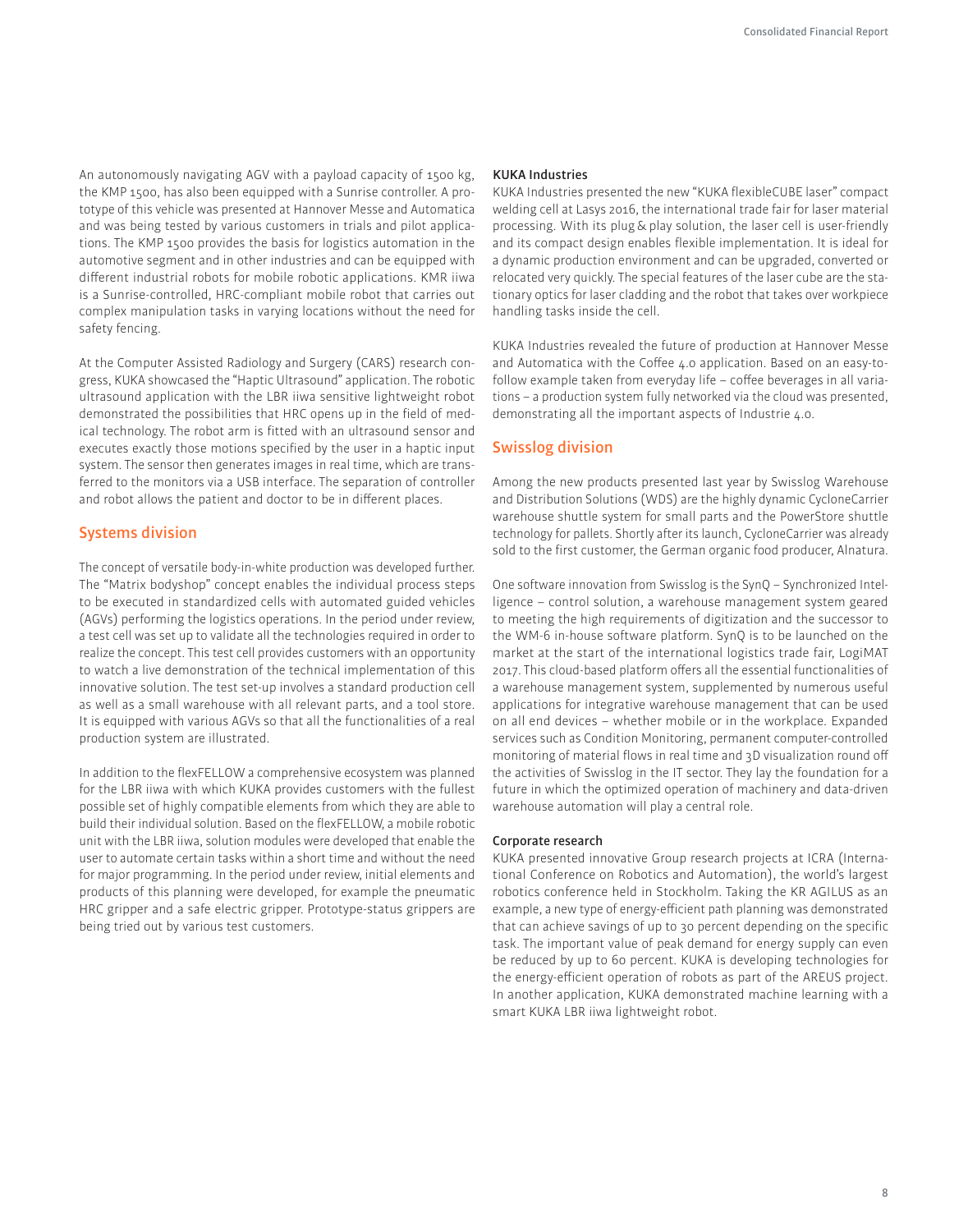An autonomously navigating AGV with a payload capacity of 1500 kg, the KMP 1500, has also been equipped with a Sunrise controller. A prototype of this vehicle was presented at Hannover Messe and Automatica and was being tested by various customers in trials and pilot applications. The KMP 1500 provides the basis for logistics automation in the automotive segment and in other industries and can be equipped with different industrial robots for mobile robotic applications. KMR iiwa is a Sunrise-controlled, HRC-compliant mobile robot that carries out complex manipulation tasks in varying locations without the need for safety fencing.

At the Computer Assisted Radiology and Surgery (CARS) research congress, KUKA showcased the "Haptic Ultrasound" application. The robotic ultrasound application with the LBR iiwa sensitive lightweight robot demonstrated the possibilities that HRC opens up in the field of medical technology. The robot arm is fitted with an ultrasound sensor and executes exactly those motions specified by the user in a haptic input system. The sensor then generates images in real time, which are transferred to the monitors via a USB interface. The separation of controller and robot allows the patient and doctor to be in different places.

## Systems division

The concept of versatile body-in-white production was developed further. The "Matrix bodyshop" concept enables the individual process steps to be executed in standardized cells with automated guided vehicles (AGVs) performing the logistics operations. In the period under review, a test cell was set up to validate all the technologies required in order to realize the concept. This test cell provides customers with an opportunity to watch a live demonstration of the technical implementation of this innovative solution. The test set-up involves a standard production cell as well as a small warehouse with all relevant parts, and a tool store. It is equipped with various AGVs so that all the functionalities of a real production system are illustrated.

In addition to the flexFELLOW a comprehensive ecosystem was planned for the LBR iiwa with which KUKA provides customers with the fullest possible set of highly compatible elements from which they are able to build their individual solution. Based on the flexFELLOW, a mobile robotic unit with the LBR iiwa, solution modules were developed that enable the user to automate certain tasks within a short time and without the need for major programming. In the period under review, initial elements and products of this planning were developed, for example the pneumatic HRC gripper and a safe electric gripper. Prototype-status grippers are being tried out by various test customers.

**KUKA Industries**

KUKA Industries presented the new "KUKA flexibleCUBE laser" compact welding cell at Lasys 2016, the international trade fair for laser material processing. With its plug & play solution, the laser cell is user-friendly and its compact design enables flexible implementation. It is ideal for a dynamic production environment and can be upgraded, converted or relocated very quickly. The special features of the laser cube are the stationary optics for laser cladding and the robot that takes over workpiece handling tasks inside the cell.

KUKA Industries revealed the future of production at Hannover Messe and Automatica with the Coffee 4.0 application. Based on an easy-to-follow example taken from everyday life – coffee beverages in all variations – a production system fully networked via the cloud was presented, demonstrating all the important aspects of Industrie 4.0.

## Swisslog division

Among the new products presented last year by Swisslog Warehouse and Distribution Solutions (WDS) are the highly dynamic CycloneCarrier warehouse shuttle system for small parts and the PowerStore shuttle technology for pallets. Shortly after its launch, CycloneCarrier was already sold to the first customer, the German organic food producer, Alnatura.

One software innovation from Swisslog is the SynQ – Synchronized Intelligence – control solution, a warehouse management system geared to meeting the high requirements of digitization and the successor to the WM-6 in-house software platform. SynQ is to be launched on the market at the start of the international logistics trade fair, LogiMAT 2017. This cloud-based platform offers all the essential functionalities of a warehouse management system, supplemented by numerous useful applications for integrative warehouse management that can be used on all end devices – whether mobile or in the workplace. Expanded services such as Condition Monitoring, permanent computer-controlled monitoring of material flows in real time and 3D visualization round off the activities of Swisslog in the IT sector. They lay the foundation for a future in which the optimized operation of machinery and data-driven warehouse automation will play a central role.

**Corporate research**

KUKA presented innovative Group research projects at ICRA (International Conference on Robotics and Automation), the world's largest robotics conference held in Stockholm. Taking the KR AGILUS as an example, a new type of energy-efficient path planning was demonstrated that can achieve savings of up to 30 percent depending on the specific task. The important value of peak demand for energy supply can even be reduced by up to 60 percent. KUKA is developing technologies for the energy-efficient operation of robots as part of the AREUS project. In another application, KUKA demonstrated machine learning with a smart KUKA LBR iiwa lightweight robot.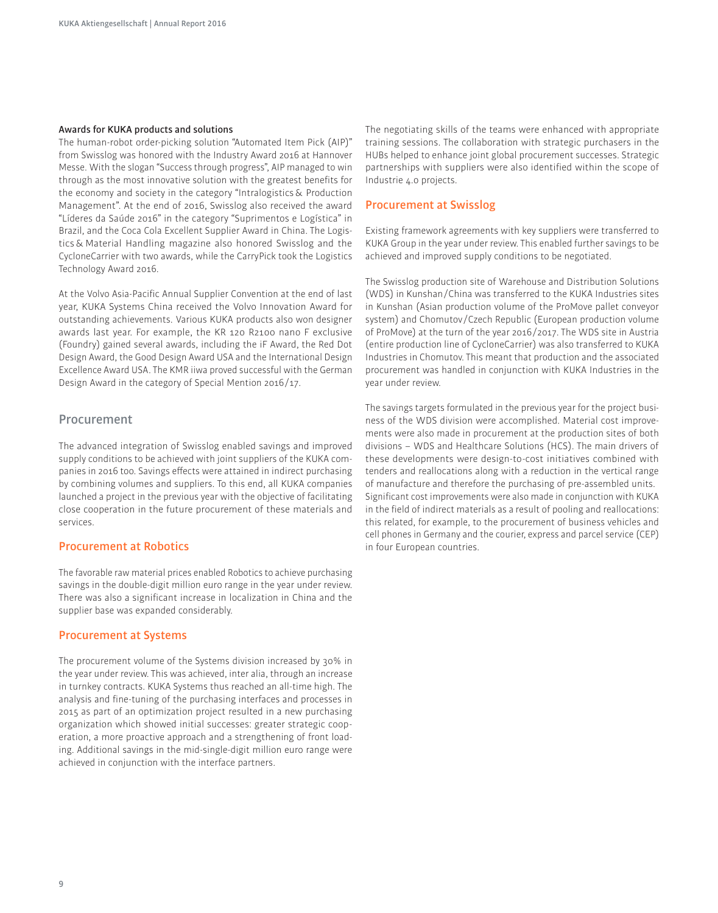**Awards for KUKA products and solutions**

The human-robot order-picking solution "Automated Item Pick (AIP)" from Swisslog was honored with the Industry Award 2016 at Hannover Messe. With the slogan "Success through progress", AIP managed to win through as the most innovative solution with the greatest benefits for the economy and society in the category "Intralogistics & Production Management". At the end of 2016, Swisslog also received the award "Líderes da Saúde 2016" in the category "Suprimentos e Logística" in Brazil, and the Coca Cola Excellent Supplier Award in China. The Logistics & Material Handling magazine also honored Swisslog and the CycloneCarrier with two awards, while the CarryPick took the Logistics Technology Award 2016.

At the Volvo Asia-Pacific Annual Supplier Convention at the end of last year, KUKA Systems China received the Volvo Innovation Award for outstanding achievements. Various KUKA products also won designer awards last year. For example, the KR 120 R2100 nano F exclusive (Foundry) gained several awards, including the iF Award, the Red Dot Design Award, the Good Design Award USA and the International Design Excellence Award USA. The KMR iiwa proved successful with the German Design Award in the category of Special Mention 2016/17.

## Procurement

The advanced integration of Swisslog enabled savings and improved supply conditions to be achieved with joint suppliers of the KUKA companies in 2016 too. Savings effects were attained in indirect purchasing by combining volumes and suppliers. To this end, all KUKA companies launched a project in the previous year with the objective of facilitating close cooperation in the future procurement of these materials and services.

### Procurement at Robotics

The favorable raw material prices enabled Robotics to achieve purchasing savings in the double-digit million euro range in the year under review. There was also a significant increase in localization in China and the supplier base was expanded considerably.

### Procurement at Systems

The procurement volume of the Systems division increased by 30% in the year under review. This was achieved, inter alia, through an increase in turnkey contracts. KUKA Systems thus reached an all-time high. The analysis and fine-tuning of the purchasing interfaces and processes in 2015 as part of an optimization project resulted in a new purchasing organization which showed initial successes: greater strategic cooperation, a more proactive approach and a strengthening of front loading. Additional savings in the mid-single-digit million euro range were achieved in conjunction with the interface partners.

The negotiating skills of the teams were enhanced with appropriate training sessions. The collaboration with strategic purchasers in the HUBs helped to enhance joint global procurement successes. Strategic partnerships with suppliers were also identified within the scope of Industrie 4.0 projects.

### Procurement at Swisslog

Existing framework agreements with key suppliers were transferred to KUKA Group in the year under review. This enabled further savings to be achieved and improved supply conditions to be negotiated.

The Swisslog production site of Warehouse and Distribution Solutions (WDS) in Kunshan/China was transferred to the KUKA Industries sites in Kunshan (Asian production volume of the ProMove pallet conveyor system) and Chomutov/Czech Republic (European production volume of ProMove) at the turn of the year 2016/2017. The WDS site in Austria (entire production line of CycloneCarrier) was also transferred to KUKA Industries in Chomutov. This meant that production and the associated procurement was handled in conjunction with KUKA Industries in the year under review.

The savings targets formulated in the previous year for the project business of the WDS division were accomplished. Material cost improvements were also made in procurement at the production sites of both divisions – WDS and Healthcare Solutions (HCS). The main drivers of these developments were design-to-cost initiatives combined with tenders and reallocations along with a reduction in the vertical range of manufacture and therefore the purchasing of pre-assembled units. Significant cost improvements were also made in conjunction with KUKA in the field of indirect materials as a result of pooling and reallocations: this related, for example, to the procurement of business vehicles and cell phones in Germany and the courier, express and parcel service (CEP) in four European countries.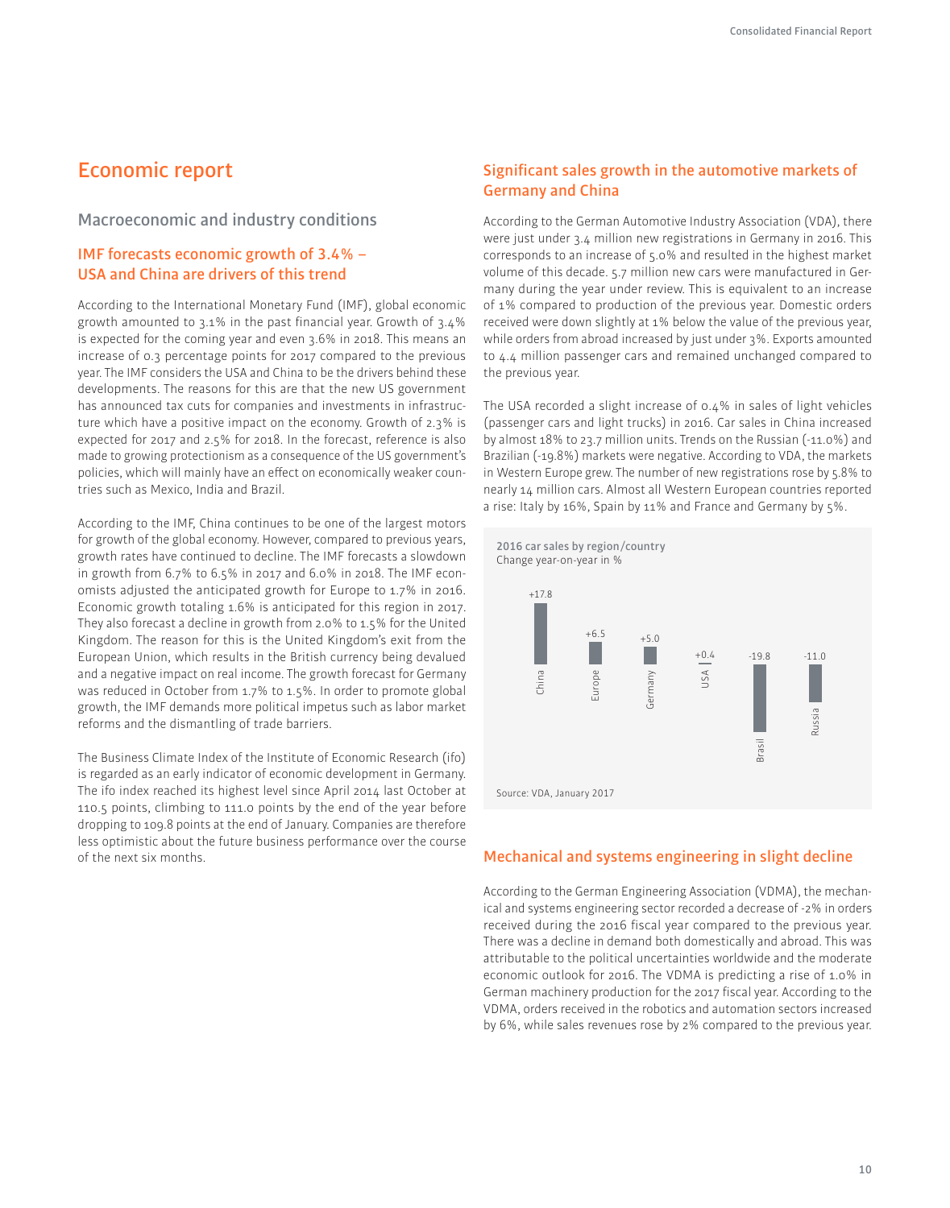# Economic report

## Macroeconomic and industry conditions

### IMF forecasts economic growth of 3.4% – USA and China are drivers of this trend

According to the International Monetary Fund (IMF), global economic growth amounted to 3.1% in the past financial year. Growth of 3.4% is expected for the coming year and even 3.6% in 2018. This means an increase of 0.3 percentage points for 2017 compared to the previous year. The IMF considers the USA and China to be the drivers behind these developments. The reasons for this are that the new US government has announced tax cuts for companies and investments in infrastructure which have a positive impact on the economy. Growth of 2.3% is expected for 2017 and 2.5% for 2018. In the forecast, reference is also made to growing protectionism as a consequence of the US government's policies, which will mainly have an effect on economically weaker countries such as Mexico, India and Brazil.

According to the IMF, China continues to be one of the largest motors for growth of the global economy. However, compared to previous years, growth rates have continued to decline. The IMF forecasts a slowdown in growth from 6.7% to 6.5% in 2017 and 6.0% in 2018. The IMF economists adjusted the anticipated growth for Europe to 1.7% in 2016. Economic growth totaling 1.6% is anticipated for this region in 2017. They also forecast a decline in growth from 2.0% to 1.5% for the United Kingdom. The reason for this is the United Kingdom's exit from the European Union, which results in the British currency being devalued and a negative impact on real income. The growth forecast for Germany was reduced in October from 1.7% to 1.5%. In order to promote global growth, the IMF demands more political impetus such as labor market reforms and the dismantling of trade barriers.

The Business Climate Index of the Institute of Economic Research (ifo) is regarded as an early indicator of economic development in Germany. The ifo index reached its highest level since April 2014 last October at 110.5 points, climbing to 111.0 points by the end of the year before dropping to 109.8 points at the end of January. Companies are therefore less optimistic about the future business performance over the course of the next six months.

### Significant sales growth in the automotive markets of Germany and China

According to the German Automotive Industry Association (VDA), there were just under 3.4 million new registrations in Germany in 2016. This corresponds to an increase of 5.0% and resulted in the highest market volume of this decade. 5.7 million new cars were manufactured in Germany during the year under review. This is equivalent to an increase of 1% compared to production of the previous year. Domestic orders received were down slightly at 1% below the value of the previous year, while orders from abroad increased by just under 3%. Exports amounted to 4.4 million passenger cars and remained unchanged compared to the previous year.

The USA recorded a slight increase of 0.4% in sales of light vehicles (passenger cars and light trucks) in 2016. Car sales in China increased by almost 18% to 23.7 million units. Trends on the Russian (-11.0%) and Brazilian (-19.8%) markets were negative. According to VDA, the market in Western Europe grew. The number of new registrations rose by 5.8% to nearly 14 million cars. Almost all Western European countries reported a rise: Italy by 16%, Spain by 11% and France and Germany by 5%.

**2016 car sales by region/country**
Change year-on-year in %

| China | Europe | Germany | USA | Brasil | Russia |
|---|---|---|---|---|---|
| +17.8 | +6.5 | +5.0 | +0.4 | -19.8 | -11.0 |

Source: VDA, January 2017

### Mechanical and systems engineering in slight decline

According to the German Engineering Association (VDMA), the mechanical and systems engineering sector recorded a decrease of -2% in orders received during the 2016 fiscal year compared to the previous year. There was a decline in demand both domestically and abroad. This was attributable to the political uncertainties worldwide and the moderate economic outlook for 2016. The VDMA is predicting a rise of 1.0% in German machinery production for the 2017 fiscal year. According to the VDMA, orders received in the robotics and automation sectors increased by 6%, while sales revenues rose by 2% compared to the previous year.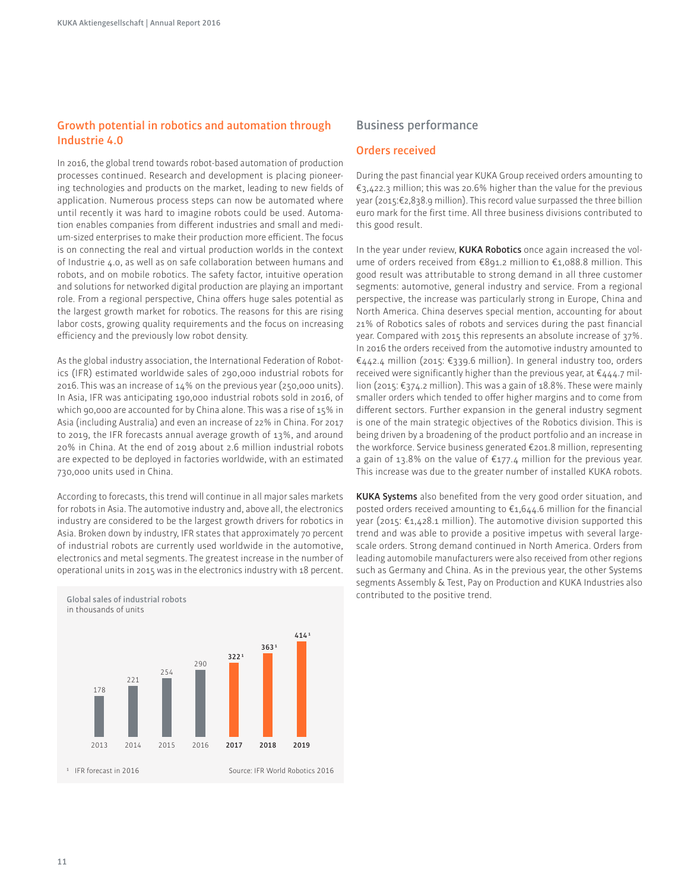## Growth potential in robotics and automation through Industrie 4.0

In 2016, the global trend towards robot-based automation of production processes continued. Research and development is placing pioneering technologies and products on the market, leading to new fields of application. Numerous process steps can now be automated where until recently it was hard to imagine robots could be used. Automation enables companies from different industries and small and medium-sized enterprises to make their production more efficient. The focus is on connecting the real and virtual production worlds in the context of Industrie 4.0, as well as on safe collaboration between humans and robots, and on mobile robotics. The safety factor, intuitive operation and solutions for networked digital production are playing an important role. From a regional perspective, China offers huge sales potential as the largest growth market for robotics. The reasons for this are rising labor costs, growing quality requirements and the focus on increasing efficiency and the previously low robot density.

As the global industry association, the International Federation of Robotics (IFR) estimated worldwide sales of 290,000 industrial robots for 2016. This was an increase of 14% on the previous year (250,000 units). In Asia, IFR was anticipating 190,000 industrial robots sold in 2016, of which 90,000 are accounted for by China alone. This was a rise of 15% in Asia (including Australia) and even an increase of 22% in China. For 2017 to 2019, the IFR forecasts annual average growth of 13%, and around 20% in China. At the end of 2019 about 2.6 million industrial robots are expected to be deployed in factories worldwide, with an estimated 730,000 units used in China.

According to forecasts, this trend will continue in all major sales markets for robots in Asia. The automotive industry and, above all, the electronics industry are considered to be the largest growth drivers for robotics in Asia. Broken down by industry, IFR states that approximately 70 percent of industrial robots are currently used worldwide in the automotive, electronics and metal segments. The greatest increase in the number of operational units in 2015 was in the electronics industry with 18 percent.

**Global sales of industrial robots**
in thousands of units

| 2013 | 2014 | 2015 | 2016 | 2017 | 2018 | 2019 |
|---|---|---|---|---|---|---|
| 178 | 221 | 254 | 290 | 322[1] | 363[1] | 414[1] |

[1] IFR forecast in 2016

Source: IFR World Robotics 2016

## Business performance

### Orders received

During the past financial year KUKA Group received orders amounting to €3,422.3 million; this was 20.6% higher than the value for the previous year (2015:€2,838.9 million). This record value surpassed the three billion euro mark for the first time. All three business divisions contributed to this good result.

In the year under review, **KUKA Robotics** once again increased the volume of orders received from €891.2 million to €1,088.8 million. This good result was attributable to strong demand in all three customer segments: automotive, general industry and service. From a regional perspective, the increase was particularly strong in Europe, China and North America. China deserves special mention, accounting for about 21% of Robotics sales of robots and services during the past financial year. Compared with 2015 this represents an absolute increase of 37%. In 2016 the orders received from the automotive industry amounted to €442.4 million (2015: €339.6 million). In general industry too, orders received were significantly higher than the previous year, at €444.7 million (2015: €374.2 million). This was a gain of 18.8%. These were mainly smaller orders which tended to offer higher margins and to come from different sectors. Further expansion in the general industry segment is one of the main strategic objectives of the Robotics division. This is being driven by a broadening of the product portfolio and an increase in the workforce. Service business generated €201.8 million, representing a gain of 13.8% on the value of €177.4 million for the previous year. This increase was due to the greater number of installed KUKA robots.

**KUKA Systems** also benefited from the very good order situation, and posted orders received amounting to €1,644.6 million for the financial year (2015: €1,428.1 million). The automotive division supported this trend and was able to provide a positive impetus with several large-scale orders. Strong demand continued in North America. Orders from leading automobile manufacturers were also received from other regions such as Germany and China. As in the previous year, the other Systems segments Assembly & Test, Pay on Production and KUKA Industries also contributed to the positive trend.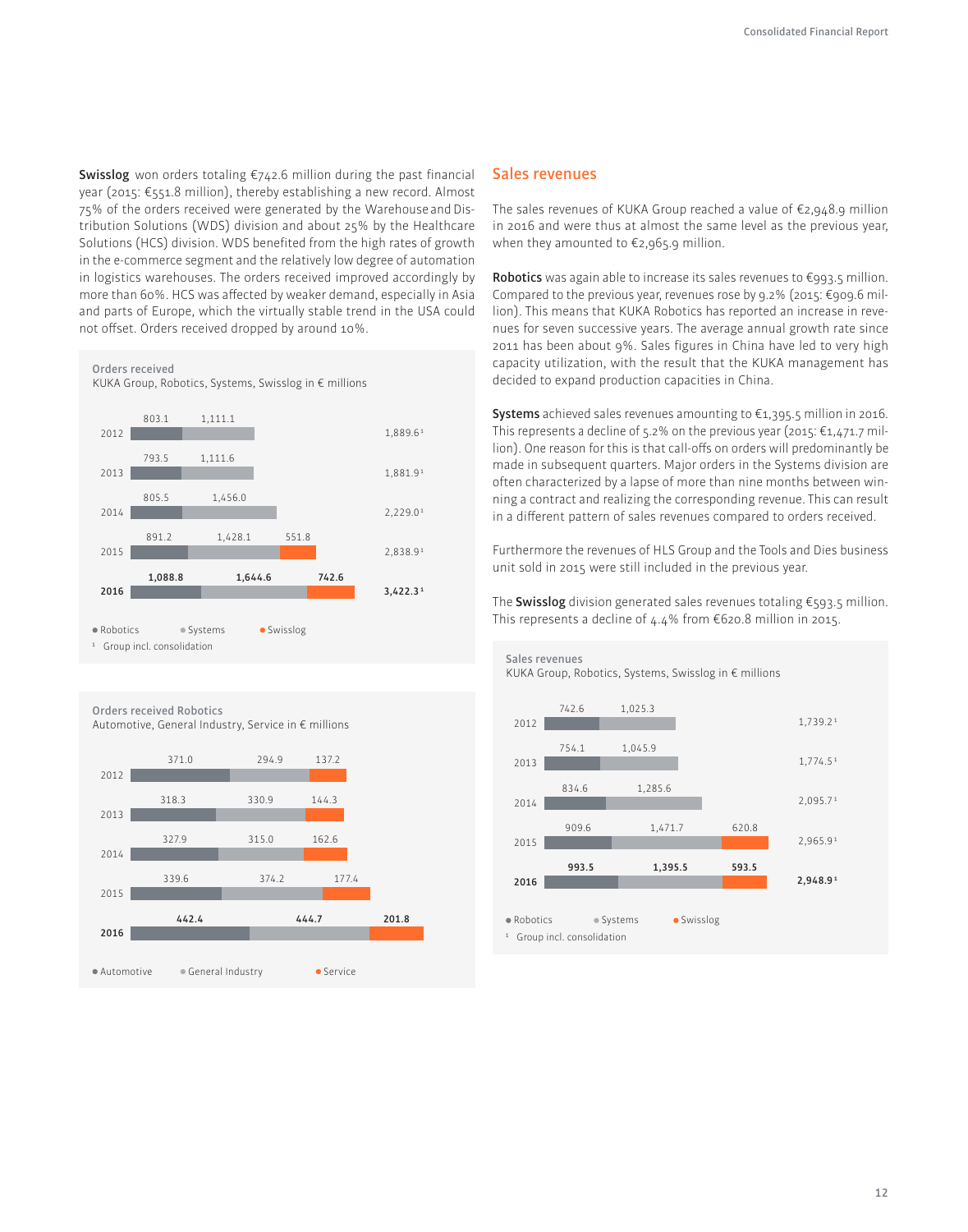**Swisslog** won orders totaling €742.6 million during the past financial year (2015: €551.8 million), thereby establishing a new record. Almost 75% of the orders received were generated by the Warehouse and Distribution Solutions (WDS) division and about 25% by the Healthcare Solutions (HCS) division. WDS benefited from the high rates of growth in the e-commerce segment and the relatively low degree of automation in logistics warehouses. The orders received improved accordingly by more than 60%. HCS was affected by weaker demand, especially in Asia and parts of Europe, which the virtually stable trend in the USA could not offset. Orders received dropped by around 10%.

**Orders received**
KUKA Group, Robotics, Systems, Swisslog in € millions

| Year | Robotics | Systems | Swisslog | Group[1] |
|---|---|---|---|---|
| 2012 | 803.1 | 1,111.1 | | 1,889.6 |
| 2013 | 793.5 | 1,111.6 | | 1,881.9 |
| 2014 | 805.5 | 1,456.0 | | 2,229.0 |
| 2015 | 891.2 | 1,428.1 | 551.8 | 2,838.9 |
| **2016** | **1,088.8** | **1,644.6** | **742.6** | **3,422.3** |

[1] Group incl. consolidation

**Orders received Robotics**
Automotive, General Industry, Service in € millions

| Year | Automotive | General Industry | Service |
|---|---|---|---|
| 2012 | 371.0 | 294.9 | 137.2 |
| 2013 | 318.3 | 330.9 | 144.3 |
| 2014 | 327.9 | 315.0 | 162.6 |
| 2015 | 339.6 | 374.2 | 177.4 |
| **2016** | **442.4** | **444.7** | **201.8** |

## Sales revenues

The sales revenues of KUKA Group reached a value of €2,948.9 million in 2016 and were thus at almost the same level as the previous year, when they amounted to €2,965.9 million.

**Robotics** was again able to increase its sales revenues to €993.5 million. Compared to the previous year, revenues rose by 9.2% (2015: €909.6 million). This means that KUKA Robotics has reported an increase in revenues for seven successive years. The average annual growth rate since 2011 has been about 9%. Sales figures in China have led to very high capacity utilization, with the result that the KUKA management has decided to expand production capacities in China.

**Systems** achieved sales revenues amounting to €1,395.5 million in 2016. This represents a decline of 5.2% on the previous year (2015: €1,471.7 million). One reason for this is that call-offs on orders will predominantly be made in subsequent quarters. Major orders in the Systems division are often characterized by a lapse of more than nine months between winning a contract and realizing the corresponding revenue. This can result in a different pattern of sales revenues compared to orders received.

Furthermore the revenues of HLS Group and the Tools and Dies business unit sold in 2015 were still included in the previous year.

The **Swisslog** division generated sales revenues totaling €593.5 million. This represents a decline of 4.4% from €620.8 million in 2015.

**Sales revenues**
KUKA Group, Robotics, Systems, Swisslog in € millions

| Year | Robotics | Systems | Swisslog | Group[1] |
|---|---|---|---|---|
| 2012 | 742.6 | 1,025.3 | | 1,739.2 |
| 2013 | 754.1 | 1,045.9 | | 1,774.5 |
| 2014 | 834.6 | 1,285.6 | | 2,095.7 |
| 2015 | 909.6 | 1,471.7 | 620.8 | 2,965.9 |
| **2016** | **993.5** | **1,395.5** | **593.5** | **2,948.9** |

[1] Group incl. consolidation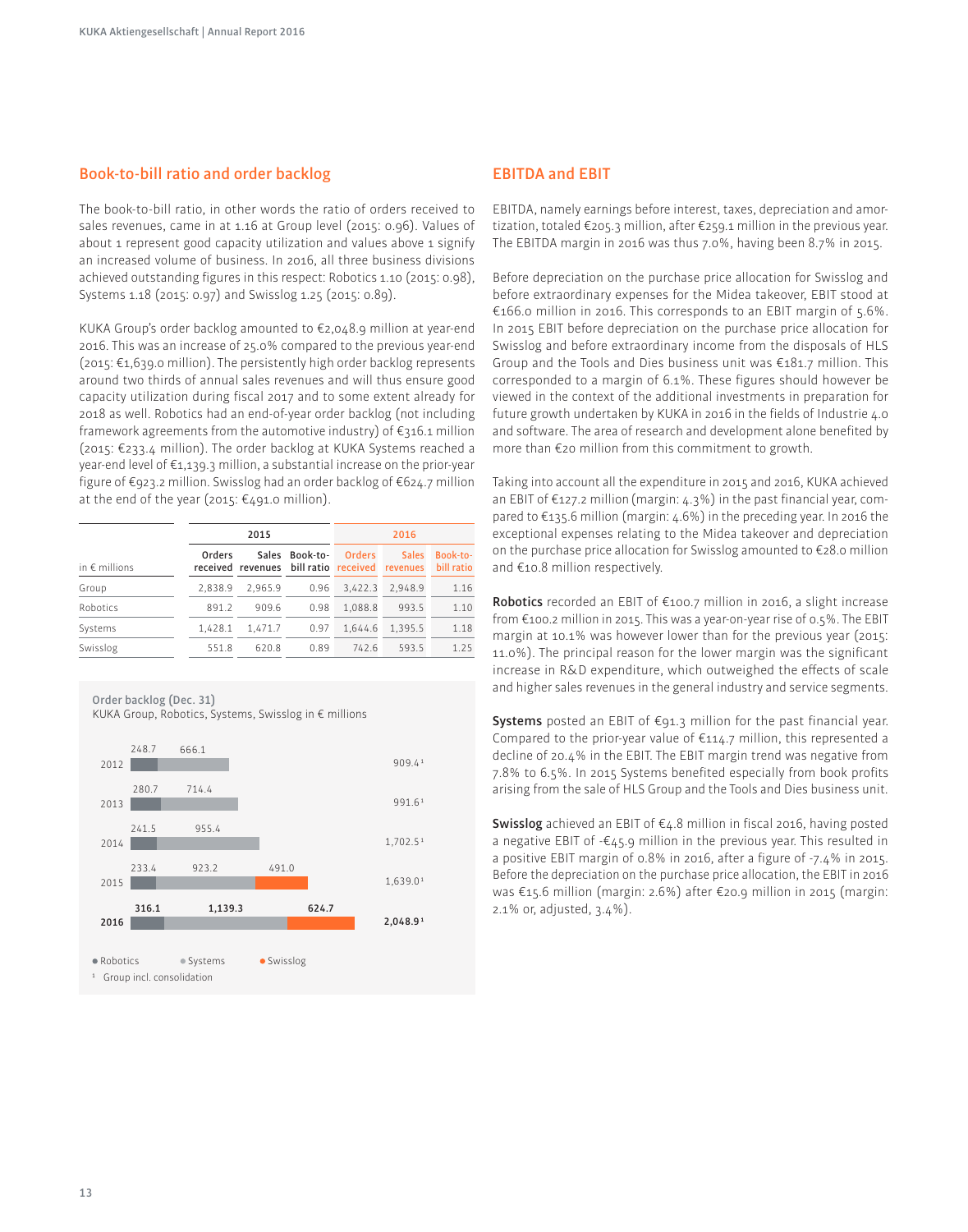## Book-to-bill ratio and order backlog

The book-to-bill ratio, in other words the ratio of orders received to sales revenues, came in at 1.16 at Group level (2015: 0.96). Values of about 1 represent good capacity utilization and values above 1 signify an increased volume of business. In 2016, all three business divisions achieved outstanding figures in this respect: Robotics 1.10 (2015: 0.98), Systems 1.18 (2015: 0.97) and Swisslog 1.25 (2015: 0.89).

KUKA Group's order backlog amounted to €2,048.9 million at year-end 2016. This was an increase of 25.0% compared to the previous year-end (2015: €1,639.0 million). The persistently high order backlog represents around two thirds of annual sales revenues and will thus ensure good capacity utilization during fiscal 2017 and to some extent already for 2018 as well. Robotics had an end-of-year order backlog (not including framework agreements from the automotive industry) of €316.1 million (2015: €233.4 million). The order backlog at KUKA Systems reached a year-end level of €1,139.3 million, a substantial increase on the prior-year figure of €923.2 million. Swisslog had an order backlog of €624.7 million at the end of the year (2015: €491.0 million).

| in € millions | 2015 | | | 2016 | | |
|---|---|---|---|---|---|---|
| | Orders received | Sales revenues | Book-to-bill ratio | Orders received | Sales revenues | Book-to-bill ratio |
| Group | 2,838.9 | 2,965.9 | 0.96 | 3,422.3 | 2,948.9 | 1.16 |
| Robotics | 891.2 | 909.6 | 0.98 | 1,088.8 | 993.5 | 1.10 |
| Systems | 1,428.1 | 1,471.7 | 0.97 | 1,644.6 | 1,395.5 | 1.18 |
| Swisslog | 551.8 | 620.8 | 0.89 | 742.6 | 593.5 | 1.25 |

**Order backlog (Dec. 31)**
KUKA Group, Robotics, Systems, Swisslog in € millions

| | Robotics | Systems | Swisslog | Group[1] |
|---|---|---|---|---|
| 2012 | 248.7 | 666.1 | | 909.4 |
| 2013 | 280.7 | 714.4 | | 991.6 |
| 2014 | 241.5 | 955.4 | | 1,702.5 |
| 2015 | 233.4 | 923.2 | 491.0 | 1,639.0 |
| 2016 | 316.1 | 1,139.3 | 624.7 | 2,048.9 |

[1] Group incl. consolidation

## EBITDA and EBIT

EBITDA, namely earnings before interest, taxes, depreciation and amortization, totaled €205.3 million, after €259.1 million in the previous year. The EBITDA margin in 2016 was thus 7.0%, having been 8.7% in 2015.

Before depreciation on the purchase price allocation for Swisslog and before extraordinary expenses for the Midea takeover, EBIT stood at €166.0 million in 2016. This corresponds to an EBIT margin of 5.6%. In 2015 EBIT before depreciation on the purchase price allocation for Swisslog and before extraordinary income from the disposals of HLS Group and the Tools and Dies business unit was €181.7 million. This corresponded to a margin of 6.1%. These figures should however be viewed in the context of the additional investments in preparation for future growth undertaken by KUKA in 2016 in the fields of Industrie 4.0 and software. The area of research and development alone benefited by more than €20 million from this commitment to growth.

Taking into account all the expenditure in 2015 and 2016, KUKA achieved an EBIT of €127.2 million (margin: 4.3%) in the past financial year, compared to €135.6 million (margin: 4.6%) in the preceding year. In 2016 the exceptional expenses relating to the Midea takeover and depreciation on the purchase price allocation for Swisslog amounted to €28.0 million and €10.8 million respectively.

**Robotics** recorded an EBIT of €100.7 million in 2016, a slight increase from €100.2 million in 2015. This was a year-on-year rise of 0.5%. The EBIT margin at 10.1% was however lower than for the previous year (2015: 11.0%). The principal reason for the lower margin was the significant increase in R&D expenditure, which outweighed the effects of scale and higher sales revenues in the general industry and service segments.

**Systems** posted an EBIT of €91.3 million for the past financial year. Compared to the prior-year value of €114.7 million, this represented a decline of 20.4% in the EBIT. The EBIT margin trend was negative from 7.8% to 6.5%. In 2015 Systems benefited especially from book profits arising from the sale of HLS Group and the Tools and Dies business unit.

**Swisslog** achieved an EBIT of €4.8 million in fiscal 2016, having posted a negative EBIT of -€45.9 million in the previous year. This resulted in a positive EBIT margin of 0.8% in 2016, after a figure of -7.4% in 2015. Before the depreciation on the purchase price allocation, the EBIT in 2016 was €15.6 million (margin: 2.6%) after €20.9 million in 2015 (margin: 2.1% or, adjusted, 3.4%).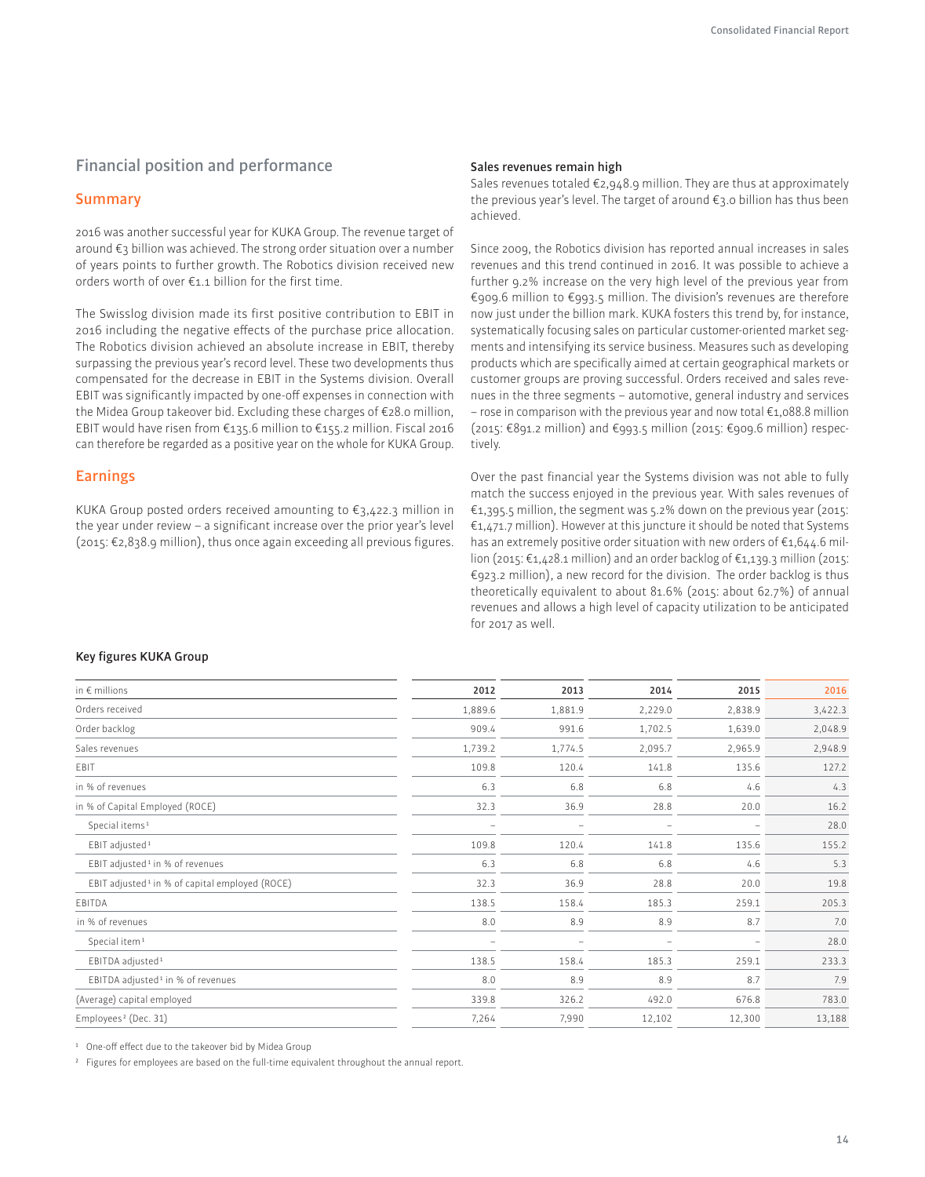## Financial position and performance

### Summary

2016 was another successful year for KUKA Group. The revenue target of around €3 billion was achieved. The strong order situation over a number of years points to further growth. The Robotics division received new orders worth of over €1.1 billion for the first time.

The Swisslog division made its first positive contribution to EBIT in 2016 including the negative effects of the purchase price allocation. The Robotics division achieved an absolute increase in EBIT, thereby surpassing the previous year's record level. These two developments thus compensated for the decrease in EBIT in the Systems division. Overall EBIT was significantly impacted by one-off expenses in connection with the Midea Group takeover bid. Excluding these charges of €28.0 million, EBIT would have risen from €135.6 million to €155.2 million. Fiscal 2016 can therefore be regarded as a positive year on the whole for KUKA Group.

### Earnings

KUKA Group posted orders received amounting to €3,422.3 million in the year under review – a significant increase over the prior year's level (2015: €2,838.9 million), thus once again exceeding all previous figures.

**Sales revenues remain high**

Sales revenues totaled €2,948.9 million. They are thus at approximately the previous year's level. The target of around €3.0 billion has thus been achieved.

Since 2009, the Robotics division has reported annual increases in sales revenues and this trend continued in 2016. It was possible to achieve a further 9.2% increase on the very high level of the previous year from €909.6 million to €993.5 million. The division's revenues are therefore now just under the billion mark. KUKA fosters this trend by, for instance, systematically focusing sales on particular customer-oriented market segments and intensifying its service business. Measures such as developing products which are specifically aimed at certain geographical markets or customer groups are proving successful. Orders received and sales revenues in the three segments – automotive, general industry and services – rose in comparison with the previous year and now total €1,088.8 million (2015: €891.2 million) and €993.5 million (2015: €909.6 million) respectively.

Over the past financial year the Systems division was not able to fully match the success enjoyed in the previous year. With sales revenues of €1,395.5 million, the segment was 5.2% down on the previous year (2015: €1,471.7 million). However at this juncture it should be noted that Systems has an extremely positive order situation with new orders of €1,644.6 million (2015: €1,428.1 million) and an order backlog of €1,139.3 million (2015: €923.2 million), a new record for the division. The order backlog is thus theoretically equivalent to about 81.6% (2015: about 62.7%) of annual revenues and allows a high level of capacity utilization to be anticipated for 2017 as well.

**Key figures KUKA Group**

| in € millions | 2012 | 2013 | 2014 | 2015 | 2016 |
|---|---|---|---|---|---|
| Orders received | 1,889.6 | 1,881.9 | 2,229.0 | 2,838.9 | 3,422.3 |
| Order backlog | 909.4 | 991.6 | 1,702.5 | 1,639.0 | 2,048.9 |
| Sales revenues | 1,739.2 | 1,774.5 | 2,095.7 | 2,965.9 | 2,948.9 |
| EBIT | 109.8 | 120.4 | 141.8 | 135.6 | 127.2 |
| in % of revenues | 6.3 | 6.8 | 6.8 | 4.6 | 4.3 |
| in % of Capital Employed (ROCE) | 32.3 | 36.9 | 28.8 | 20.0 | 16.2 |
| Special items[1] | – | – | – | – | 28.0 |
| EBIT adjusted[1] | 109.8 | 120.4 | 141.8 | 135.6 | 155.2 |
| EBIT adjusted[1] in % of revenues | 6.3 | 6.8 | 6.8 | 4.6 | 5.3 |
| EBIT adjusted[1] in % of capital employed (ROCE) | 32.3 | 36.9 | 28.8 | 20.0 | 19.8 |
| EBITDA | 138.5 | 158.4 | 185.3 | 259.1 | 205.3 |
| in % of revenues | 8.0 | 8.9 | 8.9 | 8.7 | 7.0 |
| Special item[1] | – | – | – | – | 28.0 |
| EBITDA adjusted[1] | 138.5 | 158.4 | 185.3 | 259.1 | 233.3 |
| EBITDA adjusted[1] in % of revenues | 8.0 | 8.9 | 8.9 | 8.7 | 7.9 |
| (Average) capital employed | 339.8 | 326.2 | 492.0 | 676.8 | 783.0 |
| Employees[2] (Dec. 31) | 7,264 | 7,990 | 12,102 | 12,300 | 13,188 |

[1] One-off effect due to the takeover bid by Midea Group

[2] Figures for employees are based on the full-time equivalent throughout the annual report.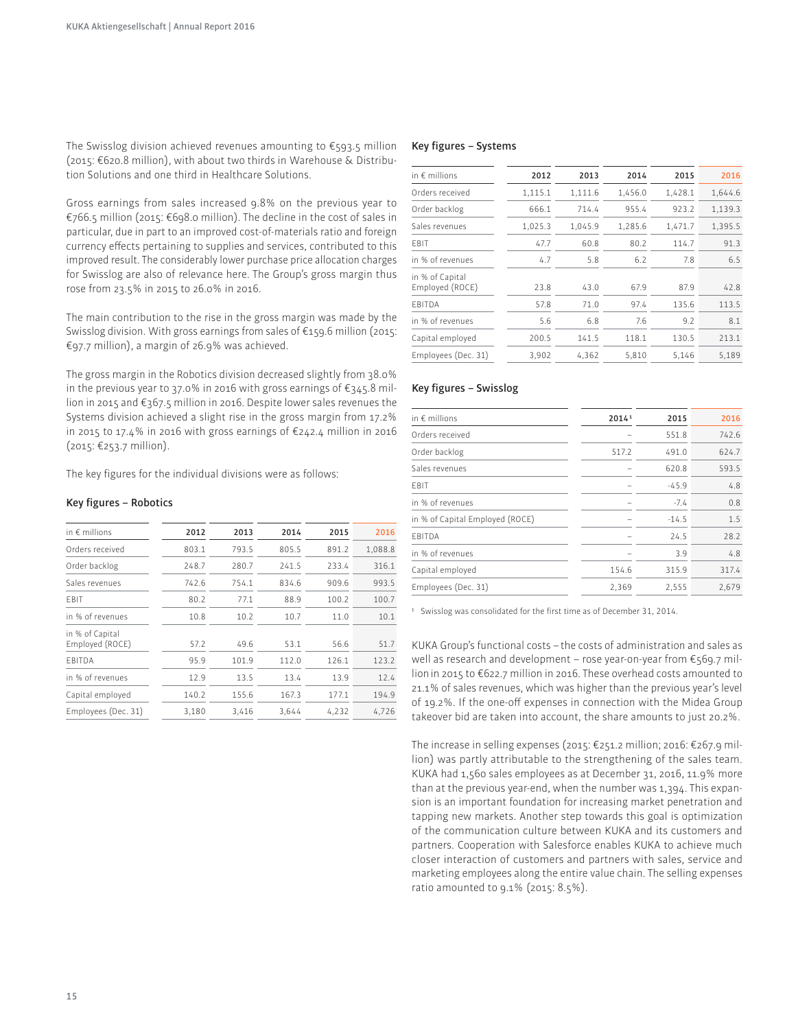The Swisslog division achieved revenues amounting to €593.5 million (2015: €620.8 million), with about two thirds in Warehouse & Distribution Solutions and one third in Healthcare Solutions.

Gross earnings from sales increased 9.8% on the previous year to €766.5 million (2015: €698.0 million). The decline in the cost of sales in particular, due in part to an improved cost-of-materials ratio and foreign currency effects pertaining to supplies and services, contributed to this improved result. The considerably lower purchase price allocation charges for Swisslog are also of relevance here. The Group's gross margin thus rose from 23.5% in 2015 to 26.0% in 2016.

The main contribution to the rise in the gross margin was made by the Swisslog division. With gross earnings from sales of €159.6 million (2015: €97.7 million), a margin of 26.9% was achieved.

The gross margin in the Robotics division decreased slightly from 38.0% in the previous year to 37.0% in 2016 with gross earnings of €345.8 million in 2015 and €367.5 million in 2016. Despite lower sales revenues the Systems division achieved a slight rise in the gross margin from 17.2% in 2015 to 17.4% in 2016 with gross earnings of €242.4 million in 2016 (2015: €253.7 million).

The key figures for the individual divisions were as follows:

### Key figures – Robotics

| in € millions | 2012 | 2013 | 2014 | 2015 | 2016 |
|---|---|---|---|---|---|
| Orders received | 803.1 | 793.5 | 805.5 | 891.2 | 1,088.8 |
| Order backlog | 248.7 | 280.7 | 241.5 | 233.4 | 316.1 |
| Sales revenues | 742.6 | 754.1 | 834.6 | 909.6 | 993.5 |
| EBIT | 80.2 | 77.1 | 88.9 | 100.2 | 100.7 |
| in % of revenues | 10.8 | 10.2 | 10.7 | 11.0 | 10.1 |
| in % of Capital Employed (ROCE) | 57.2 | 49.6 | 53.1 | 56.6 | 51.7 |
| EBITDA | 95.9 | 101.9 | 112.0 | 126.1 | 123.2 |
| in % of revenues | 12.9 | 13.5 | 13.4 | 13.9 | 12.4 |
| Capital employed | 140.2 | 155.6 | 167.3 | 177.1 | 194.9 |
| Employees (Dec. 31) | 3,180 | 3,416 | 3,644 | 4,232 | 4,726 |

### Key figures – Systems

| in € millions | 2012 | 2013 | 2014 | 2015 | 2016 |
|---|---|---|---|---|---|
| Orders received | 1,115.1 | 1,111.6 | 1,456.0 | 1,428.1 | 1,644.6 |
| Order backlog | 666.1 | 714.4 | 955.4 | 923.2 | 1,139.3 |
| Sales revenues | 1,025.3 | 1,045.9 | 1,285.6 | 1,471.7 | 1,395.5 |
| EBIT | 47.7 | 60.8 | 80.2 | 114.7 | 91.3 |
| in % of revenues | 4.7 | 5.8 | 6.2 | 7.8 | 6.5 |
| in % of Capital Employed (ROCE) | 23.8 | 43.0 | 67.9 | 87.9 | 42.8 |
| EBITDA | 57.8 | 71.0 | 97.4 | 135.6 | 113.5 |
| in % of revenues | 5.6 | 6.8 | 7.6 | 9.2 | 8.1 |
| Capital employed | 200.5 | 141.5 | 118.1 | 130.5 | 213.1 |
| Employees (Dec. 31) | 3,902 | 4,362 | 5,810 | 5,146 | 5,189 |

### Key figures – Swisslog

| in € millions | 2014[1] | 2015 | 2016 |
|---|---|---|---|
| Orders received | – | 551.8 | 742.6 |
| Order backlog | 517.2 | 491.0 | 624.7 |
| Sales revenues | – | 620.8 | 593.5 |
| EBIT | – | -45.9 | 4.8 |
| in % of revenues | – | -7.4 | 0.8 |
| in % of Capital Employed (ROCE) | – | -14.5 | 1.5 |
| EBITDA | – | 24.5 | 28.2 |
| in % of revenues | – | 3.9 | 4.8 |
| Capital employed | 154.6 | 315.9 | 317.4 |
| Employees (Dec. 31) | 2,369 | 2,555 | 2,679 |

[1] Swisslog was consolidated for the first time as of December 31, 2014.

KUKA Group's functional costs – the costs of administration and sales as well as research and development – rose year-on-year from €569.7 million in 2015 to €622.7 million in 2016. These overhead costs amounted to 21.1% of sales revenues, which was higher than the previous year's level of 19.2%. If the one-off expenses in connection with the Midea Group takeover bid are taken into account, the share amounts to just 20.2%.

The increase in selling expenses (2015: €251.2 million; 2016: €267.9 million) was partly attributable to the strengthening of the sales team. KUKA had 1,560 sales employees as at December 31, 2016, 11.9% more than at the previous year-end, when the number was 1,394. This expansion is an important foundation for increasing market penetration and tapping new markets. Another step towards this goal is optimization of the communication culture between KUKA and its customers and partners. Cooperation with Salesforce enables KUKA to achieve much closer interaction of customers and partners with sales, service and marketing employees along the entire value chain. The selling expenses ratio amounted to 9.1% (2015: 8.5%).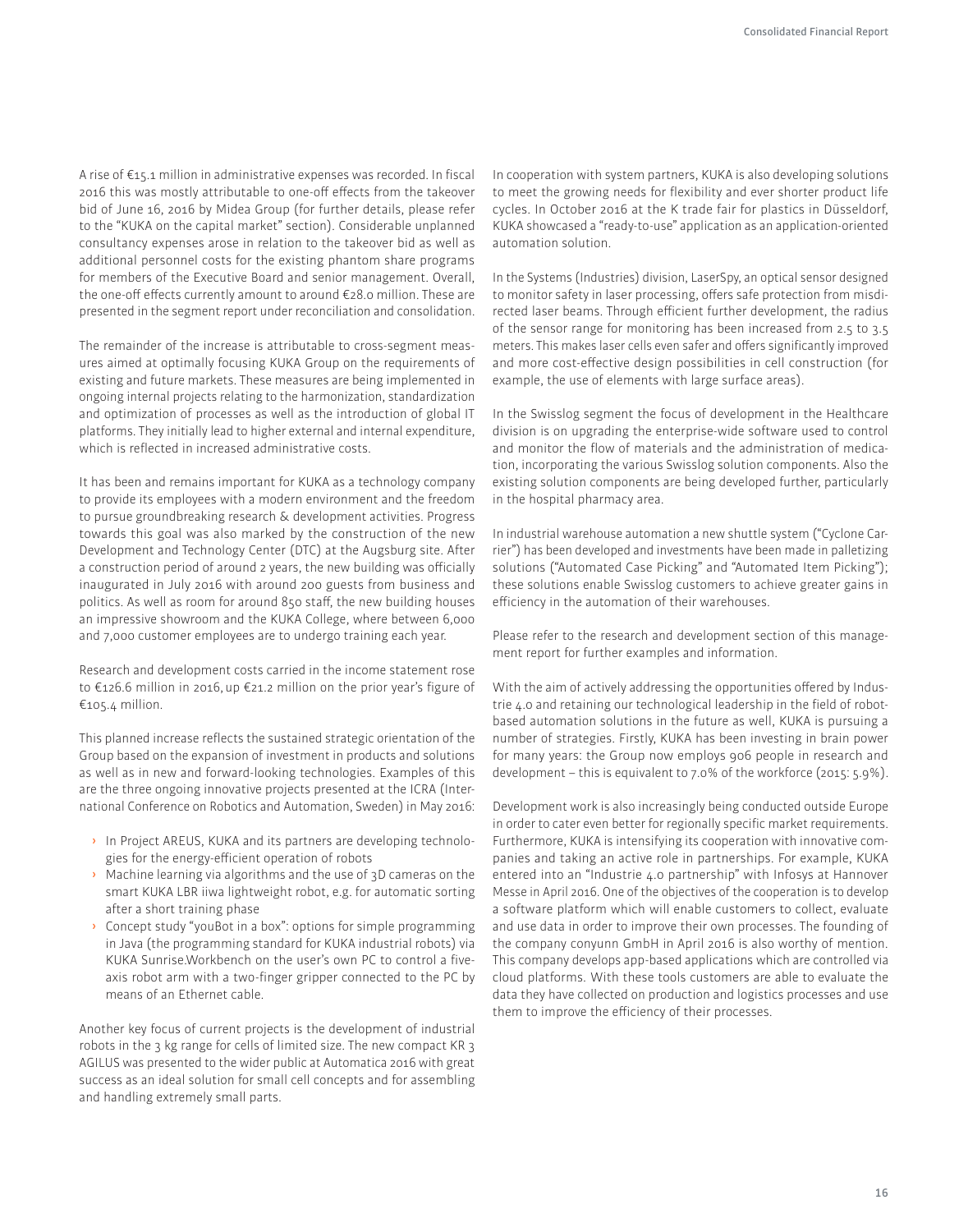A rise of €15.1 million in administrative expenses was recorded. In fiscal 2016 this was mostly attributable to one-off effects from the takeover bid of June 16, 2016 by Midea Group (for further details, please refer to the "KUKA on the capital market" section). Considerable unplanned consultancy expenses arose in relation to the takeover bid as well as additional personnel costs for the existing phantom share programs for members of the Executive Board and senior management. Overall, the one-off effects currently amount to around €28.0 million. These are presented in the segment report under reconciliation and consolidation.

The remainder of the increase is attributable to cross-segment measures aimed at optimally focusing KUKA Group on the requirements of existing and future markets. These measures are being implemented in ongoing internal projects relating to the harmonization, standardization and optimization of processes as well as the introduction of global IT platforms. They initially lead to higher external and internal expenditure, which is reflected in increased administrative costs.

It has been and remains important for KUKA as a technology company to provide its employees with a modern environment and the freedom to pursue groundbreaking research & development activities. Progress towards this goal was also marked by the construction of the new Development and Technology Center (DTC) at the Augsburg site. After a construction period of around 2 years, the new building was officially inaugurated in July 2016 with around 200 guests from business and politics. As well as room for around 850 staff, the new building houses an impressive showroom and the KUKA College, where between 6,000 and 7,000 customer employees are to undergo training each year.

Research and development costs carried in the income statement rose to €126.6 million in 2016, up €21.2 million on the prior year's figure of €105.4 million.

This planned increase reflects the sustained strategic orientation of the Group based on the expansion of investment in products and solutions as well as in new and forward-looking technologies. Examples of this are the three ongoing innovative projects presented at the ICRA (International Conference on Robotics and Automation, Sweden) in May 2016:

- In Project AREUS, KUKA and its partners are developing technologies for the energy-efficient operation of robots
- Machine learning via algorithms and the use of 3D cameras on the smart KUKA LBR iiwa lightweight robot, e.g. for automatic sorting after a short training phase
- Concept study "youBot in a box": options for simple programming in Java (the programming standard for KUKA industrial robots) via KUKA Sunrise.Workbench on the user's own PC to control a five-axis robot arm with a two-finger gripper connected to the PC by means of an Ethernet cable.

Another key focus of current projects is the development of industrial robots in the 3 kg range for cells of limited size. The new compact KR 3 AGILUS was presented to the wider public at Automatica 2016 with great success as an ideal solution for small cell concepts and for assembling and handling extremely small parts.

In cooperation with system partners, KUKA is also developing solutions to meet the growing needs for flexibility and ever shorter product life cycles. In October 2016 at the K trade fair for plastics in Düsseldorf, KUKA showcased a "ready-to-use" application as an application-oriented automation solution.

In the Systems (Industries) division, LaserSpy, an optical sensor designed to monitor safety in laser processing, offers safe protection from misdirected laser beams. Through efficient further development, the radius of the sensor range for monitoring has been increased from 2.5 to 3.5 meters. This makes laser cells even safer and offers significantly improved and more cost-effective design possibilities in cell construction (for example, the use of elements with large surface areas).

In the Swisslog segment the focus of development in the Healthcare division is on upgrading the enterprise-wide software used to control and monitor the flow of materials and the administration of medication, incorporating the various Swisslog solution components. Also the existing solution components are being developed further, particularly in the hospital pharmacy area.

In industrial warehouse automation a new shuttle system ("Cyclone Carrier") has been developed and investments have been made in palletizing solutions ("Automated Case Picking" and "Automated Item Picking"); these solutions enable Swisslog customers to achieve greater gains in efficiency in the automation of their warehouses.

Please refer to the research and development section of this management report for further examples and information.

With the aim of actively addressing the opportunities offered by Industrie 4.0 and retaining our technological leadership in the field of robot-based automation solutions in the future as well, KUKA is pursuing a number of strategies. Firstly, KUKA has been investing in brain power for many years: the Group now employs 906 people in research and development – this is equivalent to 7.0% of the workforce (2015: 5.9%).

Development work is also increasingly being conducted outside Europe in order to cater even better for regionally specific market requirements. Furthermore, KUKA is intensifying its cooperation with innovative companies and taking an active role in partnerships. For example, KUKA entered into an "Industrie 4.0 partnership" with Infosys at Hannover Messe in April 2016. One of the objectives of the cooperation is to develop a software platform which will enable customers to collect, evaluate and use data in order to improve their own processes. The founding of the company conyunn GmbH in April 2016 is also worthy of mention. This company develops app-based applications which are controlled via cloud platforms. With these tools customers are able to evaluate the data they have collected on production and logistics processes and use them to improve the efficiency of their processes.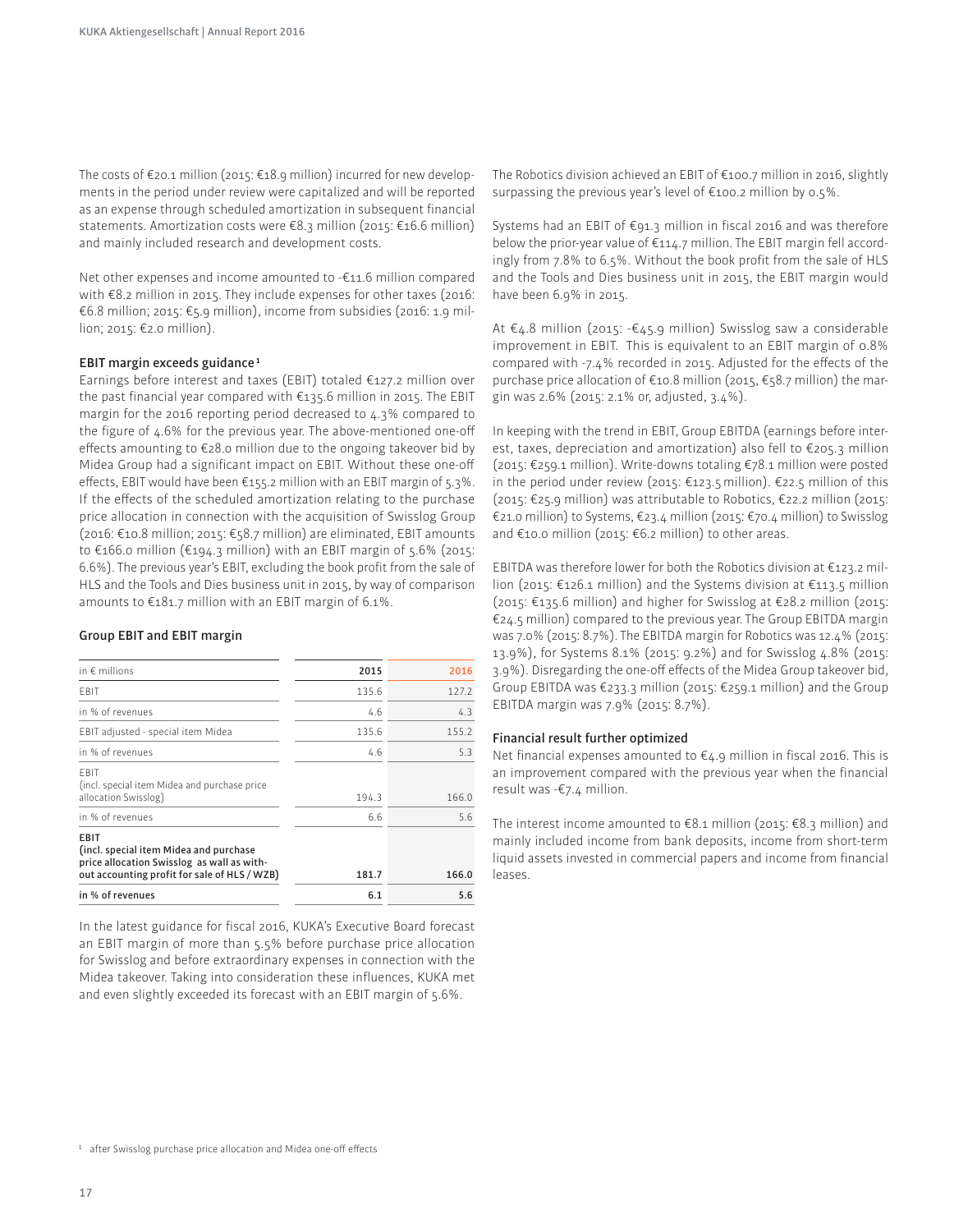The costs of €20.1 million (2015: €18.9 million) incurred for new developments in the period under review were capitalized and will be reported as an expense through scheduled amortization in subsequent financial statements. Amortization costs were €8.3 million (2015: €16.6 million) and mainly included research and development costs.

Net other expenses and income amounted to -€11.6 million compared with €8.2 million in 2015. They include expenses for other taxes (2016: €6.8 million; 2015: €5.9 million), income from subsidies (2016: 1.9 million; 2015: €2.0 million).

### EBIT margin exceeds guidance[1]

Earnings before interest and taxes (EBIT) totaled €127.2 million over the past financial year compared with €135.6 million in 2015. The EBIT margin for the 2016 reporting period decreased to 4.3% compared to the figure of 4.6% for the previous year. The above-mentioned one-off effects amounting to €28.0 million due to the ongoing takeover bid by Midea Group had a significant impact on EBIT. Without these one-off effects, EBIT would have been €155.2 million with an EBIT margin of 5.3%. If the effects of the scheduled amortization relating to the purchase price allocation in connection with the acquisition of Swisslog Group (2016: €10.8 million; 2015: €58.7 million) are eliminated, EBIT amounts to €166.0 million (€194.3 million) with an EBIT margin of 5.6% (2015: 6.6%). The previous year's EBIT, excluding the book profit from the sale of HLS and the Tools and Dies business unit in 2015, by way of comparison amounts to €181.7 million with an EBIT margin of 6.1%.

### Group EBIT and EBIT margin

| in € millions | 2015 | 2016 |
|---|---|---|
| EBIT | 135.6 | 127.2 |
| in % of revenues | 4.6 | 4.3 |
| EBIT adjusted - special item Midea | 135.6 | 155.2 |
| in % of revenues | 4.6 | 5.3 |
| EBIT (incl. special item Midea and purchase price allocation Swisslog) | 194.3 | 166.0 |
| in % of revenues | 6.6 | 5.6 |
| **EBIT (incl. special item Midea and purchase price allocation Swisslog as well as without accounting profit for sale of HLS / WZB)** | **181.7** | **166.0** |
| **in % of revenues** | **6.1** | **5.6** |

In the latest guidance for fiscal 2016, KUKA's Executive Board forecast an EBIT margin of more than 5.5% before purchase price allocation for Swisslog and before extraordinary expenses in connection with the Midea takeover. Taking into consideration these influences, KUKA met and even slightly exceeded its forecast with an EBIT margin of 5.6%.

The Robotics division achieved an EBIT of €100.7 million in 2016, slightly surpassing the previous year's level of €100.2 million by 0.5%.

Systems had an EBIT of €91.3 million in fiscal 2016 and was therefore below the prior-year value of €114.7 million. The EBIT margin fell accordingly from 7.8% to 6.5%. Without the book profit from the sale of HLS and the Tools and Dies business unit in 2015, the EBIT margin would have been 6.9% in 2015.

At €4.8 million (2015: -€45.9 million) Swisslog saw a considerable improvement in EBIT. This is equivalent to an EBIT margin of 0.8% compared with -7.4% recorded in 2015. Adjusted for the effects of the purchase price allocation of €10.8 million (2015, €58.7 million) the margin was 2.6% (2015: 2.1% or, adjusted, 3.4%).

In keeping with the trend in EBIT, Group EBITDA (earnings before interest, taxes, depreciation and amortization) also fell to €205.3 million (2015: €259.1 million). Write-downs totaling €78.1 million were posted in the period under review (2015: €123.5 million). €22.5 million of this (2015: €25.9 million) was attributable to Robotics, €22.2 million (2015: €21.0 million) to Systems, €23.4 million (2015: €70.4 million) to Swisslog and €10.0 million (2015: €6.2 million) to other areas.

EBITDA was therefore lower for both the Robotics division at €123.2 million (2015: €126.1 million) and the Systems division at €113.5 million (2015: €135.6 million) and higher for Swisslog at €28.2 million (2015: €24.5 million) compared to the previous year. The Group EBITDA margin was 7.0% (2015: 8.7%). The EBITDA margin for Robotics was 12.4% (2015: 13.9%), for Systems 8.1% (2015: 9.2%) and for Swisslog 4.8% (2015: 3.9%). Disregarding the one-off effects of the Midea Group takeover bid, Group EBITDA was €233.3 million (2015: €259.1 million) and the Group EBITDA margin was 7.9% (2015: 8.7%).

### Financial result further optimized

Net financial expenses amounted to €4.9 million in fiscal 2016. This is an improvement compared with the previous year when the financial result was -€7.4 million.

The interest income amounted to €8.1 million (2015: €8.3 million) and mainly included income from bank deposits, income from short-term liquid assets invested in commercial papers and income from financial leases.

[1] after Swisslog purchase price allocation and Midea one-off effects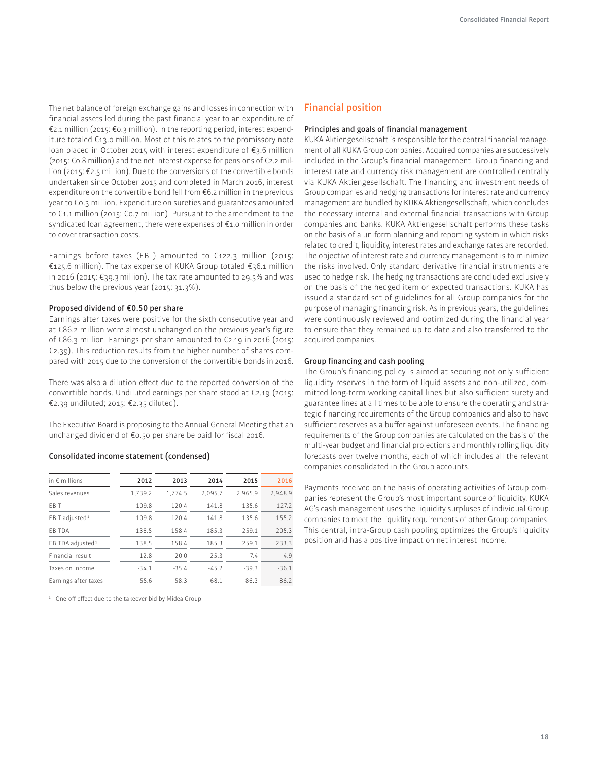The net balance of foreign exchange gains and losses in connection with financial assets led during the past financial year to an expenditure of €2.1 million (2015: €0.3 million). In the reporting period, interest expenditure totaled €13.0 million. Most of this relates to the promissory note loan placed in October 2015 with interest expenditure of €3.6 million (2015: €0.8 million) and the net interest expense for pensions of €2.2 million (2015: €2.5 million). Due to the conversions of the convertible bonds undertaken since October 2015 and completed in March 2016, interest expenditure on the convertible bond fell from €6.2 million in the previous year to €0.3 million. Expenditure on sureties and guarantees amounted to €1.1 million (2015: €0.7 million). Pursuant to the amendment to the syndicated loan agreement, there were expenses of €1.0 million in order to cover transaction costs.

Earnings before taxes (EBT) amounted to €122.3 million (2015: €125.6 million). The tax expense of KUKA Group totaled €36.1 million in 2016 (2015: €39.3 million). The tax rate amounted to 29.5% and was thus below the previous year (2015: 31.3%).

### Proposed dividend of €0.50 per share

Earnings after taxes were positive for the sixth consecutive year and at €86.2 million were almost unchanged on the previous year's figure of €86.3 million. Earnings per share amounted to €2.19 in 2016 (2015: €2.39). This reduction results from the higher number of shares compared with 2015 due to the conversion of the convertible bonds in 2016.

There was also a dilution effect due to the reported conversion of the convertible bonds. Undiluted earnings per share stood at €2.19 (2015: €2.39 undiluted; 2015: €2.35 diluted).

The Executive Board is proposing to the Annual General Meeting that an unchanged dividend of €0.50 per share be paid for fiscal 2016.

### Consolidated income statement (condensed)

| in € millions | 2012 | 2013 | 2014 | 2015 | 2016 |
|---|---|---|---|---|---|
| Sales revenues | 1,739.2 | 1,774.5 | 2,095.7 | 2,965.9 | 2,948.9 |
| EBIT | 109.8 | 120.4 | 141.8 | 135.6 | 127.2 |
| EBIT adjusted[1] | 109.8 | 120.4 | 141.8 | 135.6 | 155.2 |
| EBITDA | 138.5 | 158.4 | 185.3 | 259.1 | 205.3 |
| EBITDA adjusted[1] | 138.5 | 158.4 | 185.3 | 259.1 | 233.3 |
| Financial result | -12.8 | -20.0 | -25.3 | -7.4 | -4.9 |
| Taxes on income | -34.1 | -35.4 | -45.2 | -39.3 | -36.1 |
| Earnings after taxes | 55.6 | 58.3 | 68.1 | 86.3 | 86.2 |

[1] One-off effect due to the takeover bid by Midea Group

## Financial position

### Principles and goals of financial management

KUKA Aktiengesellschaft is responsible for the central financial management of all KUKA Group companies. Acquired companies are successively included in the Group's financial management. Group financing and interest rate and currency risk management are controlled centrally via KUKA Aktiengesellschaft. The financing and investment needs of Group companies and hedging transactions for interest rate and currency management are bundled by KUKA Aktiengesellschaft, which concludes the necessary internal and external financial transactions with Group companies and banks. KUKA Aktiengesellschaft performs these tasks on the basis of a uniform planning and reporting system in which risks related to credit, liquidity, interest rates and exchange rates are recorded. The objective of interest rate and currency management is to minimize the risks involved. Only standard derivative financial instruments are used to hedge risk. The hedging transactions are concluded exclusively on the basis of the hedged item or expected transactions. KUKA has issued a standard set of guidelines for all Group companies for the purpose of managing financing risk. As in previous years, the guidelines were continuously reviewed and optimized during the financial year to ensure that they remained up to date and also transferred to the acquired companies.

### Group financing and cash pooling

The Group's financing policy is aimed at securing not only sufficient liquidity reserves in the form of liquid assets and non-utilized, committed long-term working capital lines but also sufficient surety and guarantee lines at all times to be able to ensure the operating and strategic financing requirements of the Group companies and also to have sufficient reserves as a buffer against unforeseen events. The financing requirements of the Group companies are calculated on the basis of the multi-year budget and financial projections and monthly rolling liquidity forecasts over twelve months, each of which includes all the relevant companies consolidated in the Group accounts.

Payments received on the basis of operating activities of Group companies represent the Group's most important source of liquidity. KUKA AG's cash management uses the liquidity surpluses of individual Group companies to meet the liquidity requirements of other Group companies. This central, intra-Group cash pooling optimizes the Group's liquidity position and has a positive impact on net interest income.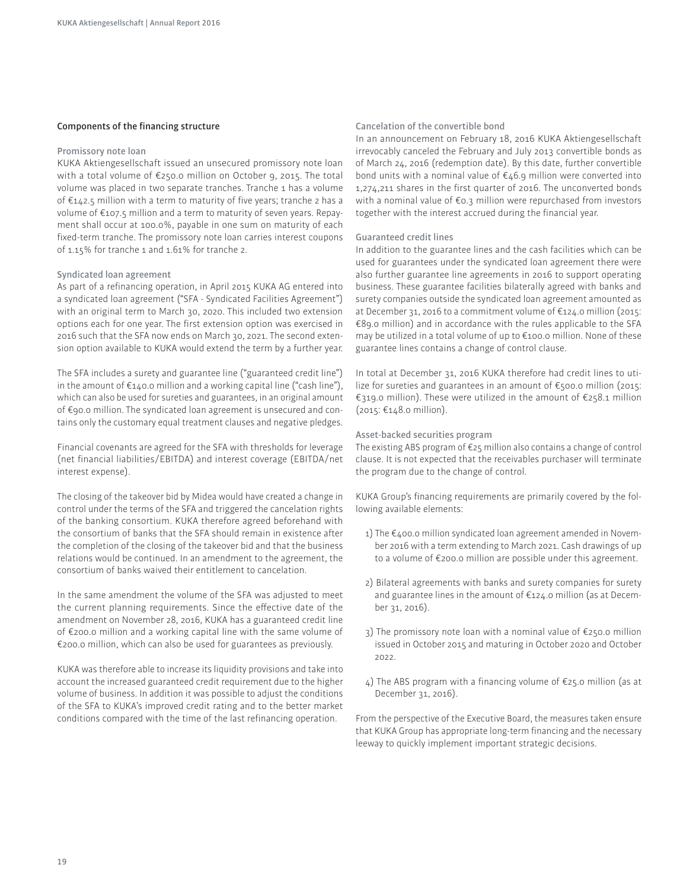## Components of the financing structure

### Promissory note loan

KUKA Aktiengesellschaft issued an unsecured promissory note loan with a total volume of €250.0 million on October 9, 2015. The total volume was placed in two separate tranches. Tranche 1 has a volume of €142.5 million with a term to maturity of five years; tranche 2 has a volume of €107.5 million and a term to maturity of seven years. Repayment shall occur at 100.0%, payable in one sum on maturity of each fixed-term tranche. The promissory note loan carries interest coupons of 1.15% for tranche 1 and 1.61% for tranche 2.

### Syndicated loan agreement

As part of a refinancing operation, in April 2015 KUKA AG entered into a syndicated loan agreement ("SFA - Syndicated Facilities Agreement") with an original term to March 30, 2020. This included two extension options each for one year. The first extension option was exercised in 2016 such that the SFA now ends on March 30, 2021. The second extension option available to KUKA would extend the term by a further year.

The SFA includes a surety and guarantee line ("guaranteed credit line") in the amount of €140.0 million and a working capital line ("cash line"), which can also be used for sureties and guarantees, in an original amount of €90.0 million. The syndicated loan agreement is unsecured and contains only the customary equal treatment clauses and negative pledges.

Financial covenants are agreed for the SFA with thresholds for leverage (net financial liabilities/EBITDA) and interest coverage (EBITDA/net interest expense).

The closing of the takeover bid by Midea would have created a change in control under the terms of the SFA and triggered the cancelation rights of the banking consortium. KUKA therefore agreed beforehand with the consortium of banks that the SFA should remain in existence after the completion of the closing of the takeover bid and that the business relations would be continued. In an amendment to the agreement, the consortium of banks waived their entitlement to cancelation.

In the same amendment the volume of the SFA was adjusted to meet the current planning requirements. Since the effective date of the amendment on November 28, 2016, KUKA has a guaranteed credit line of €200.0 million and a working capital line with the same volume of €200.0 million, which can also be used for guarantees as previously.

KUKA was therefore able to increase its liquidity provisions and take into account the increased guaranteed credit requirement due to the higher volume of business. In addition it was possible to adjust the conditions of the SFA to KUKA's improved credit rating and to the better market conditions compared with the time of the last refinancing operation.

### Cancelation of the convertible bond

In an announcement on February 18, 2016 KUKA Aktiengesellschaft irrevocably canceled the February and July 2013 convertible bonds as of March 24, 2016 (redemption date). By this date, further convertible bond units with a nominal value of €46.9 million were converted into 1,274,211 shares in the first quarter of 2016. The unconverted bonds with a nominal value of €0.3 million were repurchased from investors together with the interest accrued during the financial year.

### Guaranteed credit lines

In addition to the guarantee lines and the cash facilities which can be used for guarantees under the syndicated loan agreement there were also further guarantee line agreements in 2016 to support operating business. These guarantee facilities bilaterally agreed with banks and surety companies outside the syndicated loan agreement amounted as at December 31, 2016 to a commitment volume of €124.0 million (2015: €89.0 million) and in accordance with the rules applicable to the SFA may be utilized in a total volume of up to €100.0 million. None of these guarantee lines contains a change of control clause.

In total at December 31, 2016 KUKA therefore had credit lines to utilize for sureties and guarantees in an amount of €500.0 million (2015: €319.0 million). These were utilized in the amount of €258.1 million (2015: €148.0 million).

### Asset-backed securities program

The existing ABS program of €25 million also contains a change of control clause. It is not expected that the receivables purchaser will terminate the program due to the change of control.

KUKA Group's financing requirements are primarily covered by the following available elements:

1) The €400.0 million syndicated loan agreement amended in November 2016 with a term extending to March 2021. Cash drawings of up to a volume of €200.0 million are possible under this agreement.

2) Bilateral agreements with banks and surety companies for surety and guarantee lines in the amount of €124.0 million (as at December 31, 2016).

3) The promissory note loan with a nominal value of €250.0 million issued in October 2015 and maturing in October 2020 and October 2022.

4) The ABS program with a financing volume of €25.0 million (as at December 31, 2016).

From the perspective of the Executive Board, the measures taken ensure that KUKA Group has appropriate long-term financing and the necessary leeway to quickly implement important strategic decisions.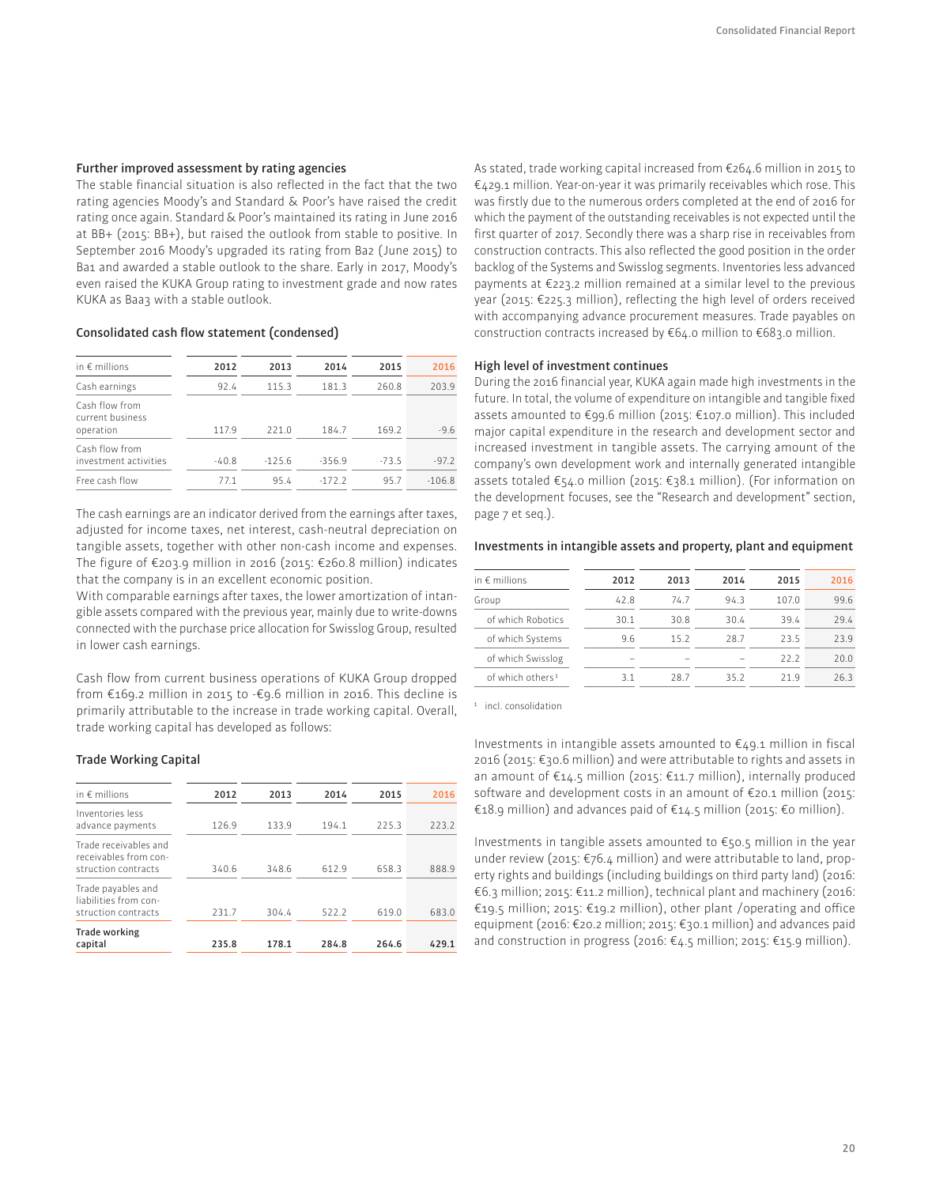### Further improved assessment by rating agencies

The stable financial situation is also reflected in the fact that the two rating agencies Moody's and Standard & Poor's have raised the credit rating once again. Standard & Poor's maintained its rating in June 2016 at BB+ (2015: BB+), but raised the outlook from stable to positive. In September 2016 Moody's upgraded its rating from Ba2 (June 2015) to Ba1 and awarded a stable outlook to the share. Early in 2017, Moody's even raised the KUKA Group rating to investment grade and now rates KUKA as Baa3 with a stable outlook.

### Consolidated cash flow statement (condensed)

| in € millions | 2012 | 2013 | 2014 | 2015 | 2016 |
|---|---|---|---|---|---|
| Cash earnings | 92.4 | 115.3 | 181.3 | 260.8 | 203.9 |
| Cash flow from current business operation | 117.9 | 221.0 | 184.7 | 169.2 | -9.6 |
| Cash flow from investment activities | -40.8 | -125.6 | -356.9 | -73.5 | -97.2 |
| Free cash flow | 77.1 | 95.4 | -172.2 | 95.7 | -106.8 |

The cash earnings are an indicator derived from the earnings after taxes, adjusted for income taxes, net interest, cash-neutral depreciation on tangible assets, together with other non-cash income and expenses. The figure of €203.9 million in 2016 (2015: €260.8 million) indicates that the company is in an excellent economic position.
With comparable earnings after taxes, the lower amortization of intangible assets compared with the previous year, mainly due to write-downs connected with the purchase price allocation for Swisslog Group, resulted in lower cash earnings.

Cash flow from current business operations of KUKA Group dropped from €169.2 million in 2015 to -€9.6 million in 2016. This decline is primarily attributable to the increase in trade working capital. Overall, trade working capital has developed as follows:

### Trade Working Capital

| in € millions | 2012 | 2013 | 2014 | 2015 | 2016 |
|---|---|---|---|---|---|
| Inventories less advance payments | 126.9 | 133.9 | 194.1 | 225.3 | 223.2 |
| Trade receivables and receivables from construction contracts | 340.6 | 348.6 | 612.9 | 658.3 | 888.9 |
| Trade payables and liabilities from construction contracts | 231.7 | 304.4 | 522.2 | 619.0 | 683.0 |
| **Trade working capital** | **235.8** | **178.1** | **284.8** | **264.6** | **429.1** |

As stated, trade working capital increased from €264.6 million in 2015 to €429.1 million. Year-on-year it was primarily receivables which rose. This was firstly due to the numerous orders completed at the end of 2016 for which the payment of the outstanding receivables is not expected until the first quarter of 2017. Secondly there was a sharp rise in receivables from construction contracts. This also reflected the good position in the order backlog of the Systems and Swisslog segments. Inventories less advanced payments at €223.2 million remained at a similar level to the previous year (2015: €225.3 million), reflecting the high level of orders received with accompanying advance procurement measures. Trade payables on construction contracts increased by €64.0 million to €683.0 million.

### High level of investment continues

During the 2016 financial year, KUKA again made high investments in the future. In total, the volume of expenditure on intangible and tangible fixed assets amounted to €99.6 million (2015: €107.0 million). This included major capital expenditure in the research and development sector and increased investment in tangible assets. The carrying amount of the company's own development work and internally generated intangible assets totaled €54.0 million (2015: €38.1 million). (For information on the development focuses, see the "Research and development" section, page 7 et seq.).

### Investments in intangible assets and property, plant and equipment

| in € millions | 2012 | 2013 | 2014 | 2015 | 2016 |
|---|---|---|---|---|---|
| Group | 42.8 | 74.7 | 94.3 | 107.0 | 99.6 |
| of which Robotics | 30.1 | 30.8 | 30.4 | 39.4 | 29.4 |
| of which Systems | 9.6 | 15.2 | 28.7 | 23.5 | 23.9 |
| of which Swisslog | – | – | – | 22.2 | 20.0 |
| of which others[1] | 3.1 | 28.7 | 35.2 | 21.9 | 26.3 |

[1] incl. consolidation

Investments in intangible assets amounted to €49.1 million in fiscal 2016 (2015: €30.6 million) and were attributable to rights and assets in an amount of €14.5 million (2015: €11.7 million), internally produced software and development costs in an amount of €20.1 million (2015: €18.9 million) and advances paid of €14.5 million (2015: €0 million).

Investments in tangible assets amounted to €50.5 million in the year under review (2015: €76.4 million) and were attributable to land, property rights and buildings (including buildings on third party land) (2016: €6.3 million; 2015: €11.2 million), technical plant and machinery (2016: €19.5 million; 2015: €19.2 million), other plant /operating and office equipment (2016: €20.2 million; 2015: €30.1 million) and advances paid and construction in progress (2016: €4.5 million; 2015: €15.9 million).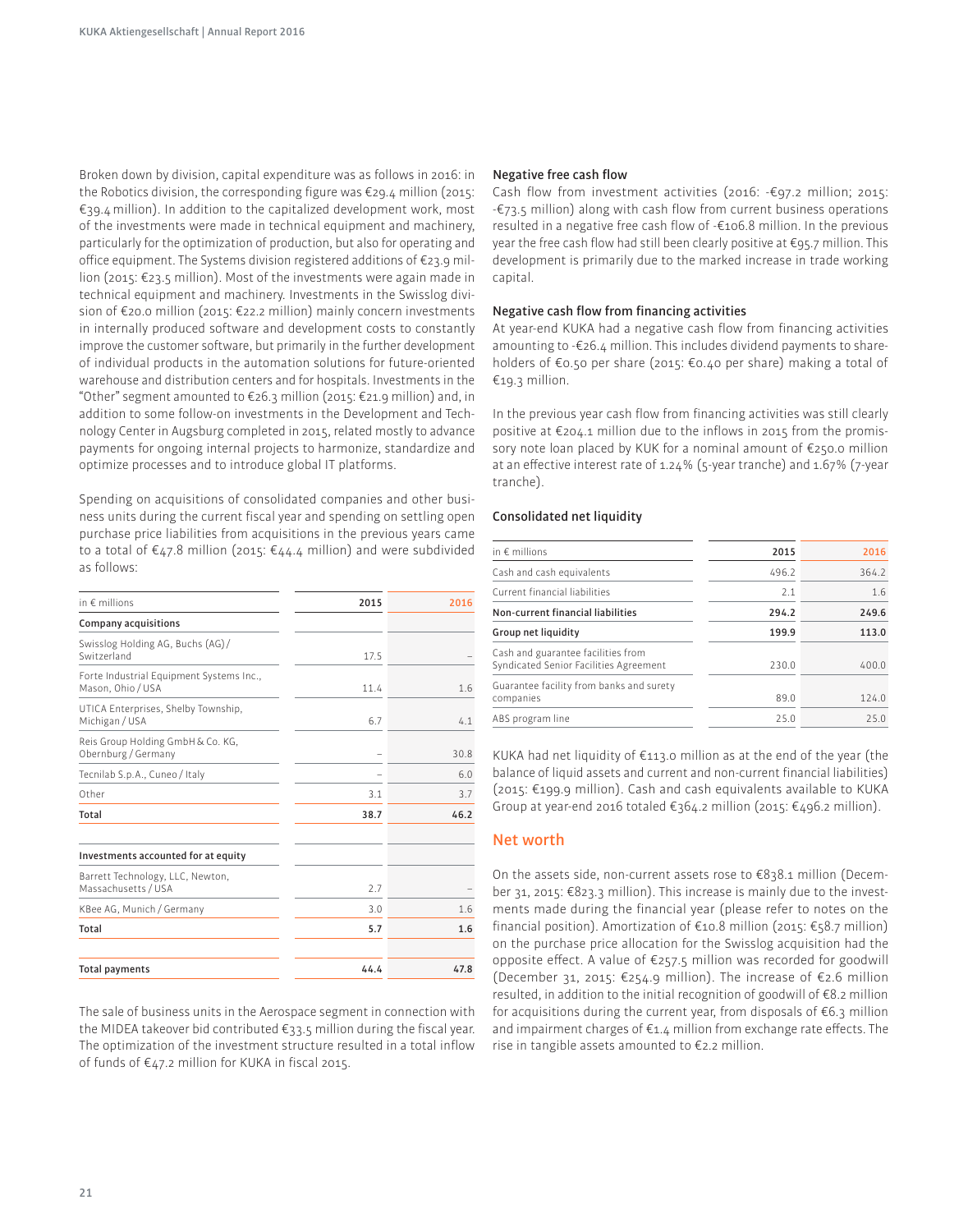Broken down by division, capital expenditure was as follows in 2016: in the Robotics division, the corresponding figure was €29.4 million (2015: €39.4 million). In addition to the capitalized development work, most of the investments were made in technical equipment and machinery, particularly for the optimization of production, but also for operating and office equipment. The Systems division registered additions of €23.9 million (2015: €23.5 million). Most of the investments were again made in technical equipment and machinery. Investments in the Swisslog division of €20.0 million (2015: €22.2 million) mainly concern investments in internally produced software and development costs to constantly improve the customer software, but primarily in the further development of individual products in the automation solutions for future-oriented warehouse and distribution centers and for hospitals. Investments in the "Other" segment amounted to €26.3 million (2015: €21.9 million) and, in addition to some follow-on investments in the Development and Technology Center in Augsburg completed in 2015, related mostly to advance payments for ongoing internal projects to harmonize, standardize and optimize processes and to introduce global IT platforms.

Spending on acquisitions of consolidated companies and other business units during the current fiscal year and spending on settling open purchase price liabilities from acquisitions in the previous years came to a total of €47.8 million (2015: €44.4 million) and were subdivided as follows:

| in € millions | 2015 | 2016 |
|---|---|---|
| **Company acquisitions** | | |
| Swisslog Holding AG, Buchs (AG) / Switzerland | 17.5 | – |
| Forte Industrial Equipment Systems Inc., Mason, Ohio / USA | 11.4 | 1.6 |
| UTICA Enterprises, Shelby Township, Michigan / USA | 6.7 | 4.1 |
| Reis Group Holding GmbH & Co. KG, Obernburg / Germany | – | 30.8 |
| Tecnilab S.p.A., Cuneo / Italy | – | 6.0 |
| Other | 3.1 | 3.7 |
| **Total** | **38.7** | **46.2** |
| **Investments accounted for at equity** | | |
| Barrett Technology, LLC, Newton, Massachusetts / USA | 2.7 | – |
| KBee AG, Munich / Germany | 3.0 | 1.6 |
| **Total** | **5.7** | **1.6** |
| **Total payments** | **44.4** | **47.8** |

The sale of business units in the Aerospace segment in connection with the MIDEA takeover bid contributed €33.5 million during the fiscal year. The optimization of the investment structure resulted in a total inflow of funds of €47.2 million for KUKA in fiscal 2015.

### Negative free cash flow

Cash flow from investment activities (2016: -€97.2 million; 2015: -€73.5 million) along with cash flow from current business operations resulted in a negative free cash flow of -€106.8 million. In the previous year the free cash flow had still been clearly positive at €95.7 million. This development is primarily due to the marked increase in trade working capital.

### Negative cash flow from financing activities

At year-end KUKA had a negative cash flow from financing activities amounting to -€26.4 million. This includes dividend payments to shareholders of €0.50 per share (2015: €0.40 per share) making a total of €19.3 million.

In the previous year cash flow from financing activities was still clearly positive at €204.1 million due to the inflows in 2015 from the promissory note loan placed by KUK for a nominal amount of €250.0 million at an effective interest rate of 1.24% (5-year tranche) and 1.67% (7-year tranche).

### Consolidated net liquidity

| in € millions | 2015 | 2016 |
|---|---|---|
| Cash and cash equivalents | 496.2 | 364.2 |
| Current financial liabilities | 2.1 | 1.6 |
| **Non-current financial liabilities** | **294.2** | **249.6** |
| **Group net liquidity** | **199.9** | **113.0** |
| Cash and guarantee facilities from Syndicated Senior Facilities Agreement | 230.0 | 400.0 |
| Guarantee facility from banks and surety companies | 89.0 | 124.0 |
| ABS program line | 25.0 | 25.0 |

KUKA had net liquidity of €113.0 million as at the end of the year (the balance of liquid assets and current and non-current financial liabilities) (2015: €199.9 million). Cash and cash equivalents available to KUKA Group at year-end 2016 totaled €364.2 million (2015: €496.2 million).

## Net worth

On the assets side, non-current assets rose to €838.1 million (December 31, 2015: €823.3 million). This increase is mainly due to the investments made during the financial year (please refer to notes on the financial position). Amortization of €10.8 million (2015: €58.7 million) on the purchase price allocation for the Swisslog acquisition had the opposite effect. A value of €257.5 million was recorded for goodwill (December 31, 2015: €254.9 million). The increase of €2.6 million resulted, in addition to the initial recognition of goodwill of €8.2 million for acquisitions during the current year, from disposals of €6.3 million and impairment charges of €1.4 million from exchange rate effects. The rise in tangible assets amounted to €2.2 million.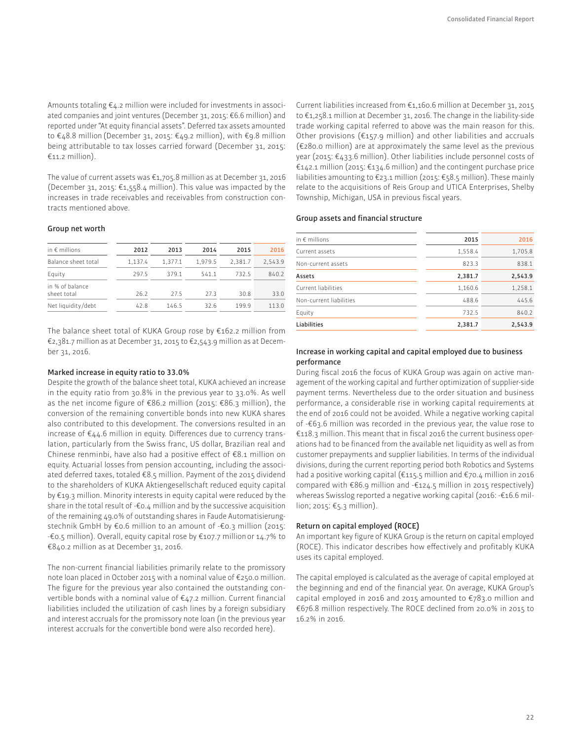Amounts totaling €4.2 million were included for investments in associated companies and joint ventures (December 31, 2015: €6.6 million) and reported under "At equity financial assets". Deferred tax assets amounted to €48.8 million (December 31, 2015: €49.2 million), with €9.8 million being attributable to tax losses carried forward (December 31, 2015: €11.2 million).

The value of current assets was €1,705.8 million as at December 31, 2016 (December 31, 2015: €1,558.4 million). This value was impacted by the increases in trade receivables and receivables from construction contracts mentioned above.

### Group net worth

| in € millions | 2012 | 2013 | 2014 | 2015 | 2016 |
|---|---|---|---|---|---|
| Balance sheet total | 1,137.4 | 1,377.1 | 1,979.5 | 2,381.7 | 2,543.9 |
| Equity | 297.5 | 379.1 | 541.1 | 732.5 | 840.2 |
| in % of balance sheet total | 26.2 | 27.5 | 27.3 | 30.8 | 33.0 |
| Net liquidity/debt | 42.8 | 146.5 | 32.6 | 199.9 | 113.0 |

The balance sheet total of KUKA Group rose by €162.2 million from €2,381.7 million as at December 31, 2015 to €2,543.9 million as at December 31, 2016.

### Marked increase in equity ratio to 33.0%

Despite the growth of the balance sheet total, KUKA achieved an increase in the equity ratio from 30.8% in the previous year to 33.0%. As well as the net income figure of €86.2 million (2015: €86.3 million), the conversion of the remaining convertible bonds into new KUKA shares also contributed to this development. The conversions resulted in an increase of €44.6 million in equity. Differences due to currency translation, particularly from the Swiss franc, US dollar, Brazilian real and Chinese renminbi, have also had a positive effect of €8.1 million on equity. Actuarial losses from pension accounting, including the associated deferred taxes, totaled €8.5 million. Payment of the 2015 dividend to the shareholders of KUKA Aktiengesellschaft reduced equity capital by €19.3 million. Minority interests in equity capital were reduced by the share in the total result of -€0.4 million and by the successive acquisition of the remaining 49.0% of outstanding shares in Faude Automatisierungstechnik GmbH by €0.6 million to an amount of -€0.3 million (2015: -€0.5 million). Overall, equity capital rose by €107.7 million or 14.7% to €840.2 million as at December 31, 2016.

The non-current financial liabilities primarily relate to the promissory note loan placed in October 2015 with a nominal value of €250.0 million. The figure for the previous year also contained the outstanding convertible bonds with a nominal value of €47.2 million. Current financial liabilities included the utilization of cash lines by a foreign subsidiary and interest accruals for the promissory note loan (in the previous year interest accruals for the convertible bond were also recorded here).

Current liabilities increased from €1,160.6 million at December 31, 2015 to €1,258.1 million at December 31, 2016. The change in the liability-side trade working capital referred to above was the main reason for this. Other provisions (€157.9 million) and other liabilities and accruals (€280.0 million) are at approximately the same level as the previous year (2015: €433.6 million). Other liabilities include personnel costs of €142.1 million (2015: €134.6 million) and the contingent purchase price liabilities amounting to €23.1 million (2015: €58.5 million). These mainly relate to the acquisitions of Reis Group and UTICA Enterprises, Shelby Township, Michigan, USA in previous fiscal years.

### Group assets and financial structure

| in € millions | 2015 | 2016 |
|---|---|---|
| Current assets | 1,558.4 | 1,705.8 |
| Non-current assets | 823.3 | 838.1 |
| **Assets** | **2,381.7** | **2,543.9** |
| Current liabilities | 1,160.6 | 1,258.1 |
| Non-current liabilities | 488.6 | 445.6 |
| Equity | 732.5 | 840.2 |
| **Liabilities** | **2,381.7** | **2,543.9** |

### Increase in working capital and capital employed due to business performance

During fiscal 2016 the focus of KUKA Group was again on active management of the working capital and further optimization of supplier-side payment terms. Nevertheless due to the order situation and business performance, a considerable rise in working capital requirements at the end of 2016 could not be avoided. While a negative working capital of -€63.6 million was recorded in the previous year, the value rose to €118.3 million. This meant that in fiscal 2016 the current business operations had to be financed from the available net liquidity as well as from customer prepayments and supplier liabilities. In terms of the individual divisions, during the current reporting period both Robotics and Systems had a positive working capital (€115.5 million and €70.4 million in 2016 compared with €86.9 million and -€124.5 million in 2015 respectively) whereas Swisslog reported a negative working capital (2016: -€16.6 million; 2015: €5.3 million).

### Return on capital employed (ROCE)

An important key figure of KUKA Group is the return on capital employed (ROCE). This indicator describes how effectively and profitably KUKA uses its capital employed.

The capital employed is calculated as the average of capital employed at the beginning and end of the financial year. On average, KUKA Group's capital employed in 2016 and 2015 amounted to €783.0 million and €676.8 million respectively. The ROCE declined from 20.0% in 2015 to 16.2% in 2016.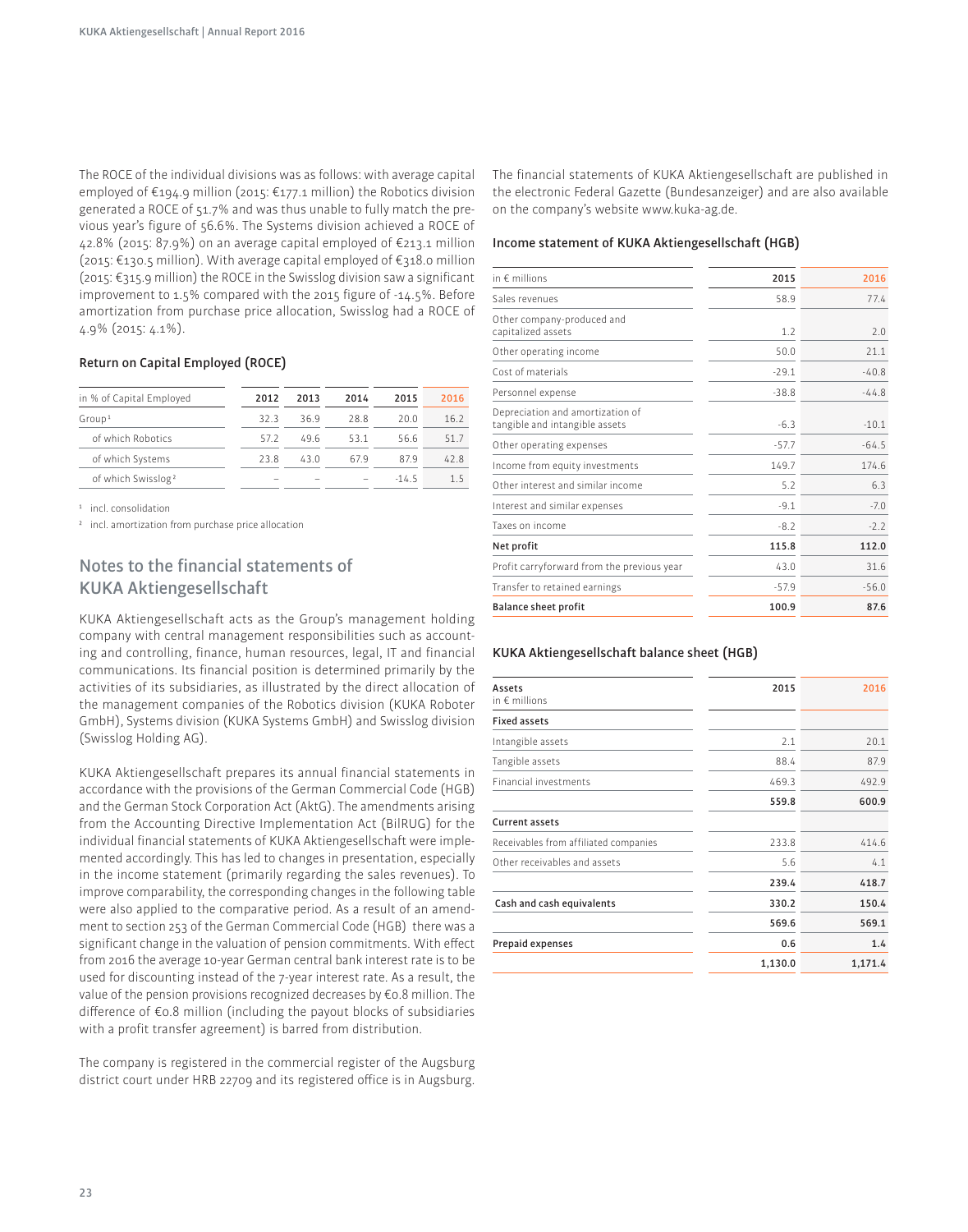The ROCE of the individual divisions was as follows: with average capital employed of €194.9 million (2015: €177.1 million) the Robotics division generated a ROCE of 51.7% and was thus unable to fully match the previous year's figure of 56.6%. The Systems division achieved a ROCE of 42.8% (2015: 87.9%) on an average capital employed of €213.1 million (2015: €130.5 million). With average capital employed of €318.0 million (2015: €315.9 million) the ROCE in the Swisslog division saw a significant improvement to 1.5% compared with the 2015 figure of -14.5%. Before amortization from purchase price allocation, Swisslog had a ROCE of 4.9% (2015: 4.1%).

### Return on Capital Employed (ROCE)

| in % of Capital Employed | 2012 | 2013 | 2014 | 2015 | 2016 |
|---|---|---|---|---|---|
| Group[1] | 32.3 | 36.9 | 28.8 | 20.0 | 16.2 |
| of which Robotics | 57.2 | 49.6 | 53.1 | 56.6 | 51.7 |
| of which Systems | 23.8 | 43.0 | 67.9 | 87.9 | 42.8 |
| of which Swisslog[2] | – | – | – | -14.5 | 1.5 |

[1] incl. consolidation

[2] incl. amortization from purchase price allocation

## Notes to the financial statements of KUKA Aktiengesellschaft

KUKA Aktiengesellschaft acts as the Group's management holding company with central management responsibilities such as accounting and controlling, finance, human resources, legal, IT and financial communications. Its financial position is determined primarily by the activities of its subsidiaries, as illustrated by the direct allocation of the management companies of the Robotics division (KUKA Roboter GmbH), Systems division (KUKA Systems GmbH) and Swisslog division (Swisslog Holding AG).

KUKA Aktiengesellschaft prepares its annual financial statements in accordance with the provisions of the German Commercial Code (HGB) and the German Stock Corporation Act (AktG). The amendments arising from the Accounting Directive Implementation Act (BilRUG) for the individual financial statements of KUKA Aktiengesellschaft were implemented accordingly. This has led to changes in presentation, especially in the income statement (primarily regarding the sales revenues). To improve comparability, the corresponding changes in the following table were also applied to the comparative period. As a result of an amendment to section 253 of the German Commercial Code (HGB) there was a significant change in the valuation of pension commitments. With effect from 2016 the average 10-year German central bank interest rate is to be used for discounting instead of the 7-year interest rate. As a result, the value of the pension provisions recognized decreases by €0.8 million. The difference of €0.8 million (including the payout blocks of subsidiaries with a profit transfer agreement) is barred from distribution.

The company is registered in the commercial register of the Augsburg district court under HRB 22709 and its registered office is in Augsburg.

The financial statements of KUKA Aktiengesellschaft are published in the electronic Federal Gazette (Bundesanzeiger) and are also available on the company's website www.kuka-ag.de.

### Income statement of KUKA Aktiengesellschaft (HGB)

| in € millions | 2015 | 2016 |
|---|---|---|
| Sales revenues | 58.9 | 77.4 |
| Other company-produced and capitalized assets | 1.2 | 2.0 |
| Other operating income | 50.0 | 21.1 |
| Cost of materials | -29.1 | -40.8 |
| Personnel expense | -38.8 | -44.8 |
| Depreciation and amortization of tangible and intangible assets | -6.3 | -10.1 |
| Other operating expenses | -57.7 | -64.5 |
| Income from equity investments | 149.7 | 174.6 |
| Other interest and similar income | 5.2 | 6.3 |
| Interest and similar expenses | -9.1 | -7.0 |
| Taxes on income | -8.2 | -2.2 |
| **Net profit** | **115.8** | **112.0** |
| Profit carryforward from the previous year | 43.0 | 31.6 |
| Transfer to retained earnings | -57.9 | -56.0 |
| **Balance sheet profit** | **100.9** | **87.6** |

### KUKA Aktiengesellschaft balance sheet (HGB)

| **Assets** in € millions | 2015 | 2016 |
|---|---|---|
| **Fixed assets** | | |
| Intangible assets | 2.1 | 20.1 |
| Tangible assets | 88.4 | 87.9 |
| Financial investments | 469.3 | 492.9 |
| | **559.8** | **600.9** |
| **Current assets** | | |
| Receivables from affiliated companies | 233.8 | 414.6 |
| Other receivables and assets | 5.6 | 4.1 |
| | **239.4** | **418.7** |
| **Cash and cash equivalents** | **330.2** | **150.4** |
| | **569.6** | **569.1** |
| **Prepaid expenses** | **0.6** | **1.4** |
| | **1,130.0** | **1,171.4** |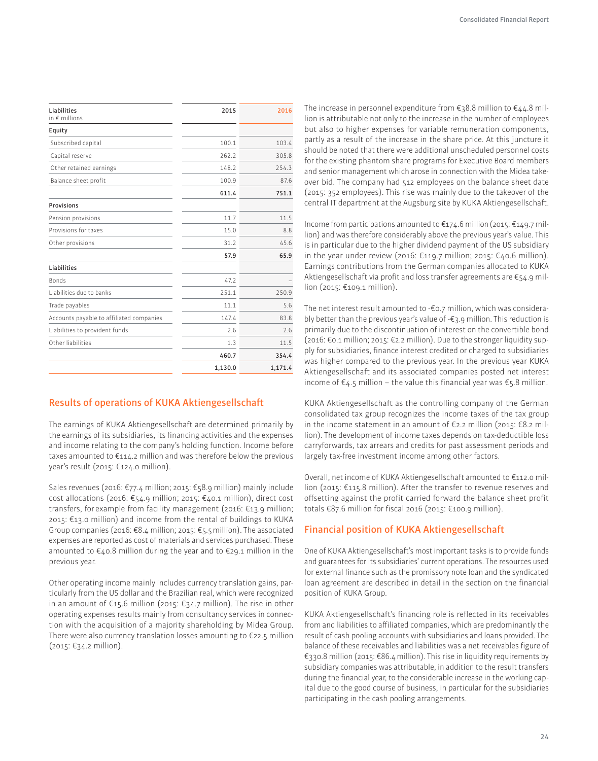| Liabilities<br>in € millions | 2015 | 2016 |
|---|---|---|
| **Equity** | | |
| Subscribed capital | 100.1 | 103.4 |
| Capital reserve | 262.2 | 305.8 |
| Other retained earnings | 148.2 | 254.3 |
| Balance sheet profit | 100.9 | 87.6 |
| | **611.4** | **751.1** |
| **Provisions** | | |
| Pension provisions | 11.7 | 11.5 |
| Provisions for taxes | 15.0 | 8.8 |
| Other provisions | 31.2 | 45.6 |
| | **57.9** | **65.9** |
| **Liabilities** | | |
| Bonds | 47.2 | – |
| Liabilities due to banks | 251.1 | 250.9 |
| Trade payables | 11.1 | 5.6 |
| Accounts payable to affiliated companies | 147.4 | 83.8 |
| Liabilities to provident funds | 2.6 | 2.6 |
| Other liabilities | 1.3 | 11.5 |
| | **460.7** | **354.4** |
| | **1,130.0** | **1,171.4** |

## Results of operations of KUKA Aktiengesellschaft

The earnings of KUKA Aktiengesellschaft are determined primarily by the earnings of its subsidiaries, its financing activities and the expenses and income relating to the company's holding function. Income before taxes amounted to €114.2 million and was therefore below the previous year's result (2015: €124.0 million).

Sales revenues (2016: €77.4 million; 2015: €58.9 million) mainly include cost allocations (2016: €54.9 million; 2015: €40.1 million), direct cost transfers, for example from facility management (2016: €13.9 million; 2015: €13.0 million) and income from the rental of buildings to KUKA Group companies (2016: €8.4 million; 2015: €5.5 million). The associated expenses are reported as cost of materials and services purchased. These amounted to €40.8 million during the year and to €29.1 million in the previous year.

Other operating income mainly includes currency translation gains, particularly from the US dollar and the Brazilian real, which were recognized in an amount of €15.6 million (2015: €34.7 million). The rise in other operating expenses results mainly from consultancy services in connection with the acquisition of a majority shareholding by Midea Group. There were also currency translation losses amounting to €22.5 million (2015: €34.2 million).

The increase in personnel expenditure from €38.8 million to €44.8 million is attributable not only to the increase in the number of employees but also to higher expenses for variable remuneration components, partly as a result of the increase in the share price. At this juncture it should be noted that there were additional unscheduled personnel costs for the existing phantom share programs for Executive Board members and senior management which arose in connection with the Midea takeover bid. The company had 512 employees on the balance sheet date (2015: 352 employees). This rise was mainly due to the takeover of the central IT department at the Augsburg site by KUKA Aktiengesellschaft.

Income from participations amounted to €174.6 million (2015: €149.7 million) and was therefore considerably above the previous year's value. This is in particular due to the higher dividend payment of the US subsidiary in the year under review (2016: €119.7 million; 2015: €40.6 million). Earnings contributions from the German companies allocated to KUKA Aktiengesellschaft via profit and loss transfer agreements are €54.9 million (2015: €109.1 million).

The net interest result amounted to -€0.7 million, which was considerably better than the previous year's value of -€3.9 million. This reduction is primarily due to the discontinuation of interest on the convertible bond (2016: €0.1 million; 2015: €2.2 million). Due to the stronger liquidity supply for subsidiaries, finance interest credited or charged to subsidiaries was higher compared to the previous year. In the previous year KUKA Aktiengesellschaft and its associated companies posted net interest income of €4.5 million – the value this financial year was €5.8 million.

KUKA Aktiengesellschaft as the controlling company of the German consolidated tax group recognizes the income taxes of the tax group in the income statement in an amount of €2.2 million (2015: €8.2 million). The development of income taxes depends on tax-deductible loss carryforwards, tax arrears and credits for past assessment periods and largely tax-free investment income among other factors.

Overall, net income of KUKA Aktiengesellschaft amounted to €112.0 million (2015: €115.8 million). After the transfer to revenue reserves and offsetting against the profit carried forward the balance sheet profit totals €87.6 million for fiscal 2016 (2015: €100.9 million).

## Financial position of KUKA Aktiengesellschaft

One of KUKA Aktiengesellschaft's most important tasks is to provide funds and guarantees for its subsidiaries' current operations. The resources used for external finance such as the promissory note loan and the syndicated loan agreement are described in detail in the section on the financial position of KUKA Group.

KUKA Aktiengesellschaft's financing role is reflected in its receivables from and liabilities to affiliated companies, which are predominantly the result of cash pooling accounts with subsidiaries and loans provided. The balance of these receivables and liabilities was a net receivables figure of €330.8 million (2015: €86.4 million). This rise in liquidity requirements by subsidiary companies was attributable, in addition to the result transfers during the financial year, to the considerable increase in the working capital due to the good course of business, in particular for the subsidiaries participating in the cash pooling arrangements.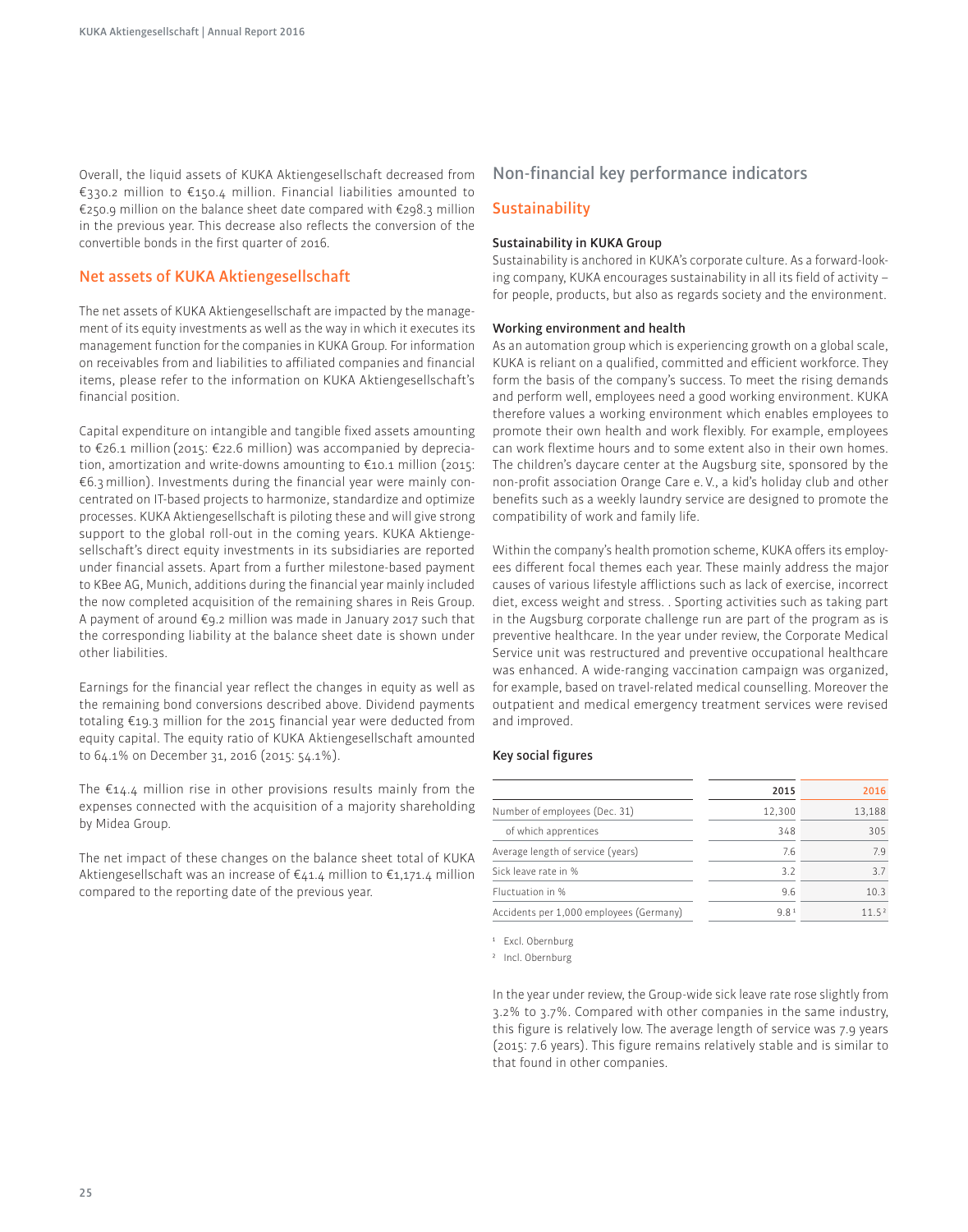Overall, the liquid assets of KUKA Aktiengesellschaft decreased from €330.2 million to €150.4 million. Financial liabilities amounted to €250.9 million on the balance sheet date compared with €298.3 million in the previous year. This decrease also reflects the conversion of the convertible bonds in the first quarter of 2016.

## Net assets of KUKA Aktiengesellschaft

The net assets of KUKA Aktiengesellschaft are impacted by the management of its equity investments as well as the way in which it executes its management function for the companies in KUKA Group. For information on receivables from and liabilities to affiliated companies and financial items, please refer to the information on KUKA Aktiengesellschaft's financial position.

Capital expenditure on intangible and tangible fixed assets amounting to €26.1 million (2015: €22.6 million) was accompanied by depreciation, amortization and write-downs amounting to €10.1 million (2015: €6.3 million). Investments during the financial year were mainly concentrated on IT-based projects to harmonize, standardize and optimize processes. KUKA Aktiengesellschaft is piloting these and will give strong support to the global roll-out in the coming years. KUKA Aktiengesellschaft's direct equity investments in its subsidiaries are reported under financial assets. Apart from a further milestone-based payment to KBee AG, Munich, additions during the financial year mainly included the now completed acquisition of the remaining shares in Reis Group. A payment of around €9.2 million was made in January 2017 such that the corresponding liability at the balance sheet date is shown under other liabilities.

Earnings for the financial year reflect the changes in equity as well as the remaining bond conversions described above. Dividend payments totaling €19.3 million for the 2015 financial year were deducted from equity capital. The equity ratio of KUKA Aktiengesellschaft amounted to 64.1% on December 31, 2016 (2015: 54.1%).

The €14.4 million rise in other provisions results mainly from the expenses connected with the acquisition of a majority shareholding by Midea Group.

The net impact of these changes on the balance sheet total of KUKA Aktiengesellschaft was an increase of €41.4 million to €1,171.4 million compared to the reporting date of the previous year.

# Non-financial key performance indicators

## Sustainability

### Sustainability in KUKA Group

Sustainability is anchored in KUKA's corporate culture. As a forward-looking company, KUKA encourages sustainability in all its field of activity – for people, products, but also as regards society and the environment.

### Working environment and health

As an automation group which is experiencing growth on a global scale, KUKA is reliant on a qualified, committed and efficient workforce. They form the basis of the company's success. To meet the rising demands and perform well, employees need a good working environment. KUKA therefore values a working environment which enables employees to promote their own health and work flexibly. For example, employees can work flextime hours and to some extent also in their own homes. The children's daycare center at the Augsburg site, sponsored by the non-profit association Orange Care e. V., a kid's holiday club and other benefits such as a weekly laundry service are designed to promote the compatibility of work and family life.

Within the company's health promotion scheme, KUKA offers its employees different focal themes each year. These mainly address the major causes of various lifestyle afflictions such as lack of exercise, incorrect diet, excess weight and stress. . Sporting activities such as taking part in the Augsburg corporate challenge run are part of the program as is preventive healthcare. In the year under review, the Corporate Medical Service unit was restructured and preventive occupational healthcare was enhanced. A wide-ranging vaccination campaign was organized, for example, based on travel-related medical counselling. Moreover the outpatient and medical emergency treatment services were revised and improved.

### Key social figures

| | 2015 | 2016 |
|---|---|---|
| Number of employees (Dec. 31) | 12,300 | 13,188 |
| of which apprentices | 348 | 305 |
| Average length of service (years) | 7.6 | 7.9 |
| Sick leave rate in % | 3.2 | 3.7 |
| Fluctuation in % | 9.6 | 10.3 |
| Accidents per 1,000 employees (Germany) | 9.8 [1] | 11.5 [2] |

[1] Excl. Obernburg

[2] Incl. Obernburg

In the year under review, the Group-wide sick leave rate rose slightly from 3.2% to 3.7%. Compared with other companies in the same industry, this figure is relatively low. The average length of service was 7.9 years (2015: 7.6 years). This figure remains relatively stable and is similar to that found in other companies.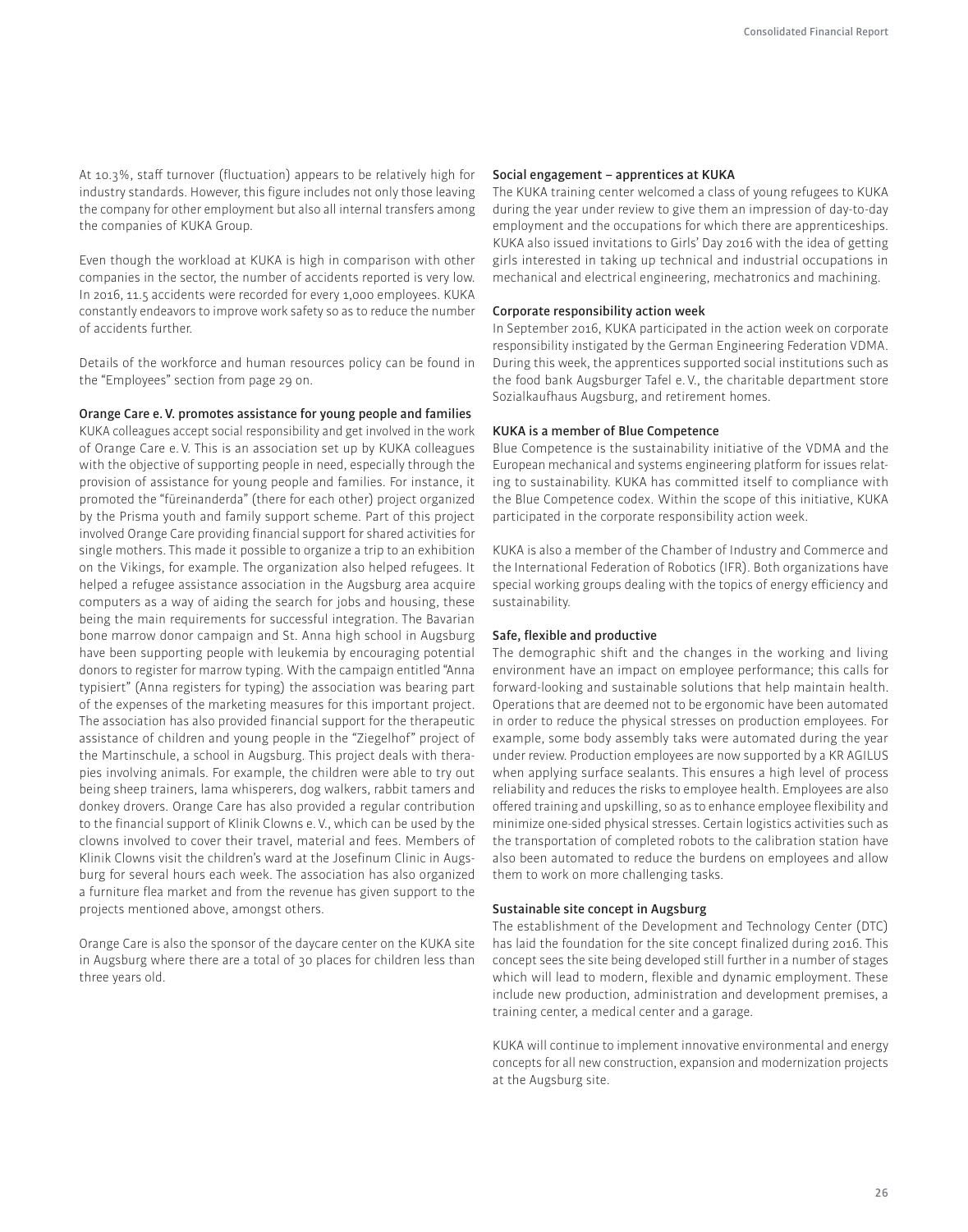At 10.3%, staff turnover (fluctuation) appears to be relatively high for industry standards. However, this figure includes not only those leaving the company for other employment but also all internal transfers among the companies of KUKA Group.

Even though the workload at KUKA is high in comparison with other companies in the sector, the number of accidents reported is very low. In 2016, 11.5 accidents were recorded for every 1,000 employees. KUKA constantly endeavors to improve work safety so as to reduce the number of accidents further.

Details of the workforce and human resources policy can be found in the "Employees" section from page 29 on.

### Orange Care e. V. promotes assistance for young people and families

KUKA colleagues accept social responsibility and get involved in the work of Orange Care e. V. This is an association set up by KUKA colleagues with the objective of supporting people in need, especially through the provision of assistance for young people and families. For instance, it promoted the "füreinanderda" (there for each other) project organized by the Prisma youth and family support scheme. Part of this project involved Orange Care providing financial support for shared activities for single mothers. This made it possible to organize a trip to an exhibition on the Vikings, for example. The organization also helped refugees. It helped a refugee assistance association in the Augsburg area acquire computers as a way of aiding the search for jobs and housing, these being the main requirements for successful integration. The Bavarian bone marrow donor campaign and St. Anna high school in Augsburg have been supporting people with leukemia by encouraging potential donors to register for marrow typing. With the campaign entitled "Anna typisiert" (Anna registers for typing) the association was bearing part of the expenses of the marketing measures for this important project. The association has also provided financial support for the therapeutic assistance of children and young people in the "Ziegelhof" project of the Martinschule, a school in Augsburg. This project deals with therapies involving animals. For example, the children were able to try out being sheep trainers, lama whisperers, dog walkers, rabbit tamers and donkey drovers. Orange Care has also provided a regular contribution to the financial support of Klinik Clowns e. V., which can be used by the clowns involved to cover their travel, material and fees. Members of Klinik Clowns visit the children's ward at the Josefinum Clinic in Augsburg for several hours each week. The association has also organized a furniture flea market and from the revenue has given support to the projects mentioned above, amongst others.

Orange Care is also the sponsor of the daycare center on the KUKA site in Augsburg where there are a total of 30 places for children less than three years old.

### Social engagement – apprentices at KUKA

The KUKA training center welcomed a class of young refugees to KUKA during the year under review to give them an impression of day-to-day employment and the occupations for which there are apprenticeships. KUKA also issued invitations to Girls' Day 2016 with the idea of getting girls interested in taking up technical and industrial occupations in mechanical and electrical engineering, mechatronics and machining.

### Corporate responsibility action week

In September 2016, KUKA participated in the action week on corporate responsibility instigated by the German Engineering Federation VDMA. During this week, the apprentices supported social institutions such as the food bank Augsburger Tafel e. V., the charitable department store Sozialkaufhaus Augsburg, and retirement homes.

### KUKA is a member of Blue Competence

Blue Competence is the sustainability initiative of the VDMA and the European mechanical and systems engineering platform for issues relating to sustainability. KUKA has committed itself to compliance with the Blue Competence codex. Within the scope of this initiative, KUKA participated in the corporate responsibility action week.

KUKA is also a member of the Chamber of Industry and Commerce and the International Federation of Robotics (IFR). Both organizations have special working groups dealing with the topics of energy efficiency and sustainability.

### Safe, flexible and productive

The demographic shift and the changes in the working and living environment have an impact on employee performance; this calls for forward-looking and sustainable solutions that help maintain health. Operations that are deemed not to be ergonomic have been automated in order to reduce the physical stresses on production employees. For example, some body assembly taks were automated during the year under review. Production employees are now supported by a KR AGILUS when applying surface sealants. This ensures a high level of process reliability and reduces the risks to employee health. Employees are also offered training and upskilling, so as to enhance employee flexibility and minimize one-sided physical stresses. Certain logistics activities such as the transportation of completed robots to the calibration station have also been automated to reduce the burdens on employees and allow them to work on more challenging tasks.

### Sustainable site concept in Augsburg

The establishment of the Development and Technology Center (DTC) has laid the foundation for the site concept finalized during 2016. This concept sees the site being developed still further in a number of stages which will lead to modern, flexible and dynamic employment. These include new production, administration and development premises, a training center, a medical center and a garage.

KUKA will continue to implement innovative environmental and energy concepts for all new construction, expansion and modernization projects at the Augsburg site.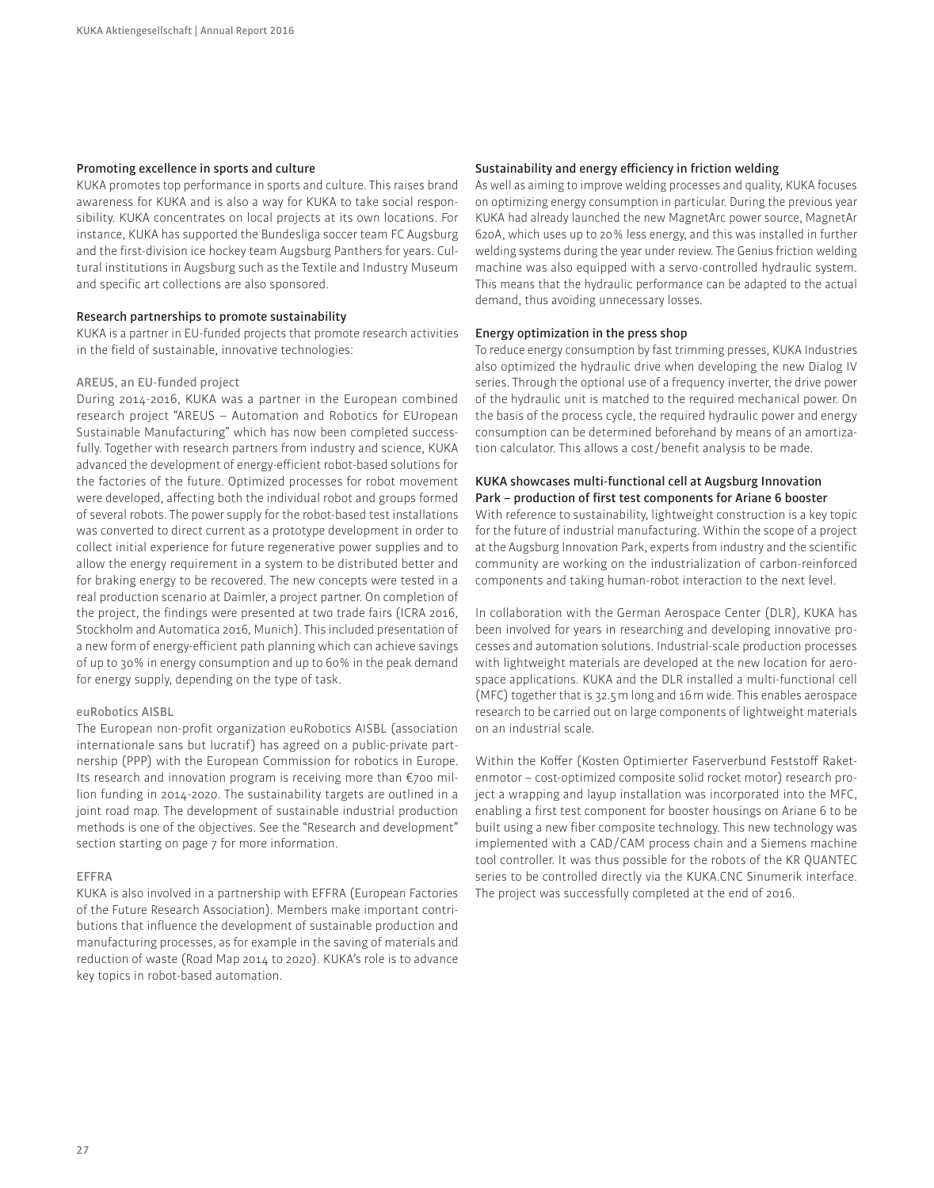### Promoting excellence in sports and culture

KUKA promotes top performance in sports and culture. This raises brand awareness for KUKA and is also a way for KUKA to take social responsibility. KUKA concentrates on local projects at its own locations. For instance, KUKA has supported the Bundesliga soccer team FC Augsburg and the first-division ice hockey team Augsburg Panthers for years. Cultural institutions in Augsburg such as the Textile and Industry Museum and specific art collections are also sponsored.

### Research partnerships to promote sustainability

KUKA is a partner in EU-funded projects that promote research activities in the field of sustainable, innovative technologies:

#### AREUS, an EU-funded project

During 2014-2016, KUKA was a partner in the European combined research project "AREUS – Automation and Robotics for EUropean Sustainable Manufacturing" which has now been completed successfully. Together with research partners from industry and science, KUKA advanced the development of energy-efficient robot-based solutions for the factories of the future. Optimized processes for robot movement were developed, affecting both the individual robot and groups formed of several robots. The power supply for the robot-based test installations was converted to direct current as a prototype development in order to collect initial experience for future regenerative power supplies and to allow the energy requirement in a system to be distributed better and for braking energy to be recovered. The new concepts were tested in a real production scenario at Daimler, a project partner. On completion of the project, the findings were presented at two trade fairs (ICRA 2016, Stockholm and Automatica 2016, Munich). This included presentation of a new form of energy-efficient path planning which can achieve savings of up to 30% in energy consumption and up to 60% in the peak demand for energy supply, depending on the type of task.

#### euRobotics AISBL

The European non-profit organization euRobotics AISBL (association internationale sans but lucratif) has agreed on a public-private partnership (PPP) with the European Commission for robotics in Europe. Its research and innovation program is receiving more than €700 million funding in 2014-2020. The sustainability targets are outlined in a joint road map. The development of sustainable industrial production methods is one of the objectives. See the "Research and development" section starting on page 7 for more information.

#### EFFRA

KUKA is also involved in a partnership with EFFRA (European Factories of the Future Research Association). Members make important contributions that influence the development of sustainable production and manufacturing processes, as for example in the saving of materials and reduction of waste (Road Map 2014 to 2020). KUKA's role is to advance key topics in robot-based automation.

### Sustainability and energy efficiency in friction welding

As well as aiming to improve welding processes and quality, KUKA focuses on optimizing energy consumption in particular. During the previous year KUKA had already launched the new MagnetArc power source, MagnetAr 620A, which uses up to 20% less energy, and this was installed in further welding systems during the year under review. The Genius friction welding machine was also equipped with a servo-controlled hydraulic system. This means that the hydraulic performance can be adapted to the actual demand, thus avoiding unnecessary losses.

### Energy optimization in the press shop

To reduce energy consumption by fast trimming presses, KUKA Industries also optimized the hydraulic drive when developing the new Dialog IV series. Through the optional use of a frequency inverter, the drive power of the hydraulic unit is matched to the required mechanical power. On the basis of the process cycle, the required hydraulic power and energy consumption can be determined beforehand by means of an amortization calculator. This allows a cost/benefit analysis to be made.

### KUKA showcases multi-functional cell at Augsburg Innovation Park – production of first test components for Ariane 6 booster

With reference to sustainability, lightweight construction is a key topic for the future of industrial manufacturing. Within the scope of a project at the Augsburg Innovation Park, experts from industry and the scientific community are working on the industrialization of carbon-reinforced components and taking human-robot interaction to the next level.

In collaboration with the German Aerospace Center (DLR), KUKA has been involved for years in researching and developing innovative processes and automation solutions. Industrial-scale production processes with lightweight materials are developed at the new location for aerospace applications. KUKA and the DLR installed a multi-functional cell (MFC) together that is 32.5 m long and 16 m wide. This enables aerospace research to be carried out on large components of lightweight materials on an industrial scale.

Within the Koffer (Kosten Optimierter Faserverbund Feststoff Raketenmotor – cost-optimized composite solid rocket motor) research project a wrapping and layup installation was incorporated into the MFC, enabling a first test component for booster housings on Ariane 6 to be built using a new fiber composite technology. This new technology was implemented with a CAD/CAM process chain and a Siemens machine tool controller. It was thus possible for the robots of the KR QUANTEC series to be controlled directly via the KUKA.CNC Sinumerik interface. The project was successfully completed at the end of 2016.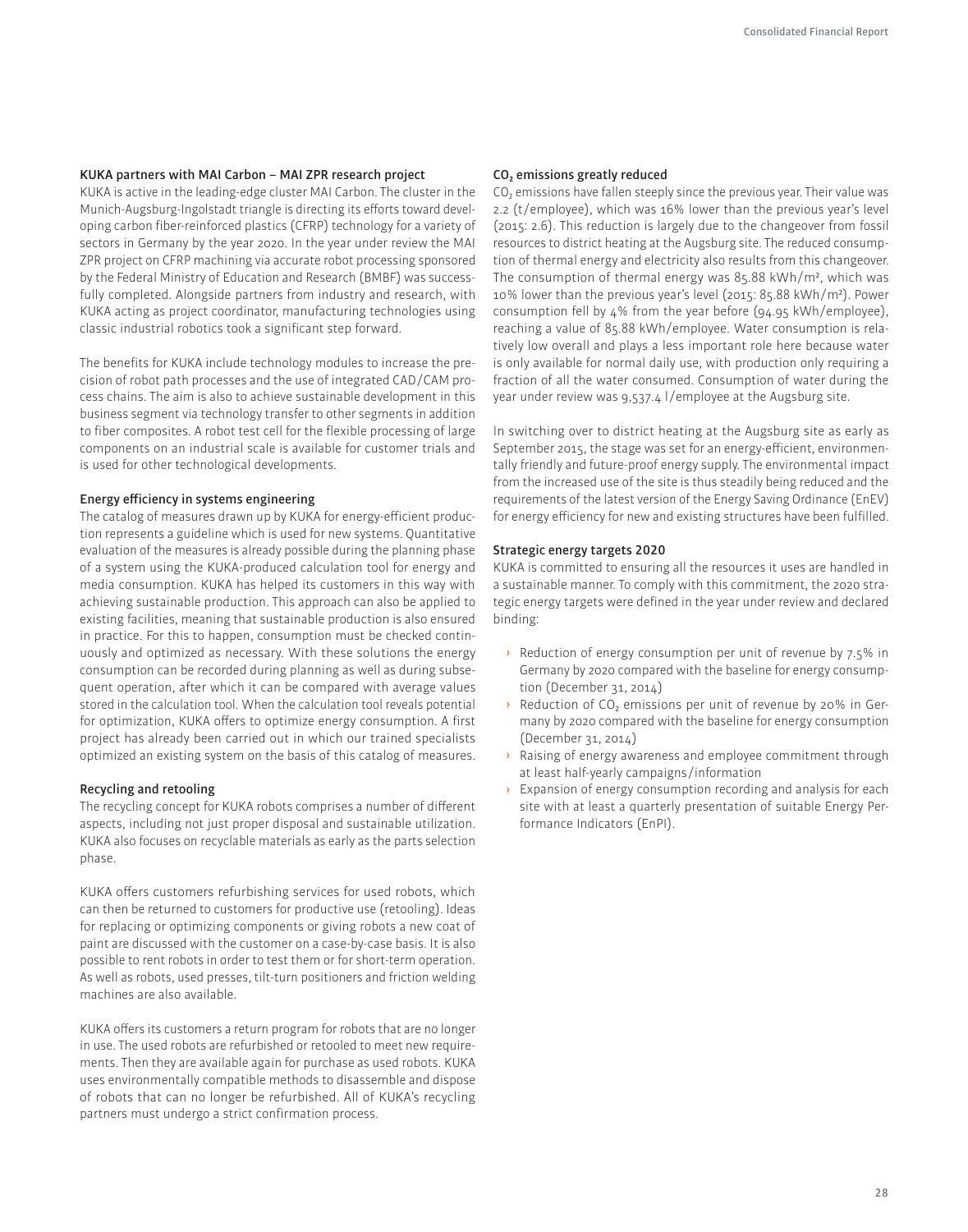### KUKA partners with MAI Carbon – MAI ZPR research project

KUKA is active in the leading-edge cluster MAI Carbon. The cluster in the Munich-Augsburg-Ingolstadt triangle is directing its efforts toward developing carbon fiber-reinforced plastics (CFRP) technology for a variety of sectors in Germany by the year 2020. In the year under review the MAI ZPR project on CFRP machining via accurate robot processing sponsored by the Federal Ministry of Education and Research (BMBF) was successfully completed. Alongside partners from industry and research, with KUKA acting as project coordinator, manufacturing technologies using classic industrial robotics took a significant step forward.

The benefits for KUKA include technology modules to increase the precision of robot path processes and the use of integrated CAD/CAM process chains. The aim is also to achieve sustainable development in this business segment via technology transfer to other segments in addition to fiber composites. A robot test cell for the flexible processing of large components on an industrial scale is available for customer trials and is used for other technological developments.

### Energy efficiency in systems engineering

The catalog of measures drawn up by KUKA for energy-efficient production represents a guideline which is used for new systems. Quantitative evaluation of the measures is already possible during the planning phase of a system using the KUKA-produced calculation tool for energy and media consumption. KUKA has helped its customers in this way with achieving sustainable production. This approach can also be applied to existing facilities, meaning that sustainable production is also ensured in practice. For this to happen, consumption must be checked continuously and optimized as necessary. With these solutions the energy consumption can be recorded during planning as well as during subsequent operation, after which it can be compared with average values stored in the calculation tool. When the calculation tool reveals potential for optimization, KUKA offers to optimize energy consumption. A first project has already been carried out in which our trained specialists optimized an existing system on the basis of this catalog of measures.

### Recycling and retooling

The recycling concept for KUKA robots comprises a number of different aspects, including not just proper disposal and sustainable utilization. KUKA also focuses on recyclable materials as early as the parts selection phase.

KUKA offers customers refurbishing services for used robots, which can then be returned to customers for productive use (retooling). Ideas for replacing or optimizing components or giving robots a new coat of paint are discussed with the customer on a case-by-case basis. It is also possible to rent robots in order to test them or for short-term operation. As well as robots, used presses, tilt-turn positioners and friction welding machines are also available.

KUKA offers its customers a return program for robots that are no longer in use. The used robots are refurbished or retooled to meet new requirements. Then they are available again for purchase as used robots. KUKA uses environmentally compatible methods to disassemble and dispose of robots that can no longer be refurbished. All of KUKA's recycling partners must undergo a strict confirmation process.

### $CO_2$ emissions greatly reduced

$CO_2$ emissions have fallen steeply since the previous year. Their value was 2.2 (t/employee), which was 16% lower than the previous year's level (2015: 2.6). This reduction is largely due to the changeover from fossil resources to district heating at the Augsburg site. The reduced consumption of thermal energy and electricity also results from this changeover. The consumption of thermal energy was 85.88 kWh/m², which was 10% lower than the previous year's level (2015: 85.88 kWh/m²). Power consumption fell by 4% from the year before (94.95 kWh/employee), reaching a value of 85.88 kWh/employee. Water consumption is relatively low overall and plays a less important role here because water is only available for normal daily use, with production only requiring a fraction of all the water consumed. Consumption of water during the year under review was 9,537.4 l/employee at the Augsburg site.

In switching over to district heating at the Augsburg site as early as September 2015, the stage was set for an energy-efficient, environmentally friendly and future-proof energy supply. The environmental impact from the increased use of the site is thus steadily being reduced and the requirements of the latest version of the Energy Saving Ordinance (EnEV) for energy efficiency for new and existing structures have been fulfilled.

### Strategic energy targets 2020

KUKA is committed to ensuring all the resources it uses are handled in a sustainable manner. To comply with this commitment, the 2020 strategic energy targets were defined in the year under review and declared binding:

- Reduction of energy consumption per unit of revenue by 7.5% in Germany by 2020 compared with the baseline for energy consumption (December 31, 2014)
- Reduction of $CO_2$ emissions per unit of revenue by 20% in Germany by 2020 compared with the baseline for energy consumption (December 31, 2014)
- Raising of energy awareness and employee commitment through at least half-yearly campaigns/information
- Expansion of energy consumption recording and analysis for each site with at least a quarterly presentation of suitable Energy Performance Indicators (EnPI).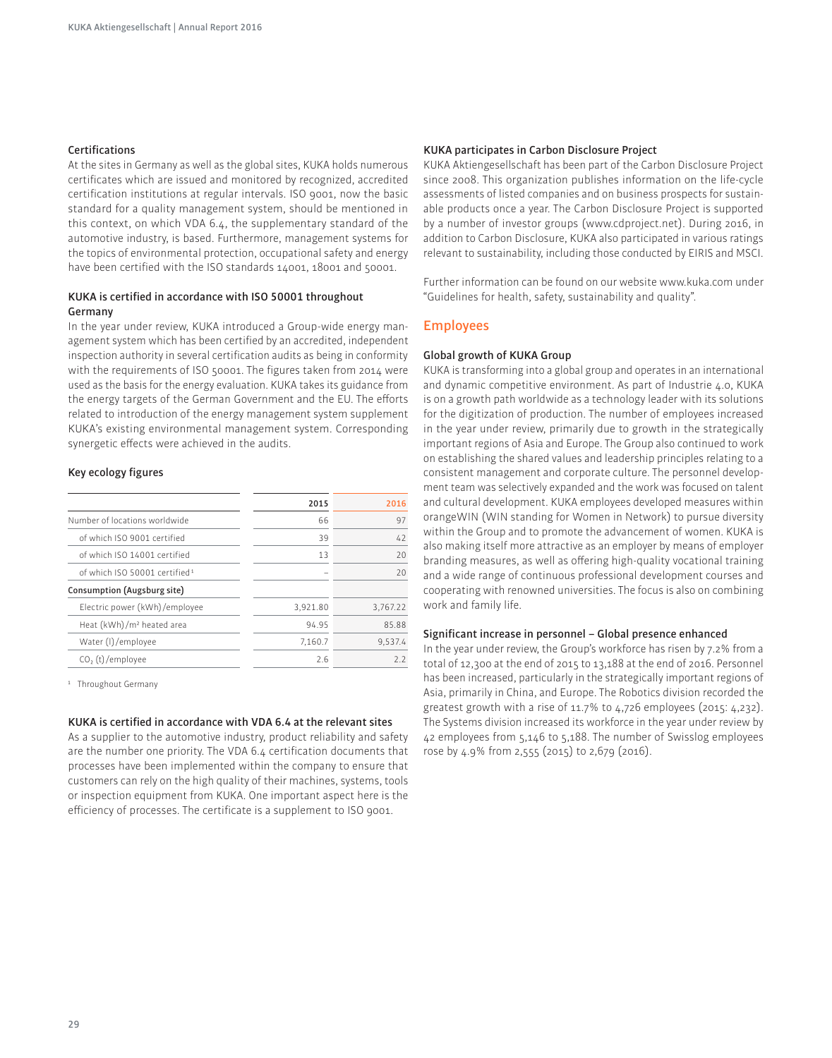### Certifications

At the sites in Germany as well as the global sites, KUKA holds numerous certificates which are issued and monitored by recognized, accredited certification institutions at regular intervals. ISO 9001, now the basic standard for a quality management system, should be mentioned in this context, on which VDA 6.4, the supplementary standard of the automotive industry, is based. Furthermore, management systems for the topics of environmental protection, occupational safety and energy have been certified with the ISO standards 14001, 18001 and 50001.

### KUKA is certified in accordance with ISO 50001 throughout Germany

In the year under review, KUKA introduced a Group-wide energy management system which has been certified by an accredited, independent inspection authority in several certification audits as being in conformity with the requirements of ISO 50001. The figures taken from 2014 were used as the basis for the energy evaluation. KUKA takes its guidance from the energy targets of the German Government and the EU. The efforts related to introduction of the energy management system supplement KUKA's existing environmental management system. Corresponding synergetic effects were achieved in the audits.

### Key ecology figures

| | 2015 | 2016 |
|---|---|---|
| Number of locations worldwide | 66 | 97 |
| of which ISO 9001 certified | 39 | 42 |
| of which ISO 14001 certified | 13 | 20 |
| of which ISO 50001 certified[1] | – | 20 |
| **Consumption (Augsburg site)** | | |
| Electric power (kWh)/employee | 3,921.80 | 3,767.22 |
| Heat (kWh)/m² heated area | 94.95 | 85.88 |
| Water (l)/employee | 7,160.7 | 9,537.4 |
| $CO_2$ (t)/employee | 2.6 | 2.2 |

[1] Throughout Germany

### KUKA is certified in accordance with VDA 6.4 at the relevant sites

As a supplier to the automotive industry, product reliability and safety are the number one priority. The VDA 6.4 certification documents that processes have been implemented within the company to ensure that customers can rely on the high quality of their machines, systems, tools or inspection equipment from KUKA. One important aspect here is the efficiency of processes. The certificate is a supplement to ISO 9001.

### KUKA participates in Carbon Disclosure Project

KUKA Aktiengesellschaft has been part of the Carbon Disclosure Project since 2008. This organization publishes information on the life-cycle assessments of listed companies and on business prospects for sustainable products once a year. The Carbon Disclosure Project is supported by a number of investor groups (www.cdproject.net). During 2016, in addition to Carbon Disclosure, KUKA also participated in various ratings relevant to sustainability, including those conducted by EIRIS and MSCI.

Further information can be found on our website www.kuka.com under "Guidelines for health, safety, sustainability and quality".

## Employees

### Global growth of KUKA Group

KUKA is transforming into a global group and operates in an international and dynamic competitive environment. As part of Industrie 4.0, KUKA is on a growth path worldwide as a technology leader with its solutions for the digitization of production. The number of employees increased in the year under review, primarily due to growth in the strategically important regions of Asia and Europe. The Group also continued to work on establishing the shared values and leadership principles relating to a consistent management and corporate culture. The personnel development team was selectively expanded and the work was focused on talent and cultural development. KUKA employees developed measures within orangeWIN (WIN standing for Women in Network) to pursue diversity within the Group and to promote the advancement of women. KUKA is also making itself more attractive as an employer by means of employer branding measures, as well as offering high-quality vocational training and a wide range of continuous professional development courses and cooperating with renowned universities. The focus is also on combining work and family life.

### Significant increase in personnel – Global presence enhanced

In the year under review, the Group's workforce has risen by 7.2% from a total of 12,300 at the end of 2015 to 13,188 at the end of 2016. Personnel has been increased, particularly in the strategically important regions of Asia, primarily in China, and Europe. The Robotics division recorded the greatest growth with a rise of 11.7% to 4,726 employees (2015: 4,232). The Systems division increased its workforce in the year under review by 42 employees from 5,146 to 5,188. The number of Swisslog employees rose by 4.9% from 2,555 (2015) to 2,679 (2016).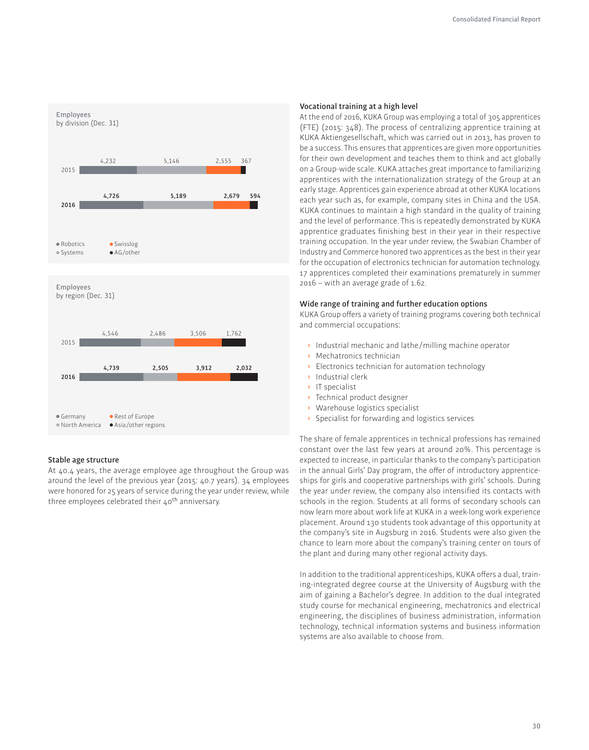## Employees by division (Dec. 31)

| | Robotics | Systems | Swisslog | AG/other |
|---|---|---|---|---|
| 2015 | 4,232 | 5,146 | 2,555 | 367 |
| **2016** | **4,726** | **5,189** | **2,679** | **594** |

## Employees by region (Dec. 31)

| | Germany | North America | Rest of Europe | Asia/other regions |
|---|---|---|---|---|
| 2015 | 4,546 | 2,486 | 3,506 | 1,762 |
| **2016** | **4,739** | **2,505** | **3,912** | **2,032** |

### Stable age structure

At 40.4 years, the average employee age throughout the Group was around the level of the previous year (2015: 40.7 years). 34 employees were honored for 25 years of service during the year under review, while three employees celebrated their 40th anniversary.

### Vocational training at a high level

At the end of 2016, KUKA Group was employing a total of 305 apprentices (FTE) (2015: 348). The process of centralizing apprentice training at KUKA Aktiengesellschaft, which was carried out in 2013, has proven to be a success. This ensures that apprentices are given more opportunities for their own development and teaches them to think and act globally on a Group-wide scale. KUKA attaches great importance to familiarizing apprentices with the internationalization strategy of the Group at an early stage. Apprentices gain experience abroad at other KUKA locations each year such as, for example, company sites in China and the USA. KUKA continues to maintain a high standard in the quality of training and the level of performance. This is repeatedly demonstrated by KUKA apprentice graduates finishing best in their year in their respective training occupation. In the year under review, the Swabian Chamber of Industry and Commerce honored two apprentices as the best in their year for the occupation of electronics technician for automation technology. 17 apprentices completed their examinations prematurely in summer 2016 – with an average grade of 1.62.

### Wide range of training and further education options

KUKA Group offers a variety of training programs covering both technical and commercial occupations:

- Industrial mechanic and lathe/milling machine operator
- Mechatronics technician
- Electronics technician for automation technology
- Industrial clerk
- IT specialist
- Technical product designer
- Warehouse logistics specialist
- Specialist for forwarding and logistics services

The share of female apprentices in technical professions has remained constant over the last few years at around 20%. This percentage is expected to increase, in particular thanks to the company's participation in the annual Girls' Day program, the offer of introductory apprenticeships for girls and cooperative partnerships with girls' schools. During the year under review, the company also intensified its contacts with schools in the region. Students at all forms of secondary schools can now learn more about work life at KUKA in a week-long work experience placement. Around 130 students took advantage of this opportunity at the company's site in Augsburg in 2016. Students were also given the chance to learn more about the company's training center on tours of the plant and during many other regional activity days.

In addition to the traditional apprenticeships, KUKA offers a dual, training-integrated degree course at the University of Augsburg with the aim of gaining a Bachelor's degree. In addition to the dual integrated study course for mechanical engineering, mechatronics and electrical engineering, the disciplines of business administration, information technology, technical information systems and business information systems are also available to choose from.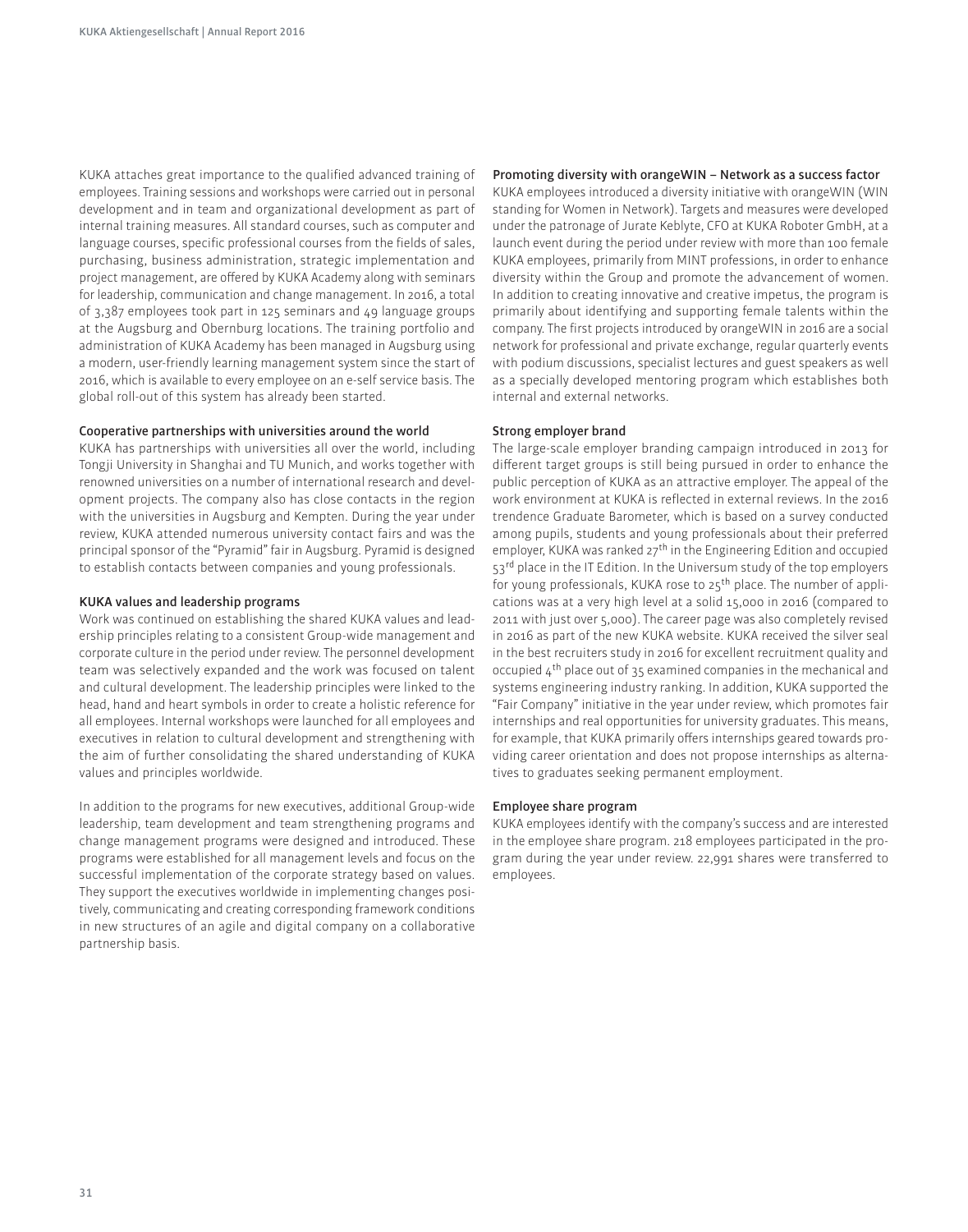KUKA attaches great importance to the qualified advanced training of employees. Training sessions and workshops were carried out in personal development and in team and organizational development as part of internal training measures. All standard courses, such as computer and language courses, specific professional courses from the fields of sales, purchasing, business administration, strategic implementation and project management, are offered by KUKA Academy along with seminars for leadership, communication and change management. In 2016, a total of 3,387 employees took part in 125 seminars and 49 language groups at the Augsburg and Obernburg locations. The training portfolio and administration of KUKA Academy has been managed in Augsburg using a modern, user-friendly learning management system since the start of 2016, which is available to every employee on an e-self service basis. The global roll-out of this system has already been started.

### Cooperative partnerships with universities around the world

KUKA has partnerships with universities all over the world, including Tongji University in Shanghai and TU Munich, and works together with renowned universities on a number of international research and development projects. The company also has close contacts in the region with the universities in Augsburg and Kempten. During the year under review, KUKA attended numerous university contact fairs and was the principal sponsor of the "Pyramid" fair in Augsburg. Pyramid is designed to establish contacts between companies and young professionals.

### KUKA values and leadership programs

Work was continued on establishing the shared KUKA values and leadership principles relating to a consistent Group-wide management and corporate culture in the period under review. The personnel development team was selectively expanded and the work was focused on talent and cultural development. The leadership principles were linked to the head, hand and heart symbols in order to create a holistic reference for all employees. Internal workshops were launched for all employees and executives in relation to cultural development and strengthening with the aim of further consolidating the shared understanding of KUKA values and principles worldwide.

In addition to the programs for new executives, additional Group-wide leadership, team development and team strengthening programs and change management programs were designed and introduced. These programs were established for all management levels and focus on the successful implementation of the corporate strategy based on values. They support the executives worldwide in implementing changes positively, communicating and creating corresponding framework conditions in new structures of an agile and digital company on a collaborative partnership basis.

### Promoting diversity with orangeWIN – Network as a success factor

KUKA employees introduced a diversity initiative with orangeWIN (WIN standing for Women in Network). Targets and measures were developed under the patronage of Jurate Keblyte, CFO at KUKA Roboter GmbH, at a launch event during the period under review with more than 100 female KUKA employees, primarily from MINT professions, in order to enhance diversity within the Group and promote the advancement of women. In addition to creating innovative and creative impetus, the program is primarily about identifying and supporting female talents within the company. The first projects introduced by orangeWIN in 2016 are a social network for professional and private exchange, regular quarterly events with podium discussions, specialist lectures and guest speakers as well as a specially developed mentoring program which establishes both internal and external networks.

### Strong employer brand

The large-scale employer branding campaign introduced in 2013 for different target groups is still being pursued in order to enhance the public perception of KUKA as an attractive employer. The appeal of the work environment at KUKA is reflected in external reviews. In the 2016 trendence Graduate Barometer, which is based on a survey conducted among pupils, students and young professionals about their preferred employer, KUKA was ranked 27th in the Engineering Edition and occupied 53rd place in the IT Edition. In the Universum study of the top employers for young professionals, KUKA rose to 25th place. The number of applications was at a very high level at a solid 15,000 in 2016 (compared to 2011 with just over 5,000). The career page was also completely revised in 2016 as part of the new KUKA website. KUKA received the silver seal in the best recruiters study in 2016 for excellent recruitment quality and occupied 4th place out of 35 examined companies in the mechanical and systems engineering industry ranking. In addition, KUKA supported the "Fair Company" initiative in the year under review, which promotes fair internships and real opportunities for university graduates. This means, for example, that KUKA primarily offers internships geared towards providing career orientation and does not propose internships as alternatives to graduates seeking permanent employment.

### Employee share program

KUKA employees identify with the company's success and are interested in the employee share program. 218 employees participated in the program during the year under review. 22,991 shares were transferred to employees.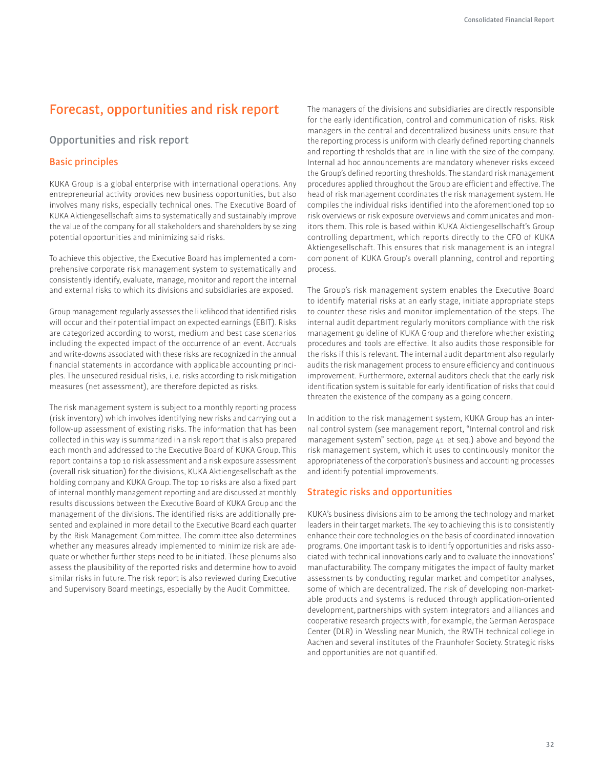# Forecast, opportunities and risk report

## Opportunities and risk report

### Basic principles

KUKA Group is a global enterprise with international operations. Any entrepreneurial activity provides new business opportunities, but also involves many risks, especially technical ones. The Executive Board of KUKA Aktiengesellschaft aims to systematically and sustainably improve the value of the company for all stakeholders and shareholders by seizing potential opportunities and minimizing said risks.

To achieve this objective, the Executive Board has implemented a comprehensive corporate risk management system to systematically and consistently identify, evaluate, manage, monitor and report the internal and external risks to which its divisions and subsidiaries are exposed.

Group management regularly assesses the likelihood that identified risks will occur and their potential impact on expected earnings (EBIT). Risks are categorized according to worst, medium and best case scenarios including the expected impact of the occurrence of an event. Accruals and write-downs associated with these risks are recognized in the annual financial statements in accordance with applicable accounting principles. The unsecured residual risks, i. e. risks according to risk mitigation measures (net assessment), are therefore depicted as risks.

The risk management system is subject to a monthly reporting process (risk inventory) which involves identifying new risks and carrying out a follow-up assessment of existing risks. The information that has been collected in this way is summarized in a risk report that is also prepared each month and addressed to the Executive Board of KUKA Group. This report contains a top 10 risk assessment and a risk exposure assessment (overall risk situation) for the divisions, KUKA Aktiengesellschaft as the holding company and KUKA Group. The top 10 risks are also a fixed part of internal monthly management reporting and are discussed at monthly results discussions between the Executive Board of KUKA Group and the management of the divisions. The identified risks are additionally presented and explained in more detail to the Executive Board each quarter by the Risk Management Committee. The committee also determines whether any measures already implemented to minimize risk are adequate or whether further steps need to be initiated. These plenums also assess the plausibility of the reported risks and determine how to avoid similar risks in future. The risk report is also reviewed during Executive and Supervisory Board meetings, especially by the Audit Committee.

The managers of the divisions and subsidiaries are directly responsible for the early identification, control and communication of risks. Risk managers in the central and decentralized business units ensure that the reporting process is uniform with clearly defined reporting channels and reporting thresholds that are in line with the size of the company. Internal ad hoc announcements are mandatory whenever risks exceed the Group's defined reporting thresholds. The standard risk management procedures applied throughout the Group are efficient and effective. The head of risk management coordinates the risk management system. He compiles the individual risks identified into the aforementioned top 10 risk overviews or risk exposure overviews and communicates and monitors them. This role is based within KUKA Aktiengesellschaft's Group controlling department, which reports directly to the CFO of KUKA Aktiengesellschaft. This ensures that risk management is an integral component of KUKA Group's overall planning, control and reporting process.

The Group's risk management system enables the Executive Board to identify material risks at an early stage, initiate appropriate steps to counter these risks and monitor implementation of the steps. The internal audit department regularly monitors compliance with the risk management guideline of KUKA Group and therefore whether existing procedures and tools are effective. It also audits those responsible for the risks if this is relevant. The internal audit department also regularly audits the risk management process to ensure efficiency and continuous improvement. Furthermore, external auditors check that the early risk identification system is suitable for early identification of risks that could threaten the existence of the company as a going concern.

In addition to the risk management system, KUKA Group has an internal control system (see management report, "Internal control and risk management system" section, page 41 et seq.) above and beyond the risk management system, which it uses to continuously monitor the appropriateness of the corporation's business and accounting processes and identify potential improvements.

### Strategic risks and opportunities

KUKA's business divisions aim to be among the technology and market leaders in their target markets. The key to achieving this is to consistently enhance their core technologies on the basis of coordinated innovation programs. One important task is to identify opportunities and risks associated with technical innovations early and to evaluate the innovations' manufacturability. The company mitigates the impact of faulty market assessments by conducting regular market and competitor analyses, some of which are decentralized. The risk of developing non-marketable products and systems is reduced through application-oriented development, partnerships with system integrators and alliances and cooperative research projects with, for example, the German Aerospace Center (DLR) in Wessling near Munich, the RWTH technical college in Aachen and several institutes of the Fraunhofer Society. Strategic risks and opportunities are not quantified.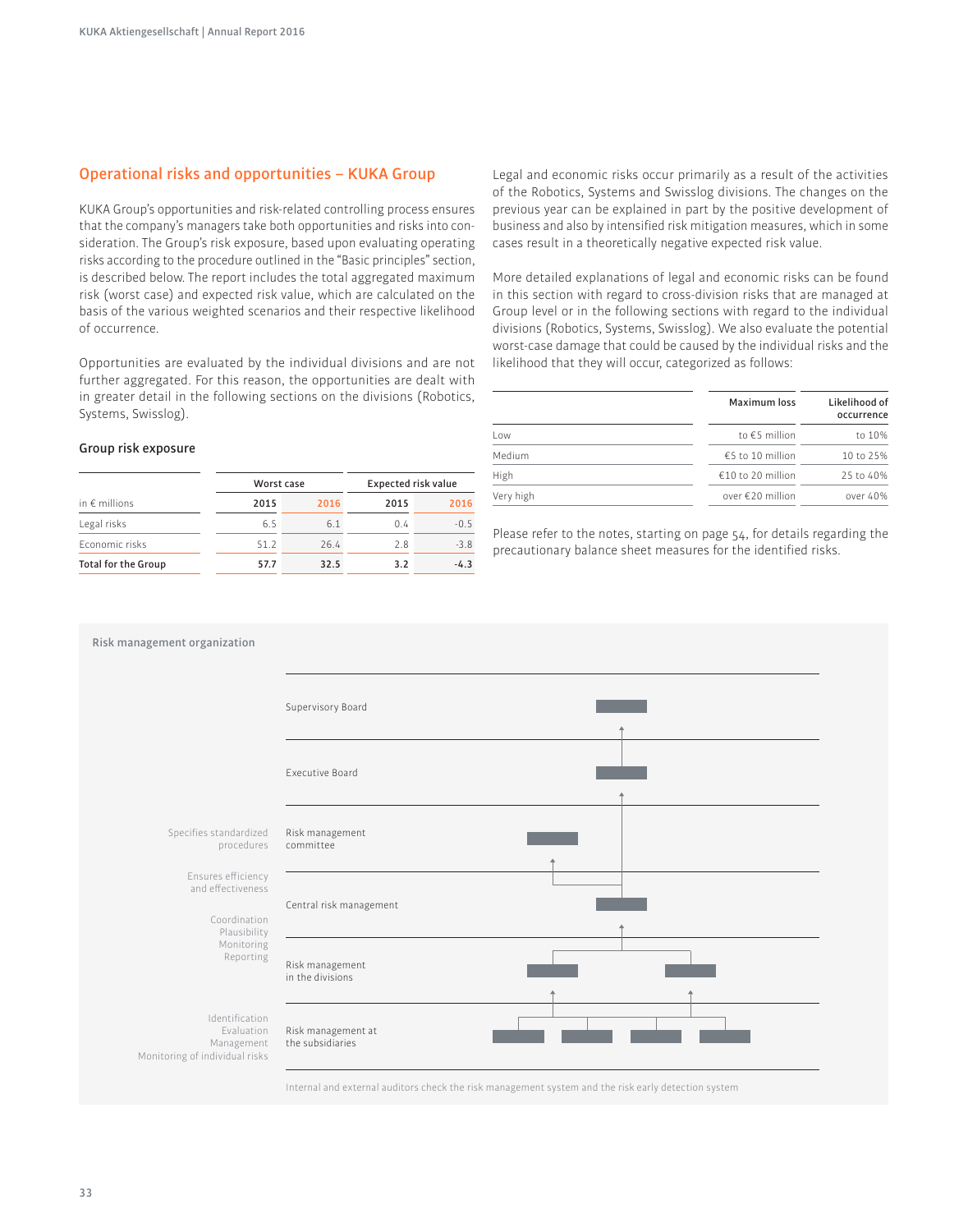## Operational risks and opportunities – KUKA Group

KUKA Group's opportunities and risk-related controlling process ensures that the company's managers take both opportunities and risks into consideration. The Group's risk exposure, based upon evaluating operating risks according to the procedure outlined in the "Basic principles" section, is described below. The report includes the total aggregated maximum risk (worst case) and expected risk value, which are calculated on the basis of the various weighted scenarios and their respective likelihood of occurrence.

Opportunities are evaluated by the individual divisions and are not further aggregated. For this reason, the opportunities are dealt with in greater detail in the following sections on the divisions (Robotics, Systems, Swisslog).

### Group risk exposure

| | Worst case | | Expected risk value | |
|---|---|---|---|---|
| in € millions | 2015 | 2016 | 2015 | 2016 |
| Legal risks | 6.5 | 6.1 | 0.4 | -0.5 |
| Economic risks | 51.2 | 26.4 | 2.8 | -3.8 |
| **Total for the Group** | **57.7** | **32.5** | **3.2** | **-4.3** |

Legal and economic risks occur primarily as a result of the activities of the Robotics, Systems and Swisslog divisions. The changes on the previous year can be explained in part by the positive development of business and also by intensified risk mitigation measures, which in some cases result in a theoretically negative expected risk value.

More detailed explanations of legal and economic risks can be found in this section with regard to cross-division risks that are managed at Group level or in the following sections with regard to the individual divisions (Robotics, Systems, Swisslog). We also evaluate the potential worst-case damage that could be caused by the individual risks and the likelihood that they will occur, categorized as follows:

| | Maximum loss | Likelihood of occurrence |
|---|---|---|
| Low | to €5 million | to 10% |
| Medium | €5 to 10 million | 10 to 25% |
| High | €10 to 20 million | 25 to 40% |
| Very high | over €20 million | over 40% |

Please refer to the notes, starting on page 54, for details regarding the precautionary balance sheet measures for the identified risks.

### Risk management organization

| Function | Level |
|---|---|
| | Supervisory Board |
| | Executive Board |
| Specifies standardized procedures | Risk management committee |
| Ensures efficiency and effectiveness | Central risk management |
| Coordination, Plausibility, Monitoring, Reporting | Risk management in the divisions |
| Identification, Evaluation, Management, Monitoring of individual risks | Risk management at the subsidiaries |

Internal and external auditors check the risk management system and the risk early detection system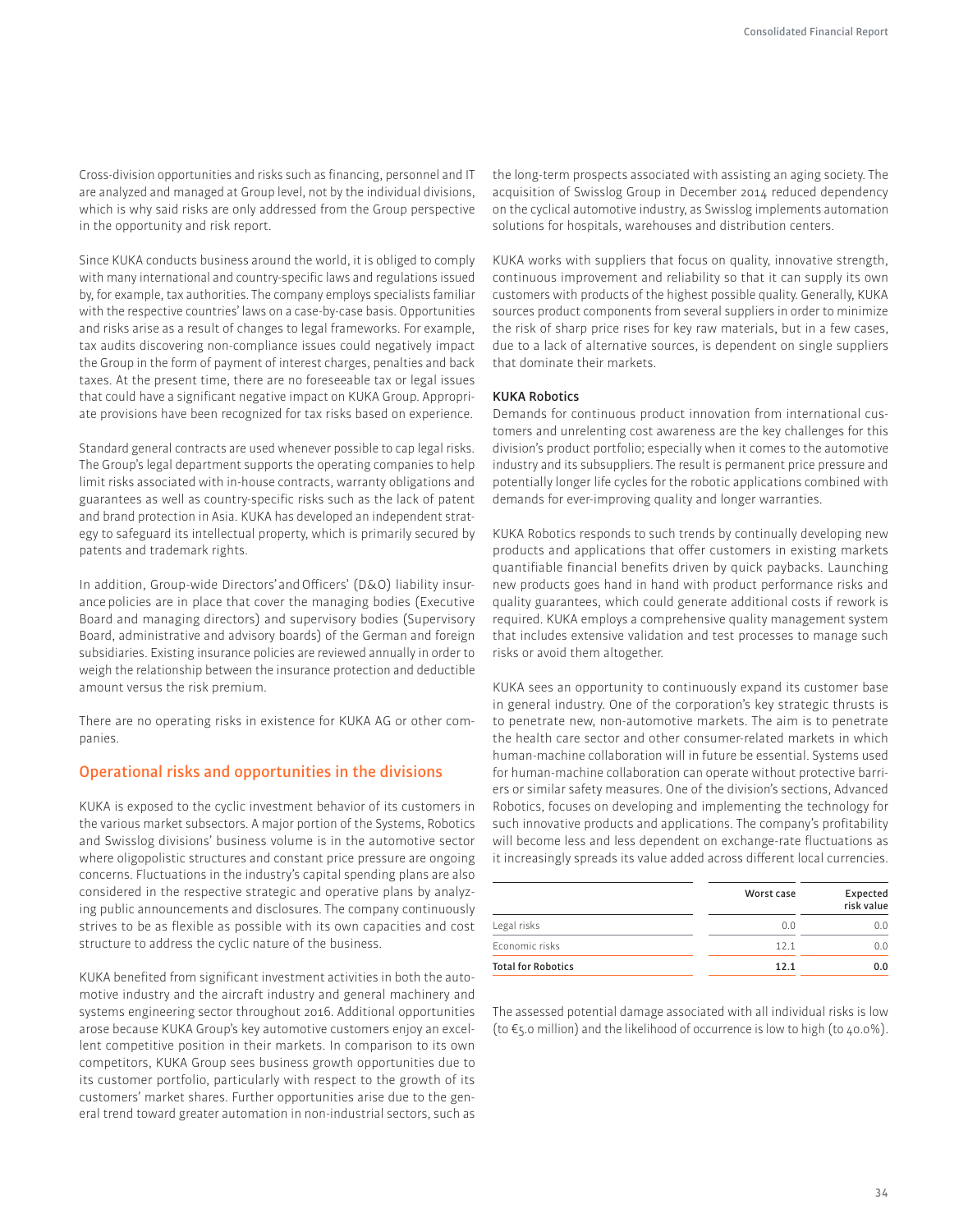Cross-division opportunities and risks such as financing, personnel and IT are analyzed and managed at Group level, not by the individual divisions, which is why said risks are only addressed from the Group perspective in the opportunity and risk report.

Since KUKA conducts business around the world, it is obliged to comply with many international and country-specific laws and regulations issued by, for example, tax authorities. The company employs specialists familiar with the respective countries' laws on a case-by-case basis. Opportunities and risks arise as a result of changes to legal frameworks. For example, tax audits discovering non-compliance issues could negatively impact the Group in the form of payment of interest charges, penalties and back taxes. At the present time, there are no foreseeable tax or legal issues that could have a significant negative impact on KUKA Group. Appropriate provisions have been recognized for tax risks based on experience.

Standard general contracts are used whenever possible to cap legal risks. The Group's legal department supports the operating companies to help limit risks associated with in-house contracts, warranty obligations and guarantees as well as country-specific risks such as the lack of patent and brand protection in Asia. KUKA has developed an independent strategy to safeguard its intellectual property, which is primarily secured by patents and trademark rights.

In addition, Group-wide Directors' and Officers' (D&O) liability insurance policies are in place that cover the managing bodies (Executive Board and managing directors) and supervisory bodies (Supervisory Board, administrative and advisory boards) of the German and foreign subsidiaries. Existing insurance policies are reviewed annually in order to weigh the relationship between the insurance protection and deductible amount versus the risk premium.

There are no operating risks in existence for KUKA AG or other companies.

## Operational risks and opportunities in the divisions

KUKA is exposed to the cyclic investment behavior of its customers in the various market subsectors. A major portion of the Systems, Robotics and Swisslog divisions' business volume is in the automotive sector where oligopolistic structures and constant price pressure are ongoing concerns. Fluctuations in the industry's capital spending plans are also considered in the respective strategic and operative plans by analyzing public announcements and disclosures. The company continuously strives to be as flexible as possible with its own capacities and cost structure to address the cyclic nature of the business.

KUKA benefited from significant investment activities in both the automotive industry and the aircraft industry and general machinery and systems engineering sector throughout 2016. Additional opportunities arose because KUKA Group's key automotive customers enjoy an excellent competitive position in their markets. In comparison to its own competitors, KUKA Group sees business growth opportunities due to its customer portfolio, particularly with respect to the growth of its customers' market shares. Further opportunities arise due to the general trend toward greater automation in non-industrial sectors, such as the long-term prospects associated with assisting an aging society. The acquisition of Swisslog Group in December 2014 reduced dependency on the cyclical automotive industry, as Swisslog implements automation solutions for hospitals, warehouses and distribution centers.

KUKA works with suppliers that focus on quality, innovative strength, continuous improvement and reliability so that it can supply its own customers with products of the highest possible quality. Generally, KUKA sources product components from several suppliers in order to minimize the risk of sharp price rises for key raw materials, but in a few cases, due to a lack of alternative sources, is dependent on single suppliers that dominate their markets.

### KUKA Robotics

Demands for continuous product innovation from international customers and unrelenting cost awareness are the key challenges for this division's product portfolio; especially when it comes to the automotive industry and its subsuppliers. The result is permanent price pressure and potentially longer life cycles for the robotic applications combined with demands for ever-improving quality and longer warranties.

KUKA Robotics responds to such trends by continually developing new products and applications that offer customers in existing markets quantifiable financial benefits driven by quick paybacks. Launching new products goes hand in hand with product performance risks and quality guarantees, which could generate additional costs if rework is required. KUKA employs a comprehensive quality management system that includes extensive validation and test processes to manage such risks or avoid them altogether.

KUKA sees an opportunity to continuously expand its customer base in general industry. One of the corporation's key strategic thrusts is to penetrate new, non-automotive markets. The aim is to penetrate the health care sector and other consumer-related markets in which human-machine collaboration will in future be essential. Systems used for human-machine collaboration can operate without protective barriers or similar safety measures. One of the division's sections, Advanced Robotics, focuses on developing and implementing the technology for such innovative products and applications. The company's profitability will become less and less dependent on exchange-rate fluctuations as it increasingly spreads its value added across different local currencies.

| | Worst case | Expected risk value |
|---|---|---|
| Legal risks | 0.0 | 0.0 |
| Economic risks | 12.1 | 0.0 |
| **Total for Robotics** | **12.1** | **0.0** |

The assessed potential damage associated with all individual risks is low (to €5.0 million) and the likelihood of occurrence is low to high (to 40.0%).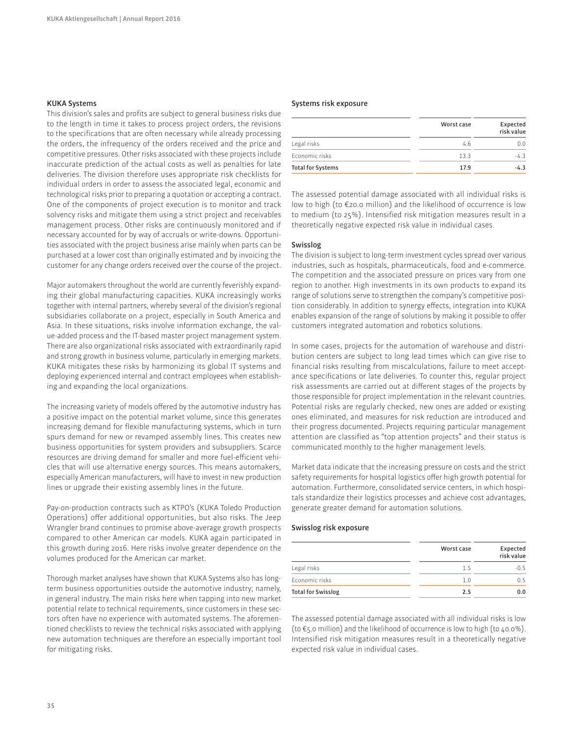### KUKA Systems

This division's sales and profits are subject to general business risks due to the length in time it takes to process project orders, the revisions to the specifications that are often necessary while already processing the orders, the infrequency of the orders received and the price and competitive pressures. Other risks associated with these projects include inaccurate prediction of the actual costs as well as penalties for late deliveries. The division therefore uses appropriate risk checklists for individual orders in order to assess the associated legal, economic and technological risks prior to preparing a quotation or accepting a contract. One of the components of project execution is to monitor and track solvency risks and mitigate them using a strict project and receivables management process. Other risks are continuously monitored and if necessary accounted for by way of accruals or write-downs. Opportunities associated with the project business arise mainly when parts can be purchased at a lower cost than originally estimated and by invoicing the customer for any change orders received over the course of the project.

Major automakers throughout the world are currently feverishly expanding their global manufacturing capacities. KUKA increasingly works together with internal partners, whereby several of the division's regional subsidiaries collaborate on a project, especially in South America and Asia. In these situations, risks involve information exchange, the value-added process and the IT-based master project management system. There are also organizational risks associated with extraordinarily rapid and strong growth in business volume, particularly in emerging markets. KUKA mitigates these risks by harmonizing its global IT systems and deploying experienced internal and contract employees when establishing and expanding the local organizations.

The increasing variety of models offered by the automotive industry has a positive impact on the potential market volume, since this generates increasing demand for flexible manufacturing systems, which in turn spurs demand for new or revamped assembly lines. This creates new business opportunities for system providers and subsuppliers. Scarce resources are driving demand for smaller and more fuel-efficient vehicles that will use alternative energy sources. This means automakers, especially American manufacturers, will have to invest in new production lines or upgrade their existing assembly lines in the future.

Pay-on-production contracts such as KTPO's (KUKA Toledo Production Operations) offer additional opportunities, but also risks. The Jeep Wrangler brand continues to promise above-average growth prospects compared to other American car models. KUKA again participated in this growth during 2016. Here risks involve greater dependence on the volumes produced for the American car market.

Thorough market analyses have shown that KUKA Systems also has long-term business opportunities outside the automotive industry; namely, in general industry. The main risks here when tapping into new market potential relate to technical requirements, since customers in these sectors often have no experience with automated systems. The aforementioned checklists to review the technical risks associated with applying new automation techniques are therefore an especially important tool for mitigating risks.

#### Systems risk exposure

| | Worst case | Expected risk value |
|---|---|---|
| Legal risks | 4.6 | 0.0 |
| Economic risks | 13.3 | -4.3 |
| **Total for Systems** | **17.9** | **-4.3** |

The assessed potential damage associated with all individual risks is low to high (to €20.0 million) and the likelihood of occurrence is low to medium (to 25%). Intensified risk mitigation measures result in a theoretically negative expected risk value in individual cases.

### Swisslog

The division is subject to long-term investment cycles spread over various industries, such as hospitals, pharmaceuticals, food and e-commerce. The competition and the associated pressure on prices vary from one region to another. High investments in its own products to expand its range of solutions serve to strengthen the company's competitive position considerably. In addition to synergy effects, integration into KUKA enables expansion of the range of solutions by making it possible to offer customers integrated automation and robotics solutions.

In some cases, projects for the automation of warehouse and distribution centers are subject to long lead times which can give rise to financial risks resulting from miscalculations, failure to meet acceptance specifications or late deliveries. To counter this, regular project risk assessments are carried out at different stages of the projects by those responsible for project implementation in the relevant countries. Potential risks are regularly checked, new ones are added or existing ones eliminated, and measures for risk reduction are introduced and their progress documented. Projects requiring particular management attention are classified as "top attention projects" and their status is communicated monthly to the higher management levels.

Market data indicate that the increasing pressure on costs and the strict safety requirements for hospital logistics offer high growth potential for automation. Furthermore, consolidated service centers, in which hospitals standardize their logistics processes and achieve cost advantages, generate greater demand for automation solutions.

#### Swisslog risk exposure

| | Worst case | Expected risk value |
|---|---|---|
| Legal risks | 1.5 | -0.5 |
| Economic risks | 1.0 | 0.5 |
| **Total for Swisslog** | **2.5** | **0.0** |

The assessed potential damage associated with all individual risks is low (to €5.0 million) and the likelihood of occurrence is low to high (to 40.0%). Intensified risk mitigation measures result in a theoretically negative expected risk value in individual cases.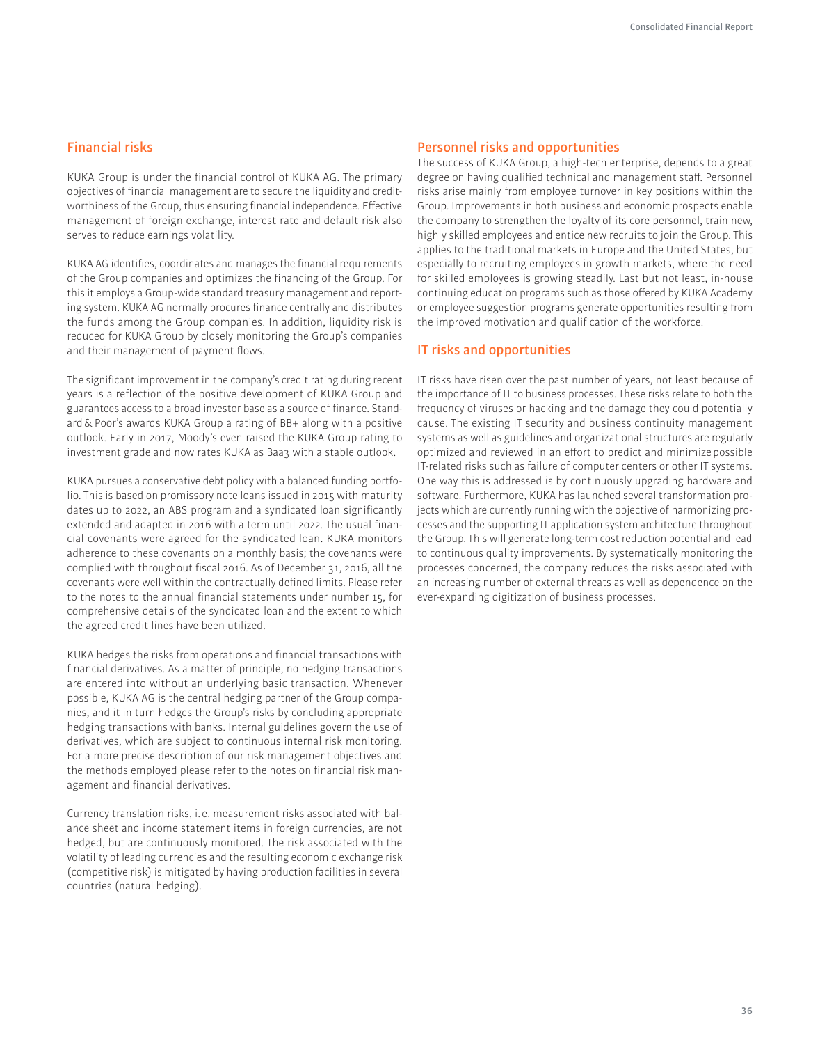## Financial risks

KUKA Group is under the financial control of KUKA AG. The primary objectives of financial management are to secure the liquidity and creditworthiness of the Group, thus ensuring financial independence. Effective management of foreign exchange, interest rate and default risk also serves to reduce earnings volatility.

KUKA AG identifies, coordinates and manages the financial requirements of the Group companies and optimizes the financing of the Group. For this it employs a Group-wide standard treasury management and reporting system. KUKA AG normally procures finance centrally and distributes the funds among the Group companies. In addition, liquidity risk is reduced for KUKA Group by closely monitoring the Group's companies and their management of payment flows.

The significant improvement in the company's credit rating during recent years is a reflection of the positive development of KUKA Group and guarantees access to a broad investor base as a source of finance. Standard & Poor's awards KUKA Group a rating of BB+ along with a positive outlook. Early in 2017, Moody's even raised the KUKA Group rating to investment grade and now rates KUKA as Baa3 with a stable outlook.

KUKA pursues a conservative debt policy with a balanced funding portfolio. This is based on promissory note loans issued in 2015 with maturity dates up to 2022, an ABS program and a syndicated loan significantly extended and adapted in 2016 with a term until 2022. The usual financial covenants were agreed for the syndicated loan. KUKA monitors adherence to these covenants on a monthly basis; the covenants were complied with throughout fiscal 2016. As of December 31, 2016, all the covenants were well within the contractually defined limits. Please refer to the notes to the annual financial statements under number 15, for comprehensive details of the syndicated loan and the extent to which the agreed credit lines have been utilized.

KUKA hedges the risks from operations and financial transactions with financial derivatives. As a matter of principle, no hedging transactions are entered into without an underlying basic transaction. Whenever possible, KUKA AG is the central hedging partner of the Group companies, and it in turn hedges the Group's risks by concluding appropriate hedging transactions with banks. Internal guidelines govern the use of derivatives, which are subject to continuous internal risk monitoring. For a more precise description of our risk management objectives and the methods employed please refer to the notes on financial risk management and financial derivatives.

Currency translation risks, i.e. measurement risks associated with balance sheet and income statement items in foreign currencies, are not hedged, but are continuously monitored. The risk associated with the volatility of leading currencies and the resulting economic exchange risk (competitive risk) is mitigated by having production facilities in several countries (natural hedging).

## Personnel risks and opportunities

The success of KUKA Group, a high-tech enterprise, depends to a great degree on having qualified technical and management staff. Personnel risks arise mainly from employee turnover in key positions within the Group. Improvements in both business and economic prospects enable the company to strengthen the loyalty of its core personnel, train new, highly skilled employees and entice new recruits to join the Group. This applies to the traditional markets in Europe and the United States, but especially to recruiting employees in growth markets, where the need for skilled employees is growing steadily. Last but not least, in-house continuing education programs such as those offered by KUKA Academy or employee suggestion programs generate opportunities resulting from the improved motivation and qualification of the workforce.

## IT risks and opportunities

IT risks have risen over the past number of years, not least because of the importance of IT to business processes. These risks relate to both the frequency of viruses or hacking and the damage they could potentially cause. The existing IT security and business continuity management systems as well as guidelines and organizational structures are regularly optimized and reviewed in an effort to predict and minimize possible IT-related risks such as failure of computer centers or other IT systems. One way this is addressed is by continuously upgrading hardware and software. Furthermore, KUKA has launched several transformation projects which are currently running with the objective of harmonizing processes and the supporting IT application system architecture throughout the Group. This will generate long-term cost reduction potential and lead to continuous quality improvements. By systematically monitoring the processes concerned, the company reduces the risks associated with an increasing number of external threats as well as dependence on the ever-expanding digitization of business processes.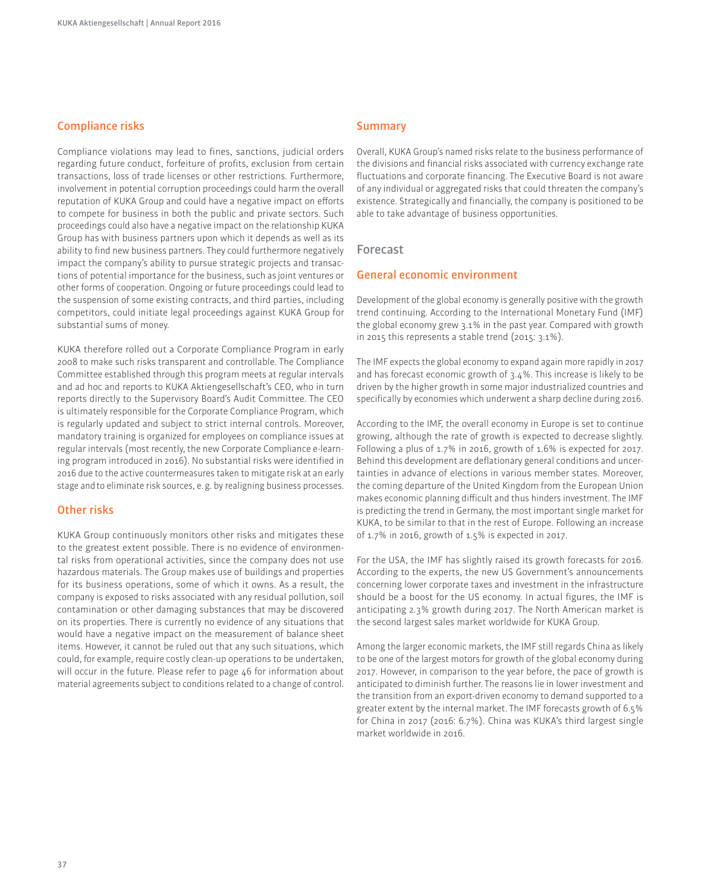## Compliance risks

Compliance violations may lead to fines, sanctions, judicial orders regarding future conduct, forfeiture of profits, exclusion from certain transactions, loss of trade licenses or other restrictions. Furthermore, involvement in potential corruption proceedings could harm the overall reputation of KUKA Group and could have a negative impact on efforts to compete for business in both the public and private sectors. Such proceedings could also have a negative impact on the relationship KUKA Group has with business partners upon which it depends as well as its ability to find new business partners. They could furthermore negatively impact the company's ability to pursue strategic projects and transactions of potential importance for the business, such as joint ventures or other forms of cooperation. Ongoing or future proceedings could lead to the suspension of some existing contracts, and third parties, including competitors, could initiate legal proceedings against KUKA Group for substantial sums of money.

KUKA therefore rolled out a Corporate Compliance Program in early 2008 to make such risks transparent and controllable. The Compliance Committee established through this program meets at regular intervals and ad hoc and reports to KUKA Aktiengesellschaft's CEO, who in turn reports directly to the Supervisory Board's Audit Committee. The CEO is ultimately responsible for the Corporate Compliance Program, which is regularly updated and subject to strict internal controls. Moreover, mandatory training is organized for employees on compliance issues at regular intervals (most recently, the new Corporate Compliance e-learning program introduced in 2016). No substantial risks were identified in 2016 due to the active countermeasures taken to mitigate risk at an early stage and to eliminate risk sources, e.g. by realigning business processes.

## Other risks

KUKA Group continuously monitors other risks and mitigates these to the greatest extent possible. There is no evidence of environmental risks from operational activities, since the company does not use hazardous materials. The Group makes use of buildings and properties for its business operations, some of which it owns. As a result, the company is exposed to risks associated with any residual pollution, soil contamination or other damaging substances that may be discovered on its properties. There is currently no evidence of any situations that would have a negative impact on the measurement of balance sheet items. However, it cannot be ruled out that any such situations, which could, for example, require costly clean-up operations to be undertaken, will occur in the future. Please refer to page 46 for information about material agreements subject to conditions related to a change of control.

## Summary

Overall, KUKA Group's named risks relate to the business performance of the divisions and financial risks associated with currency exchange rate fluctuations and corporate financing. The Executive Board is not aware of any individual or aggregated risks that could threaten the company's existence. Strategically and financially, the company is positioned to be able to take advantage of business opportunities.

# Forecast

## General economic environment

Development of the global economy is generally positive with the growth trend continuing. According to the International Monetary Fund (IMF) the global economy grew 3.1% in the past year. Compared with growth in 2015 this represents a stable trend (2015: 3.1%).

The IMF expects the global economy to expand again more rapidly in 2017 and has forecast economic growth of 3.4%. This increase is likely to be driven by the higher growth in some major industrialized countries and specifically by economies which underwent a sharp decline during 2016.

According to the IMF, the overall economy in Europe is set to continue growing, although the rate of growth is expected to decrease slightly. Following a plus of 1.7% in 2016, growth of 1.6% is expected for 2017. Behind this development are deflationary general conditions and uncertainties in advance of elections in various member states. Moreover, the coming departure of the United Kingdom from the European Union makes economic planning difficult and thus hinders investment. The IMF is predicting the trend in Germany, the most important single market for KUKA, to be similar to that in the rest of Europe. Following an increase of 1.7% in 2016, growth of 1.5% is expected in 2017.

For the USA, the IMF has slightly raised its growth forecasts for 2016. According to the experts, the new US Government's announcements concerning lower corporate taxes and investment in the infrastructure should be a boost for the US economy. In actual figures, the IMF is anticipating 2.3% growth during 2017. The North American market is the second largest sales market worldwide for KUKA Group.

Among the larger economic markets, the IMF still regards China as likely to be one of the largest motors for growth of the global economy during 2017. However, in comparison to the year before, the pace of growth is anticipated to diminish further. The reasons lie in lower investment and the transition from an export-driven economy to demand supported to a greater extent by the internal market. The IMF forecasts growth of 6.5% for China in 2017 (2016: 6.7%). China was KUKA's third largest single market worldwide in 2016.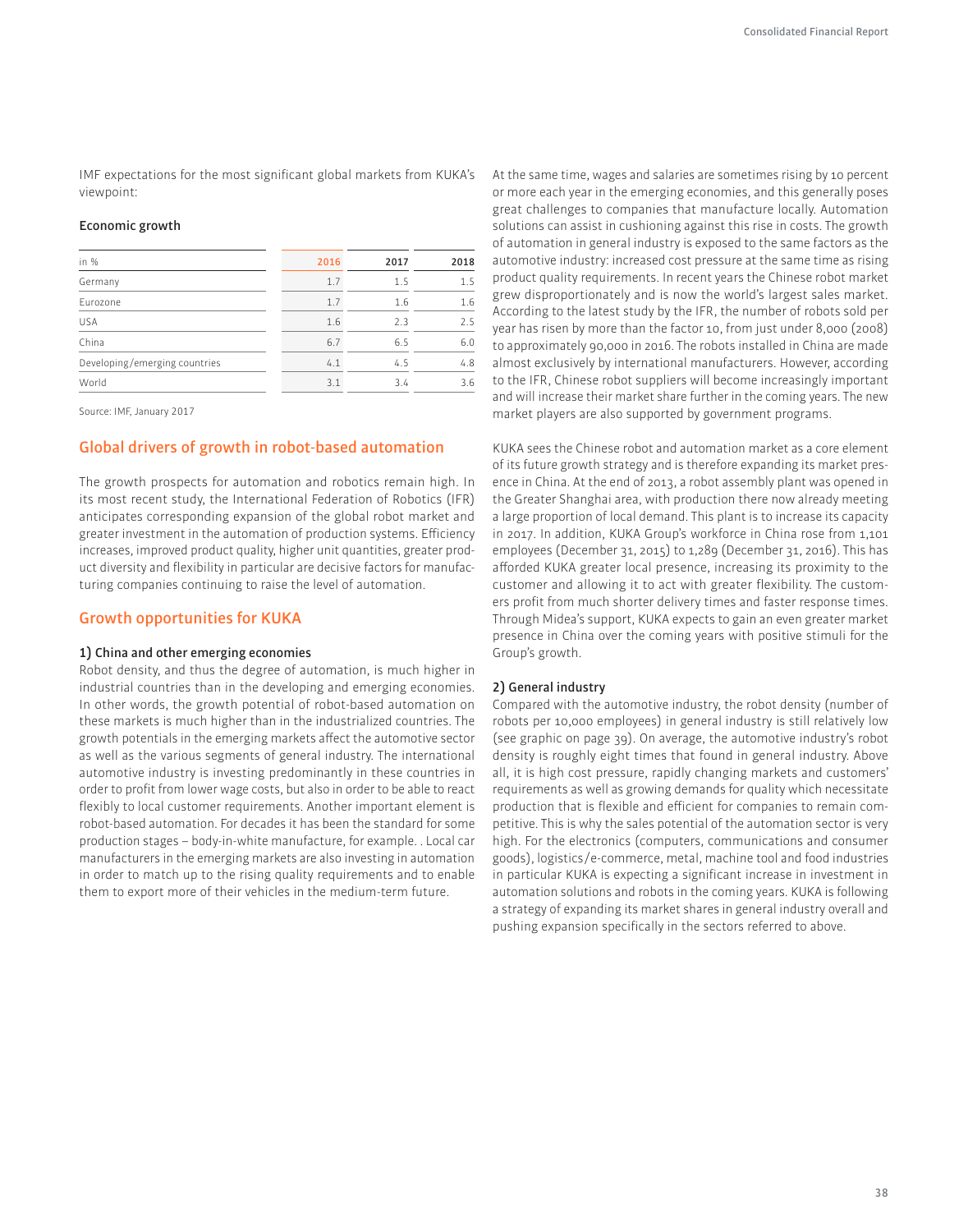IMF expectations for the most significant global markets from KUKA's viewpoint:

#### Economic growth

| in % | 2016 | 2017 | 2018 |
|---|---|---|---|
| Germany | 1.7 | 1.5 | 1.5 |
| Eurozone | 1.7 | 1.6 | 1.6 |
| USA | 1.6 | 2.3 | 2.5 |
| China | 6.7 | 6.5 | 6.0 |
| Developing/emerging countries | 4.1 | 4.5 | 4.8 |
| World | 3.1 | 3.4 | 3.6 |

Source: IMF, January 2017

## Global drivers of growth in robot-based automation

The growth prospects for automation and robotics remain high. In its most recent study, the International Federation of Robotics (IFR) anticipates corresponding expansion of the global robot market and greater investment in the automation of production systems. Efficiency increases, improved product quality, higher unit quantities, greater product diversity and flexibility in particular are decisive factors for manufacturing companies continuing to raise the level of automation.

## Growth opportunities for KUKA

#### 1) China and other emerging economies

Robot density, and thus the degree of automation, is much higher in industrial countries than in the developing and emerging economies. In other words, the growth potential of robot-based automation on these markets is much higher than in the industrialized countries. The growth potentials in the emerging markets affect the automotive sector as well as the various segments of general industry. The international automotive industry is investing predominantly in these countries in order to profit from lower wage costs, but also in order to be able to react flexibly to local customer requirements. Another important element is robot-based automation. For decades it has been the standard for some production stages – body-in-white manufacture, for example. . Local car manufacturers in the emerging markets are also investing in automation in order to match up to the rising quality requirements and to enable them to export more of their vehicles in the medium-term future.

At the same time, wages and salaries are sometimes rising by 10 percent or more each year in the emerging economies, and this generally poses great challenges to companies that manufacture locally. Automation solutions can assist in cushioning against this rise in costs. The growth of automation in general industry is exposed to the same factors as the automotive industry: increased cost pressure at the same time as rising product quality requirements. In recent years the Chinese robot market grew disproportionately and is now the world's largest sales market. According to the latest study by the IFR, the number of robots sold per year has risen by more than the factor 10, from just under 8,000 (2008) to approximately 90,000 in 2016. The robots installed in China are made almost exclusively by international manufacturers. However, according to the IFR, Chinese robot suppliers will become increasingly important and will increase their market share further in the coming years. The new market players are also supported by government programs.

KUKA sees the Chinese robot and automation market as a core element of its future growth strategy and is therefore expanding its market presence in China. At the end of 2013, a robot assembly plant was opened in the Greater Shanghai area, with production there now already meeting a large proportion of local demand. This plant is to increase its capacity in 2017. In addition, KUKA Group's workforce in China rose from 1,101 employees (December 31, 2015) to 1,289 (December 31, 2016). This has afforded KUKA greater local presence, increasing its proximity to the customer and allowing it to act with greater flexibility. The customers profit from much shorter delivery times and faster response times. Through Midea's support, KUKA expects to gain an even greater market presence in China over the coming years with positive stimuli for the Group's growth.

#### 2) General industry

Compared with the automotive industry, the robot density (number of robots per 10,000 employees) in general industry is still relatively low (see graphic on page 39). On average, the automotive industry's robot density is roughly eight times that found in general industry. Above all, it is high cost pressure, rapidly changing markets and customers' requirements as well as growing demands for quality which necessitate production that is flexible and efficient for companies to remain competitive. This is why the sales potential of the automation sector is very high. For the electronics (computers, communications and consumer goods), logistics/e-commerce, metal, machine tool and food industries in particular KUKA is expecting a significant increase in investment in automation solutions and robots in the coming years. KUKA is following a strategy of expanding its market shares in general industry overall and pushing expansion specifically in the sectors referred to above.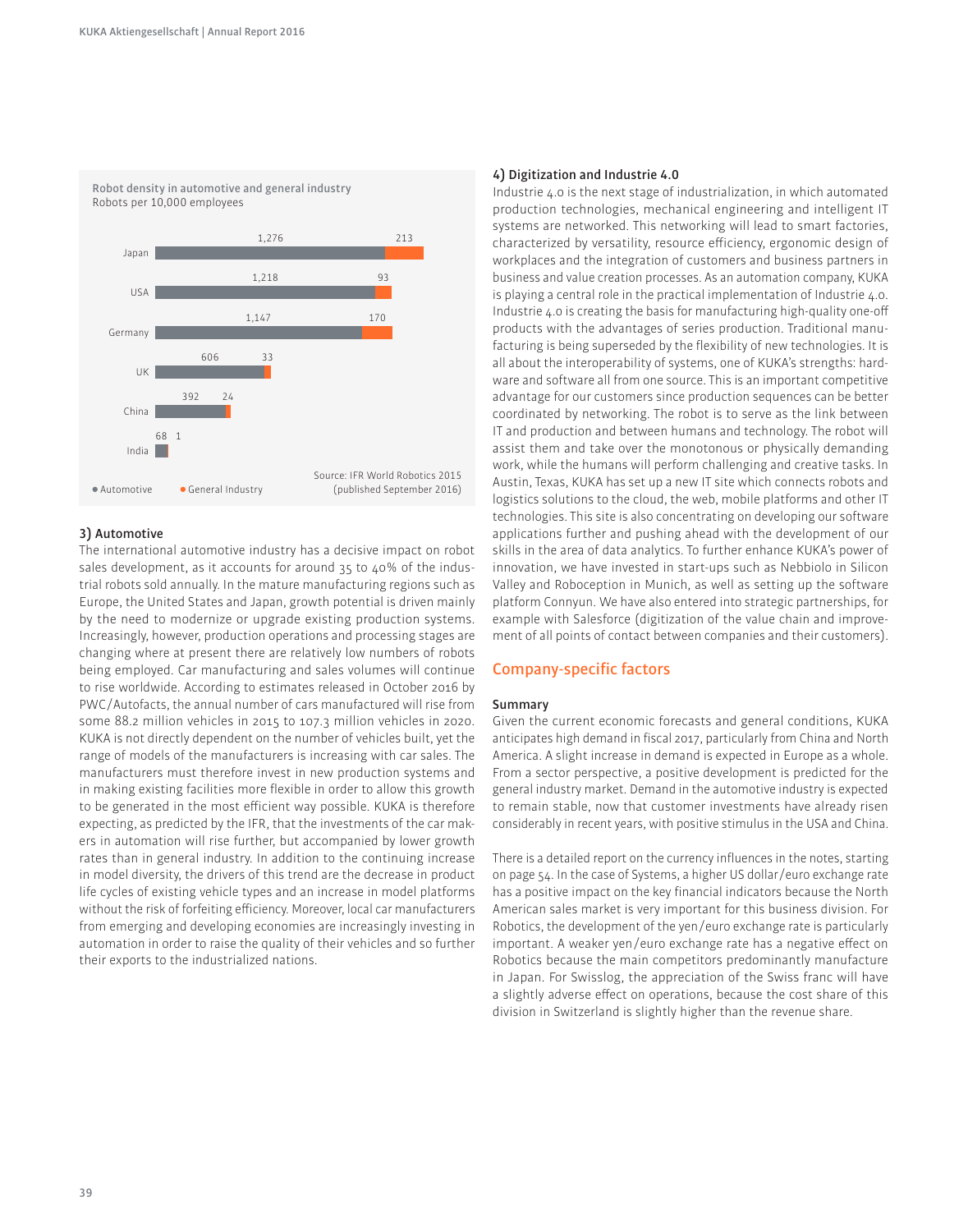**Robot density in automotive and general industry**
Robots per 10,000 employees

| Country | Automotive | General Industry |
|---|---|---|
| Japan | 1,276 | 213 |
| USA | 1,218 | 93 |
| Germany | 1,147 | 170 |
| UK | 606 | 33 |
| China | 392 | 24 |
| India | 68 | 1 |

Source: IFR World Robotics 2015 (published September 2016)

### 3) Automotive

The international automotive industry has a decisive impact on robot sales development, as it accounts for around 35 to 40% of the industrial robots sold annually. In the mature manufacturing regions such as Europe, the United States and Japan, growth potential is driven mainly by the need to modernize or upgrade existing production systems. Increasingly, however, production operations and processing stages are changing where at present there are relatively low numbers of robots being employed. Car manufacturing and sales volumes will continue to rise worldwide. According to estimates released in October 2016 by PWC/Autofacts, the annual number of cars manufactured will rise from some 88.2 million vehicles in 2015 to 107.3 million vehicles in 2020. KUKA is not directly dependent on the number of vehicles built, yet the range of models of the manufacturers is increasing with car sales. The manufacturers must therefore invest in new production systems and in making existing facilities more flexible in order to allow this growth to be generated in the most efficient way possible. KUKA is therefore expecting, as predicted by the IFR, that the investments of the car makers in automation will rise further, but accompanied by lower growth rates than in general industry. In addition to the continuing increase in model diversity, the drivers of this trend are the decrease in product life cycles of existing vehicle types and an increase in model platforms without the risk of forfeiting efficiency. Moreover, local car manufacturers from emerging and developing economies are increasingly investing in automation in order to raise the quality of their vehicles and so further their exports to the industrialized nations.

### 4) Digitization and Industrie 4.0

Industrie 4.0 is the next stage of industrialization, in which automated production technologies, mechanical engineering and intelligent IT systems are networked. This networking will lead to smart factories, characterized by versatility, resource efficiency, ergonomic design of workplaces and the integration of customers and business partners in business and value creation processes. As an automation company, KUKA is playing a central role in the practical implementation of Industrie 4.0. Industrie 4.0 is creating the basis for manufacturing high-quality one-off products with the advantages of series production. Traditional manufacturing is being superseded by the flexibility of new technologies. It is all about the interoperability of systems, one of KUKA's strengths: hardware and software all from one source. This is an important competitive advantage for our customers since production sequences can be better coordinated by networking. The robot is to serve as the link between IT and production and between humans and technology. The robot will assist them and take over the monotonous or physically demanding work, while the humans will perform challenging and creative tasks. In Austin, Texas, KUKA has set up a new IT site which connects robots and logistics solutions to the cloud, the web, mobile platforms and other IT technologies. This site is also concentrating on developing our software applications further and pushing ahead with the development of our skills in the area of data analytics. To further enhance KUKA's power of innovation, we have invested in start-ups such as Nebbiolo in Silicon Valley and Roboception in Munich, as well as setting up the software platform Connyun. We have also entered into strategic partnerships, for example with Salesforce (digitization of the value chain and improvement of all points of contact between companies and their customers).

## Company-specific factors

### Summary

Given the current economic forecasts and general conditions, KUKA anticipates high demand in fiscal 2017, particularly from China and North America. A slight increase in demand is expected in Europe as a whole. From a sector perspective, a positive development is predicted for the general industry market. Demand in the automotive industry is expected to remain stable, now that customer investments have already risen considerably in recent years, with positive stimulus in the USA and China.

There is a detailed report on the currency influences in the notes, starting on page 54. In the case of Systems, a higher US dollar/euro exchange rate has a positive impact on the key financial indicators because the North American sales market is very important for this business division. For Robotics, the development of the yen/euro exchange rate is particularly important. A weaker yen/euro exchange rate has a negative effect on Robotics because the main competitors predominantly manufacture in Japan. For Swisslog, the appreciation of the Swiss franc will have a slightly adverse effect on operations, because the cost share of this division in Switzerland is slightly higher than the revenue share.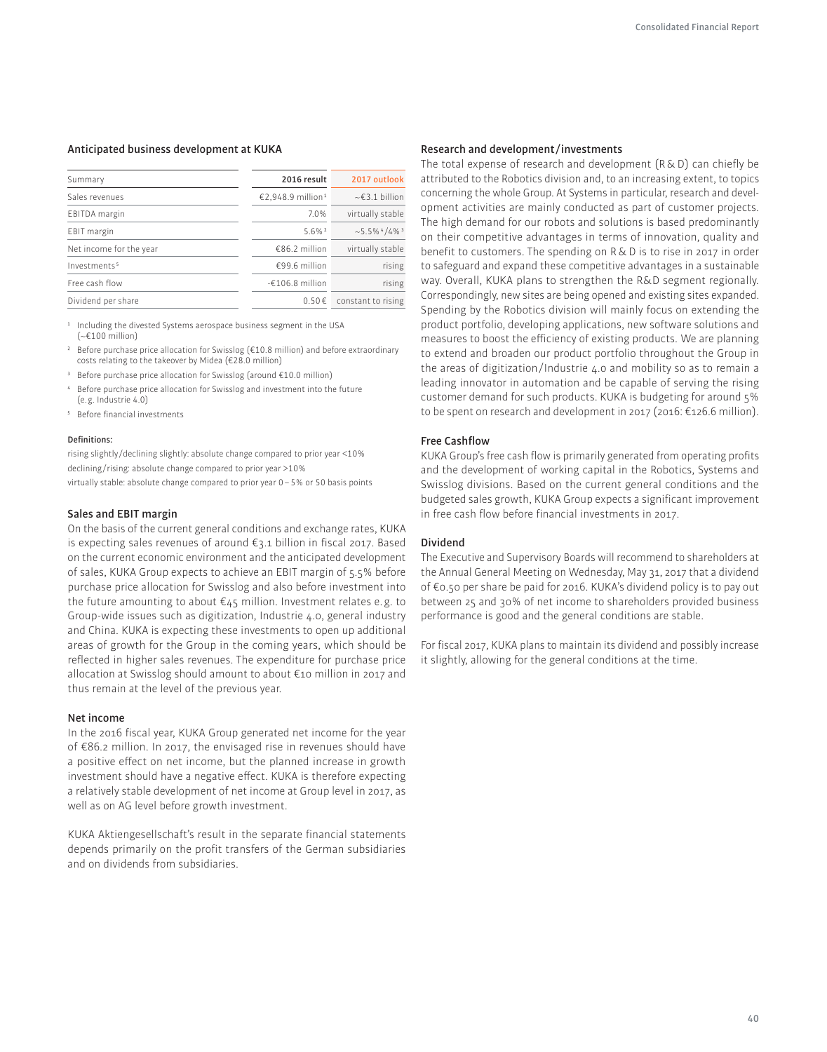### Anticipated business development at KUKA

| Summary | 2016 result | 2017 outlook |
|---|---|---|
| Sales revenues | €2,948.9 million[1] | ~€3.1 billion |
| EBITDA margin | 7.0% | virtually stable |
| EBIT margin | 5.6%[2] | ~5.5%[4]/4%[3] |
| Net income for the year | €86.2 million | virtually stable |
| Investments[5] | €99.6 million | rising |
| Free cash flow | -€106.8 million | rising |
| Dividend per share | 0.50 € | constant to rising |

[1] Including the divested Systems aerospace business segment in the USA (~€100 million)

[2] Before purchase price allocation for Swisslog (€10.8 million) and before extraordinary costs relating to the takeover by Midea (€28.0 million)

[3] Before purchase price allocation for Swisslog (around €10.0 million)

[4] Before purchase price allocation for Swisslog and investment into the future (e.g. Industrie 4.0)

[5] Before financial investments

**Definitions:**

rising slightly/declining slightly: absolute change compared to prior year <10%
declining/rising: absolute change compared to prior year >10%
virtually stable: absolute change compared to prior year 0 – 5% or 50 basis points

### Sales and EBIT margin

On the basis of the current general conditions and exchange rates, KUKA is expecting sales revenues of around €3.1 billion in fiscal 2017. Based on the current economic environment and the anticipated development of sales, KUKA Group expects to achieve an EBIT margin of 5.5% before purchase price allocation for Swisslog and also before investment into the future amounting to about €45 million. Investment relates e.g. to Group-wide issues such as digitization, Industrie 4.0, general industry and China. KUKA is expecting these investments to open up additional areas of growth for the Group in the coming years, which should be reflected in higher sales revenues. The expenditure for purchase price allocation at Swisslog should amount to about €10 million in 2017 and thus remain at the level of the previous year.

### Net income

In the 2016 fiscal year, KUKA Group generated net income for the year of €86.2 million. In 2017, the envisaged rise in revenues should have a positive effect on net income, but the planned increase in growth investment should have a negative effect. KUKA is therefore expecting a relatively stable development of net income at Group level in 2017, as well as on AG level before growth investment.

KUKA Aktiengesellschaft's result in the separate financial statements depends primarily on the profit transfers of the German subsidiaries and on dividends from subsidiaries.

### Research and development/investments

The total expense of research and development (R&D) can chiefly be attributed to the Robotics division and, to an increasing extent, to topics concerning the whole Group. At Systems in particular, research and development activities are mainly conducted as part of customer projects. The high demand for our robots and solutions is based predominantly on their competitive advantages in terms of innovation, quality and benefit to customers. The spending on R&D is to rise in 2017 in order to safeguard and expand these competitive advantages in a sustainable way. Overall, KUKA plans to strengthen the R&D segment regionally. Correspondingly, new sites are being opened and existing sites expanded. Spending by the Robotics division will mainly focus on extending the product portfolio, developing applications, new software solutions and measures to boost the efficiency of existing products. We are planning to extend and broaden our product portfolio throughout the Group in the areas of digitization/Industrie 4.0 and mobility so as to remain a leading innovator in automation and be capable of serving the rising customer demand for such products. KUKA is budgeting for around 5% to be spent on research and development in 2017 (2016: €126.6 million).

### Free Cashflow

KUKA Group's free cash flow is primarily generated from operating profits and the development of working capital in the Robotics, Systems and Swisslog divisions. Based on the current general conditions and the budgeted sales growth, KUKA Group expects a significant improvement in free cash flow before financial investments in 2017.

### Dividend

The Executive and Supervisory Boards will recommend to shareholders at the Annual General Meeting on Wednesday, May 31, 2017 that a dividend of €0.50 per share be paid for 2016. KUKA's dividend policy is to pay out between 25 and 30% of net income to shareholders provided business performance is good and the general conditions are stable.

For fiscal 2017, KUKA plans to maintain its dividend and possibly increase it slightly, allowing for the general conditions at the time.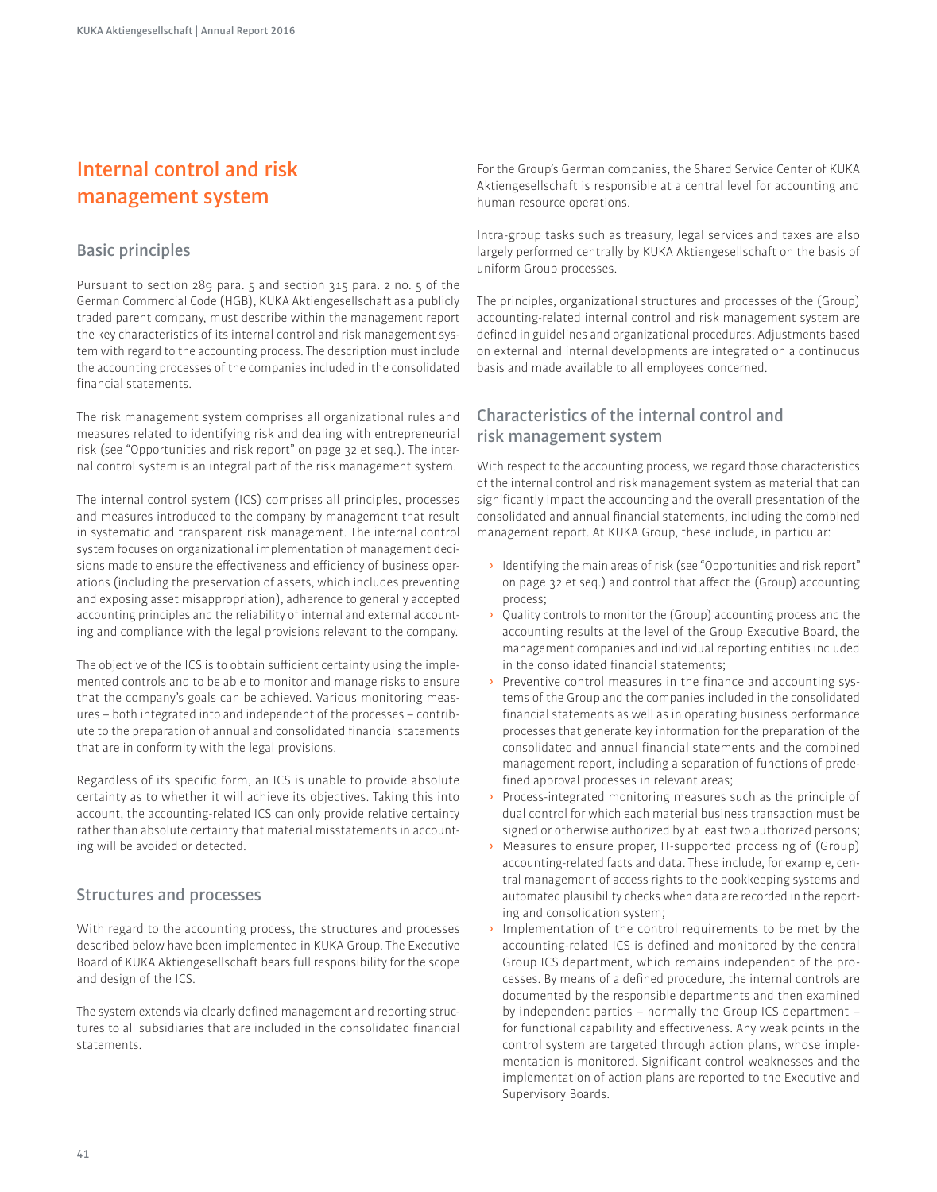# Internal control and risk management system

## Basic principles

Pursuant to section 289 para. 5 and section 315 para. 2 no. 5 of the German Commercial Code (HGB), KUKA Aktiengesellschaft as a publicly traded parent company, must describe within the management report the key characteristics of its internal control and risk management system with regard to the accounting process. The description must include the accounting processes of the companies included in the consolidated financial statements.

The risk management system comprises all organizational rules and measures related to identifying risk and dealing with entrepreneurial risk (see "Opportunities and risk report" on page 32 et seq.). The internal control system is an integral part of the risk management system.

The internal control system (ICS) comprises all principles, processes and measures introduced to the company by management that result in systematic and transparent risk management. The internal control system focuses on organizational implementation of management decisions made to ensure the effectiveness and efficiency of business operations (including the preservation of assets, which includes preventing and exposing asset misappropriation), adherence to generally accepted accounting principles and the reliability of internal and external accounting and compliance with the legal provisions relevant to the company.

The objective of the ICS is to obtain sufficient certainty using the implemented controls and to be able to monitor and manage risks to ensure that the company's goals can be achieved. Various monitoring measures – both integrated into and independent of the processes – contribute to the preparation of annual and consolidated financial statements that are in conformity with the legal provisions.

Regardless of its specific form, an ICS is unable to provide absolute certainty as to whether it will achieve its objectives. Taking this into account, the accounting-related ICS can only provide relative certainty rather than absolute certainty that material misstatements in accounting will be avoided or detected.

## Structures and processes

With regard to the accounting process, the structures and processes described below have been implemented in KUKA Group. The Executive Board of KUKA Aktiengesellschaft bears full responsibility for the scope and design of the ICS.

The system extends via clearly defined management and reporting structures to all subsidiaries that are included in the consolidated financial statements.

For the Group's German companies, the Shared Service Center of KUKA Aktiengesellschaft is responsible at a central level for accounting and human resource operations.

Intra-group tasks such as treasury, legal services and taxes are also largely performed centrally by KUKA Aktiengesellschaft on the basis of uniform Group processes.

The principles, organizational structures and processes of the (Group) accounting-related internal control and risk management system are defined in guidelines and organizational procedures. Adjustments based on external and internal developments are integrated on a continuous basis and made available to all employees concerned.

## Characteristics of the internal control and risk management system

With respect to the accounting process, we regard those characteristics of the internal control and risk management system as material that can significantly impact the accounting and the overall presentation of the consolidated and annual financial statements, including the combined management report. At KUKA Group, these include, in particular:

- Identifying the main areas of risk (see "Opportunities and risk report" on page 32 et seq.) and control that affect the (Group) accounting process;
- Quality controls to monitor the (Group) accounting process and the accounting results at the level of the Group Executive Board, the management companies and individual reporting entities included in the consolidated financial statements;
- Preventive control measures in the finance and accounting systems of the Group and the companies included in the consolidated financial statements as well as in operating business performance processes that generate key information for the preparation of the consolidated and annual financial statements and the combined management report, including a separation of functions of predefined approval processes in relevant areas;
- Process-integrated monitoring measures such as the principle of dual control for which each material business transaction must be signed or otherwise authorized by at least two authorized persons;
- Measures to ensure proper, IT-supported processing of (Group) accounting-related facts and data. These include, for example, central management of access rights to the bookkeeping systems and automated plausibility checks when data are recorded in the reporting and consolidation system;
- Implementation of the control requirements to be met by the accounting-related ICS is defined and monitored by the central Group ICS department, which remains independent of the processes. By means of a defined procedure, the internal controls are documented by the responsible departments and then examined by independent parties – normally the Group ICS department – for functional capability and effectiveness. Any weak points in the control system are targeted through action plans, whose implementation is monitored. Significant control weaknesses and the implementation of action plans are reported to the Executive and Supervisory Boards.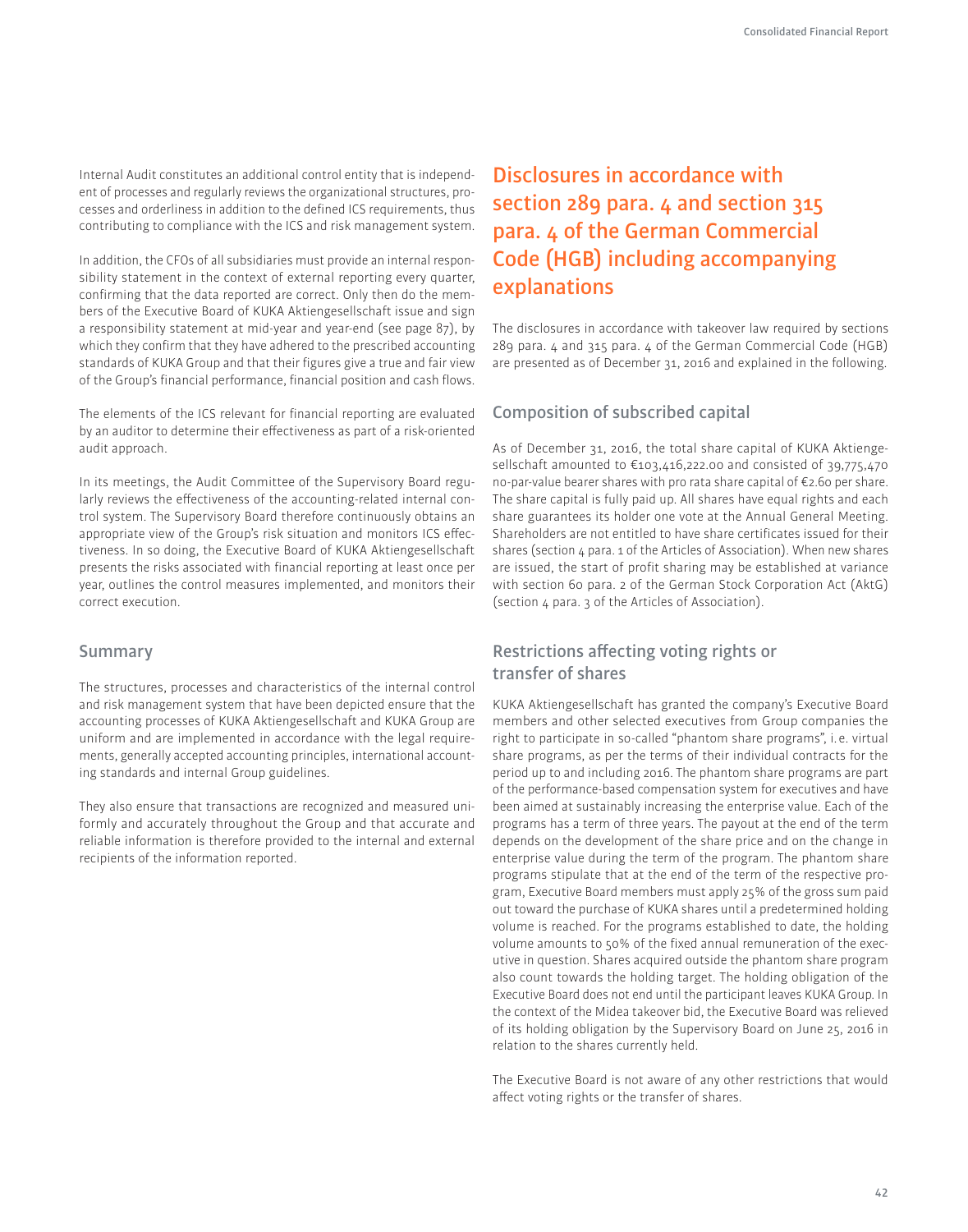Internal Audit constitutes an additional control entity that is independent of processes and regularly reviews the organizational structures, processes and orderliness in addition to the defined ICS requirements, thus contributing to compliance with the ICS and risk management system.

In addition, the CFOs of all subsidiaries must provide an internal responsibility statement in the context of external reporting every quarter, confirming that the data reported are correct. Only then do the members of the Executive Board of KUKA Aktiengesellschaft issue and sign a responsibility statement at mid-year and year-end (see page 87), by which they confirm that they have adhered to the prescribed accounting standards of KUKA Group and that their figures give a true and fair view of the Group's financial performance, financial position and cash flows.

The elements of the ICS relevant for financial reporting are evaluated by an auditor to determine their effectiveness as part of a risk-oriented audit approach.

In its meetings, the Audit Committee of the Supervisory Board regularly reviews the effectiveness of the accounting-related internal control system. The Supervisory Board therefore continuously obtains an appropriate view of the Group's risk situation and monitors ICS effectiveness. In so doing, the Executive Board of KUKA Aktiengesellschaft presents the risks associated with financial reporting at least once per year, outlines the control measures implemented, and monitors their correct execution.

## Summary

The structures, processes and characteristics of the internal control and risk management system that have been depicted ensure that the accounting processes of KUKA Aktiengesellschaft and KUKA Group are uniform and are implemented in accordance with the legal requirements, generally accepted accounting principles, international accounting standards and internal Group guidelines.

They also ensure that transactions are recognized and measured uniformly and accurately throughout the Group and that accurate and reliable information is therefore provided to the internal and external recipients of the information reported.

# Disclosures in accordance with section 289 para. 4 and section 315 para. 4 of the German Commercial Code (HGB) including accompanying explanations

The disclosures in accordance with takeover law required by sections 289 para. 4 and 315 para. 4 of the German Commercial Code (HGB) are presented as of December 31, 2016 and explained in the following.

## Composition of subscribed capital

As of December 31, 2016, the total share capital of KUKA Aktiengesellschaft amounted to €103,416,222.00 and consisted of 39,775,470 no-par-value bearer shares with pro rata share capital of €2.60 per share. The share capital is fully paid up. All shares have equal rights and each share guarantees its holder one vote at the Annual General Meeting. Shareholders are not entitled to have share certificates issued for their shares (section 4 para. 1 of the Articles of Association). When new shares are issued, the start of profit sharing may be established at variance with section 60 para. 2 of the German Stock Corporation Act (AktG) (section 4 para. 3 of the Articles of Association).

## Restrictions affecting voting rights or transfer of shares

KUKA Aktiengesellschaft has granted the company's Executive Board members and other selected executives from Group companies the right to participate in so-called "phantom share programs", i.e. virtual share programs, as per the terms of their individual contracts for the period up to and including 2016. The phantom share programs are part of the performance-based compensation system for executives and have been aimed at sustainably increasing the enterprise value. Each of the programs has a term of three years. The payout at the end of the term depends on the development of the share price and on the change in enterprise value during the term of the program. The phantom share programs stipulate that at the end of the term of the respective program, Executive Board members must apply 25% of the gross sum paid out toward the purchase of KUKA shares until a predetermined holding volume is reached. For the programs established to date, the holding volume amounts to 50% of the fixed annual remuneration of the executive in question. Shares acquired outside the phantom share program also count towards the holding target. The holding obligation of the Executive Board does not end until the participant leaves KUKA Group. In the context of the Midea takeover bid, the Executive Board was relieved of its holding obligation by the Supervisory Board on June 25, 2016 in relation to the shares currently held.

The Executive Board is not aware of any other restrictions that would affect voting rights or the transfer of shares.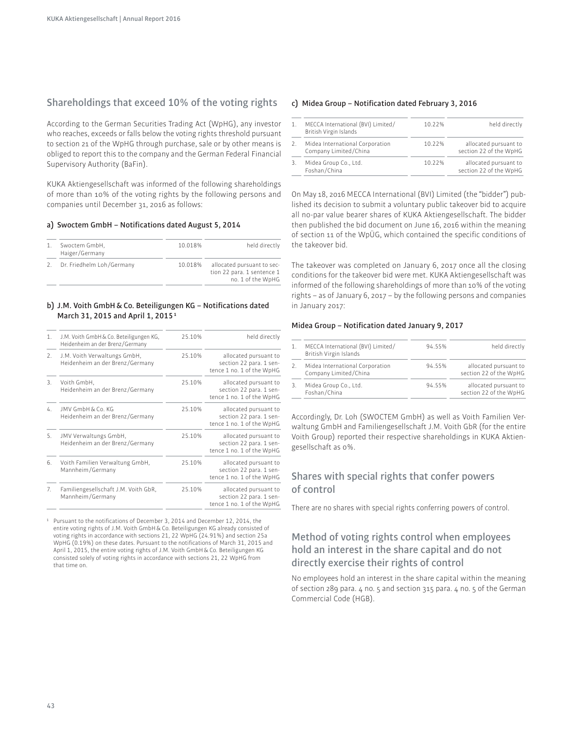## Shareholdings that exceed 10% of the voting rights

According to the German Securities Trading Act (WpHG), any investor who reaches, exceeds or falls below the voting rights threshold pursuant to section 21 of the WpHG through purchase, sale or by other means is obliged to report this to the company and the German Federal Financial Supervisory Authority (BaFin).

KUKA Aktiengesellschaft was informed of the following shareholdings of more than 10% of the voting rights by the following persons and companies until December 31, 2016 as follows:

#### a) Swoctem GmbH – Notifications dated August 5, 2014

| | | | |
|---|---|---|---|
| 1. | Swoctem GmbH, Haiger/Germany | 10.018% | held directly |
| 2. | Dr. Friedhelm Loh/Germany | 10.018% | allocated pursuant to section 22 para. 1 sentence 1 no. 1 of the WpHG |

#### b) J.M. Voith GmbH & Co. Beteiligungen KG – Notifications dated March 31, 2015 and April 1, 2015[1]

| | | | |
|---|---|---|---|
| 1. | J.M. Voith GmbH & Co. Beteiligungen KG, Heidenheim an der Brenz/Germany | 25.10% | held directly |
| 2. | J.M. Voith Verwaltungs GmbH, Heidenheim an der Brenz/Germany | 25.10% | allocated pursuant to section 22 para. 1 sentence 1 no. 1 of the WpHG |
| 3. | Voith GmbH, Heidenheim an der Brenz/Germany | 25.10% | allocated pursuant to section 22 para. 1 sentence 1 no. 1 of the WpHG |
| 4. | JMV GmbH & Co. KG Heidenheim an der Brenz/Germany | 25.10% | allocated pursuant to section 22 para. 1 sentence 1 no. 1 of the WpHG |
| 5. | JMV Verwaltungs GmbH, Heidenheim an der Brenz/Germany | 25.10% | allocated pursuant to section 22 para. 1 sentence 1 no. 1 of the WpHG |
| 6. | Voith Familien Verwaltung GmbH, Mannheim/Germany | 25.10% | allocated pursuant to section 22 para. 1 sentence 1 no. 1 of the WpHG |
| 7. | Familiengesellschaft J.M. Voith GbR, Mannheim/Germany | 25.10% | allocated pursuant to section 22 para. 1 sentence 1 no. 1 of the WpHG |

[1] Pursuant to the notifications of December 3, 2014 and December 12, 2014, the entire voting rights of J.M. Voith GmbH & Co. Beteiligungen KG already consisted of voting rights in accordance with sections 21, 22 WpHG (24.91%) and section 25a WpHG (0.19%) on these dates. Pursuant to the notifications of March 31, 2015 and April 1, 2015, the entire voting rights of J.M. Voith GmbH & Co. Beteiligungen KG consisted solely of voting rights in accordance with sections 21, 22 WpHG from that time on.

#### c) Midea Group – Notification dated February 3, 2016

| | | | |
|---|---|---|---|
| 1. | MECCA International (BVI) Limited/ British Virgin Islands | 10.22% | held directly |
| 2. | Midea International Corporation Company Limited/China | 10.22% | allocated pursuant to section 22 of the WpHG |
| 3. | Midea Group Co., Ltd. Foshan/China | 10.22% | allocated pursuant to section 22 of the WpHG |

On May 18, 2016 MECCA International (BVI) Limited (the "bidder") published its decision to submit a voluntary public takeover bid to acquire all no-par value bearer shares of KUKA Aktiengesellschaft. The bidder then published the bid document on June 16, 2016 within the meaning of section 11 of the WpÜG, which contained the specific conditions of the takeover bid.

The takeover was completed on January 6, 2017 once all the closing conditions for the takeover bid were met. KUKA Aktiengesellschaft was informed of the following shareholdings of more than 10% of the voting rights – as of January 6, 2017 – by the following persons and companies in January 2017:

#### Midea Group – Notification dated January 9, 2017

| | | | |
|---|---|---|---|
| 1. | MECCA International (BVI) Limited/ British Virgin Islands | 94.55% | held directly |
| 2. | Midea International Corporation Company Limited/China | 94.55% | allocated pursuant to section 22 of the WpHG |
| 3. | Midea Group Co., Ltd. Foshan/China | 94.55% | allocated pursuant to section 22 of the WpHG |

Accordingly, Dr. Loh (SWOCTEM GmbH) as well as Voith Familien Verwaltung GmbH and Familiengesellschaft J.M. Voith GbR (for the entire Voith Group) reported their respective shareholdings in KUKA Aktiengesellschaft as 0%.

## Shares with special rights that confer powers of control

There are no shares with special rights conferring powers of control.

## Method of voting rights control when employees hold an interest in the share capital and do not directly exercise their rights of control

No employees hold an interest in the share capital within the meaning of section 289 para. 4 no. 5 and section 315 para. 4 no. 5 of the German Commercial Code (HGB).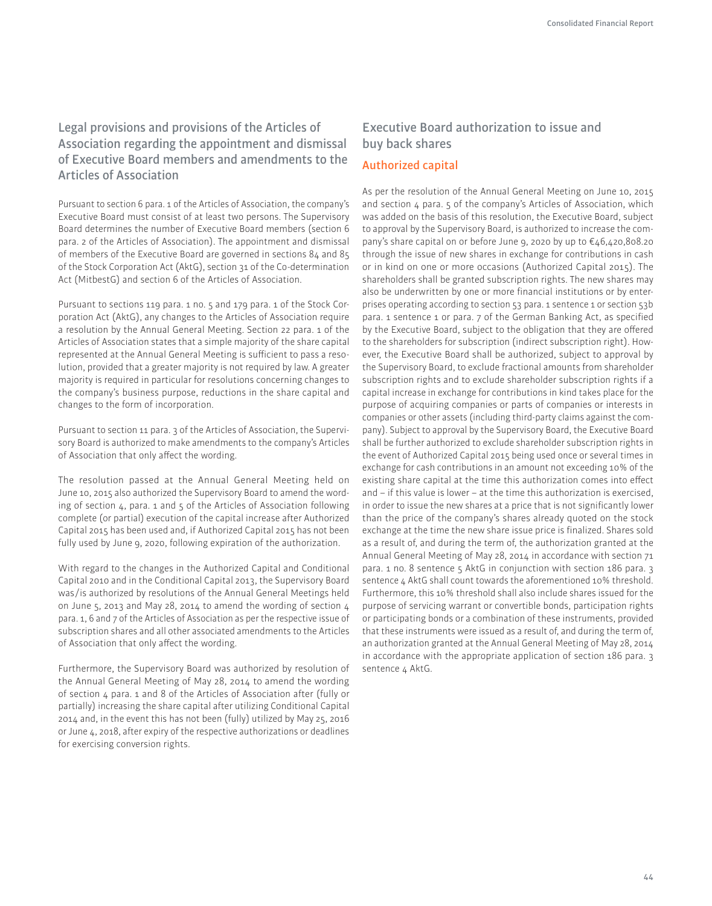## Legal provisions and provisions of the Articles of Association regarding the appointment and dismissal of Executive Board members and amendments to the Articles of Association

Pursuant to section 6 para. 1 of the Articles of Association, the company's Executive Board must consist of at least two persons. The Supervisory Board determines the number of Executive Board members (section 6 para. 2 of the Articles of Association). The appointment and dismissal of members of the Executive Board are governed in sections 84 and 85 of the Stock Corporation Act (AktG), section 31 of the Co-determination Act (MitbestG) and section 6 of the Articles of Association.

Pursuant to sections 119 para. 1 no. 5 and 179 para. 1 of the Stock Corporation Act (AktG), any changes to the Articles of Association require a resolution by the Annual General Meeting. Section 22 para. 1 of the Articles of Association states that a simple majority of the share capital represented at the Annual General Meeting is sufficient to pass a resolution, provided that a greater majority is not required by law. A greater majority is required in particular for resolutions concerning changes to the company's business purpose, reductions in the share capital and changes to the form of incorporation.

Pursuant to section 11 para. 3 of the Articles of Association, the Supervisory Board is authorized to make amendments to the company's Articles of Association that only affect the wording.

The resolution passed at the Annual General Meeting held on June 10, 2015 also authorized the Supervisory Board to amend the wording of section 4, para. 1 and 5 of the Articles of Association following complete (or partial) execution of the capital increase after Authorized Capital 2015 has been used and, if Authorized Capital 2015 has not been fully used by June 9, 2020, following expiration of the authorization.

With regard to the changes in the Authorized Capital and Conditional Capital 2010 and in the Conditional Capital 2013, the Supervisory Board was/is authorized by resolutions of the Annual General Meetings held on June 5, 2013 and May 28, 2014 to amend the wording of section 4 para. 1, 6 and 7 of the Articles of Association as per the respective issue of subscription shares and all other associated amendments to the Articles of Association that only affect the wording.

Furthermore, the Supervisory Board was authorized by resolution of the Annual General Meeting of May 28, 2014 to amend the wording of section 4 para. 1 and 8 of the Articles of Association after (fully or partially) increasing the share capital after utilizing Conditional Capital 2014 and, in the event this has not been (fully) utilized by May 25, 2016 or June 4, 2018, after expiry of the respective authorizations or deadlines for exercising conversion rights.

## Executive Board authorization to issue and buy back shares

### Authorized capital

As per the resolution of the Annual General Meeting on June 10, 2015 and section 4 para. 5 of the company's Articles of Association, which was added on the basis of this resolution, the Executive Board, subject to approval by the Supervisory Board, is authorized to increase the company's share capital on or before June 9, 2020 by up to €46,420,808.20 through the issue of new shares in exchange for contributions in cash or in kind on one or more occasions (Authorized Capital 2015). The shareholders shall be granted subscription rights. The new shares may also be underwritten by one or more financial institutions or by enterprises operating according to section 53 para. 1 sentence 1 or section 53b para. 1 sentence 1 or para. 7 of the German Banking Act, as specified by the Executive Board, subject to the obligation that they are offered to the shareholders for subscription (indirect subscription right). However, the Executive Board shall be authorized, subject to approval by the Supervisory Board, to exclude fractional amounts from shareholder subscription rights and to exclude shareholder subscription rights if a capital increase in exchange for contributions in kind takes place for the purpose of acquiring companies or parts of companies or interests in companies or other assets (including third-party claims against the company). Subject to approval by the Supervisory Board, the Executive Board shall be further authorized to exclude shareholder subscription rights in the event of Authorized Capital 2015 being used once or several times in exchange for cash contributions in an amount not exceeding 10% of the existing share capital at the time this authorization comes into effect and – if this value is lower – at the time this authorization is exercised, in order to issue the new shares at a price that is not significantly lower than the price of the company's shares already quoted on the stock exchange at the time the new share issue price is finalized. Shares sold as a result of, and during the term of, the authorization granted at the Annual General Meeting of May 28, 2014 in accordance with section 71 para. 1 no. 8 sentence 5 AktG in conjunction with section 186 para. 3 sentence 4 AktG shall count towards the aforementioned 10% threshold. Furthermore, this 10% threshold shall also include shares issued for the purpose of servicing warrant or convertible bonds, participation rights or participating bonds or a combination of these instruments, provided that these instruments were issued as a result of, and during the term of, an authorization granted at the Annual General Meeting of May 28, 2014 in accordance with the appropriate application of section 186 para. 3 sentence 4 AktG.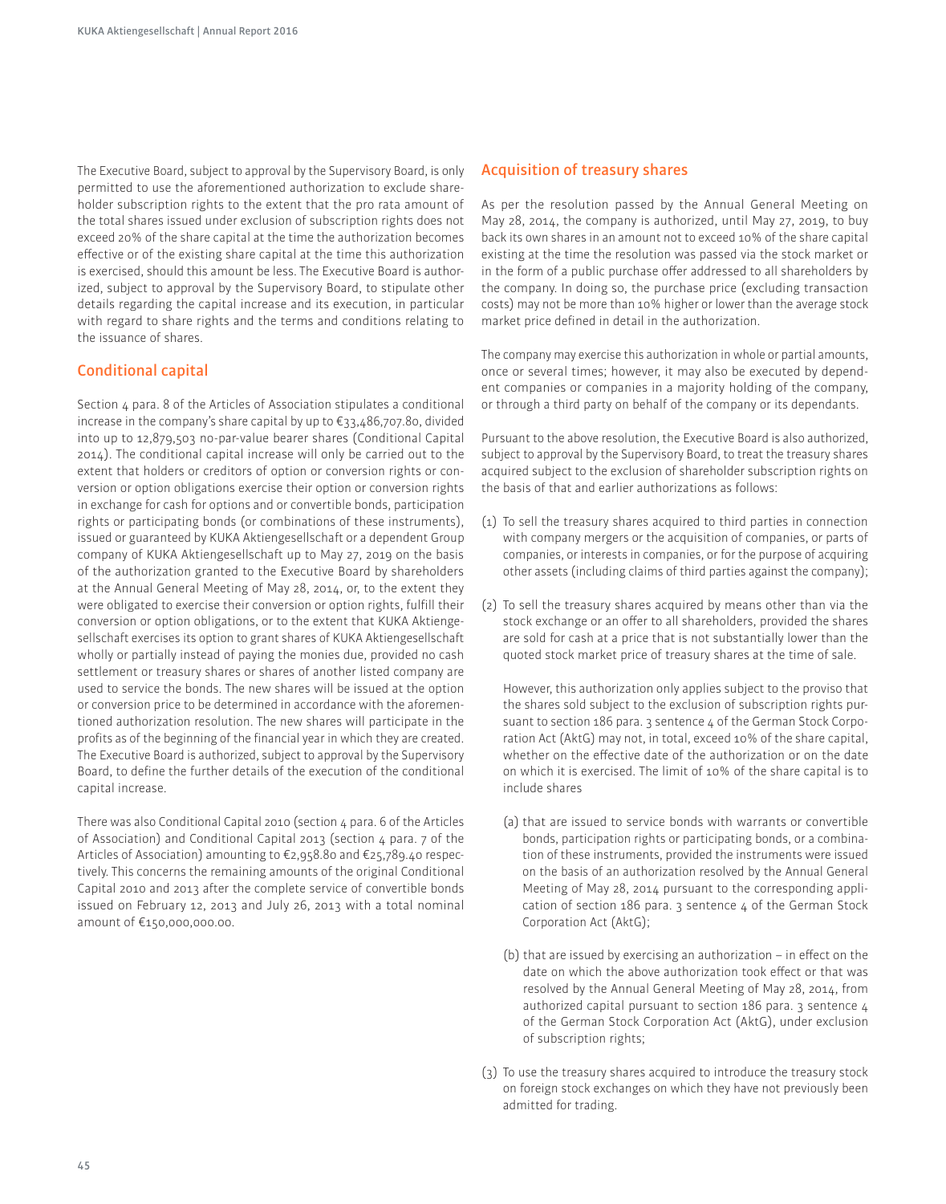The Executive Board, subject to approval by the Supervisory Board, is only permitted to use the aforementioned authorization to exclude shareholder subscription rights to the extent that the pro rata amount of the total shares issued under exclusion of subscription rights does not exceed 20% of the share capital at the time the authorization becomes effective or of the existing share capital at the time this authorization is exercised, should this amount be less. The Executive Board is authorized, subject to approval by the Supervisory Board, to stipulate other details regarding the capital increase and its execution, in particular with regard to share rights and the terms and conditions relating to the issuance of shares.

## Conditional capital

Section 4 para. 8 of the Articles of Association stipulates a conditional increase in the company's share capital by up to €33,486,707.80, divided into up to 12,879,503 no-par-value bearer shares (Conditional Capital 2014). The conditional capital increase will only be carried out to the extent that holders or creditors of option or conversion rights or conversion or option obligations exercise their option or conversion rights in exchange for cash for options and or convertible bonds, participation rights or participating bonds (or combinations of these instruments), issued or guaranteed by KUKA Aktiengesellschaft or a dependent Group company of KUKA Aktiengesellschaft up to May 27, 2019 on the basis of the authorization granted to the Executive Board by shareholders at the Annual General Meeting of May 28, 2014, or, to the extent they were obligated to exercise their conversion or option rights, fulfill their conversion or option obligations, or to the extent that KUKA Aktiengesellschaft exercises its option to grant shares of KUKA Aktiengesellschaft wholly or partially instead of paying the monies due, provided no cash settlement or treasury shares or shares of another listed company are used to service the bonds. The new shares will be issued at the option or conversion price to be determined in accordance with the aforementioned authorization resolution. The new shares will participate in the profits as of the beginning of the financial year in which they are created. The Executive Board is authorized, subject to approval by the Supervisory Board, to define the further details of the execution of the conditional capital increase.

There was also Conditional Capital 2010 (section 4 para. 6 of the Articles of Association) and Conditional Capital 2013 (section 4 para. 7 of the Articles of Association) amounting to €2,958.80 and €25,789.40 respectively. This concerns the remaining amounts of the original Conditional Capital 2010 and 2013 after the complete service of convertible bonds issued on February 12, 2013 and July 26, 2013 with a total nominal amount of €150,000,000.00.

## Acquisition of treasury shares

As per the resolution passed by the Annual General Meeting on May 28, 2014, the company is authorized, until May 27, 2019, to buy back its own shares in an amount not to exceed 10% of the share capital existing at the time the resolution was passed via the stock market or in the form of a public purchase offer addressed to all shareholders by the company. In doing so, the purchase price (excluding transaction costs) may not be more than 10% higher or lower than the average stock market price defined in detail in the authorization.

The company may exercise this authorization in whole or partial amounts, once or several times; however, it may also be executed by dependent companies or companies in a majority holding of the company, or through a third party on behalf of the company or its dependants.

Pursuant to the above resolution, the Executive Board is also authorized, subject to approval by the Supervisory Board, to treat the treasury shares acquired subject to the exclusion of shareholder subscription rights on the basis of that and earlier authorizations as follows:

(1) To sell the treasury shares acquired to third parties in connection with company mergers or the acquisition of companies, or parts of companies, or interests in companies, or for the purpose of acquiring other assets (including claims of third parties against the company);

(2) To sell the treasury shares acquired by means other than via the stock exchange or an offer to all shareholders, provided the shares are sold for cash at a price that is not substantially lower than the quoted stock market price of treasury shares at the time of sale.

    However, this authorization only applies subject to the proviso that the shares sold subject to the exclusion of subscription rights pursuant to section 186 para. 3 sentence 4 of the German Stock Corporation Act (AktG) may not, in total, exceed 10% of the share capital, whether on the effective date of the authorization or on the date on which it is exercised. The limit of 10% of the share capital is to include shares

    (a) that are issued to service bonds with warrants or convertible bonds, participation rights or participating bonds, or a combination of these instruments, provided the instruments were issued on the basis of an authorization resolved by the Annual General Meeting of May 28, 2014 pursuant to the corresponding application of section 186 para. 3 sentence 4 of the German Stock Corporation Act (AktG);

    (b) that are issued by exercising an authorization – in effect on the date on which the above authorization took effect or that was resolved by the Annual General Meeting of May 28, 2014, from authorized capital pursuant to section 186 para. 3 sentence 4 of the German Stock Corporation Act (AktG), under exclusion of subscription rights;

(3) To use the treasury shares acquired to introduce the treasury stock on foreign stock exchanges on which they have not previously been admitted for trading.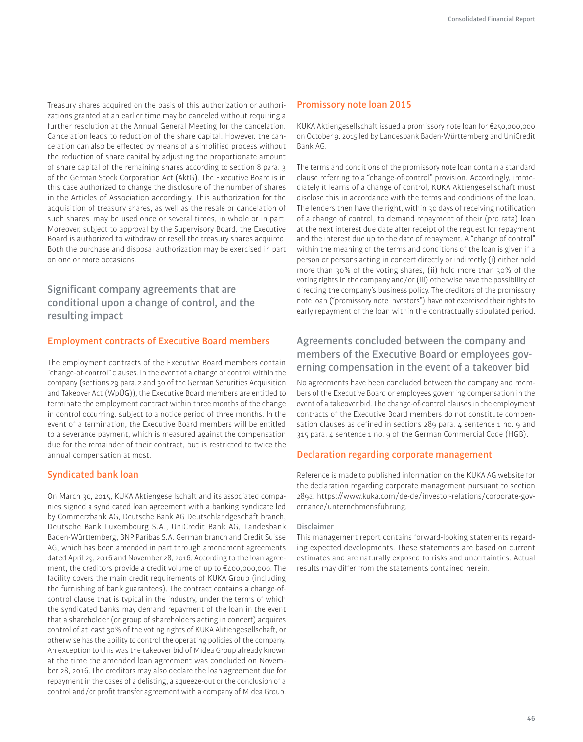Treasury shares acquired on the basis of this authorization or authorizations granted at an earlier time may be canceled without requiring a further resolution at the Annual General Meeting for the cancelation. Cancelation leads to reduction of the share capital. However, the cancelation can also be effected by means of a simplified process without the reduction of share capital by adjusting the proportionate amount of share capital of the remaining shares according to section 8 para. 3 of the German Stock Corporation Act (AktG). The Executive Board is in this case authorized to change the disclosure of the number of shares in the Articles of Association accordingly. This authorization for the acquisition of treasury shares, as well as the resale or cancelation of such shares, may be used once or several times, in whole or in part. Moreover, subject to approval by the Supervisory Board, the Executive Board is authorized to withdraw or resell the treasury shares acquired. Both the purchase and disposal authorization may be exercised in part on one or more occasions.

## Significant company agreements that are conditional upon a change of control, and the resulting impact

### Employment contracts of Executive Board members

The employment contracts of the Executive Board members contain "change-of-control" clauses. In the event of a change of control within the company (sections 29 para. 2 and 30 of the German Securities Acquisition and Takeover Act (WpÜG)), the Executive Board members are entitled to terminate the employment contract within three months of the change in control occurring, subject to a notice period of three months. In the event of a termination, the Executive Board members will be entitled to a severance payment, which is measured against the compensation due for the remainder of their contract, but is restricted to twice the annual compensation at most.

### Syndicated bank loan

On March 30, 2015, KUKA Aktiengesellschaft and its associated companies signed a syndicated loan agreement with a banking syndicate led by Commerzbank AG, Deutsche Bank AG Deutschlandgeschäft branch, Deutsche Bank Luxembourg S.A., UniCredit Bank AG, Landesbank Baden-Württemberg, BNP Paribas S.A. German branch and Credit Suisse AG, which has been amended in part through amendment agreements dated April 29, 2016 and November 28, 2016. According to the loan agreement, the creditors provide a credit volume of up to €400,000,000. The facility covers the main credit requirements of KUKA Group (including the furnishing of bank guarantees). The contract contains a change-of-control clause that is typical in the industry, under the terms of which the syndicated banks may demand repayment of the loan in the event that a shareholder (or group of shareholders acting in concert) acquires control of at least 30% of the voting rights of KUKA Aktiengesellschaft, or otherwise has the ability to control the operating policies of the company. An exception to this was the takeover bid of Midea Group already known at the time the amended loan agreement was concluded on November 28, 2016. The creditors may also declare the loan agreement due for repayment in the cases of a delisting, a squeeze-out or the conclusion of a control and/or profit transfer agreement with a company of Midea Group.

### Promissory note loan 2015

KUKA Aktiengesellschaft issued a promissory note loan for €250,000,000 on October 9, 2015 led by Landesbank Baden-Württemberg and UniCredit Bank AG.

The terms and conditions of the promissory note loan contain a standard clause referring to a "change-of-control" provision. Accordingly, immediately it learns of a change of control, KUKA Aktiengesellschaft must disclose this in accordance with the terms and conditions of the loan. The lenders then have the right, within 30 days of receiving notification of a change of control, to demand repayment of their (pro rata) loan at the next interest due date after receipt of the request for repayment and the interest due up to the date of repayment. A "change of control" within the meaning of the terms and conditions of the loan is given if a person or persons acting in concert directly or indirectly (i) either hold more than 30% of the voting shares, (ii) hold more than 30% of the voting rights in the company and/or (iii) otherwise have the possibility of directing the company's business policy. The creditors of the promissory note loan ("promissory note investors") have not exercised their rights to early repayment of the loan within the contractually stipulated period.

## Agreements concluded between the company and members of the Executive Board or employees governing compensation in the event of a takeover bid

No agreements have been concluded between the company and members of the Executive Board or employees governing compensation in the event of a takeover bid. The change-of-control clauses in the employment contracts of the Executive Board members do not constitute compensation clauses as defined in sections 289 para. 4 sentence 1 no. 9 and 315 para. 4 sentence 1 no. 9 of the German Commercial Code (HGB).

### Declaration regarding corporate management

Reference is made to published information on the KUKA AG website for the declaration regarding corporate management pursuant to section 289a: https://www.kuka.com/de-de/investor-relations/corporate-governance/unternehmensführung.

#### Disclaimer

This management report contains forward-looking statements regarding expected developments. These statements are based on current estimates and are naturally exposed to risks and uncertainties. Actual results may differ from the statements contained herein.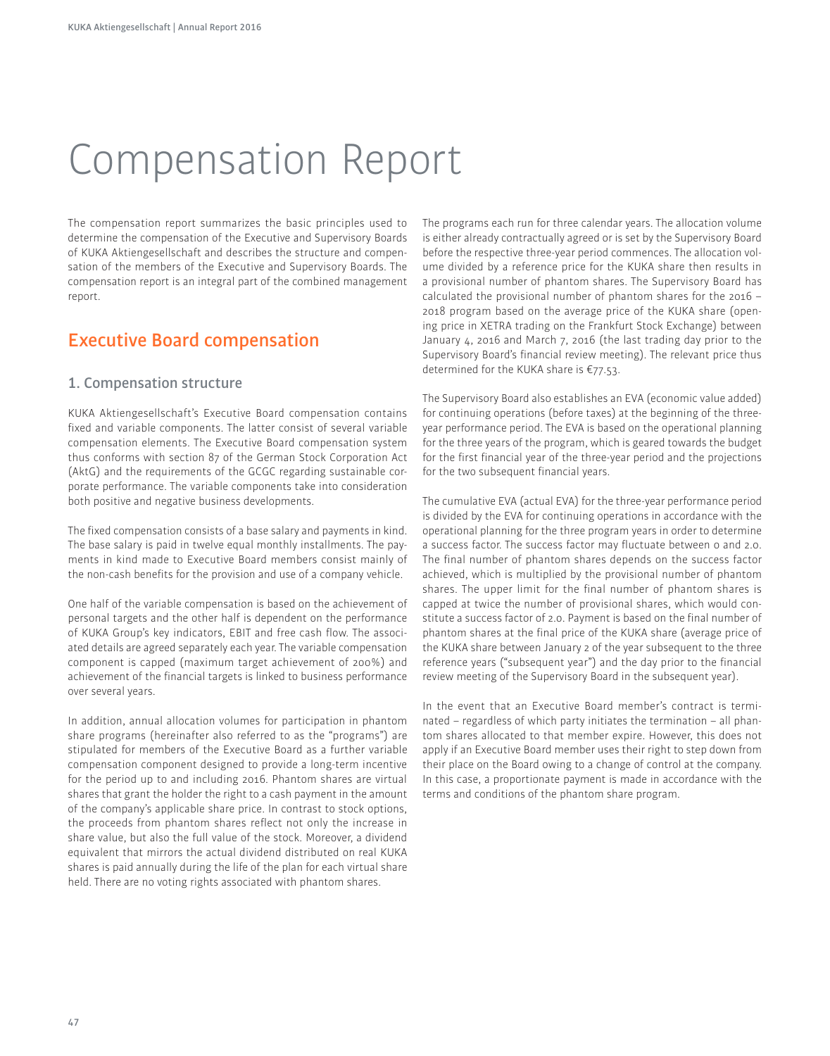# Compensation Report

The compensation report summarizes the basic principles used to determine the compensation of the Executive and Supervisory Boards of KUKA Aktiengesellschaft and describes the structure and compensation of the members of the Executive and Supervisory Boards. The compensation report is an integral part of the combined management report.

## Executive Board compensation

### 1. Compensation structure

KUKA Aktiengesellschaft's Executive Board compensation contains fixed and variable components. The latter consist of several variable compensation elements. The Executive Board compensation system thus conforms with section 87 of the German Stock Corporation Act (AktG) and the requirements of the GCGC regarding sustainable corporate performance. The variable components take into consideration both positive and negative business developments.

The fixed compensation consists of a base salary and payments in kind. The base salary is paid in twelve equal monthly installments. The payments in kind made to Executive Board members consist mainly of the non-cash benefits for the provision and use of a company vehicle.

One half of the variable compensation is based on the achievement of personal targets and the other half is dependent on the performance of KUKA Group's key indicators, EBIT and free cash flow. The associated details are agreed separately each year. The variable compensation component is capped (maximum target achievement of 200%) and achievement of the financial targets is linked to business performance over several years.

In addition, annual allocation volumes for participation in phantom share programs (hereinafter also referred to as the "programs") are stipulated for members of the Executive Board as a further variable compensation component designed to provide a long-term incentive for the period up to and including 2016. Phantom shares are virtual shares that grant the holder the right to a cash payment in the amount of the company's applicable share price. In contrast to stock options, the proceeds from phantom shares reflect not only the increase in share value, but also the full value of the stock. Moreover, a dividend equivalent that mirrors the actual dividend distributed on real KUKA shares is paid annually during the life of the plan for each virtual share held. There are no voting rights associated with phantom shares.

The programs each run for three calendar years. The allocation volume is either already contractually agreed or is set by the Supervisory Board before the respective three-year period commences. The allocation volume divided by a reference price for the KUKA share then results in a provisional number of phantom shares. The Supervisory Board has calculated the provisional number of phantom shares for the 2016 – 2018 program based on the average price of the KUKA share (opening price in XETRA trading on the Frankfurt Stock Exchange) between January 4, 2016 and March 7, 2016 (the last trading day prior to the Supervisory Board's financial review meeting). The relevant price thus determined for the KUKA share is €77.53.

The Supervisory Board also establishes an EVA (economic value added) for continuing operations (before taxes) at the beginning of the three-year performance period. The EVA is based on the operational planning for the three years of the program, which is geared towards the budget for the first financial year of the three-year period and the projections for the two subsequent financial years.

The cumulative EVA (actual EVA) for the three-year performance period is divided by the EVA for continuing operations in accordance with the operational planning for the three program years in order to determine a success factor. The success factor may fluctuate between 0 and 2.0. The final number of phantom shares depends on the success factor achieved, which is multiplied by the provisional number of phantom shares. The upper limit for the final number of phantom shares is capped at twice the number of provisional shares, which would constitute a success factor of 2.0. Payment is based on the final number of phantom shares at the final price of the KUKA share (average price of the KUKA share between January 2 of the year subsequent to the three reference years ("subsequent year") and the day prior to the financial review meeting of the Supervisory Board in the subsequent year).

In the event that an Executive Board member's contract is terminated – regardless of which party initiates the termination – all phantom shares allocated to that member expire. However, this does not apply if an Executive Board member uses their right to step down from their place on the Board owing to a change of control at the company. In this case, a proportionate payment is made in accordance with the terms and conditions of the phantom share program.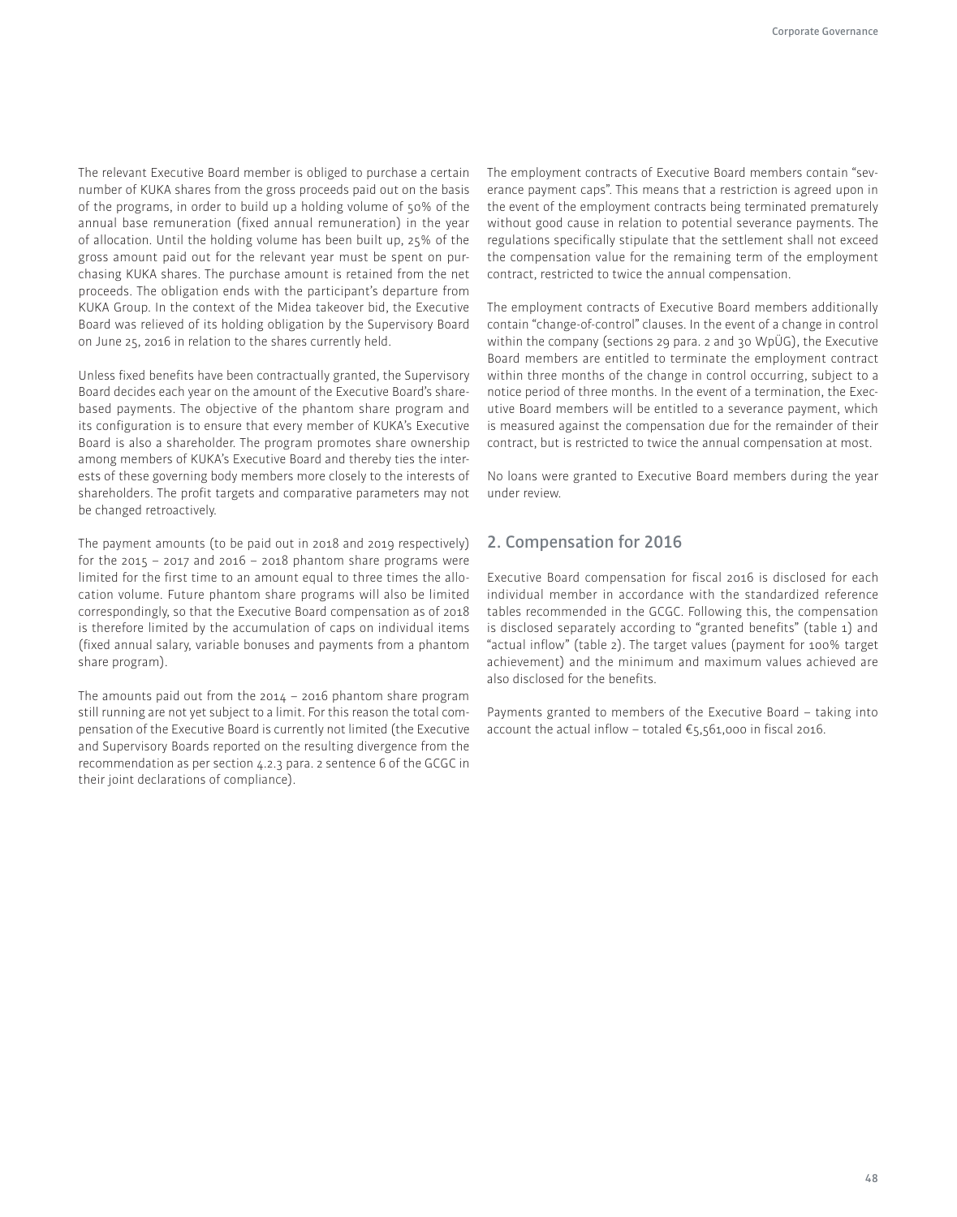The relevant Executive Board member is obliged to purchase a certain number of KUKA shares from the gross proceeds paid out on the basis of the programs, in order to build up a holding volume of 50% of the annual base remuneration (fixed annual remuneration) in the year of allocation. Until the holding volume has been built up, 25% of the gross amount paid out for the relevant year must be spent on purchasing KUKA shares. The purchase amount is retained from the net proceeds. The obligation ends with the participant's departure from KUKA Group. In the context of the Midea takeover bid, the Executive Board was relieved of its holding obligation by the Supervisory Board on June 25, 2016 in relation to the shares currently held.

Unless fixed benefits have been contractually granted, the Supervisory Board decides each year on the amount of the Executive Board's share-based payments. The objective of the phantom share program and its configuration is to ensure that every member of KUKA's Executive Board is also a shareholder. The program promotes share ownership among members of KUKA's Executive Board and thereby ties the interests of these governing body members more closely to the interests of shareholders. The profit targets and comparative parameters may not be changed retroactively.

The payment amounts (to be paid out in 2018 and 2019 respectively) for the 2015 – 2017 and 2016 – 2018 phantom share programs were limited for the first time to an amount equal to three times the allocation volume. Future phantom share programs will also be limited correspondingly, so that the Executive Board compensation as of 2018 is therefore limited by the accumulation of caps on individual items (fixed annual salary, variable bonuses and payments from a phantom share program).

The amounts paid out from the 2014 – 2016 phantom share program still running are not yet subject to a limit. For this reason the total compensation of the Executive Board is currently not limited (the Executive and Supervisory Boards reported on the resulting divergence from the recommendation as per section 4.2.3 para. 2 sentence 6 of the GCGC in their joint declarations of compliance).

The employment contracts of Executive Board members contain "severance payment caps". This means that a restriction is agreed upon in the event of the employment contracts being terminated prematurely without good cause in relation to potential severance payments. The regulations specifically stipulate that the settlement shall not exceed the compensation value for the remaining term of the employment contract, restricted to twice the annual compensation.

The employment contracts of Executive Board members additionally contain "change-of-control" clauses. In the event of a change in control within the company (sections 29 para. 2 and 30 WpÜG), the Executive Board members are entitled to terminate the employment contract within three months of the change in control occurring, subject to a notice period of three months. In the event of a termination, the Executive Board members will be entitled to a severance payment, which is measured against the compensation due for the remainder of their contract, but is restricted to twice the annual compensation at most.

No loans were granted to Executive Board members during the year under review.

## 2. Compensation for 2016

Executive Board compensation for fiscal 2016 is disclosed for each individual member in accordance with the standardized reference tables recommended in the GCGC. Following this, the compensation is disclosed separately according to "granted benefits" (table 1) and "actual inflow" (table 2). The target values (payment for 100% target achievement) and the minimum and maximum values achieved are also disclosed for the benefits.

Payments granted to members of the Executive Board – taking into account the actual inflow – totaled €5,561,000 in fiscal 2016.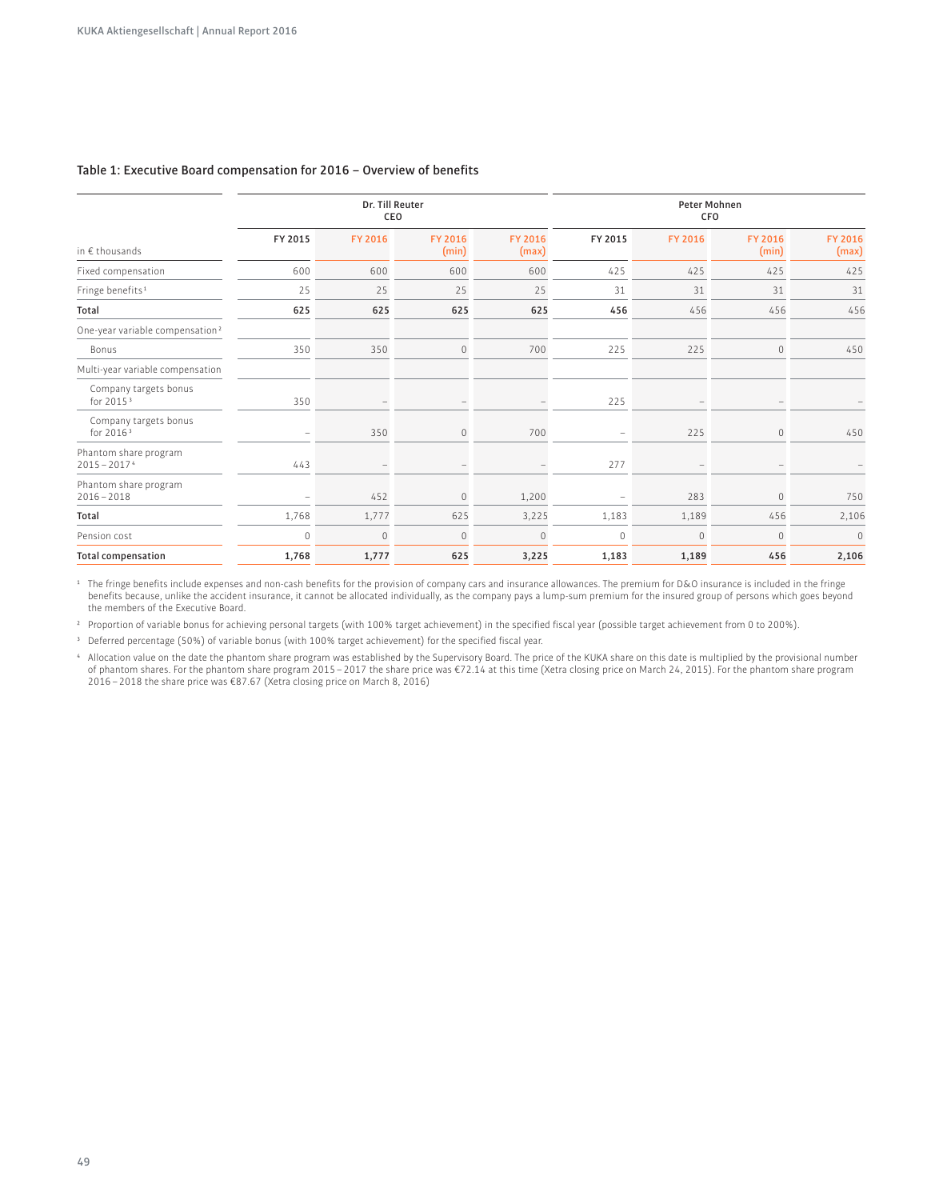### Table 1: Executive Board compensation for 2016 – Overview of benefits

| | Dr. Till Reuter CEO | | | | Peter Mohnen CFO | | | |
|---|---|---|---|---|---|---|---|---|
| in € thousands | FY 2015 | FY 2016 | FY 2016 (min) | FY 2016 (max) | FY 2015 | FY 2016 | FY 2016 (min) | FY 2016 (max) |
| Fixed compensation | 600 | 600 | 600 | 600 | 425 | 425 | 425 | 425 |
| Fringe benefits[1] | 25 | 25 | 25 | 25 | 31 | 31 | 31 | 31 |
| **Total** | **625** | **625** | **625** | **625** | **456** | 456 | 456 | 456 |
| One-year variable compensation[2] | | | | | | | | |
| Bonus | 350 | 350 | 0 | 700 | 225 | 225 | 0 | 450 |
| Multi-year variable compensation | | | | | | | | |
| Company targets bonus for 2015[3] | 350 | – | – | – | 225 | – | – | – |
| Company targets bonus for 2016[3] | – | 350 | 0 | 700 | – | 225 | 0 | 450 |
| Phantom share program 2015 – 2017[4] | 443 | – | – | – | 277 | – | – | – |
| Phantom share program 2016 – 2018 | – | 452 | 0 | 1,200 | – | 283 | 0 | 750 |
| **Total** | 1,768 | 1,777 | 625 | 3,225 | 1,183 | 1,189 | 456 | 2,106 |
| Pension cost | 0 | 0 | 0 | 0 | 0 | 0 | 0 | 0 |
| **Total compensation** | **1,768** | **1,777** | **625** | **3,225** | **1,183** | **1,189** | **456** | **2,106** |

[1] The fringe benefits include expenses and non-cash benefits for the provision of company cars and insurance allowances. The premium for D&O insurance is included in the fringe benefits because, unlike the accident insurance, it cannot be allocated individually, as the company pays a lump-sum premium for the insured group of persons which goes beyond the members of the Executive Board.

[2] Proportion of variable bonus for achieving personal targets (with 100% target achievement) in the specified fiscal year (possible target achievement from 0 to 200%).

[3] Deferred percentage (50%) of variable bonus (with 100% target achievement) for the specified fiscal year.

[4] Allocation value on the date the phantom share program was established by the Supervisory Board. The price of the KUKA share on this date is multiplied by the provisional number of phantom shares. For the phantom share program 2015 – 2017 the share price was €72.14 at this time (Xetra closing price on March 24, 2015). For the phantom share program 2016 – 2018 the share price was €87.67 (Xetra closing price on March 8, 2016)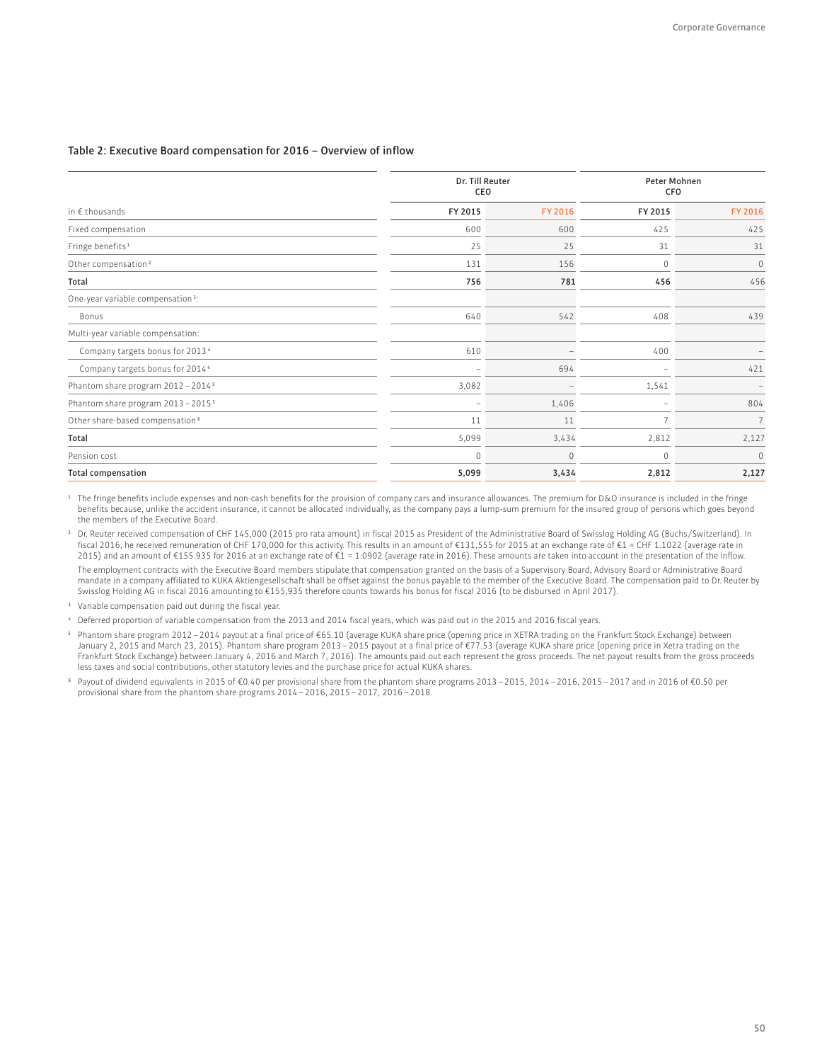### Table 2: Executive Board compensation for 2016 – Overview of inflow

| | Dr. Till Reuter CEO | | Peter Mohnen CFO | |
|---|---|---|---|---|
| in € thousands | FY 2015 | FY 2016 | FY 2015 | FY 2016 |
| Fixed compensation | 600 | 600 | 425 | 425 |
| Fringe benefits [1] | 25 | 25 | 31 | 31 |
| Other compensation [2] | 131 | 156 | 0 | 0 |
| **Total** | **756** | **781** | **456** | 456 |
| One-year variable compensation [3]: | | | | |
| Bonus | 640 | 542 | 408 | 439 |
| Multi-year variable compensation: | | | | |
| Company targets bonus for 2013 [4] | 610 | – | 400 | – |
| Company targets bonus for 2014 [4] | – | 694 | – | 421 |
| Phantom share program 2012 – 2014 [5] | 3,082 | – | 1,541 | – |
| Phantom share program 2013 – 2015 [5] | – | 1,406 | – | 804 |
| Other share-based compensation [6] | 11 | 11 | 7 | 7 |
| **Total** | 5,099 | 3,434 | 2,812 | 2,127 |
| Pension cost | 0 | 0 | 0 | 0 |
| **Total compensation** | **5,099** | **3,434** | **2,812** | **2,127** |

[1] The fringe benefits include expenses and non-cash benefits for the provision of company cars and insurance allowances. The premium for D&O insurance is included in the fringe benefits because, unlike the accident insurance, it cannot be allocated individually, as the company pays a lump-sum premium for the insured group of persons which goes beyond the members of the Executive Board.

[2] Dr. Reuter received compensation of CHF 145,000 (2015 pro rata amount) in fiscal 2015 as President of the Administrative Board of Swisslog Holding AG (Buchs/Switzerland). In fiscal 2016, he received remuneration of CHF 170,000 for this activity. This results in an amount of €131,555 for 2015 at an exchange rate of €1 = CHF 1.1022 (average rate in 2015) and an amount of €155.935 for 2016 at an exchange rate of €1 = 1.0902 (average rate in 2016). These amounts are taken into account in the presentation of the inflow.

The employment contracts with the Executive Board members stipulate that compensation granted on the basis of a Supervisory Board, Advisory Board or Administrative Board mandate in a company affiliated to KUKA Aktiengesellschaft shall be offset against the bonus payable to the member of the Executive Board. The compensation paid to Dr. Reuter by Swisslog Holding AG in fiscal 2016 amounting to €155,935 therefore counts towards his bonus for fiscal 2016 (to be disbursed in April 2017).

[3] Variable compensation paid out during the fiscal year.

[4] Deferred proportion of variable compensation from the 2013 and 2014 fiscal years, which was paid out in the 2015 and 2016 fiscal years.

[5] Phantom share program 2012 – 2014 payout at a final price of €65.10 (average KUKA share price (opening price in XETRA trading on the Frankfurt Stock Exchange) between January 2, 2015 and March 23, 2015). Phantom share program 2013 – 2015 payout at a final price of €77.53 (average KUKA share price (opening price in Xetra trading on the Frankfurt Stock Exchange) between January 4, 2016 and March 7, 2016). The amounts paid out each represent the gross proceeds. The net payout results from the gross proceeds less taxes and social contributions, other statutory levies and the purchase price for actual KUKA shares.

[6] Payout of dividend equivalents in 2015 of €0.40 per provisional share from the phantom share programs 2013 – 2015, 2014 – 2016, 2015 – 2017 and in 2016 of €0.50 per provisional share from the phantom share programs 2014 – 2016, 2015 – 2017, 2016 – 2018.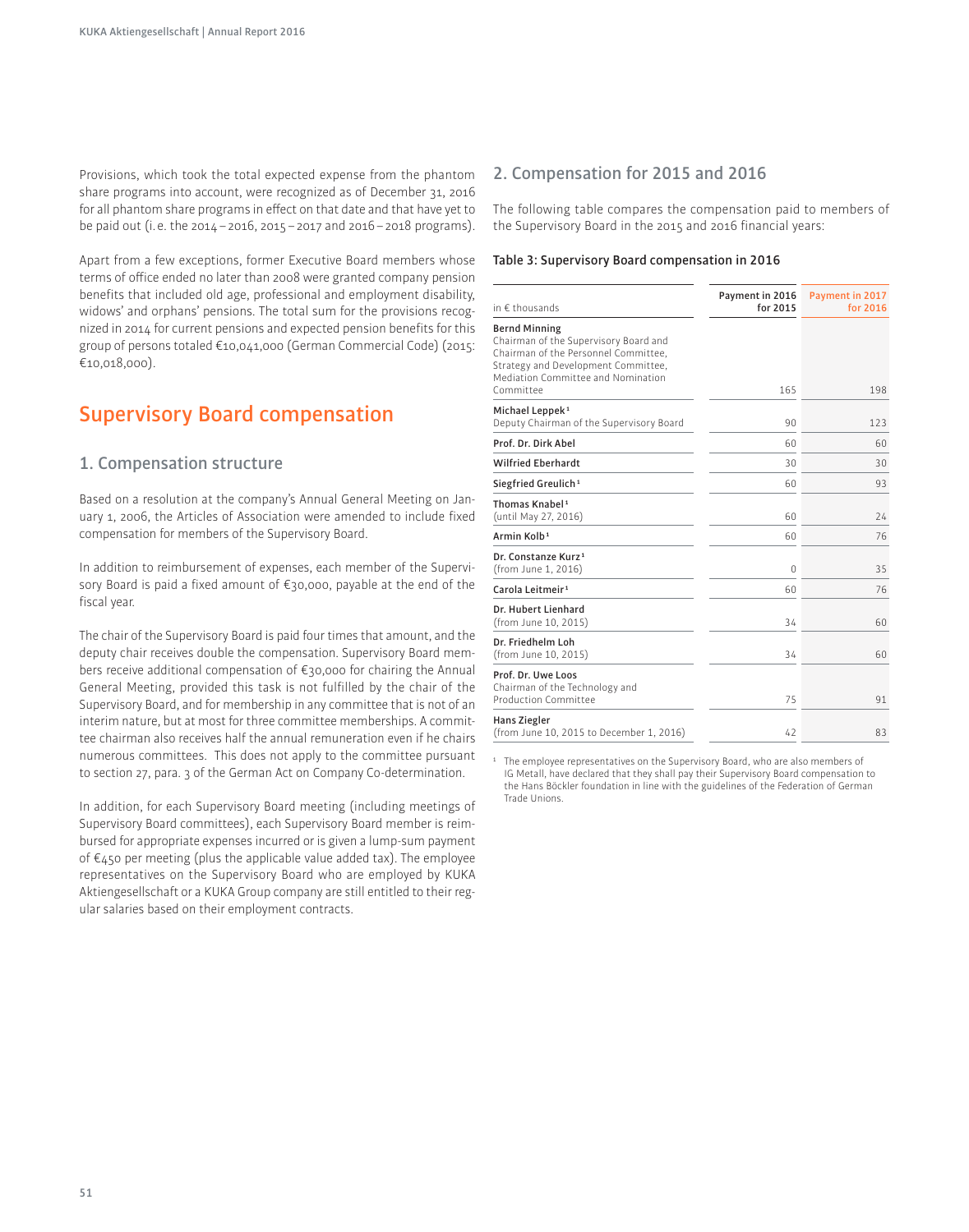Provisions, which took the total expected expense from the phantom share programs into account, were recognized as of December 31, 2016 for all phantom share programs in effect on that date and that have yet to be paid out (i.e. the 2014 – 2016, 2015 – 2017 and 2016 – 2018 programs).

Apart from a few exceptions, former Executive Board members whose terms of office ended no later than 2008 were granted company pension benefits that included old age, professional and employment disability, widows' and orphans' pensions. The total sum for the provisions recognized in 2014 for current pensions and expected pension benefits for this group of persons totaled €10,041,000 (German Commercial Code) (2015: €10,018,000).

# Supervisory Board compensation

## 1. Compensation structure

Based on a resolution at the company's Annual General Meeting on January 1, 2006, the Articles of Association were amended to include fixed compensation for members of the Supervisory Board.

In addition to reimbursement of expenses, each member of the Supervisory Board is paid a fixed amount of €30,000, payable at the end of the fiscal year.

The chair of the Supervisory Board is paid four times that amount, and the deputy chair receives double the compensation. Supervisory Board members receive additional compensation of €30,000 for chairing the Annual General Meeting, provided this task is not fulfilled by the chair of the Supervisory Board, and for membership in any committee that is not of an interim nature, but at most for three committee memberships. A committee chairman also receives half the annual remuneration even if he chairs numerous committees. This does not apply to the committee pursuant to section 27, para. 3 of the German Act on Company Co-determination.

In addition, for each Supervisory Board meeting (including meetings of Supervisory Board committees), each Supervisory Board member is reimbursed for appropriate expenses incurred or is given a lump-sum payment of €450 per meeting (plus the applicable value added tax). The employee representatives on the Supervisory Board who are employed by KUKA Aktiengesellschaft or a KUKA Group company are still entitled to their regular salaries based on their employment contracts.

## 2. Compensation for 2015 and 2016

The following table compares the compensation paid to members of the Supervisory Board in the 2015 and 2016 financial years:

**Table 3: Supervisory Board compensation in 2016**

| in € thousands | Payment in 2016 for 2015 | Payment in 2017 for 2016 |
|---|---|---|
| **Bernd Minning**<br>Chairman of the Supervisory Board and Chairman of the Personnel Committee, Strategy and Development Committee, Mediation Committee and Nomination Committee | 165 | 198 |
| **Michael Leppek**[1]<br>Deputy Chairman of the Supervisory Board | 90 | 123 |
| **Prof. Dr. Dirk Abel** | 60 | 60 |
| **Wilfried Eberhardt** | 30 | 30 |
| **Siegfried Greulich**[1] | 60 | 93 |
| **Thomas Knabel**[1]<br>(until May 27, 2016) | 60 | 24 |
| **Armin Kolb**[1] | 60 | 76 |
| **Dr. Constanze Kurz**[1]<br>(from June 1, 2016) | 0 | 35 |
| **Carola Leitmeir**[1] | 60 | 76 |
| **Dr. Hubert Lienhard**<br>(from June 10, 2015) | 34 | 60 |
| **Dr. Friedhelm Loh**<br>(from June 10, 2015) | 34 | 60 |
| **Prof. Dr. Uwe Loos**<br>Chairman of the Technology and Production Committee | 75 | 91 |
| **Hans Ziegler**<br>(from June 10, 2015 to December 1, 2016) | 42 | 83 |

[1] The employee representatives on the Supervisory Board, who are also members of IG Metall, have declared that they shall pay their Supervisory Board compensation to the Hans Böckler foundation in line with the guidelines of the Federation of German Trade Unions.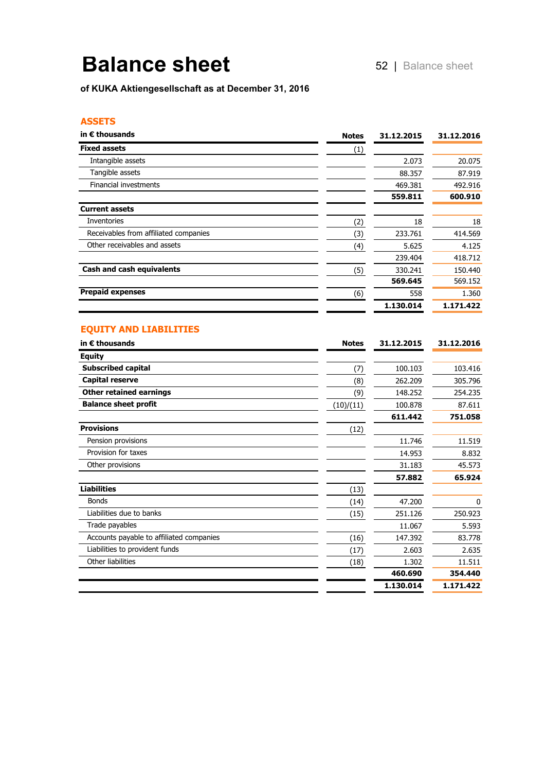# Balance sheet

**of KUKA Aktiengesellschaft as at December 31, 2016**

## ASSETS

| in € thousands | Notes | 31.12.2015 | 31.12.2016 |
|---|---|---|---|
| **Fixed assets** | (1) | | |
| Intangible assets | | 2.073 | 20.075 |
| Tangible assets | | 88.357 | 87.919 |
| Financial investments | | 469.381 | 492.916 |
| | | **559.811** | **600.910** |
| **Current assets** | | | |
| Inventories | (2) | 18 | 18 |
| Receivables from affiliated companies | (3) | 233.761 | 414.569 |
| Other receivables and assets | (4) | 5.625 | 4.125 |
| | | 239.404 | 418.712 |
| **Cash and cash equivalents** | (5) | 330.241 | 150.440 |
| | | **569.645** | 569.152 |
| **Prepaid expenses** | (6) | 558 | 1.360 |
| | | **1.130.014** | **1.171.422** |

## EQUITY AND LIABILITIES

| in € thousands | Notes | 31.12.2015 | 31.12.2016 |
|---|---|---|---|
| **Equity** | | | |
| **Subscribed capital** | (7) | 100.103 | 103.416 |
| **Capital reserve** | (8) | 262.209 | 305.796 |
| **Other retained earnings** | (9) | 148.252 | 254.235 |
| **Balance sheet profit** | (10)/(11) | 100.878 | 87.611 |
| | | **611.442** | **751.058** |
| **Provisions** | (12) | | |
| Pension provisions | | 11.746 | 11.519 |
| Provision for taxes | | 14.953 | 8.832 |
| Other provisions | | 31.183 | 45.573 |
| | | **57.882** | **65.924** |
| **Liabilities** | (13) | | |
| Bonds | (14) | 47.200 | 0 |
| Liabilities due to banks | (15) | 251.126 | 250.923 |
| Trade payables | | 11.067 | 5.593 |
| Accounts payable to affiliated companies | (16) | 147.392 | 83.778 |
| Liabilities to provident funds | (17) | 2.603 | 2.635 |
| Other liabilities | (18) | 1.302 | 11.511 |
| | | **460.690** | **354.440** |
| | | **1.130.014** | **1.171.422** |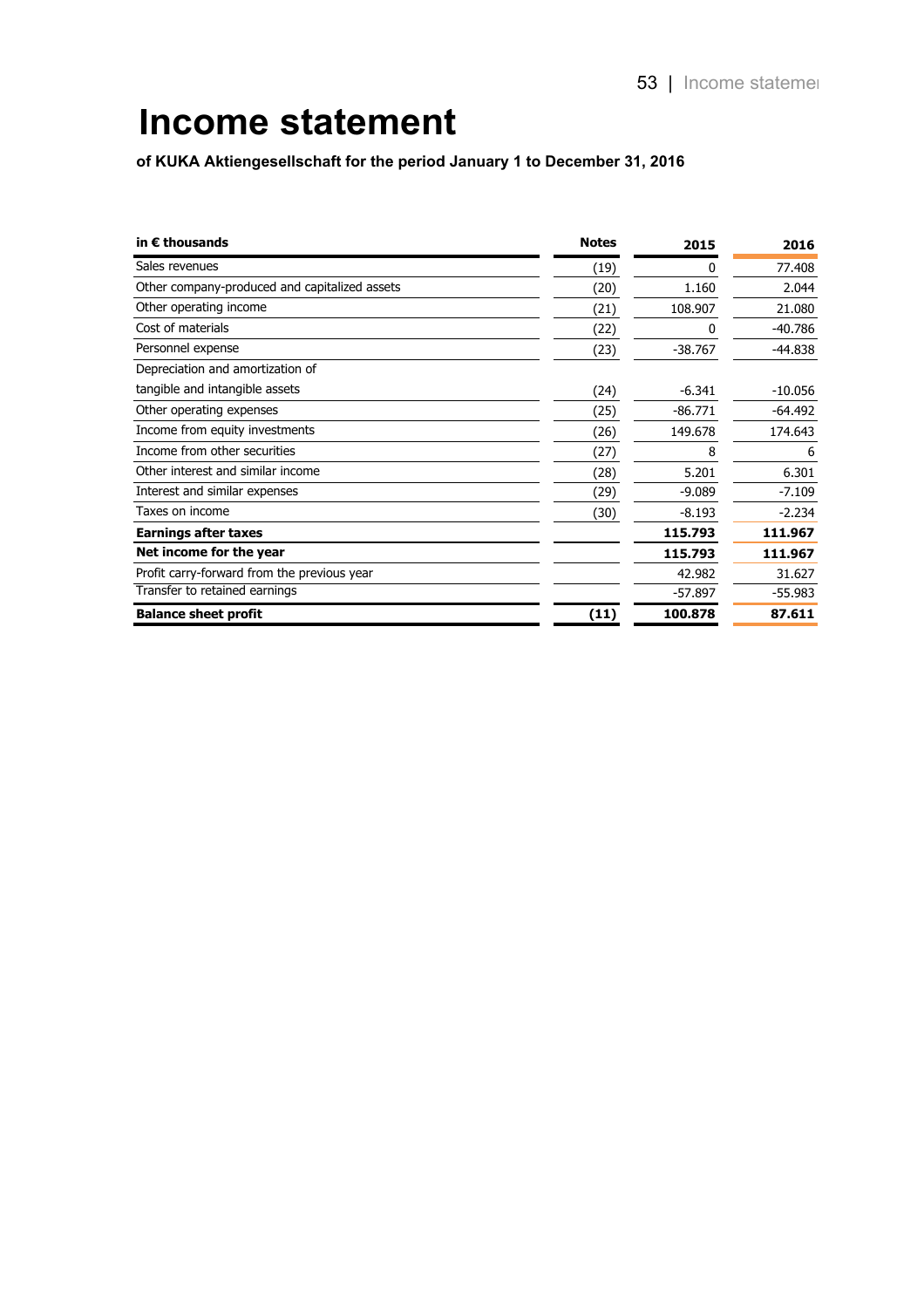# Income statement

**of KUKA Aktiengesellschaft for the period January 1 to December 31, 2016**

| in € thousands | Notes | 2015 | 2016 |
|---|---|---|---|
| Sales revenues | (19) | 0 | 77.408 |
| Other company-produced and capitalized assets | (20) | 1.160 | 2.044 |
| Other operating income | (21) | 108.907 | 21.080 |
| Cost of materials | (22) | 0 | -40.786 |
| Personnel expense | (23) | -38.767 | -44.838 |
| Depreciation and amortization of tangible and intangible assets | (24) | -6.341 | -10.056 |
| Other operating expenses | (25) | -86.771 | -64.492 |
| Income from equity investments | (26) | 149.678 | 174.643 |
| Income from other securities | (27) | 8 | 6 |
| Other interest and similar income | (28) | 5.201 | 6.301 |
| Interest and similar expenses | (29) | -9.089 | -7.109 |
| Taxes on income | (30) | -8.193 | -2.234 |
| **Earnings after taxes** | | **115.793** | **111.967** |
| **Net income for the year** | | **115.793** | **111.967** |
| Profit carry-forward from the previous year | | 42.982 | 31.627 |
| Transfer to retained earnings | | -57.897 | -55.983 |
| **Balance sheet profit** | **(11)** | **100.878** | **87.611** |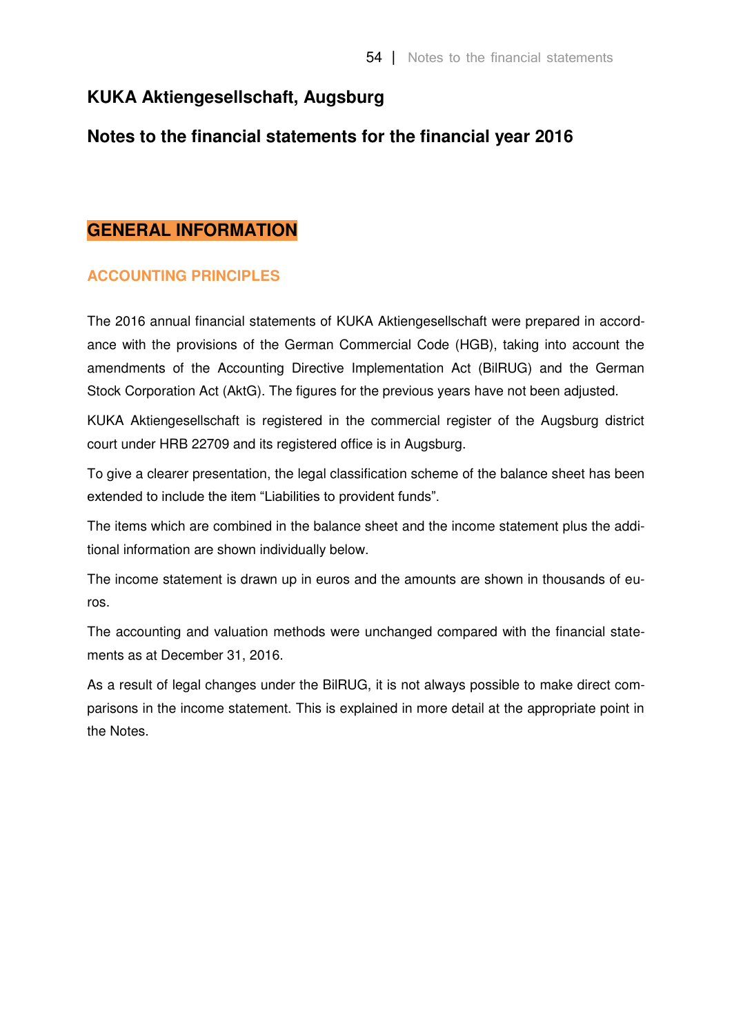# KUKA Aktiengesellschaft, Augsburg

# Notes to the financial statements for the financial year 2016

## GENERAL INFORMATION

### ACCOUNTING PRINCIPLES

The 2016 annual financial statements of KUKA Aktiengesellschaft were prepared in accordance with the provisions of the German Commercial Code (HGB), taking into account the amendments of the Accounting Directive Implementation Act (BilRUG) and the German Stock Corporation Act (AktG). The figures for the previous years have not been adjusted.

KUKA Aktiengesellschaft is registered in the commercial register of the Augsburg district court under HRB 22709 and its registered office is in Augsburg.

To give a clearer presentation, the legal classification scheme of the balance sheet has been extended to include the item “Liabilities to provident funds”.

The items which are combined in the balance sheet and the income statement plus the additional information are shown individually below.

The income statement is drawn up in euros and the amounts are shown in thousands of euros.

The accounting and valuation methods were unchanged compared with the financial statements as at December 31, 2016.

As a result of legal changes under the BilRUG, it is not always possible to make direct comparisons in the income statement. This is explained in more detail at the appropriate point in the Notes.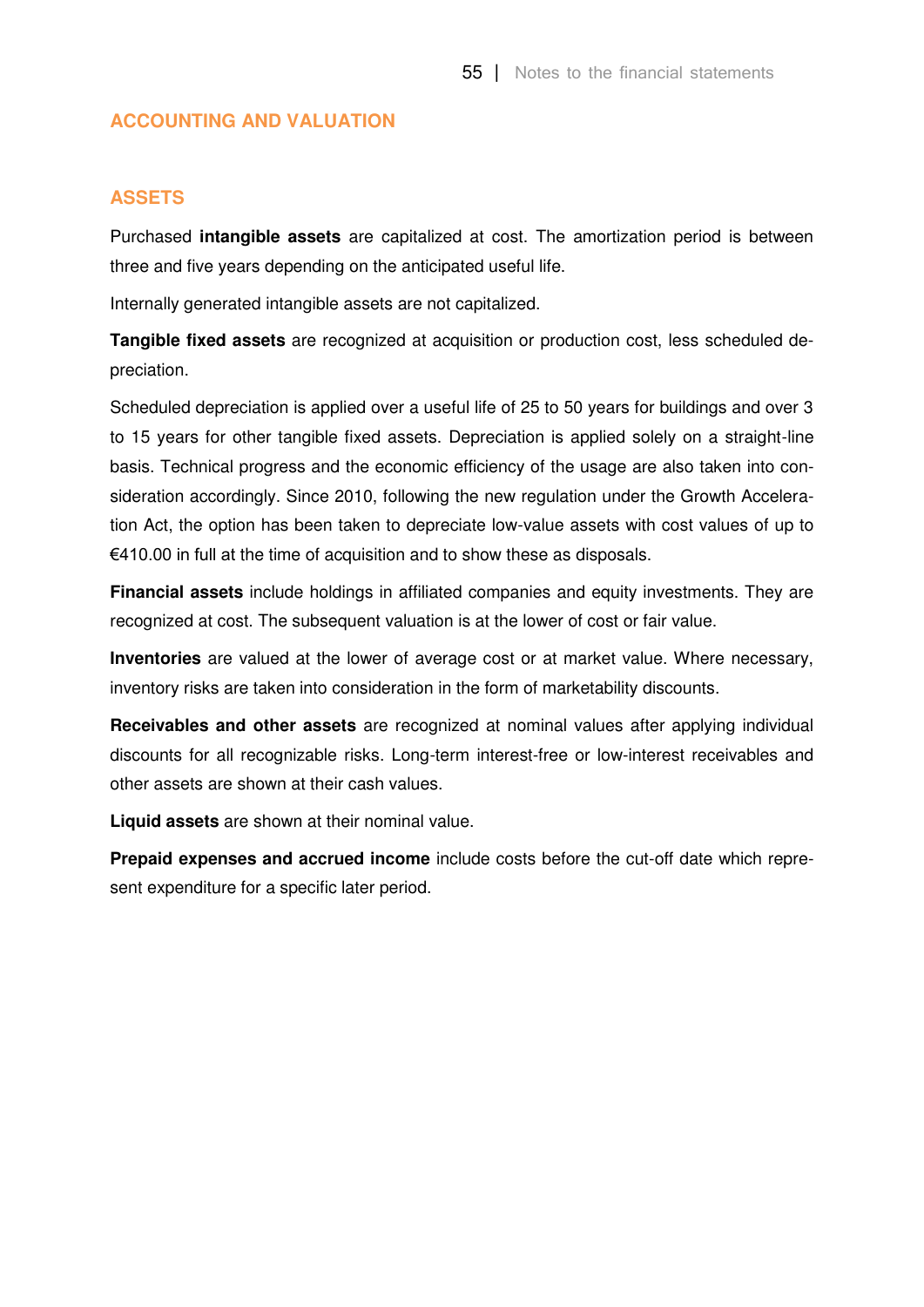## ACCOUNTING AND VALUATION

### ASSETS

Purchased **intangible assets** are capitalized at cost. The amortization period is between three and five years depending on the anticipated useful life.

Internally generated intangible assets are not capitalized.

**Tangible fixed assets** are recognized at acquisition or production cost, less scheduled depreciation.

Scheduled depreciation is applied over a useful life of 25 to 50 years for buildings and over 3 to 15 years for other tangible fixed assets. Depreciation is applied solely on a straight-line basis. Technical progress and the economic efficiency of the usage are also taken into consideration accordingly. Since 2010, following the new regulation under the Growth Acceleration Act, the option has been taken to depreciate low-value assets with cost values of up to €410.00 in full at the time of acquisition and to show these as disposals.

**Financial assets** include holdings in affiliated companies and equity investments. They are recognized at cost. The subsequent valuation is at the lower of cost or fair value.

**Inventories** are valued at the lower of average cost or at market value. Where necessary, inventory risks are taken into consideration in the form of marketability discounts.

**Receivables and other assets** are recognized at nominal values after applying individual discounts for all recognizable risks. Long-term interest-free or low-interest receivables and other assets are shown at their cash values.

**Liquid assets** are shown at their nominal value.

**Prepaid expenses and accrued income** include costs before the cut-off date which represent expenditure for a specific later period.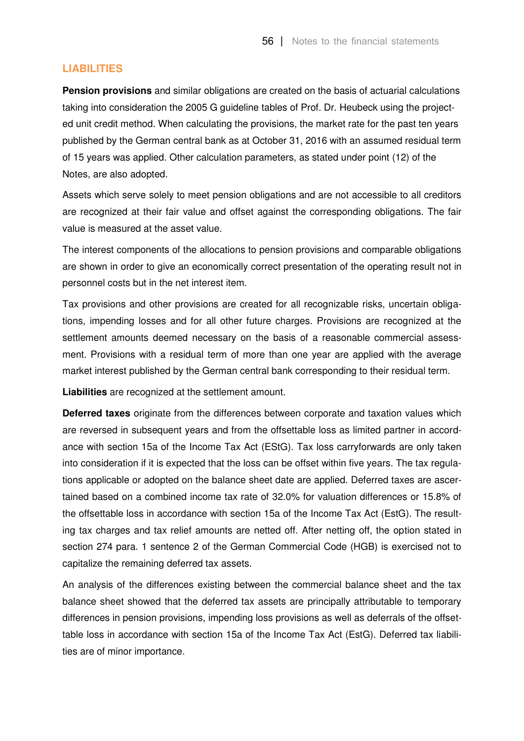## LIABILITIES

**Pension provisions** and similar obligations are created on the basis of actuarial calculations taking into consideration the 2005 G guideline tables of Prof. Dr. Heubeck using the projected unit credit method. When calculating the provisions, the market rate for the past ten years published by the German central bank as at October 31, 2016 with an assumed residual term of 15 years was applied. Other calculation parameters, as stated under point (12) of the Notes, are also adopted.

Assets which serve solely to meet pension obligations and are not accessible to all creditors are recognized at their fair value and offset against the corresponding obligations. The fair value is measured at the asset value.

The interest components of the allocations to pension provisions and comparable obligations are shown in order to give an economically correct presentation of the operating result not in personnel costs but in the net interest item.

Tax provisions and other provisions are created for all recognizable risks, uncertain obligations, impending losses and for all other future charges. Provisions are recognized at the settlement amounts deemed necessary on the basis of a reasonable commercial assessment. Provisions with a residual term of more than one year are applied with the average market interest published by the German central bank corresponding to their residual term.

**Liabilities** are recognized at the settlement amount.

**Deferred taxes** originate from the differences between corporate and taxation values which are reversed in subsequent years and from the offsettable loss as limited partner in accordance with section 15a of the Income Tax Act (EStG). Tax loss carryforwards are only taken into consideration if it is expected that the loss can be offset within five years. The tax regulations applicable or adopted on the balance sheet date are applied. Deferred taxes are ascertained based on a combined income tax rate of 32.0% for valuation differences or 15.8% of the offsettable loss in accordance with section 15a of the Income Tax Act (EstG). The resulting tax charges and tax relief amounts are netted off. After netting off, the option stated in section 274 para. 1 sentence 2 of the German Commercial Code (HGB) is exercised not to capitalize the remaining deferred tax assets.

An analysis of the differences existing between the commercial balance sheet and the tax balance sheet showed that the deferred tax assets are principally attributable to temporary differences in pension provisions, impending loss provisions as well as deferrals of the offsettable loss in accordance with section 15a of the Income Tax Act (EstG). Deferred tax liabilities are of minor importance.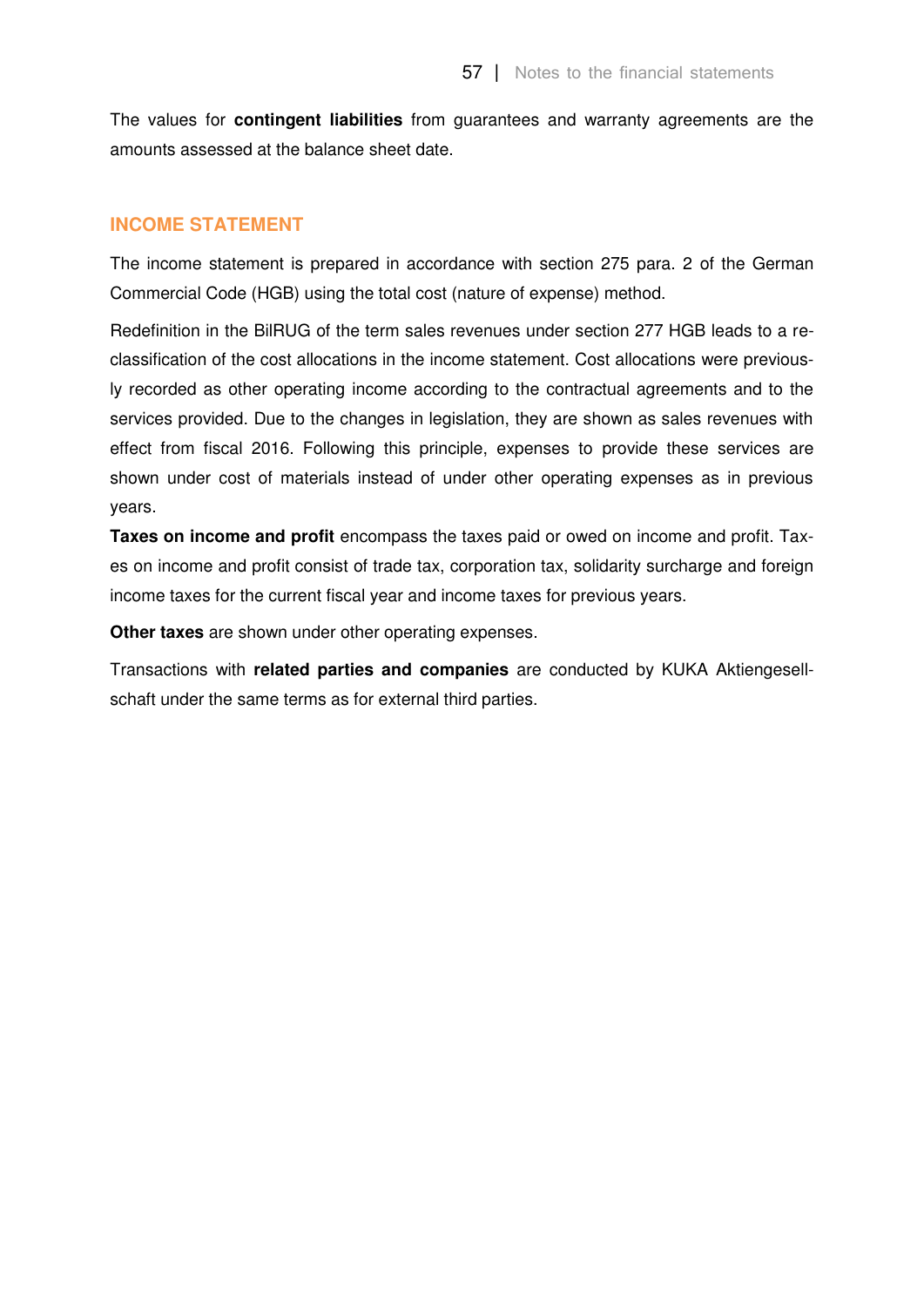The values for **contingent liabilities** from guarantees and warranty agreements are the amounts assessed at the balance sheet date.

## INCOME STATEMENT

The income statement is prepared in accordance with section 275 para. 2 of the German Commercial Code (HGB) using the total cost (nature of expense) method.

Redefinition in the BilRUG of the term sales revenues under section 277 HGB leads to a reclassification of the cost allocations in the income statement. Cost allocations were previously recorded as other operating income according to the contractual agreements and to the services provided. Due to the changes in legislation, they are shown as sales revenues with effect from fiscal 2016. Following this principle, expenses to provide these services are shown under cost of materials instead of under other operating expenses as in previous years.

**Taxes on income and profit** encompass the taxes paid or owed on income and profit. Taxes on income and profit consist of trade tax, corporation tax, solidarity surcharge and foreign income taxes for the current fiscal year and income taxes for previous years.

**Other taxes** are shown under other operating expenses.

Transactions with **related parties and companies** are conducted by KUKA Aktiengesellschaft under the same terms as for external third parties.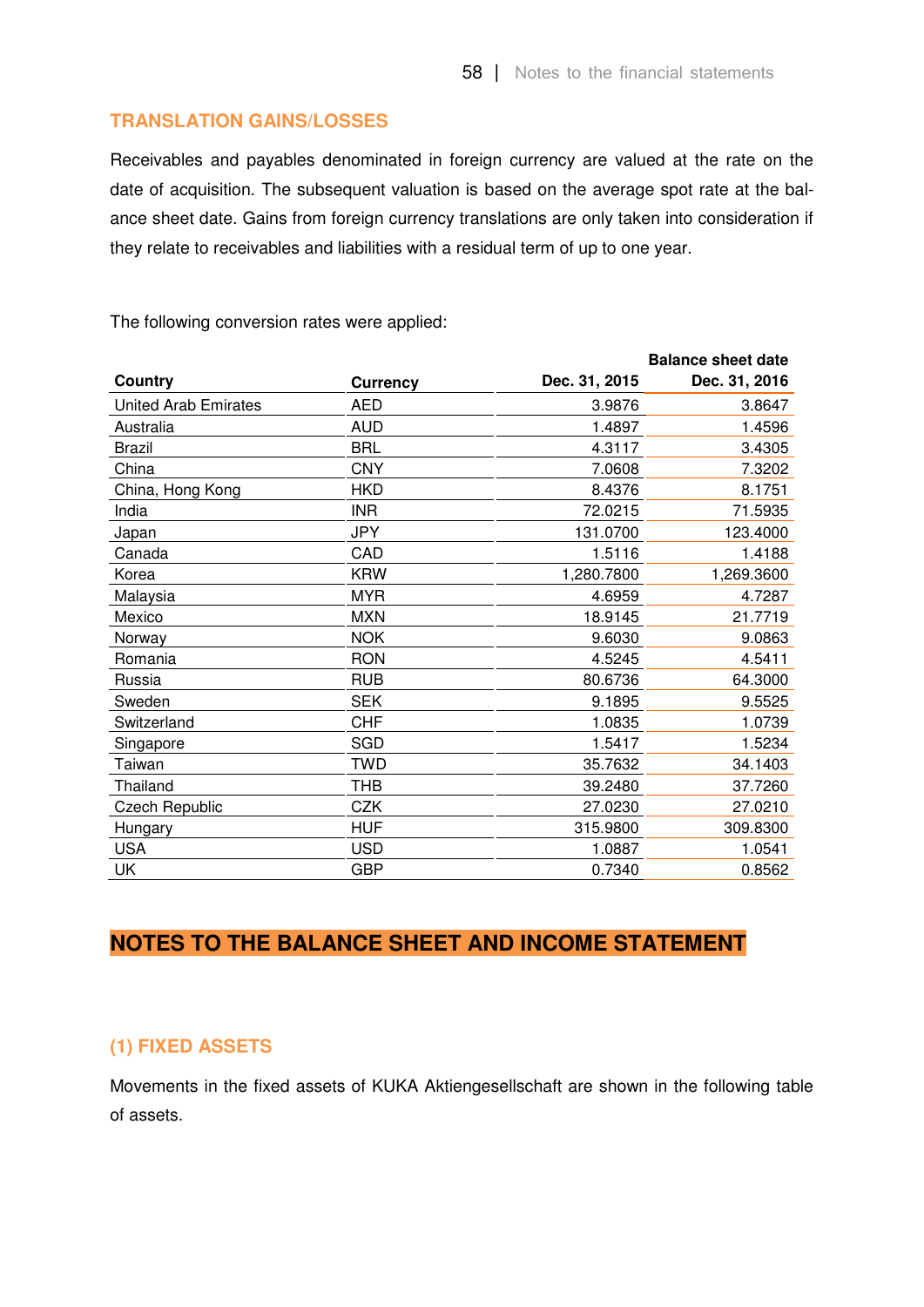## TRANSLATION GAINS/LOSSES

Receivables and payables denominated in foreign currency are valued at the rate on the date of acquisition. The subsequent valuation is based on the average spot rate at the balance sheet date. Gains from foreign currency translations are only taken into consideration if they relate to receivables and liabilities with a residual term of up to one year.

The following conversion rates were applied:

| Country | Currency | | Balance sheet date |
|---|---|---|---|
| | | Dec. 31, 2015 | Dec. 31, 2016 |
| United Arab Emirates | AED | 3.9876 | 3.8647 |
| Australia | AUD | 1.4897 | 1.4596 |
| Brazil | BRL | 4.3117 | 3.4305 |
| China | CNY | 7.0608 | 7.3202 |
| China, Hong Kong | HKD | 8.4376 | 8.1751 |
| India | INR | 72.0215 | 71.5935 |
| Japan | JPY | 131.0700 | 123.4000 |
| Canada | CAD | 1.5116 | 1.4188 |
| Korea | KRW | 1,280.7800 | 1,269.3600 |
| Malaysia | MYR | 4.6959 | 4.7287 |
| Mexico | MXN | 18.9145 | 21.7719 |
| Norway | NOK | 9.6030 | 9.0863 |
| Romania | RON | 4.5245 | 4.5411 |
| Russia | RUB | 80.6736 | 64.3000 |
| Sweden | SEK | 9.1895 | 9.5525 |
| Switzerland | CHF | 1.0835 | 1.0739 |
| Singapore | SGD | 1.5417 | 1.5234 |
| Taiwan | TWD | 35.7632 | 34.1403 |
| Thailand | THB | 39.2480 | 37.7260 |
| Czech Republic | CZK | 27.0230 | 27.0210 |
| Hungary | HUF | 315.9800 | 309.8300 |
| USA | USD | 1.0887 | 1.0541 |
| UK | GBP | 0.7340 | 0.8562 |

# NOTES TO THE BALANCE SHEET AND INCOME STATEMENT

## (1) FIXED ASSETS

Movements in the fixed assets of KUKA Aktiengesellschaft are shown in the following table of assets.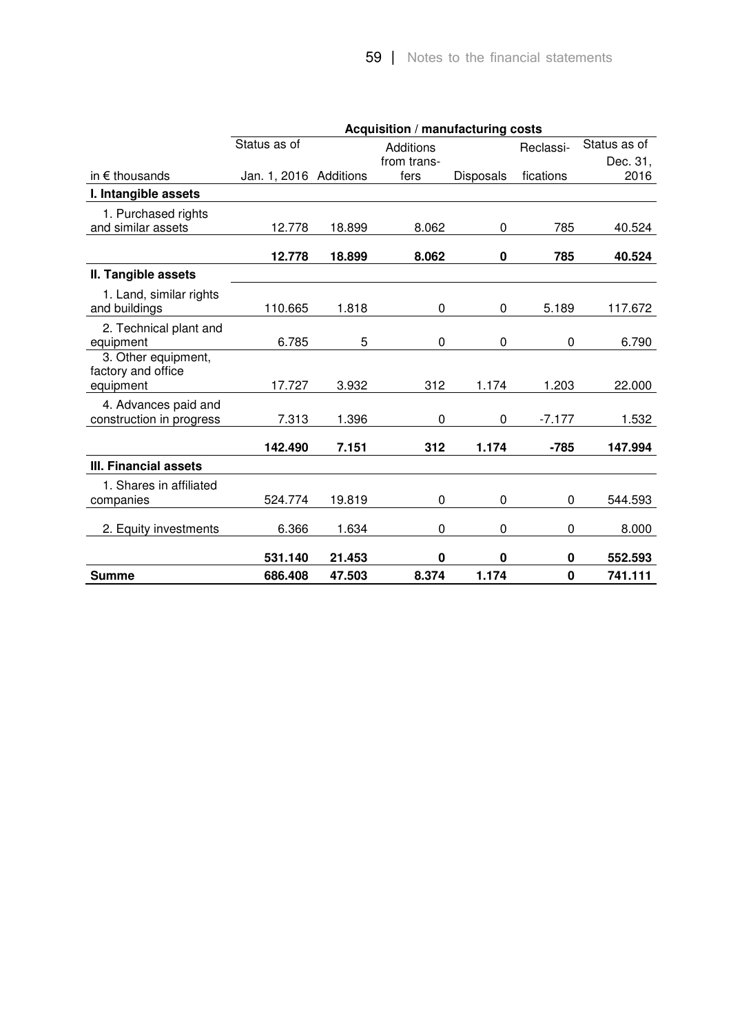| in € thousands | Acquisition / manufacturing costs | | | | | |
|---|---|---|---|---|---|---|
| | Status as of Jan. 1, 2016 | Additions | Additions from transfers | Disposals | Reclassifications | Status as of Dec. 31, 2016 |
| **I. Intangible assets** | | | | | | |
| 1. Purchased rights and similar assets | 12.778 | 18.899 | 8.062 | 0 | 785 | 40.524 |
| | **12.778** | **18.899** | **8.062** | **0** | **785** | **40.524** |
| **II. Tangible assets** | | | | | | |
| 1. Land, similar rights and buildings | 110.665 | 1.818 | 0 | 0 | 5.189 | 117.672 |
| 2. Technical plant and equipment | 6.785 | 5 | 0 | 0 | 0 | 6.790 |
| 3. Other equipment, factory and office equipment | 17.727 | 3.932 | 312 | 1.174 | 1.203 | 22.000 |
| 4. Advances paid and construction in progress | 7.313 | 1.396 | 0 | 0 | -7.177 | 1.532 |
| | **142.490** | **7.151** | **312** | **1.174** | **-785** | **147.994** |
| **III. Financial assets** | | | | | | |
| 1. Shares in affiliated companies | 524.774 | 19.819 | 0 | 0 | 0 | 544.593 |
| 2. Equity investments | 6.366 | 1.634 | 0 | 0 | 0 | 8.000 |
| | **531.140** | **21.453** | **0** | **0** | **0** | **552.593** |
| **Summe** | **686.408** | **47.503** | **8.374** | **1.174** | **0** | **741.111** |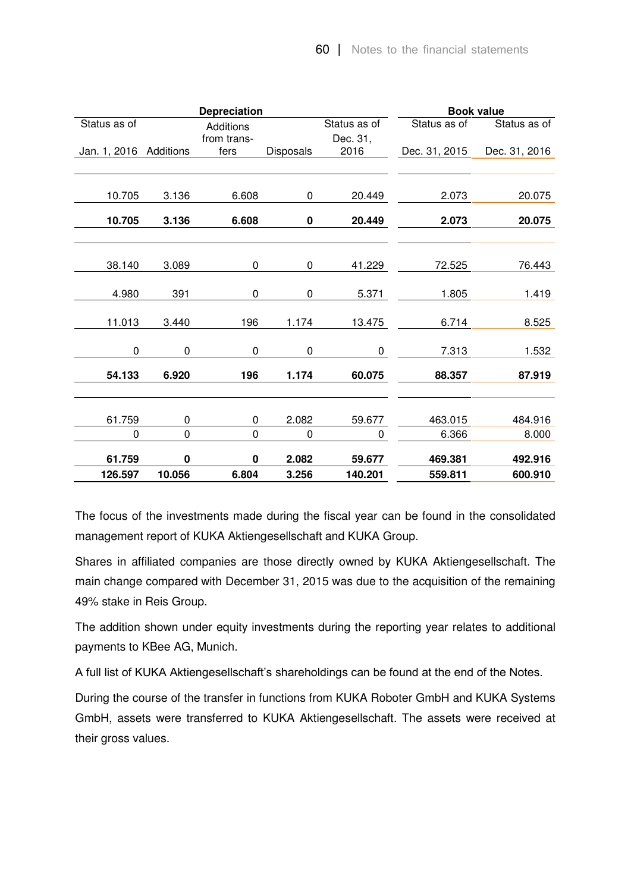| Depreciation | | | | | Book value | |
|---|---|---|---|---|---|---|
| Status as of Jan. 1, 2016 | Additions | Additions from transfers | Disposals | Status as of Dec. 31, 2016 | Status as of Dec. 31, 2015 | Status as of Dec. 31, 2016 |
| | | | | | | |
| 10.705 | 3.136 | 6.608 | 0 | 20.449 | 2.073 | 20.075 |
| **10.705** | **3.136** | **6.608** | **0** | **20.449** | **2.073** | **20.075** |
| | | | | | | |
| 38.140 | 3.089 | 0 | 0 | 41.229 | 72.525 | 76.443 |
| 4.980 | 391 | 0 | 0 | 5.371 | 1.805 | 1.419 |
| 11.013 | 3.440 | 196 | 1.174 | 13.475 | 6.714 | 8.525 |
| 0 | 0 | 0 | 0 | 0 | 7.313 | 1.532 |
| **54.133** | **6.920** | **196** | **1.174** | **60.075** | **88.357** | **87.919** |
| | | | | | | |
| 61.759 | 0 | 0 | 2.082 | 59.677 | 463.015 | 484.916 |
| 0 | 0 | 0 | 0 | 0 | 6.366 | 8.000 |
| **61.759** | **0** | **0** | **2.082** | **59.677** | **469.381** | **492.916** |
| **126.597** | **10.056** | **6.804** | **3.256** | **140.201** | **559.811** | **600.910** |

The focus of the investments made during the fiscal year can be found in the consolidated management report of KUKA Aktiengesellschaft and KUKA Group.

Shares in affiliated companies are those directly owned by KUKA Aktiengesellschaft. The main change compared with December 31, 2015 was due to the acquisition of the remaining 49% stake in Reis Group.

The addition shown under equity investments during the reporting year relates to additional payments to KBee AG, Munich.

A full list of KUKA Aktiengesellschaft's shareholdings can be found at the end of the Notes.

During the course of the transfer in functions from KUKA Roboter GmbH and KUKA Systems GmbH, assets were transferred to KUKA Aktiengesellschaft. The assets were received at their gross values.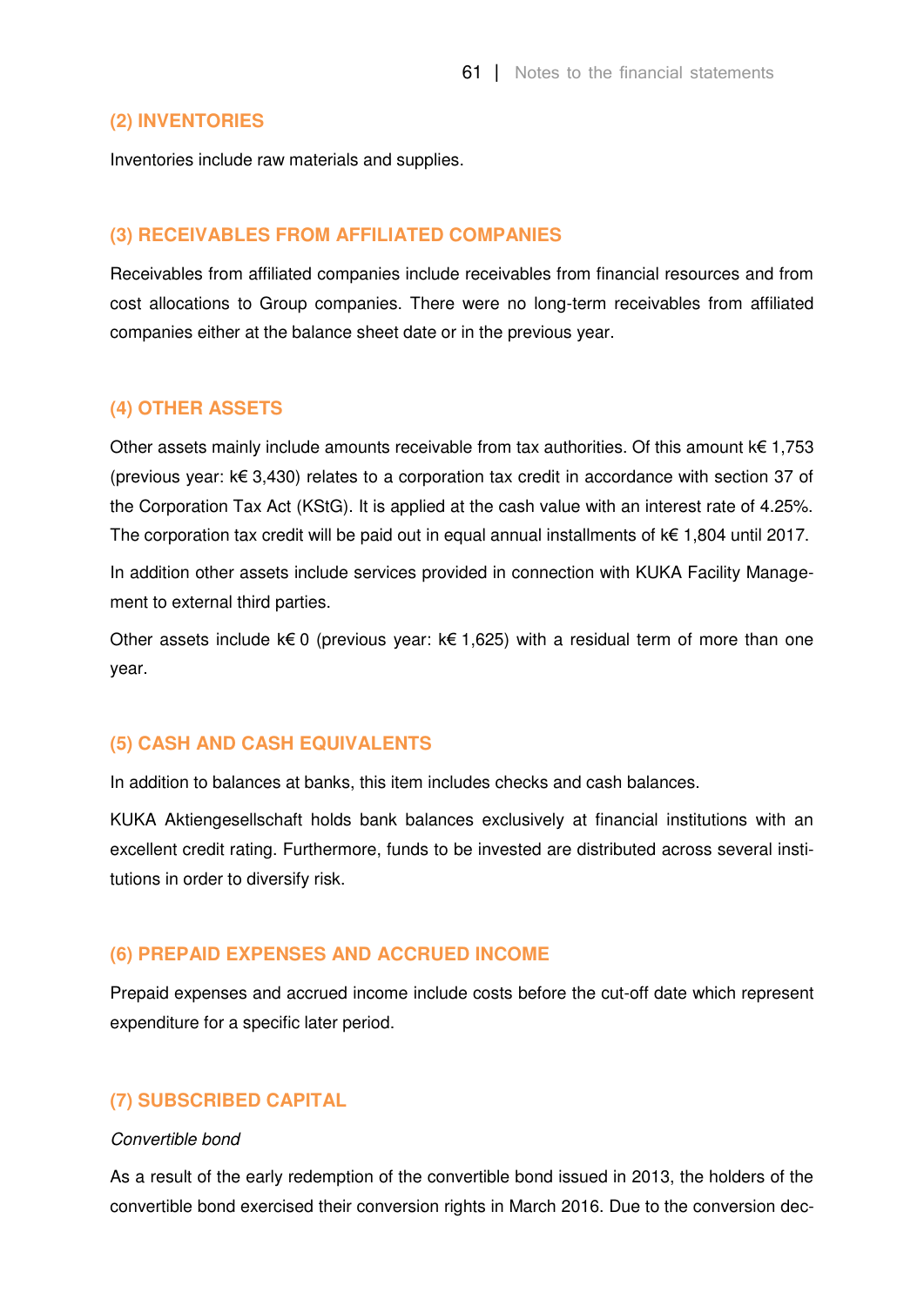## (2) INVENTORIES

Inventories include raw materials and supplies.

## (3) RECEIVABLES FROM AFFILIATED COMPANIES

Receivables from affiliated companies include receivables from financial resources and from cost allocations to Group companies. There were no long-term receivables from affiliated companies either at the balance sheet date or in the previous year.

## (4) OTHER ASSETS

Other assets mainly include amounts receivable from tax authorities. Of this amount k€ 1,753 (previous year: k€ 3,430) relates to a corporation tax credit in accordance with section 37 of the Corporation Tax Act (KStG). It is applied at the cash value with an interest rate of 4.25%. The corporation tax credit will be paid out in equal annual installments of k€ 1,804 until 2017.

In addition other assets include services provided in connection with KUKA Facility Management to external third parties.

Other assets include k€ 0 (previous year: k€ 1,625) with a residual term of more than one year.

## (5) CASH AND CASH EQUIVALENTS

In addition to balances at banks, this item includes checks and cash balances.

KUKA Aktiengesellschaft holds bank balances exclusively at financial institutions with an excellent credit rating. Furthermore, funds to be invested are distributed across several institutions in order to diversify risk.

## (6) PREPAID EXPENSES AND ACCRUED INCOME

Prepaid expenses and accrued income include costs before the cut-off date which represent expenditure for a specific later period.

## (7) SUBSCRIBED CAPITAL

*Convertible bond*

As a result of the early redemption of the convertible bond issued in 2013, the holders of the convertible bond exercised their conversion rights in March 2016. Due to the conversion dec-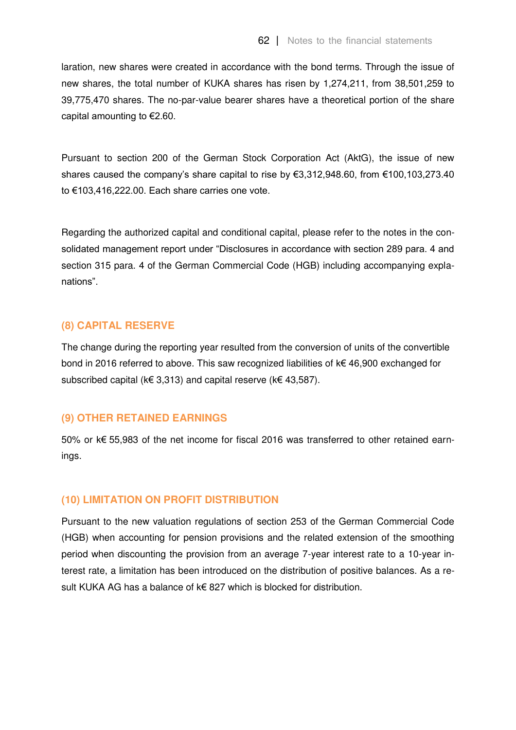laration, new shares were created in accordance with the bond terms. Through the issue of new shares, the total number of KUKA shares has risen by 1,274,211, from 38,501,259 to 39,775,470 shares. The no-par-value bearer shares have a theoretical portion of the share capital amounting to €2.60.

Pursuant to section 200 of the German Stock Corporation Act (AktG), the issue of new shares caused the company's share capital to rise by €3,312,948.60, from €100,103,273.40 to €103,416,222.00. Each share carries one vote.

Regarding the authorized capital and conditional capital, please refer to the notes in the consolidated management report under "Disclosures in accordance with section 289 para. 4 and section 315 para. 4 of the German Commercial Code (HGB) including accompanying explanations".

### (8) CAPITAL RESERVE

The change during the reporting year resulted from the conversion of units of the convertible bond in 2016 referred to above. This saw recognized liabilities of k€ 46,900 exchanged for subscribed capital (k€ 3,313) and capital reserve (k€ 43,587).

### (9) OTHER RETAINED EARNINGS

50% or k€ 55,983 of the net income for fiscal 2016 was transferred to other retained earnings.

### (10) LIMITATION ON PROFIT DISTRIBUTION

Pursuant to the new valuation regulations of section 253 of the German Commercial Code (HGB) when accounting for pension provisions and the related extension of the smoothing period when discounting the provision from an average 7-year interest rate to a 10-year interest rate, a limitation has been introduced on the distribution of positive balances. As a result KUKA AG has a balance of k€ 827 which is blocked for distribution.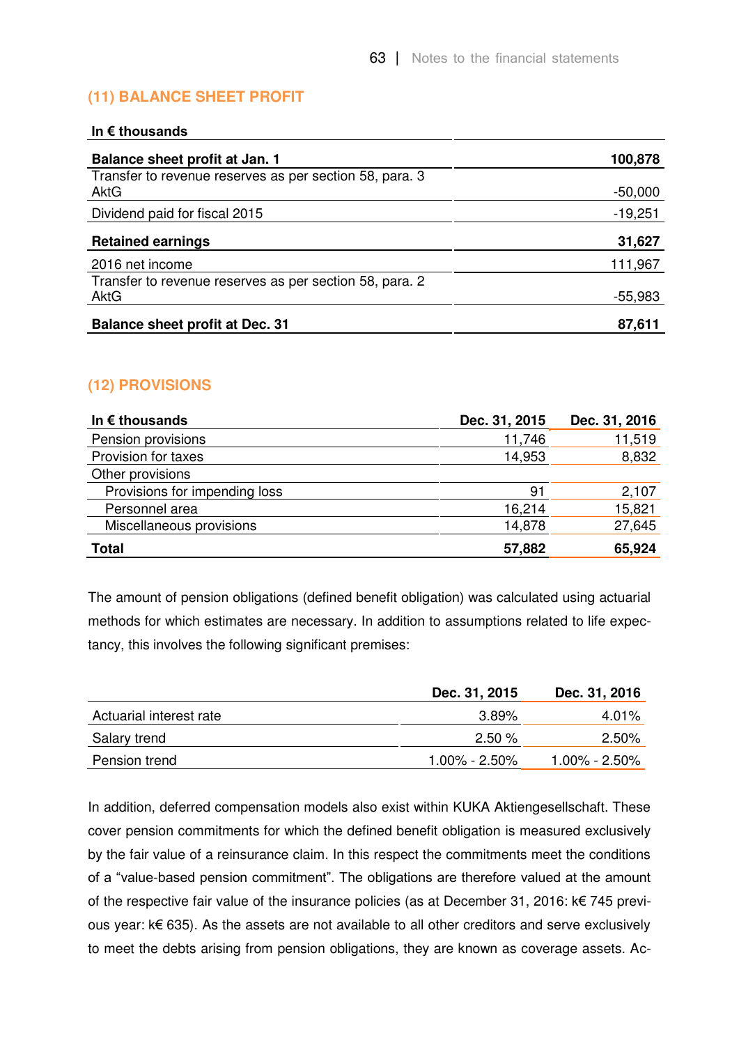## (11) BALANCE SHEET PROFIT

| In € thousands | |
|---|---|
| **Balance sheet profit at Jan. 1** | **100,878** |
| Transfer to revenue reserves as per section 58, para. 3 AktG | -50,000 |
| Dividend paid for fiscal 2015 | -19,251 |
| **Retained earnings** | **31,627** |
| 2016 net income | 111,967 |
| Transfer to revenue reserves as per section 58, para. 2 AktG | -55,983 |
| **Balance sheet profit at Dec. 31** | **87,611** |

## (12) PROVISIONS

| In € thousands | Dec. 31, 2015 | Dec. 31, 2016 |
|---|---|---|
| Pension provisions | 11,746 | 11,519 |
| Provision for taxes | 14,953 | 8,832 |
| Other provisions | | |
| Provisions for impending loss | 91 | 2,107 |
| Personnel area | 16,214 | 15,821 |
| Miscellaneous provisions | 14,878 | 27,645 |
| **Total** | **57,882** | **65,924** |

The amount of pension obligations (defined benefit obligation) was calculated using actuarial methods for which estimates are necessary. In addition to assumptions related to life expectancy, this involves the following significant premises:

| | Dec. 31, 2015 | Dec. 31, 2016 |
|---|---|---|
| Actuarial interest rate | 3.89% | 4.01% |
| Salary trend | 2.50 % | 2.50% |
| Pension trend | 1.00% - 2.50% | 1.00% - 2.50% |

In addition, deferred compensation models also exist within KUKA Aktiengesellschaft. These cover pension commitments for which the defined benefit obligation is measured exclusively by the fair value of a reinsurance claim. In this respect the commitments meet the conditions of a "value-based pension commitment". The obligations are therefore valued at the amount of the respective fair value of the insurance policies (as at December 31, 2016: k€ 745 previous year: k€ 635). As the assets are not available to all other creditors and serve exclusively to meet the debts arising from pension obligations, they are known as coverage assets. Ac-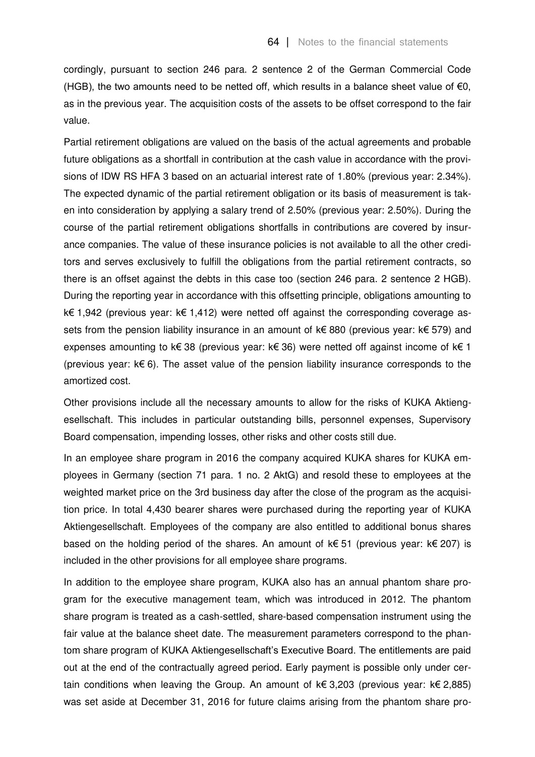cordingly, pursuant to section 246 para. 2 sentence 2 of the German Commercial Code (HGB), the two amounts need to be netted off, which results in a balance sheet value of €0, as in the previous year. The acquisition costs of the assets to be offset correspond to the fair value.

Partial retirement obligations are valued on the basis of the actual agreements and probable future obligations as a shortfall in contribution at the cash value in accordance with the provisions of IDW RS HFA 3 based on an actuarial interest rate of 1.80% (previous year: 2.34%). The expected dynamic of the partial retirement obligation or its basis of measurement is taken into consideration by applying a salary trend of 2.50% (previous year: 2.50%). During the course of the partial retirement obligations shortfalls in contributions are covered by insurance companies. The value of these insurance policies is not available to all the other creditors and serves exclusively to fulfill the obligations from the partial retirement contracts, so there is an offset against the debts in this case too (section 246 para. 2 sentence 2 HGB). During the reporting year in accordance with this offsetting principle, obligations amounting to k€ 1,942 (previous year: k€ 1,412) were netted off against the corresponding coverage assets from the pension liability insurance in an amount of k€ 880 (previous year: k€ 579) and expenses amounting to k€ 38 (previous year: k€ 36) were netted off against income of k€ 1 (previous year: k€ 6). The asset value of the pension liability insurance corresponds to the amortized cost.

Other provisions include all the necessary amounts to allow for the risks of KUKA Aktiengesellschaft. This includes in particular outstanding bills, personnel expenses, Supervisory Board compensation, impending losses, other risks and other costs still due.

In an employee share program in 2016 the company acquired KUKA shares for KUKA employees in Germany (section 71 para. 1 no. 2 AktG) and resold these to employees at the weighted market price on the 3rd business day after the close of the program as the acquisition price. In total 4,430 bearer shares were purchased during the reporting year of KUKA Aktiengesellschaft. Employees of the company are also entitled to additional bonus shares based on the holding period of the shares. An amount of k€ 51 (previous year: k€ 207) is included in the other provisions for all employee share programs.

In addition to the employee share program, KUKA also has an annual phantom share program for the executive management team, which was introduced in 2012. The phantom share program is treated as a cash-settled, share-based compensation instrument using the fair value at the balance sheet date. The measurement parameters correspond to the phantom share program of KUKA Aktiengesellschaft's Executive Board. The entitlements are paid out at the end of the contractually agreed period. Early payment is possible only under certain conditions when leaving the Group. An amount of k€ 3,203 (previous year: k€ 2,885) was set aside at December 31, 2016 for future claims arising from the phantom share pro-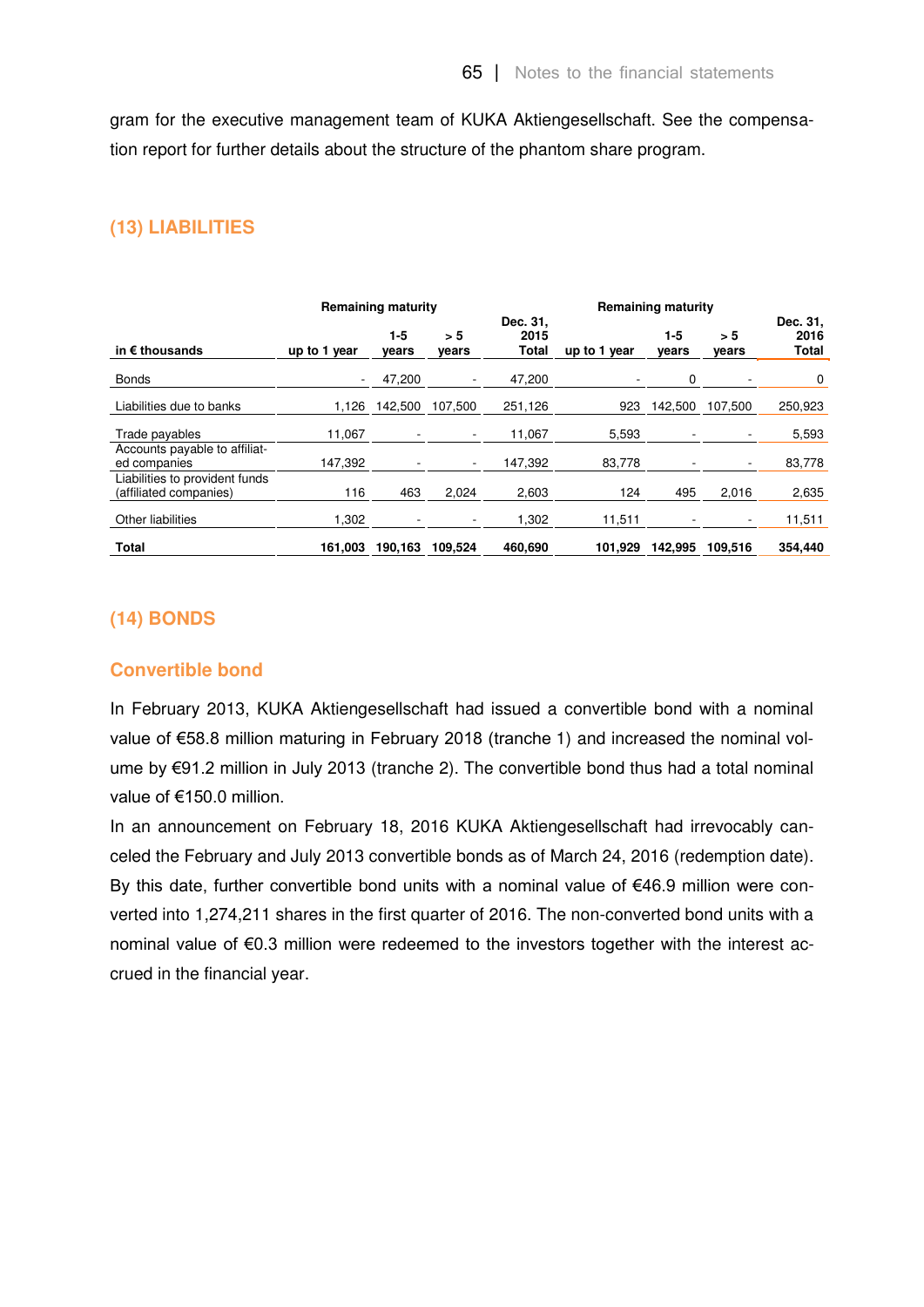gram for the executive management team of KUKA Aktiengesellschaft. See the compensation report for further details about the structure of the phantom share program.

## (13) LIABILITIES

| in € thousands | Remaining maturity | | | Dec. 31, 2015 | Remaining maturity | | | Dec. 31, 2016 |
|---|---|---|---|---|---|---|---|---|
| | up to 1 year | 1-5 years | > 5 years | Total | up to 1 year | 1-5 years | > 5 years | Total |
| Bonds | - | 47,200 | - | 47,200 | - | 0 | - | 0 |
| Liabilities due to banks | 1,126 | 142,500 | 107,500 | 251,126 | 923 | 142,500 | 107,500 | 250,923 |
| Trade payables | 11,067 | - | - | 11,067 | 5,593 | - | - | 5,593 |
| Accounts payable to affiliated companies | 147,392 | - | - | 147,392 | 83,778 | - | - | 83,778 |
| Liabilities to provident funds (affiliated companies) | 116 | 463 | 2,024 | 2,603 | 124 | 495 | 2,016 | 2,635 |
| Other liabilities | 1,302 | - | - | 1,302 | 11,511 | - | - | 11,511 |
| **Total** | **161,003** | **190,163** | **109,524** | **460,690** | **101,929** | **142,995** | **109,516** | **354,440** |

## (14) BONDS

### Convertible bond

In February 2013, KUKA Aktiengesellschaft had issued a convertible bond with a nominal value of €58.8 million maturing in February 2018 (tranche 1) and increased the nominal volume by €91.2 million in July 2013 (tranche 2). The convertible bond thus had a total nominal value of €150.0 million.

In an announcement on February 18, 2016 KUKA Aktiengesellschaft had irrevocably canceled the February and July 2013 convertible bonds as of March 24, 2016 (redemption date). By this date, further convertible bond units with a nominal value of €46.9 million were converted into 1,274,211 shares in the first quarter of 2016. The non-converted bond units with a nominal value of €0.3 million were redeemed to the investors together with the interest accrued in the financial year.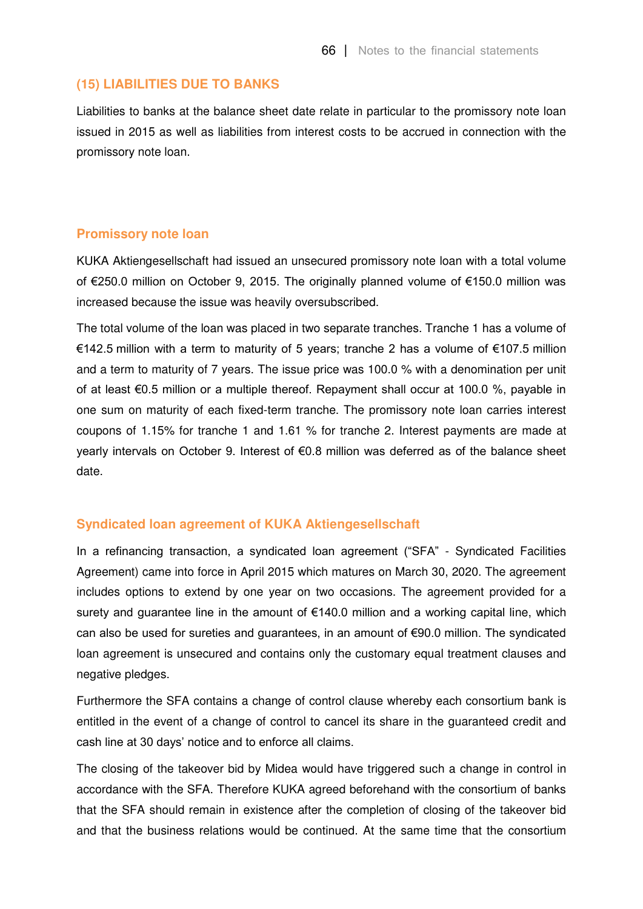## (15) LIABILITIES DUE TO BANKS

Liabilities to banks at the balance sheet date relate in particular to the promissory note loan issued in 2015 as well as liabilities from interest costs to be accrued in connection with the promissory note loan.

### Promissory note loan

KUKA Aktiengesellschaft had issued an unsecured promissory note loan with a total volume of €250.0 million on October 9, 2015. The originally planned volume of €150.0 million was increased because the issue was heavily oversubscribed.

The total volume of the loan was placed in two separate tranches. Tranche 1 has a volume of €142.5 million with a term to maturity of 5 years; tranche 2 has a volume of €107.5 million and a term to maturity of 7 years. The issue price was 100.0 % with a denomination per unit of at least €0.5 million or a multiple thereof. Repayment shall occur at 100.0 %, payable in one sum on maturity of each fixed-term tranche. The promissory note loan carries interest coupons of 1.15% for tranche 1 and 1.61 % for tranche 2. Interest payments are made at yearly intervals on October 9. Interest of €0.8 million was deferred as of the balance sheet date.

### Syndicated loan agreement of KUKA Aktiengesellschaft

In a refinancing transaction, a syndicated loan agreement ("SFA" - Syndicated Facilities Agreement) came into force in April 2015 which matures on March 30, 2020. The agreement includes options to extend by one year on two occasions. The agreement provided for a surety and guarantee line in the amount of €140.0 million and a working capital line, which can also be used for sureties and guarantees, in an amount of €90.0 million. The syndicated loan agreement is unsecured and contains only the customary equal treatment clauses and negative pledges.

Furthermore the SFA contains a change of control clause whereby each consortium bank is entitled in the event of a change of control to cancel its share in the guaranteed credit and cash line at 30 days' notice and to enforce all claims.

The closing of the takeover bid by Midea would have triggered such a change in control in accordance with the SFA. Therefore KUKA agreed beforehand with the consortium of banks that the SFA should remain in existence after the completion of closing of the takeover bid and that the business relations would be continued. At the same time that the consortium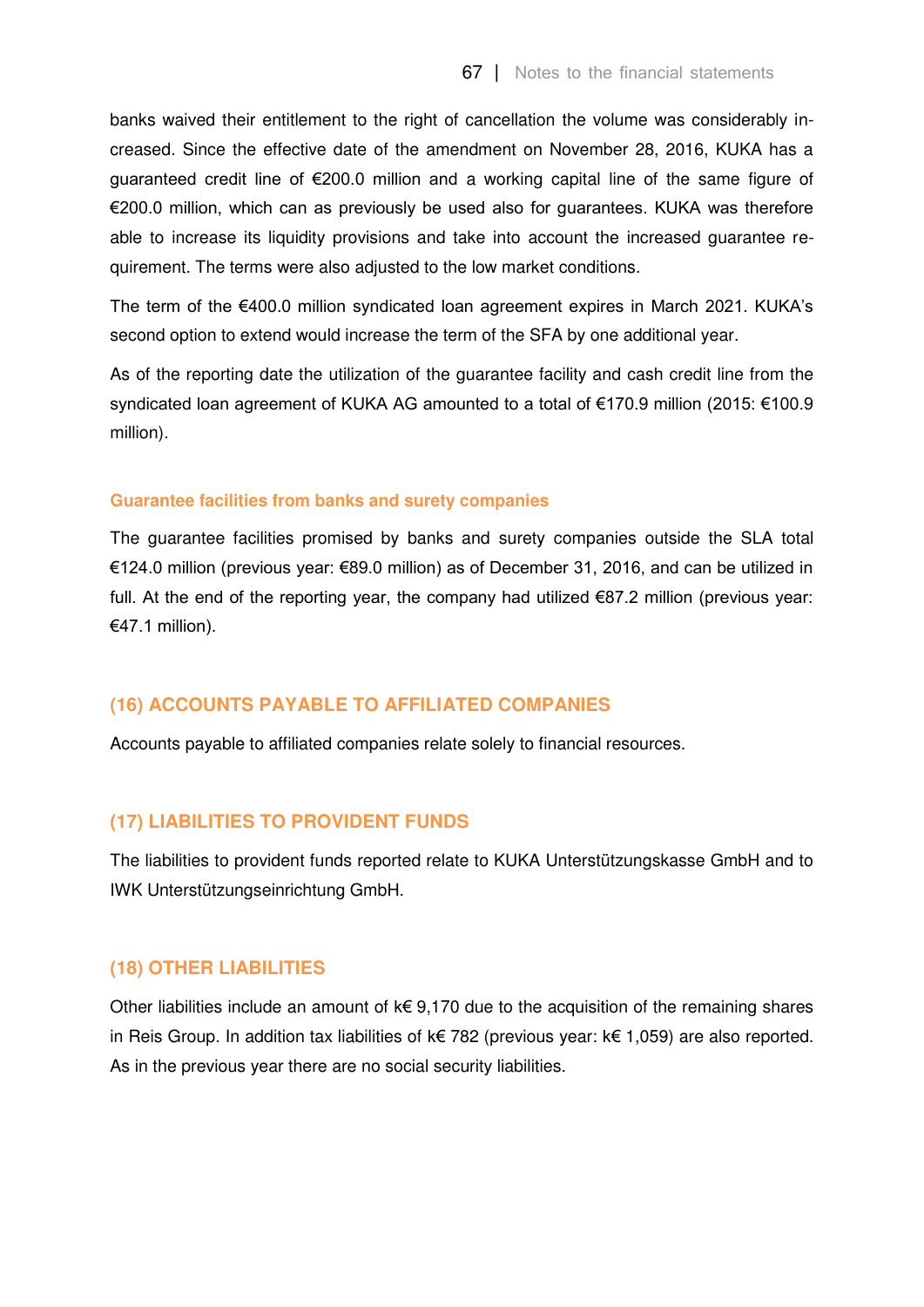banks waived their entitlement to the right of cancellation the volume was considerably increased. Since the effective date of the amendment on November 28, 2016, KUKA has a guaranteed credit line of €200.0 million and a working capital line of the same figure of €200.0 million, which can as previously be used also for guarantees. KUKA was therefore able to increase its liquidity provisions and take into account the increased guarantee requirement. The terms were also adjusted to the low market conditions.

The term of the €400.0 million syndicated loan agreement expires in March 2021. KUKA's second option to extend would increase the term of the SFA by one additional year.

As of the reporting date the utilization of the guarantee facility and cash credit line from the syndicated loan agreement of KUKA AG amounted to a total of €170.9 million (2015: €100.9 million).

#### Guarantee facilities from banks and surety companies

The guarantee facilities promised by banks and surety companies outside the SLA total €124.0 million (previous year: €89.0 million) as of December 31, 2016, and can be utilized in full. At the end of the reporting year, the company had utilized €87.2 million (previous year: €47.1 million).

### (16) ACCOUNTS PAYABLE TO AFFILIATED COMPANIES

Accounts payable to affiliated companies relate solely to financial resources.

### (17) LIABILITIES TO PROVIDENT FUNDS

The liabilities to provident funds reported relate to KUKA Unterstützungskasse GmbH and to IWK Unterstützungseinrichtung GmbH.

### (18) OTHER LIABILITIES

Other liabilities include an amount of k€ 9,170 due to the acquisition of the remaining shares in Reis Group. In addition tax liabilities of k€ 782 (previous year: k€ 1,059) are also reported. As in the previous year there are no social security liabilities.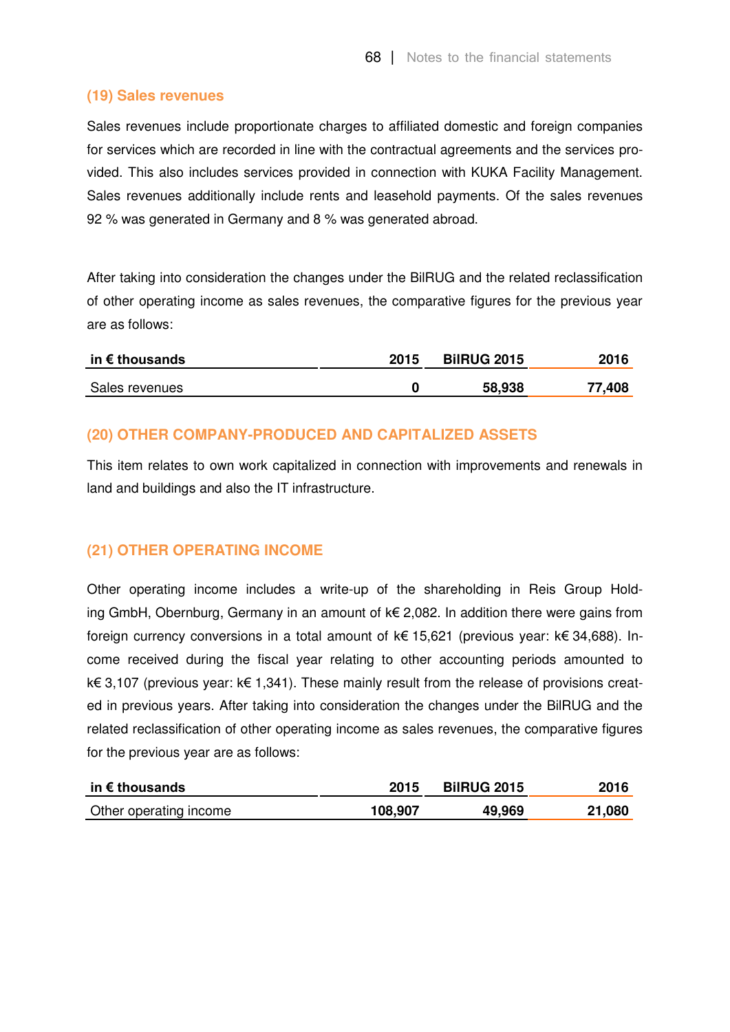## (19) Sales revenues

Sales revenues include proportionate charges to affiliated domestic and foreign companies for services which are recorded in line with the contractual agreements and the services provided. This also includes services provided in connection with KUKA Facility Management. Sales revenues additionally include rents and leasehold payments. Of the sales revenues 92 % was generated in Germany and 8 % was generated abroad.

After taking into consideration the changes under the BilRUG and the related reclassification of other operating income as sales revenues, the comparative figures for the previous year are as follows:

| in € thousands | 2015 | BilRUG 2015 | 2016 |
|---|---|---|---|
| Sales revenues | **0** | **58,938** | **77,408** |

## (20) OTHER COMPANY-PRODUCED AND CAPITALIZED ASSETS

This item relates to own work capitalized in connection with improvements and renewals in land and buildings and also the IT infrastructure.

## (21) OTHER OPERATING INCOME

Other operating income includes a write-up of the shareholding in Reis Group Holding GmbH, Obernburg, Germany in an amount of k€ 2,082. In addition there were gains from foreign currency conversions in a total amount of k€ 15,621 (previous year: k€ 34,688). Income received during the fiscal year relating to other accounting periods amounted to k€ 3,107 (previous year: k€ 1,341). These mainly result from the release of provisions created in previous years. After taking into consideration the changes under the BilRUG and the related reclassification of other operating income as sales revenues, the comparative figures for the previous year are as follows:

| in € thousands | 2015 | BilRUG 2015 | 2016 |
|---|---|---|---|
| Other operating income | **108,907** | **49,969** | **21,080** |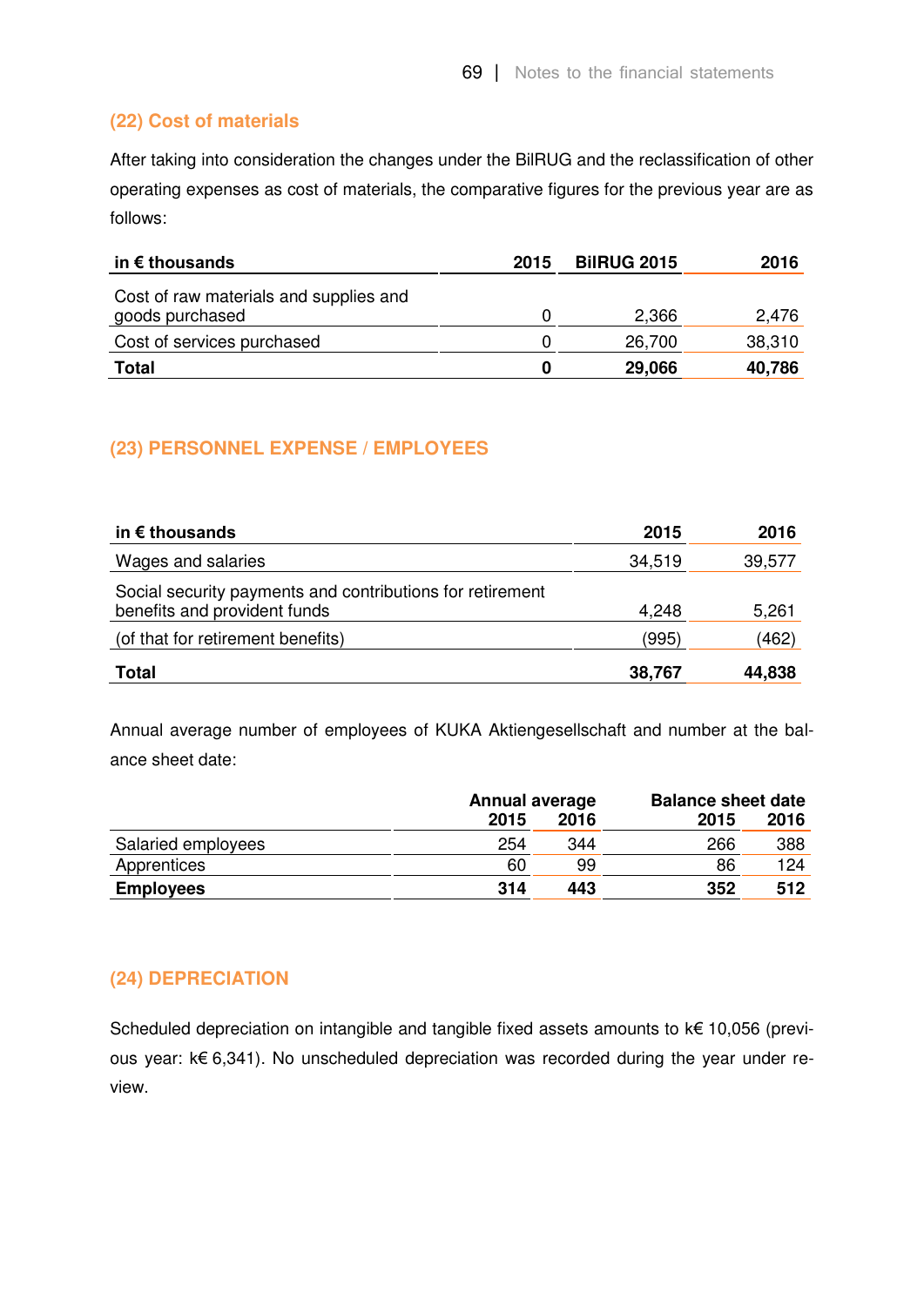## (22) Cost of materials

After taking into consideration the changes under the BilRUG and the reclassification of other operating expenses as cost of materials, the comparative figures for the previous year are as follows:

| in € thousands | 2015 | BilRUG 2015 | 2016 |
|---|---|---|---|
| Cost of raw materials and supplies and goods purchased | 0 | 2,366 | 2,476 |
| Cost of services purchased | 0 | 26,700 | 38,310 |
| **Total** | **0** | **29,066** | **40,786** |

## (23) PERSONNEL EXPENSE / EMPLOYEES

| in € thousands | 2015 | 2016 |
|---|---|---|
| Wages and salaries | 34,519 | 39,577 |
| Social security payments and contributions for retirement benefits and provident funds | 4,248 | 5,261 |
| (of that for retirement benefits) | (995) | (462) |
| **Total** | **38,767** | **44,838** |

Annual average number of employees of KUKA Aktiengesellschaft and number at the balance sheet date:

| | Annual average | | Balance sheet date | |
|---|---|---|---|---|
| | 2015 | 2016 | 2015 | 2016 |
| Salaried employees | 254 | 344 | 266 | 388 |
| Apprentices | 60 | 99 | 86 | 124 |
| **Employees** | **314** | **443** | **352** | **512** |

## (24) DEPRECIATION

Scheduled depreciation on intangible and tangible fixed assets amounts to k€ 10,056 (previous year: k€ 6,341). No unscheduled depreciation was recorded during the year under review.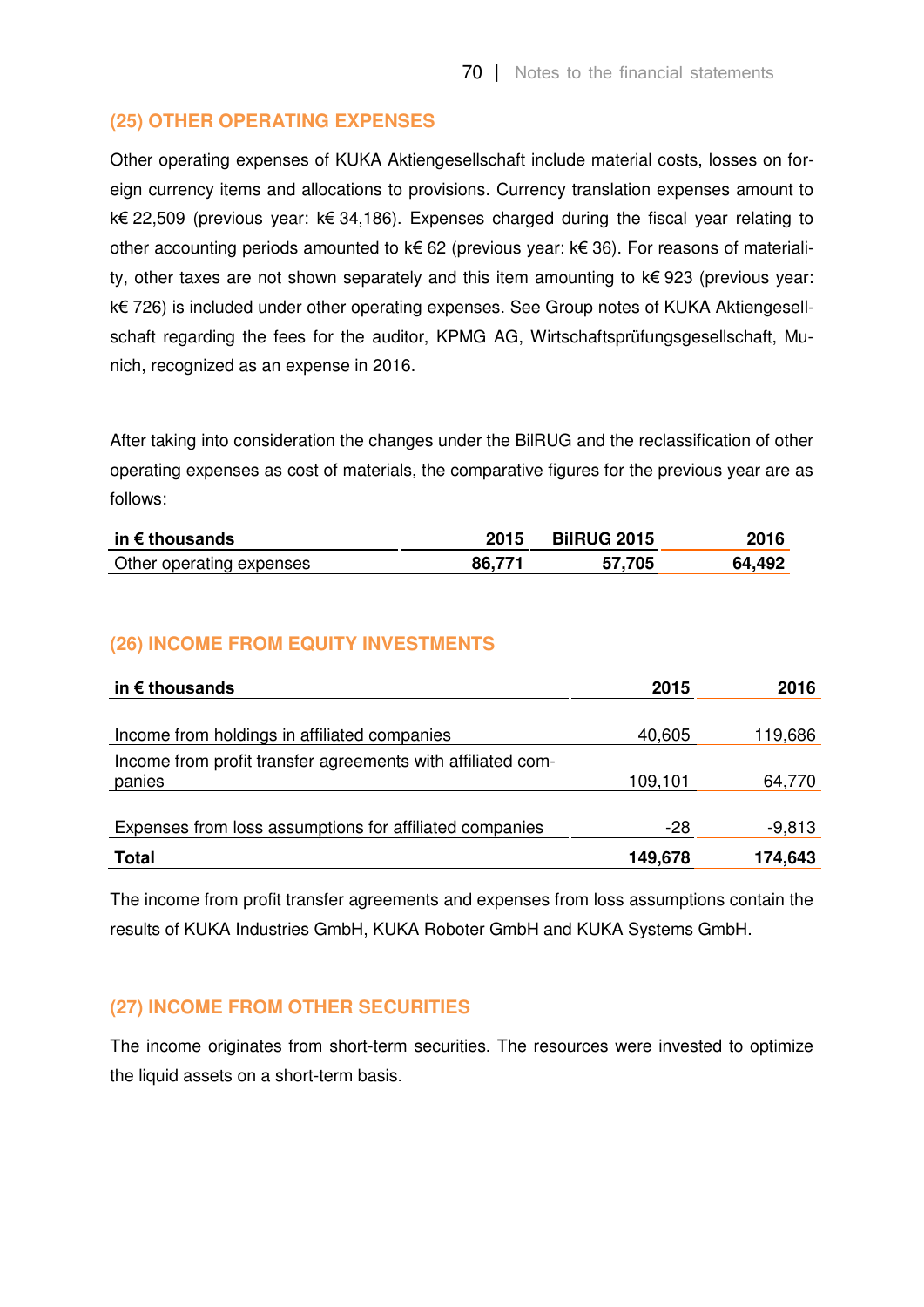## (25) OTHER OPERATING EXPENSES

Other operating expenses of KUKA Aktiengesellschaft include material costs, losses on foreign currency items and allocations to provisions. Currency translation expenses amount to k€ 22,509 (previous year: k€ 34,186). Expenses charged during the fiscal year relating to other accounting periods amounted to k€ 62 (previous year: k€ 36). For reasons of materiality, other taxes are not shown separately and this item amounting to k€ 923 (previous year: k€ 726) is included under other operating expenses. See Group notes of KUKA Aktiengesellschaft regarding the fees for the auditor, KPMG AG, Wirtschaftsprüfungsgesellschaft, Munich, recognized as an expense in 2016.

After taking into consideration the changes under the BilRUG and the reclassification of other operating expenses as cost of materials, the comparative figures for the previous year are as follows:

| in € thousands | 2015 | BilRUG 2015 | 2016 |
|---|---|---|---|
| Other operating expenses | 86,771 | 57,705 | 64,492 |

## (26) INCOME FROM EQUITY INVESTMENTS

| in € thousands | 2015 | 2016 |
|---|---|---|
| Income from holdings in affiliated companies | 40,605 | 119,686 |
| Income from profit transfer agreements with affiliated companies | 109,101 | 64,770 |
| Expenses from loss assumptions for affiliated companies | -28 | -9,813 |
| **Total** | **149,678** | **174,643** |

The income from profit transfer agreements and expenses from loss assumptions contain the results of KUKA Industries GmbH, KUKA Roboter GmbH and KUKA Systems GmbH.

## (27) INCOME FROM OTHER SECURITIES

The income originates from short-term securities. The resources were invested to optimize the liquid assets on a short-term basis.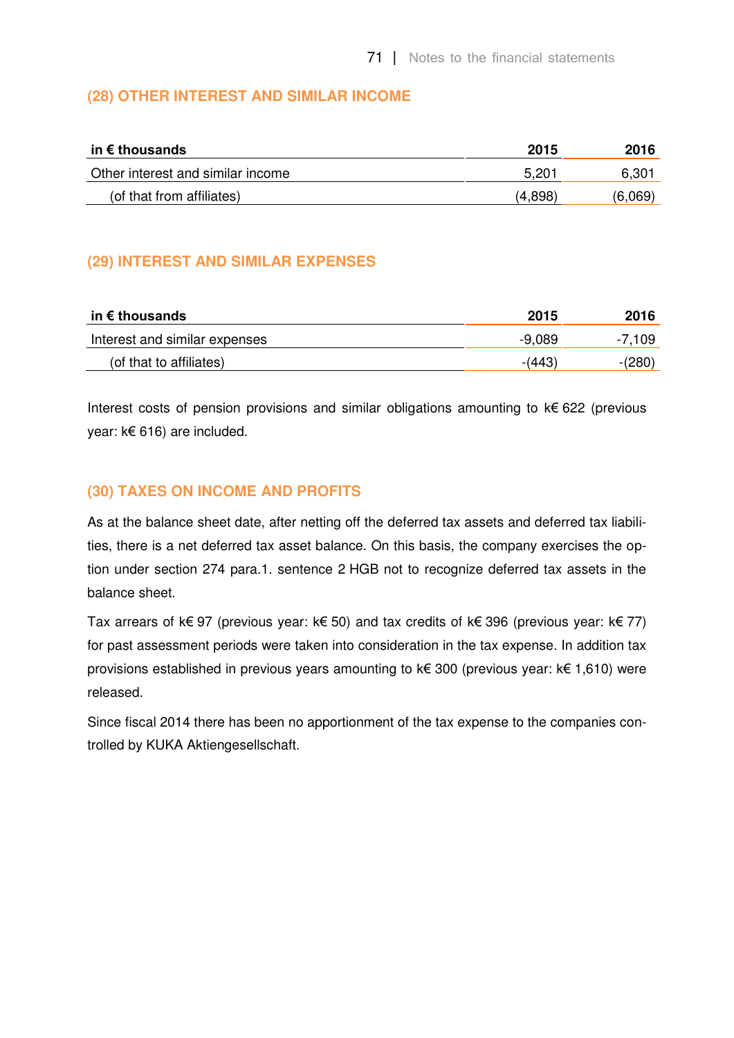## (28) OTHER INTEREST AND SIMILAR INCOME

| in € thousands | 2015 | 2016 |
|---|---|---|
| Other interest and similar income | 5,201 | 6,301 |
| (of that from affiliates) | (4,898) | (6,069) |

## (29) INTEREST AND SIMILAR EXPENSES

| in € thousands | 2015 | 2016 |
|---|---|---|
| Interest and similar expenses | -9,089 | -7,109 |
| (of that to affiliates) | -(443) | -(280) |

Interest costs of pension provisions and similar obligations amounting to k€ 622 (previous year: k€ 616) are included.

## (30) TAXES ON INCOME AND PROFITS

As at the balance sheet date, after netting off the deferred tax assets and deferred tax liabilities, there is a net deferred tax asset balance. On this basis, the company exercises the option under section 274 para.1. sentence 2 HGB not to recognize deferred tax assets in the balance sheet.

Tax arrears of k€ 97 (previous year: k€ 50) and tax credits of k€ 396 (previous year: k€ 77) for past assessment periods were taken into consideration in the tax expense. In addition tax provisions established in previous years amounting to k€ 300 (previous year: k€ 1,610) were released.

Since fiscal 2014 there has been no apportionment of the tax expense to the companies controlled by KUKA Aktiengesellschaft.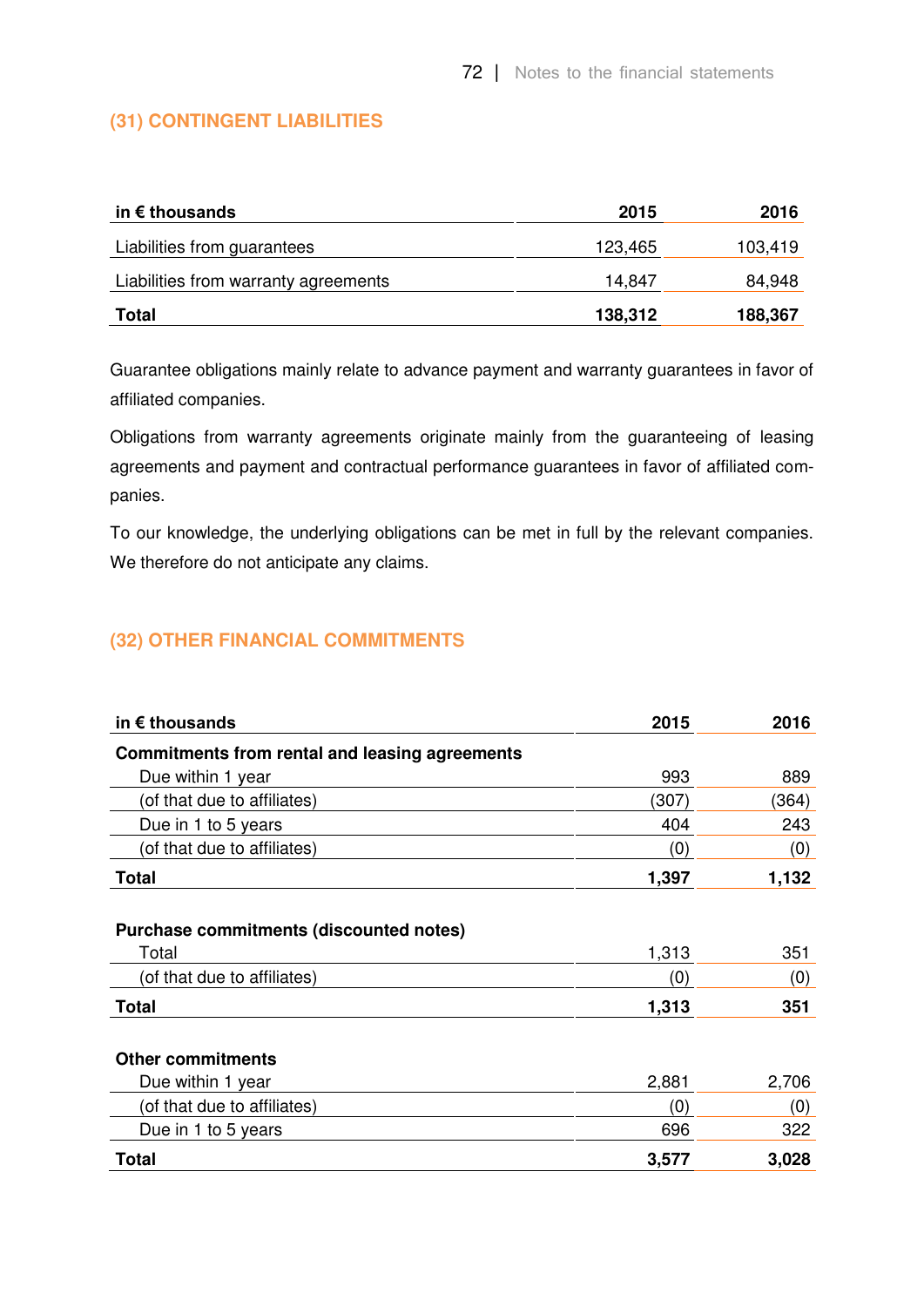## (31) CONTINGENT LIABILITIES

| in € thousands | 2015 | 2016 |
|---|---|---|
| Liabilities from guarantees | 123,465 | 103,419 |
| Liabilities from warranty agreements | 14,847 | 84,948 |
| **Total** | **138,312** | **188,367** |

Guarantee obligations mainly relate to advance payment and warranty guarantees in favor of affiliated companies.

Obligations from warranty agreements originate mainly from the guaranteeing of leasing agreements and payment and contractual performance guarantees in favor of affiliated companies.

To our knowledge, the underlying obligations can be met in full by the relevant companies. We therefore do not anticipate any claims.

## (32) OTHER FINANCIAL COMMITMENTS

| in € thousands | 2015 | 2016 |
|---|---|---|
| **Commitments from rental and leasing agreements** | | |
| Due within 1 year | 993 | 889 |
| (of that due to affiliates) | (307) | (364) |
| Due in 1 to 5 years | 404 | 243 |
| (of that due to affiliates) | (0) | (0) |
| **Total** | **1,397** | **1,132** |
| | | |
| **Purchase commitments (discounted notes)** | | |
| Total | 1,313 | 351 |
| (of that due to affiliates) | (0) | (0) |
| **Total** | **1,313** | **351** |
| | | |
| **Other commitments** | | |
| Due within 1 year | 2,881 | 2,706 |
| (of that due to affiliates) | (0) | (0) |
| Due in 1 to 5 years | 696 | 322 |
| **Total** | **3,577** | **3,028** |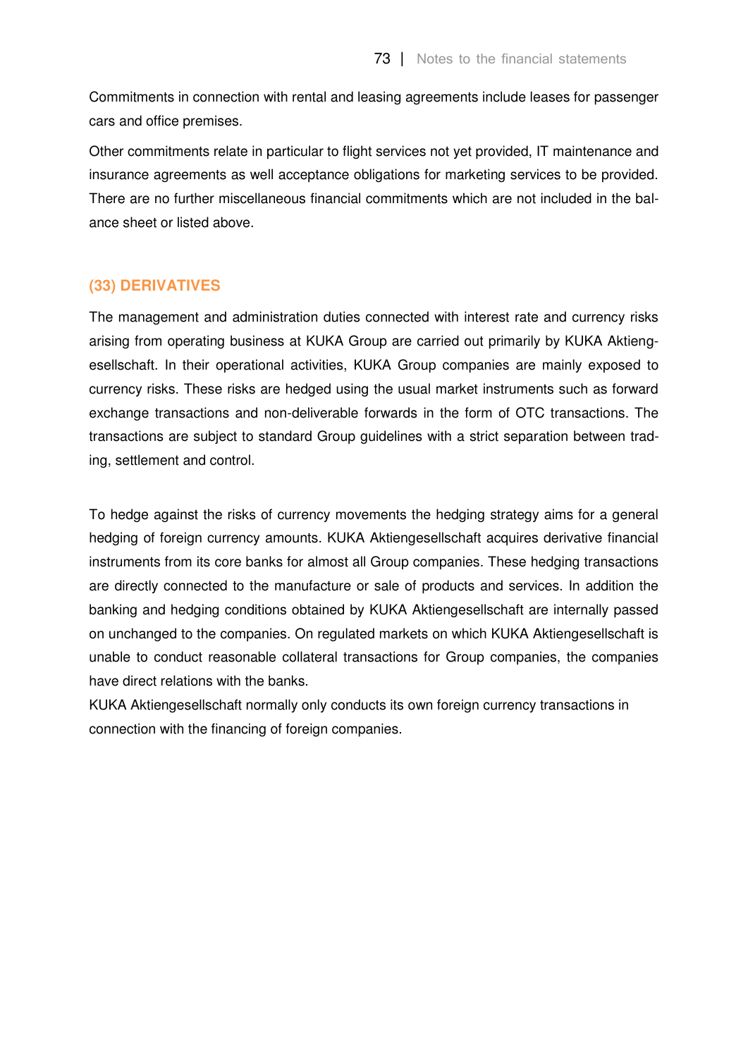Commitments in connection with rental and leasing agreements include leases for passenger cars and office premises.

Other commitments relate in particular to flight services not yet provided, IT maintenance and insurance agreements as well acceptance obligations for marketing services to be provided. There are no further miscellaneous financial commitments which are not included in the balance sheet or listed above.

## (33) DERIVATIVES

The management and administration duties connected with interest rate and currency risks arising from operating business at KUKA Group are carried out primarily by KUKA Aktiengesellschaft. In their operational activities, KUKA Group companies are mainly exposed to currency risks. These risks are hedged using the usual market instruments such as forward exchange transactions and non-deliverable forwards in the form of OTC transactions. The transactions are subject to standard Group guidelines with a strict separation between trading, settlement and control.

To hedge against the risks of currency movements the hedging strategy aims for a general hedging of foreign currency amounts. KUKA Aktiengesellschaft acquires derivative financial instruments from its core banks for almost all Group companies. These hedging transactions are directly connected to the manufacture or sale of products and services. In addition the banking and hedging conditions obtained by KUKA Aktiengesellschaft are internally passed on unchanged to the companies. On regulated markets on which KUKA Aktiengesellschaft is unable to conduct reasonable collateral transactions for Group companies, the companies have direct relations with the banks.

KUKA Aktiengesellschaft normally only conducts its own foreign currency transactions in connection with the financing of foreign companies.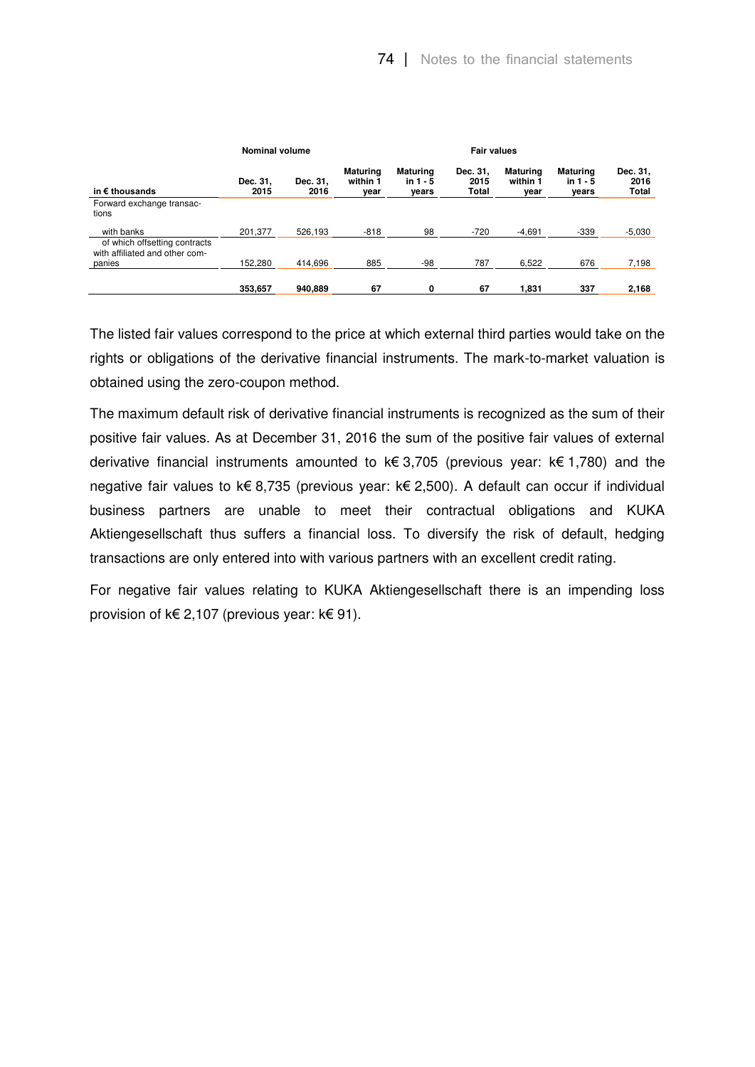| in € thousands | Nominal volume |  | Fair values |  |  |  |  |  |
|---|---|---|---|---|---|---|---|---|
|  | Dec. 31, 2015 | Dec. 31, 2016 | Maturing within 1 year | Maturing in 1 - 5 years | Dec. 31, 2015 Total | Maturing within 1 year | Maturing in 1 - 5 years | Dec. 31, 2016 Total |
| Forward exchange transactions |  |  |  |  |  |  |  |  |
| with banks | 201,377 | 526,193 | -818 | 98 | -720 | -4,691 | -339 | -5,030 |
| of which offsetting contracts with affiliated and other companies | 152,280 | 414,696 | 885 | -98 | 787 | 6,522 | 676 | 7,198 |
|  | **353,657** | **940,889** | **67** | **0** | **67** | **1,831** | **337** | **2,168** |

The listed fair values correspond to the price at which external third parties would take on the rights or obligations of the derivative financial instruments. The mark-to-market valuation is obtained using the zero-coupon method.

The maximum default risk of derivative financial instruments is recognized as the sum of their positive fair values. As at December 31, 2016 the sum of the positive fair values of external derivative financial instruments amounted to k€ 3,705 (previous year: k€ 1,780) and the negative fair values to k€ 8,735 (previous year: k€ 2,500). A default can occur if individual business partners are unable to meet their contractual obligations and KUKA Aktiengesellschaft thus suffers a financial loss. To diversify the risk of default, hedging transactions are only entered into with various partners with an excellent credit rating.

For negative fair values relating to KUKA Aktiengesellschaft there is an impending loss provision of k€ 2,107 (previous year: k€ 91).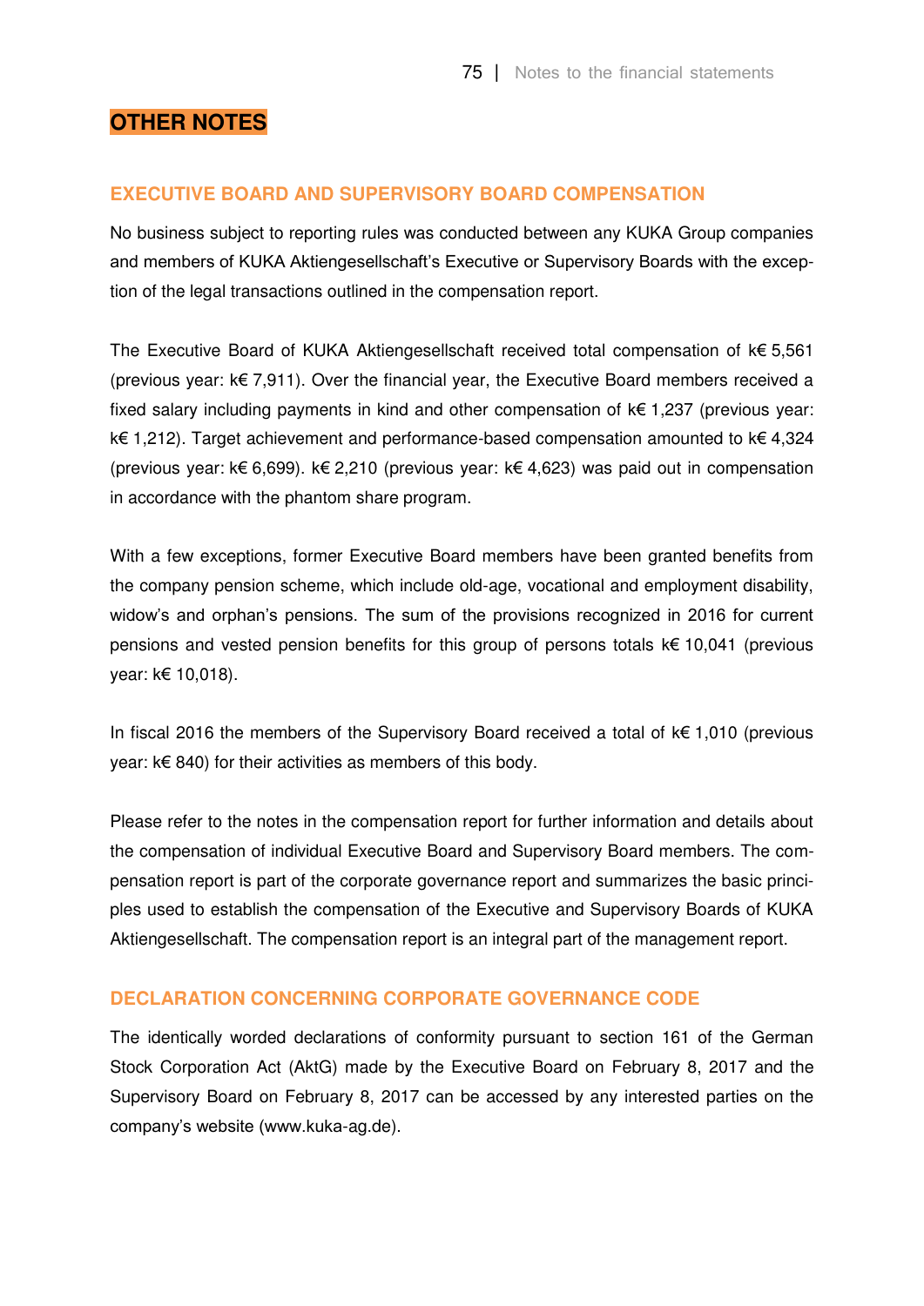# OTHER NOTES

## EXECUTIVE BOARD AND SUPERVISORY BOARD COMPENSATION

No business subject to reporting rules was conducted between any KUKA Group companies and members of KUKA Aktiengesellschaft's Executive or Supervisory Boards with the exception of the legal transactions outlined in the compensation report.

The Executive Board of KUKA Aktiengesellschaft received total compensation of k€ 5,561 (previous year: k€ 7,911). Over the financial year, the Executive Board members received a fixed salary including payments in kind and other compensation of k€ 1,237 (previous year: k€ 1,212). Target achievement and performance-based compensation amounted to k€ 4,324 (previous year: k€ 6,699). k€ 2,210 (previous year: k€ 4,623) was paid out in compensation in accordance with the phantom share program.

With a few exceptions, former Executive Board members have been granted benefits from the company pension scheme, which include old-age, vocational and employment disability, widow's and orphan's pensions. The sum of the provisions recognized in 2016 for current pensions and vested pension benefits for this group of persons totals k€ 10,041 (previous year: k€ 10,018).

In fiscal 2016 the members of the Supervisory Board received a total of k€ 1,010 (previous year: k€ 840) for their activities as members of this body.

Please refer to the notes in the compensation report for further information and details about the compensation of individual Executive Board and Supervisory Board members. The compensation report is part of the corporate governance report and summarizes the basic principles used to establish the compensation of the Executive and Supervisory Boards of KUKA Aktiengesellschaft. The compensation report is an integral part of the management report.

## DECLARATION CONCERNING CORPORATE GOVERNANCE CODE

The identically worded declarations of conformity pursuant to section 161 of the German Stock Corporation Act (AktG) made by the Executive Board on February 8, 2017 and the Supervisory Board on February 8, 2017 can be accessed by any interested parties on the company's website (www.kuka-ag.de).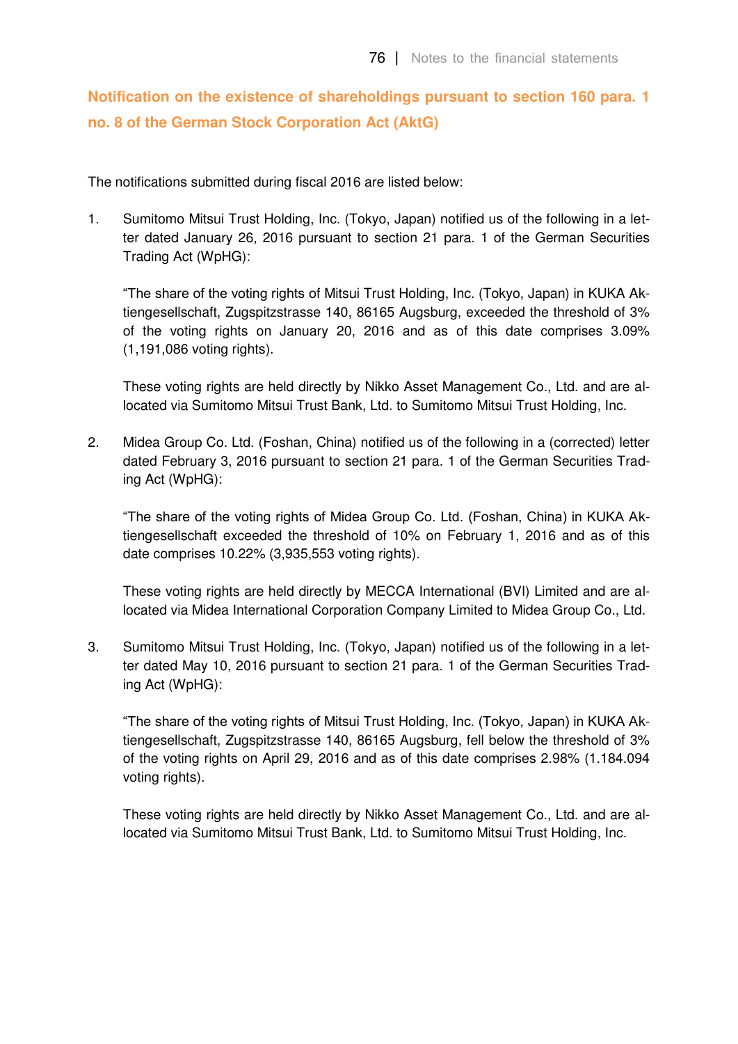## Notification on the existence of shareholdings pursuant to section 160 para. 1 no. 8 of the German Stock Corporation Act (AktG)

The notifications submitted during fiscal 2016 are listed below:

1. Sumitomo Mitsui Trust Holding, Inc. (Tokyo, Japan) notified us of the following in a letter dated January 26, 2016 pursuant to section 21 para. 1 of the German Securities Trading Act (WpHG):

   "The share of the voting rights of Mitsui Trust Holding, Inc. (Tokyo, Japan) in KUKA Aktiengesellschaft, Zugspitzstrasse 140, 86165 Augsburg, exceeded the threshold of 3% of the voting rights on January 20, 2016 and as of this date comprises 3.09% (1,191,086 voting rights).

   These voting rights are held directly by Nikko Asset Management Co., Ltd. and are allocated via Sumitomo Mitsui Trust Bank, Ltd. to Sumitomo Mitsui Trust Holding, Inc.

2. Midea Group Co. Ltd. (Foshan, China) notified us of the following in a (corrected) letter dated February 3, 2016 pursuant to section 21 para. 1 of the German Securities Trading Act (WpHG):

   "The share of the voting rights of Midea Group Co. Ltd. (Foshan, China) in KUKA Aktiengesellschaft exceeded the threshold of 10% on February 1, 2016 and as of this date comprises 10.22% (3,935,553 voting rights).

   These voting rights are held directly by MECCA International (BVI) Limited and are allocated via Midea International Corporation Company Limited to Midea Group Co., Ltd.

3. Sumitomo Mitsui Trust Holding, Inc. (Tokyo, Japan) notified us of the following in a letter dated May 10, 2016 pursuant to section 21 para. 1 of the German Securities Trading Act (WpHG):

   "The share of the voting rights of Mitsui Trust Holding, Inc. (Tokyo, Japan) in KUKA Aktiengesellschaft, Zugspitzstrasse 140, 86165 Augsburg, fell below the threshold of 3% of the voting rights on April 29, 2016 and as of this date comprises 2.98% (1.184.094 voting rights).

   These voting rights are held directly by Nikko Asset Management Co., Ltd. and are allocated via Sumitomo Mitsui Trust Bank, Ltd. to Sumitomo Mitsui Trust Holding, Inc.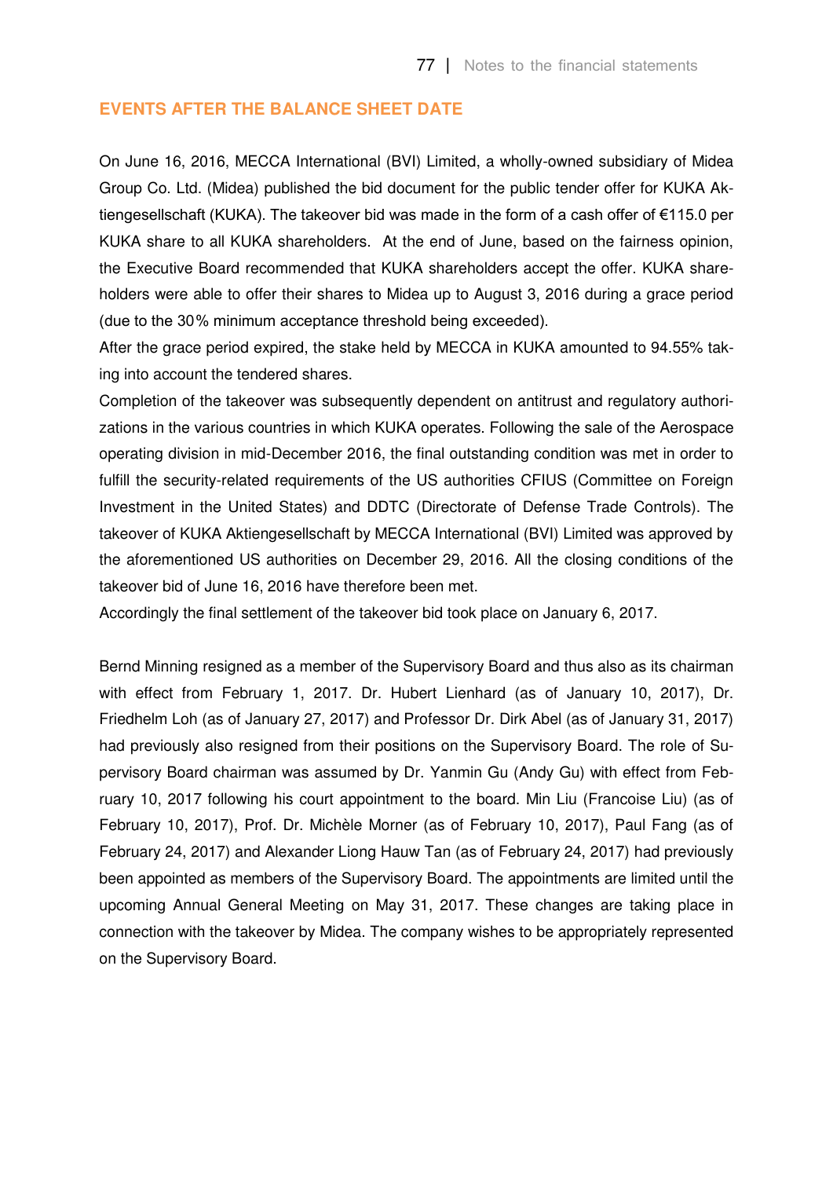## EVENTS AFTER THE BALANCE SHEET DATE

On June 16, 2016, MECCA International (BVI) Limited, a wholly-owned subsidiary of Midea Group Co. Ltd. (Midea) published the bid document for the public tender offer for KUKA Aktiengesellschaft (KUKA). The takeover bid was made in the form of a cash offer of €115.0 per KUKA share to all KUKA shareholders. At the end of June, based on the fairness opinion, the Executive Board recommended that KUKA shareholders accept the offer. KUKA shareholders were able to offer their shares to Midea up to August 3, 2016 during a grace period (due to the 30% minimum acceptance threshold being exceeded).

After the grace period expired, the stake held by MECCA in KUKA amounted to 94.55% taking into account the tendered shares.

Completion of the takeover was subsequently dependent on antitrust and regulatory authorizations in the various countries in which KUKA operates. Following the sale of the Aerospace operating division in mid-December 2016, the final outstanding condition was met in order to fulfill the security-related requirements of the US authorities CFIUS (Committee on Foreign Investment in the United States) and DDTC (Directorate of Defense Trade Controls). The takeover of KUKA Aktiengesellschaft by MECCA International (BVI) Limited was approved by the aforementioned US authorities on December 29, 2016. All the closing conditions of the takeover bid of June 16, 2016 have therefore been met.

Accordingly the final settlement of the takeover bid took place on January 6, 2017.

Bernd Minning resigned as a member of the Supervisory Board and thus also as its chairman with effect from February 1, 2017. Dr. Hubert Lienhard (as of January 10, 2017), Dr. Friedhelm Loh (as of January 27, 2017) and Professor Dr. Dirk Abel (as of January 31, 2017) had previously also resigned from their positions on the Supervisory Board. The role of Supervisory Board chairman was assumed by Dr. Yanmin Gu (Andy Gu) with effect from February 10, 2017 following his court appointment to the board. Min Liu (Francoise Liu) (as of February 10, 2017), Prof. Dr. Michèle Morner (as of February 10, 2017), Paul Fang (as of February 24, 2017) and Alexander Liong Hauw Tan (as of February 24, 2017) had previously been appointed as members of the Supervisory Board. The appointments are limited until the upcoming Annual General Meeting on May 31, 2017. These changes are taking place in connection with the takeover by Midea. The company wishes to be appropriately represented on the Supervisory Board.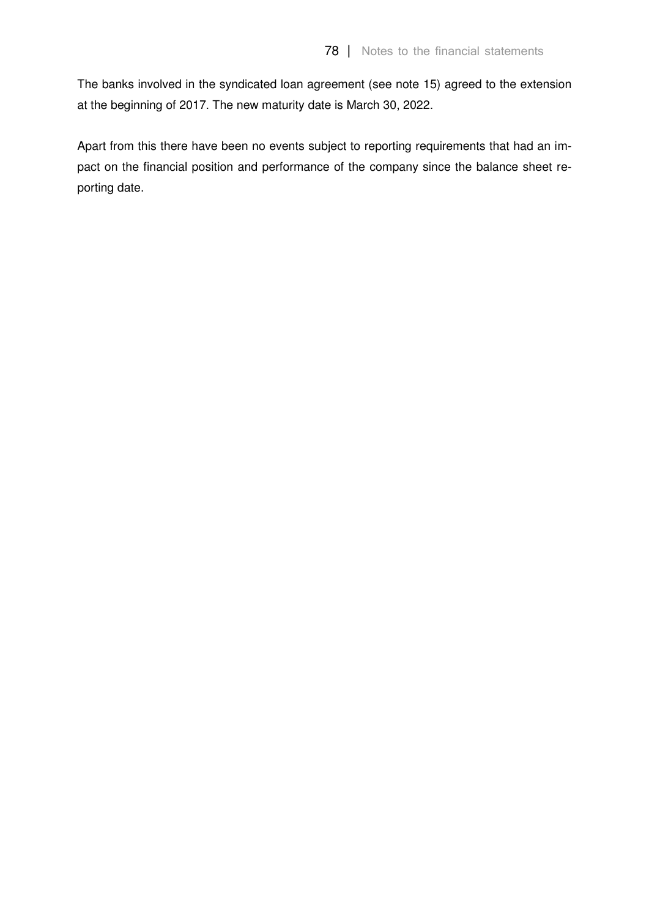The banks involved in the syndicated loan agreement (see note 15) agreed to the extension at the beginning of 2017. The new maturity date is March 30, 2022.

Apart from this there have been no events subject to reporting requirements that had an impact on the financial position and performance of the company since the balance sheet reporting date.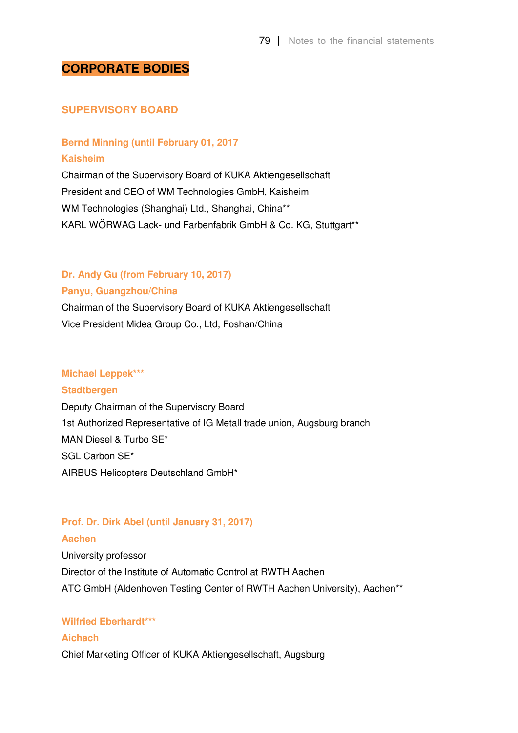# CORPORATE BODIES

## SUPERVISORY BOARD

### Bernd Minning (until February 01, 2017
### Kaisheim

Chairman of the Supervisory Board of KUKA Aktiengesellschaft
President and CEO of WM Technologies GmbH, Kaisheim
WM Technologies (Shanghai) Ltd., Shanghai, China**
KARL WÖRWAG Lack- und Farbenfabrik GmbH & Co. KG, Stuttgart**

### Dr. Andy Gu (from February 10, 2017)
### Panyu, Guangzhou/China

Chairman of the Supervisory Board of KUKA Aktiengesellschaft
Vice President Midea Group Co., Ltd, Foshan/China

### Michael Leppek***
### Stadtbergen

Deputy Chairman of the Supervisory Board
1st Authorized Representative of IG Metall trade union, Augsburg branch
MAN Diesel & Turbo SE*
SGL Carbon SE*
AIRBUS Helicopters Deutschland GmbH*

### Prof. Dr. Dirk Abel (until January 31, 2017)
### Aachen

University professor
Director of the Institute of Automatic Control at RWTH Aachen
ATC GmbH (Aldenhoven Testing Center of RWTH Aachen University), Aachen**

### Wilfried Eberhardt***
### Aichach

Chief Marketing Officer of KUKA Aktiengesellschaft, Augsburg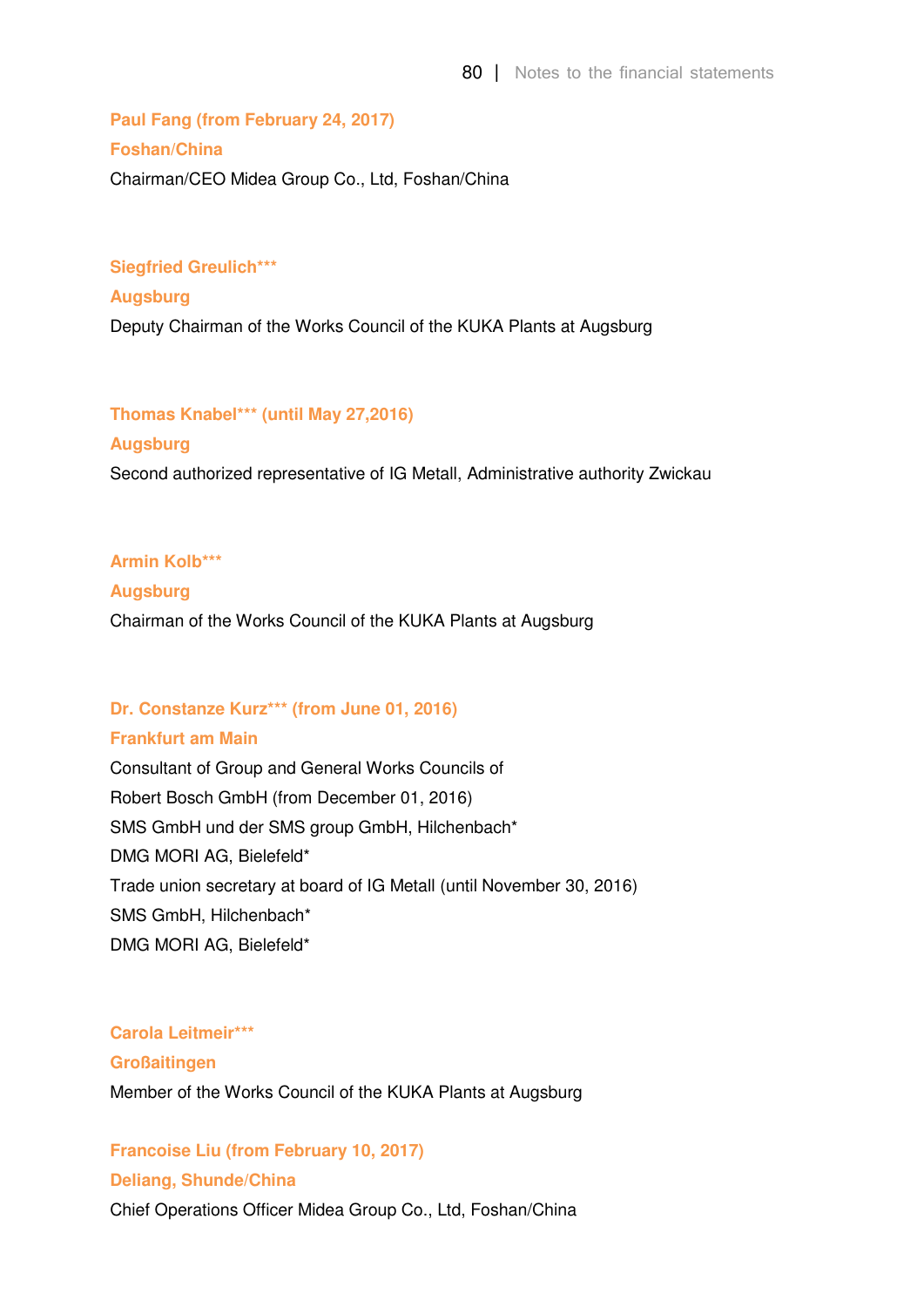**Paul Fang (from February 24, 2017)**
**Foshan/China**
Chairman/CEO Midea Group Co., Ltd, Foshan/China

**Siegfried Greulich*****
**Augsburg**
Deputy Chairman of the Works Council of the KUKA Plants at Augsburg

**Thomas Knabel*** (until May 27,2016)**
**Augsburg**
Second authorized representative of IG Metall, Administrative authority Zwickau

**Armin Kolb*****
**Augsburg**
Chairman of the Works Council of the KUKA Plants at Augsburg

**Dr. Constanze Kurz*** (from June 01, 2016)**
**Frankfurt am Main**
Consultant of Group and General Works Councils of
Robert Bosch GmbH (from December 01, 2016)
SMS GmbH und der SMS group GmbH, Hilchenbach*
DMG MORI AG, Bielefeld*
Trade union secretary at board of IG Metall (until November 30, 2016)
SMS GmbH, Hilchenbach*
DMG MORI AG, Bielefeld*

**Carola Leitmeir*****
**Großaitingen**
Member of the Works Council of the KUKA Plants at Augsburg

**Francoise Liu (from February 10, 2017)**
**Deliang, Shunde/China**
Chief Operations Officer Midea Group Co., Ltd, Foshan/China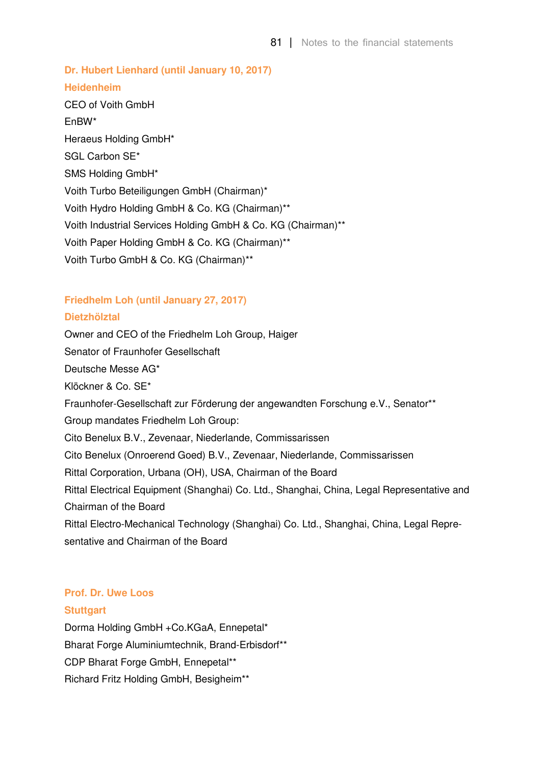**Dr. Hubert Lienhard (until January 10, 2017)**

**Heidenheim**

CEO of Voith GmbH

EnBW*

Heraeus Holding GmbH*

SGL Carbon SE*

SMS Holding GmbH*

Voith Turbo Beteiligungen GmbH (Chairman)*

Voith Hydro Holding GmbH & Co. KG (Chairman)**

Voith Industrial Services Holding GmbH & Co. KG (Chairman)**

Voith Paper Holding GmbH & Co. KG (Chairman)**

Voith Turbo GmbH & Co. KG (Chairman)**

**Friedhelm Loh (until January 27, 2017)**

**Dietzhölztal**

Owner and CEO of the Friedhelm Loh Group, Haiger

Senator of Fraunhofer Gesellschaft

Deutsche Messe AG*

Klöckner & Co. SE*

Fraunhofer-Gesellschaft zur Förderung der angewandten Forschung e.V., Senator**

Group mandates Friedhelm Loh Group:

Cito Benelux B.V., Zevenaar, Niederlande, Commissarissen

Cito Benelux (Onroerend Goed) B.V., Zevenaar, Niederlande, Commissarissen

Rittal Corporation, Urbana (OH), USA, Chairman of the Board

Rittal Electrical Equipment (Shanghai) Co. Ltd., Shanghai, China, Legal Representative and Chairman of the Board

Rittal Electro-Mechanical Technology (Shanghai) Co. Ltd., Shanghai, China, Legal Representative and Chairman of the Board

**Prof. Dr. Uwe Loos**

**Stuttgart**

Dorma Holding GmbH +Co.KGaA, Ennepetal*

Bharat Forge Aluminiumtechnik, Brand-Erbisdorf**

CDP Bharat Forge GmbH, Ennepetal**

Richard Fritz Holding GmbH, Besigheim**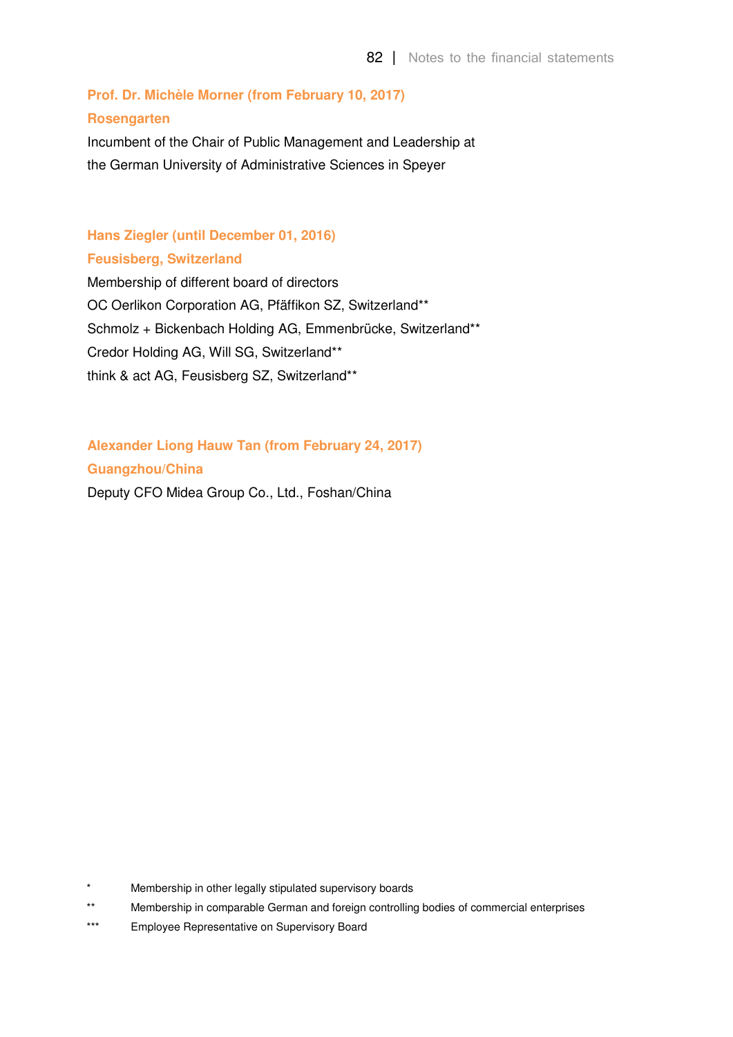**Prof. Dr. Michèle Morner (from February 10, 2017)**
**Rosengarten**

Incumbent of the Chair of Public Management and Leadership at the German University of Administrative Sciences in Speyer

**Hans Ziegler (until December 01, 2016)**
**Feusisberg, Switzerland**

Membership of different board of directors
OC Oerlikon Corporation AG, Pfäffikon SZ, Switzerland**
Schmolz + Bickenbach Holding AG, Emmenbrücke, Switzerland**
Credor Holding AG, Will SG, Switzerland**
think & act AG, Feusisberg SZ, Switzerland**

**Alexander Liong Hauw Tan (from February 24, 2017)**
**Guangzhou/China**

Deputy CFO Midea Group Co., Ltd., Foshan/China

\* Membership in other legally stipulated supervisory boards
** Membership in comparable German and foreign controlling bodies of commercial enterprises
*** Employee Representative on Supervisory Board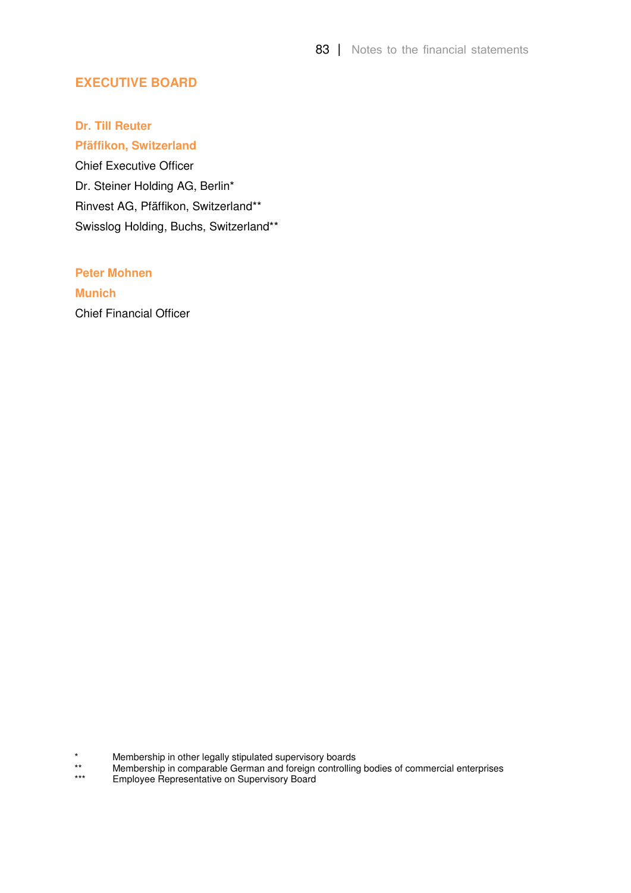## EXECUTIVE BOARD

**Dr. Till Reuter**
**Pfäffikon, Switzerland**
Chief Executive Officer
Dr. Steiner Holding AG, Berlin*
Rinvest AG, Pfäffikon, Switzerland**
Swisslog Holding, Buchs, Switzerland**

**Peter Mohnen**
**Munich**
Chief Financial Officer

\* Membership in other legally stipulated supervisory boards
\*\* Membership in comparable German and foreign controlling bodies of commercial enterprises
\*\*\* Employee Representative on Supervisory Board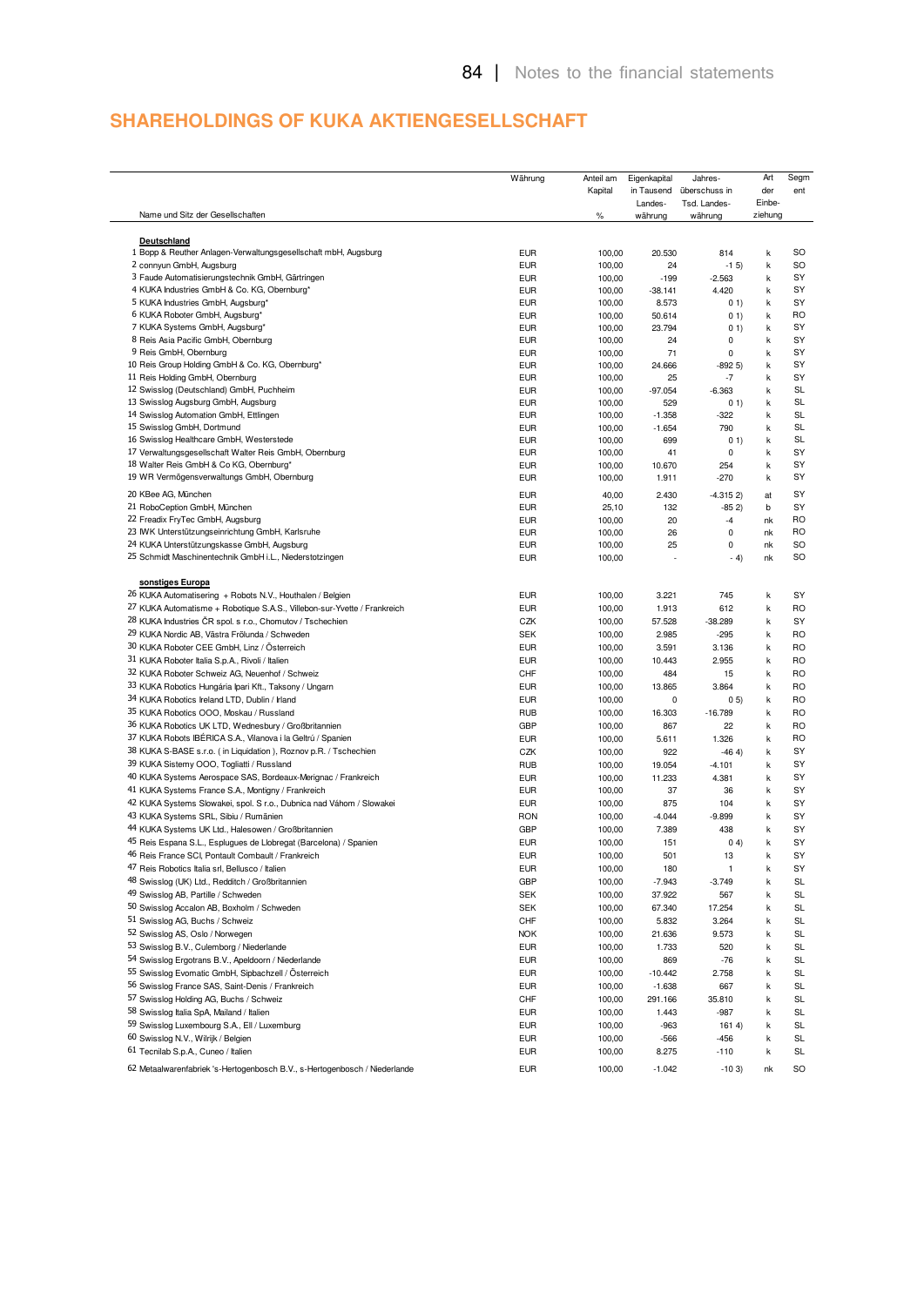## SHAREHOLDINGS OF KUKA AKTIENGESELLSCHAFT

| Name und Sitz der Gesellschaften | Währung | Anteil am Kapital % | Eigenkapital in Tausend Landeswährung | Jahresüberschuss in Tsd. Landeswährung | Art der Einbeziehung | Segment |
|---|---|---|---|---|---|---|
| **Deutschland** | | | | | | |
| 1 Bopp & Reuther Anlagen-Verwaltungsgesellschaft mbH, Augsburg | EUR | 100,00 | 20.530 | 814 | k | SO |
| 2 connyun GmbH, Augsburg | EUR | 100,00 | 24 | -1 5) | k | SO |
| 3 Faude Automatisierungstechnik GmbH, Gärtringen | EUR | 100,00 | -199 | -2.563 | k | SY |
| 4 KUKA Industries GmbH & Co. KG, Obernburg* | EUR | 100,00 | -38.141 | 4.420 | k | SY |
| 5 KUKA Industries GmbH, Augsburg* | EUR | 100,00 | 8.573 | 0 1) | k | SY |
| 6 KUKA Roboter GmbH, Augsburg* | EUR | 100,00 | 50.614 | 0 1) | k | RO |
| 7 KUKA Systems GmbH, Augsburg* | EUR | 100,00 | 23.794 | 0 1) | k | SY |
| 8 Reis Asia Pacific GmbH, Obernburg | EUR | 100,00 | 24 | 0 | k | SY |
| 9 Reis GmbH, Obernburg | EUR | 100,00 | 71 | 0 | k | SY |
| 10 Reis Group Holding GmbH & Co. KG, Obernburg* | EUR | 100,00 | 24.666 | -892 5) | k | SY |
| 11 Reis Holding GmbH, Obernburg | EUR | 100,00 | 25 | -7 | k | SY |
| 12 Swisslog (Deutschland) GmbH, Puchheim | EUR | 100,00 | -97.054 | -6.363 | k | SL |
| 13 Swisslog Augsburg GmbH, Augsburg | EUR | 100,00 | 529 | 0 1) | k | SL |
| 14 Swisslog Automation GmbH, Ettlingen | EUR | 100,00 | -1.358 | -322 | k | SL |
| 15 Swisslog GmbH, Dortmund | EUR | 100,00 | -1.654 | 790 | k | SL |
| 16 Swisslog Healthcare GmbH, Westerstede | EUR | 100,00 | 699 | 0 1) | k | SL |
| 17 Verwaltungsgesellschaft Walter Reis GmbH, Obernburg | EUR | 100,00 | 41 | 0 | k | SY |
| 18 Walter Reis GmbH & Co KG, Obernburg* | EUR | 100,00 | 10.670 | 254 | k | SY |
| 19 WR Vermögensverwaltungs GmbH, Obernburg | EUR | 100,00 | 1.911 | -270 | k | SY |
| 20 KBee AG, München | EUR | 40,00 | 2.430 | -4.315 2) | at | SY |
| 21 RoboCeption GmbH, München | EUR | 25,10 | 132 | -85 2) | b | SY |
| 22 Freadix FryTec GmbH, Augsburg | EUR | 100,00 | 20 | -4 | nk | RO |
| 23 IWK Unterstützungseinrichtung GmbH, Karlsruhe | EUR | 100,00 | 26 | 0 | nk | RO |
| 24 KUKA Unterstützungskasse GmbH, Augsburg | EUR | 100,00 | 25 | 0 | nk | SO |
| 25 Schmidt Maschinentechnik GmbH i.L., Niederstotzingen | EUR | 100,00 | - | - 4) | nk | SO |
| **sonstiges Europa** | | | | | | |
| 26 KUKA Automatisering + Robots N.V., Houthalen / Belgien | EUR | 100,00 | 3.221 | 745 | k | SY |
| 27 KUKA Automatisme + Robotique S.A.S., Villebon-sur-Yvette / Frankreich | EUR | 100,00 | 1.913 | 612 | k | RO |
| 28 KUKA Industries ČR spol. s r.o., Chomutov / Tschechien | CZK | 100,00 | 57.528 | -38.289 | k | SY |
| 29 KUKA Nordic AB, Västra Frölunda / Schweden | SEK | 100,00 | 2.985 | -295 | k | RO |
| 30 KUKA Roboter CEE GmbH, Linz / Österreich | EUR | 100,00 | 3.591 | 3.136 | k | RO |
| 31 KUKA Roboter Italia S.p.A., Rivoli / Italien | EUR | 100,00 | 10.443 | 2.955 | k | RO |
| 32 KUKA Roboter Schweiz AG, Neuenhof / Schweiz | CHF | 100,00 | 484 | 15 | k | RO |
| 33 KUKA Robotics Hungária Ipari Kft., Taksony / Ungarn | EUR | 100,00 | 13.865 | 3.864 | k | RO |
| 34 KUKA Robotics Ireland LTD, Dublin / Irland | EUR | 100,00 | 0 | 0 5) | k | RO |
| 35 KUKA Robotics OOO, Moskau / Russland | RUB | 100,00 | 16.303 | -16.789 | k | RO |
| 36 KUKA Robotics UK LTD, Wednesbury / Großbritannien | GBP | 100,00 | 867 | 22 | k | RO |
| 37 KUKA Robots IBÉRICA S.A., Vilanova i la Geltrú / Spanien | EUR | 100,00 | 5.611 | 1.326 | k | RO |
| 38 KUKA S-BASE s.r.o. ( in Liquidation ), Roznov p.R. / Tschechien | CZK | 100,00 | 922 | -46 4) | k | SY |
| 39 KUKA Sistemy OOO, Togliatti / Russland | RUB | 100,00 | 19.054 | -4.101 | k | SY |
| 40 KUKA Systems Aerospace SAS, Bordeaux-Merignac / Frankreich | EUR | 100,00 | 11.233 | 4.381 | k | SY |
| 41 KUKA Systems France S.A., Montigny / Frankreich | EUR | 100,00 | 37 | 36 | k | SY |
| 42 KUKA Systems Slowakei, spol. S r.o., Dubnica nad Váhom / Slowakei | EUR | 100,00 | 875 | 104 | k | SY |
| 43 KUKA Systems SRL, Sibiu / Rumänien | RON | 100,00 | -4.044 | -9.899 | k | SY |
| 44 KUKA Systems UK Ltd., Halesowen / Großbritannien | GBP | 100,00 | 7.389 | 438 | k | SY |
| 45 Reis Espana S.L., Esplugues de Llobregat (Barcelona) / Spanien | EUR | 100,00 | 151 | 0 4) | k | SY |
| 46 Reis France SCI, Pontault Combault / Frankreich | EUR | 100,00 | 501 | 13 | k | SY |
| 47 Reis Robotics Italia srl, Bellusco / Italien | EUR | 100,00 | 180 | 1 | k | SY |
| 48 Swisslog (UK) Ltd., Redditch / Großbritannien | GBP | 100,00 | -7.943 | -3.749 | k | SL |
| 49 Swisslog AB, Partille / Schweden | SEK | 100,00 | 37.922 | 567 | k | SL |
| 50 Swisslog Accalon AB, Boxholm / Schweden | SEK | 100,00 | 67.340 | 17.254 | k | SL |
| 51 Swisslog AG, Buchs / Schweiz | CHF | 100,00 | 5.832 | 3.264 | k | SL |
| 52 Swisslog AS, Oslo / Norwegen | NOK | 100,00 | 21.636 | 9.573 | k | SL |
| 53 Swisslog B.V., Culemborg / Niederlande | EUR | 100,00 | 1.733 | 520 | k | SL |
| 54 Swisslog Ergotrans B.V., Apeldoorn / Niederlande | EUR | 100,00 | 869 | -76 | k | SL |
| 55 Swisslog Evomatic GmbH, Sipbachzell / Österreich | EUR | 100,00 | -10.442 | 2.758 | k | SL |
| 56 Swisslog France SAS, Saint-Denis / Frankreich | EUR | 100,00 | -1.638 | 667 | k | SL |
| 57 Swisslog Holding AG, Buchs / Schweiz | CHF | 100,00 | 291.166 | 35.810 | k | SL |
| 58 Swisslog Italia SpA, Mailand / Italien | EUR | 100,00 | 1.443 | -987 | k | SL |
| 59 Swisslog Luxembourg S.A., Ell / Luxemburg | EUR | 100,00 | -963 | 161 4) | k | SL |
| 60 Swisslog N.V., Wilrijk / Belgien | EUR | 100,00 | -566 | -456 | k | SL |
| 61 Tecnilab S.p.A., Cuneo / Italien | EUR | 100,00 | 8.275 | -110 | k | SL |
| 62 Metaalwarenfabriek 's-Hertogenbosch B.V., s-Hertogenbosch / Niederlande | EUR | 100,00 | -1.042 | -10 3) | nk | SO |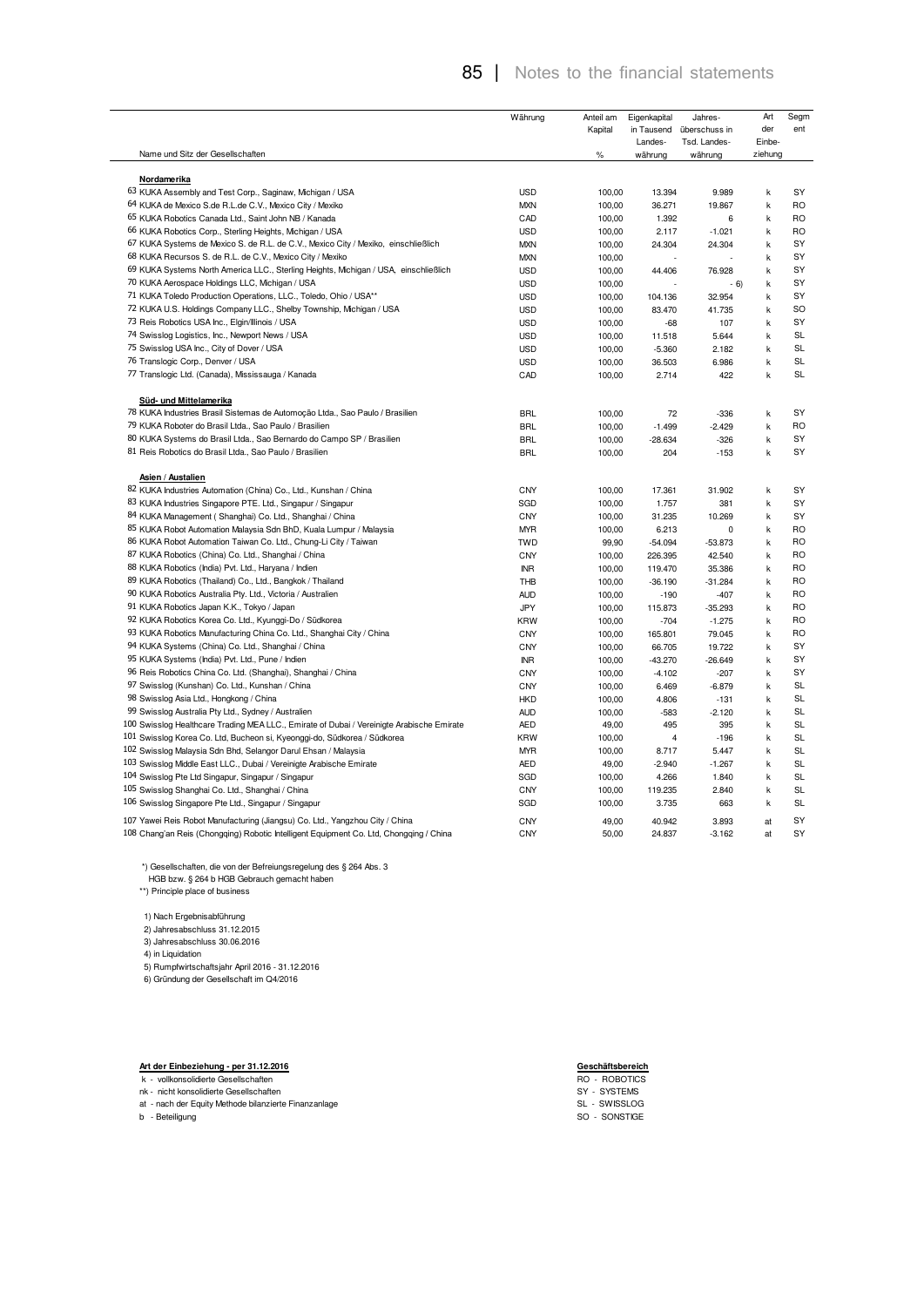| Name und Sitz der Gesellschaften | Währung | Anteil am Kapital % | Eigenkapital in Tausend Landes-währung | Jahres-überschuss in Tsd. Landes-währung | Art der Einbe-ziehung | Segment |
|---|---|---|---|---|---|---|
| **Nordamerika** | | | | | | |
| 63 KUKA Assembly and Test Corp., Saginaw, Michigan / USA | USD | 100,00 | 13.394 | 9.989 | k | SY |
| 64 KUKA de Mexico S.de R.L.de C.V., Mexico City / Mexiko | MXN | 100,00 | 36.271 | 19.867 | k | RO |
| 65 KUKA Robotics Canada Ltd., Saint John NB / Kanada | CAD | 100,00 | 1.392 | 6 | k | RO |
| 66 KUKA Robotics Corp., Sterling Heights, Michigan / USA | USD | 100,00 | 2.117 | -1.021 | k | RO |
| 67 KUKA Systems de Mexico S. de R.L. de C.V., Mexico City / Mexiko, einschließlich | MXN | 100,00 | 24.304 | 24.304 | k | SY |
| 68 KUKA Recursos S. de R.L. de C.V., Mexico City / Mexiko | MXN | 100,00 | - | - | k | SY |
| 69 KUKA Systems North America LLC., Sterling Heights, Michigan / USA, einschließlich | USD | 100,00 | 44.406 | 76.928 | k | SY |
| 70 KUKA Aerospace Holdings LLC, Michigan / USA | USD | 100,00 | - | - 6) | k | SY |
| 71 KUKA Toledo Production Operations, LLC., Toledo, Ohio / USA** | USD | 100,00 | 104.136 | 32.954 | k | SY |
| 72 KUKA U.S. Holdings Company LLC., Shelby Township, Michigan / USA | USD | 100,00 | 83.470 | 41.735 | k | SO |
| 73 Reis Robotics USA Inc., Elgin/Illinois / USA | USD | 100,00 | -68 | 107 | k | SY |
| 74 Swisslog Logistics, Inc., Newport News / USA | USD | 100,00 | 11.518 | 5.644 | k | SL |
| 75 Swisslog USA Inc., City of Dover / USA | USD | 100,00 | -5.360 | 2.182 | k | SL |
| 76 Translogic Corp., Denver / USA | USD | 100,00 | 36.503 | 6.986 | k | SL |
| 77 Translogic Ltd. (Canada), Mississauga / Kanada | CAD | 100,00 | 2.714 | 422 | k | SL |
| **Süd- und Mittelamerika** | | | | | | |
| 78 KUKA Industries Brasil Sistemas de Automoção Ltda., Sao Paulo / Brasilien | BRL | 100,00 | 72 | -336 | k | SY |
| 79 KUKA Roboter do Brasil Ltda., Sao Paulo / Brasilien | BRL | 100,00 | -1.499 | -2.429 | k | RO |
| 80 KUKA Systems do Brasil Ltda., Sao Bernardo do Campo SP / Brasilien | BRL | 100,00 | -28.634 | -326 | k | SY |
| 81 Reis Robotics do Brasil Ltda., Sao Paulo / Brasilien | BRL | 100,00 | 204 | -153 | k | SY |
| **Asien / Austalien** | | | | | | |
| 82 KUKA Industries Automation (China) Co., Ltd., Kunshan / China | CNY | 100,00 | 17.361 | 31.902 | k | SY |
| 83 KUKA Industries Singapore PTE. Ltd., Singapur / Singapur | SGD | 100,00 | 1.757 | 381 | k | SY |
| 84 KUKA Management ( Shanghai) Co. Ltd., Shanghai / China | CNY | 100,00 | 31.235 | 10.269 | k | SY |
| 85 KUKA Robot Automation Malaysia Sdn BhD, Kuala Lumpur / Malaysia | MYR | 100,00 | 6.213 | 0 | k | RO |
| 86 KUKA Robot Automation Taiwan Co. Ltd., Chung-Li City / Taiwan | TWD | 99,90 | -54.094 | -53.873 | k | RO |
| 87 KUKA Robotics (China) Co. Ltd., Shanghai / China | CNY | 100,00 | 226.395 | 42.540 | k | RO |
| 88 KUKA Robotics (India) Pvt. Ltd., Haryana / Indien | INR | 100,00 | 119.470 | 35.386 | k | RO |
| 89 KUKA Robotics (Thailand) Co., Ltd., Bangkok / Thailand | THB | 100,00 | -36.190 | -31.284 | k | RO |
| 90 KUKA Robotics Australia Pty. Ltd., Victoria / Australien | AUD | 100,00 | -190 | -407 | k | RO |
| 91 KUKA Robotics Japan K.K., Tokyo / Japan | JPY | 100,00 | 115.873 | -35.293 | k | RO |
| 92 KUKA Robotics Korea Co. Ltd., Kyunggi-Do / Südkorea | KRW | 100,00 | -704 | -1.275 | k | RO |
| 93 KUKA Robotics Manufacturing China Co. Ltd., Shanghai City / China | CNY | 100,00 | 165.801 | 79.045 | k | RO |
| 94 KUKA Systems (China) Co. Ltd., Shanghai / China | CNY | 100,00 | 66.705 | 19.722 | k | SY |
| 95 KUKA Systems (India) Pvt. Ltd., Pune / Indien | INR | 100,00 | -43.270 | -26.649 | k | SY |
| 96 Reis Robotics China Co. Ltd. (Shanghai), Shanghai / China | CNY | 100,00 | -4.102 | -207 | k | SY |
| 97 Swisslog (Kunshan) Co. Ltd., Kunshan / China | CNY | 100,00 | 6.469 | -6.879 | k | SL |
| 98 Swisslog Asia Ltd., Hongkong / China | HKD | 100,00 | 4.806 | -131 | k | SL |
| 99 Swisslog Australia Pty Ltd., Sydney / Australien | AUD | 100,00 | -583 | -2.120 | k | SL |
| 100 Swisslog Healthcare Trading MEA LLC., Emirate of Dubai / Vereinigte Arabische Emirate | AED | 49,00 | 495 | 395 | k | SL |
| 101 Swisslog Korea Co. Ltd, Bucheon si, Kyeonggi-do, Südkorea / Südkorea | KRW | 100,00 | 4 | -196 | k | SL |
| 102 Swisslog Malaysia Sdn Bhd, Selangor Darul Ehsan / Malaysia | MYR | 100,00 | 8.717 | 5.447 | k | SL |
| 103 Swisslog Middle East LLC., Dubai / Vereinigte Arabische Emirate | AED | 49,00 | -2.940 | -1.267 | k | SL |
| 104 Swisslog Pte Ltd Singapur, Singapur / Singapur | SGD | 100,00 | 4.266 | 1.840 | k | SL |
| 105 Swisslog Shanghai Co. Ltd., Shanghai / China | CNY | 100,00 | 119.235 | 2.840 | k | SL |
| 106 Swisslog Singapore Pte Ltd., Singapur / Singapur | SGD | 100,00 | 3.735 | 663 | k | SL |
| 107 Yawei Reis Robot Manufacturing (Jiangsu) Co. Ltd., Yangzhou City / China | CNY | 49,00 | 40.942 | 3.893 | at | SY |
| 108 Chang'an Reis (Chongqing) Robotic Intelligent Equipment Co. Ltd, Chongqing / China | CNY | 50,00 | 24.837 | -3.162 | at | SY |

*) Gesellschaften, die von der Befreiungsregelung des § 264 Abs. 3 HGB bzw. § 264 b HGB Gebrauch gemacht haben

**) Principle place of business

1) Nach Ergebnisabführung
2) Jahresabschluss 31.12.2015
3) Jahresabschluss 30.06.2016
4) in Liquidation
5) Rumpfwirtschaftsjahr April 2016 - 31.12.2016
6) Gründung der Gesellschaft im Q4/2016

**Art der Einbeziehung - per 31.12.2016**

k - vollkonsolidierte Gesellschaften
nk - nicht konsolidierte Gesellschaften
at - nach der Equity Methode bilanzierte Finanzanlage
b - Beteiligung

**Geschäftsbereich**

RO - ROBOTICS
SY - SYSTEMS
SL - SWISSLOG
SO - SONSTIGE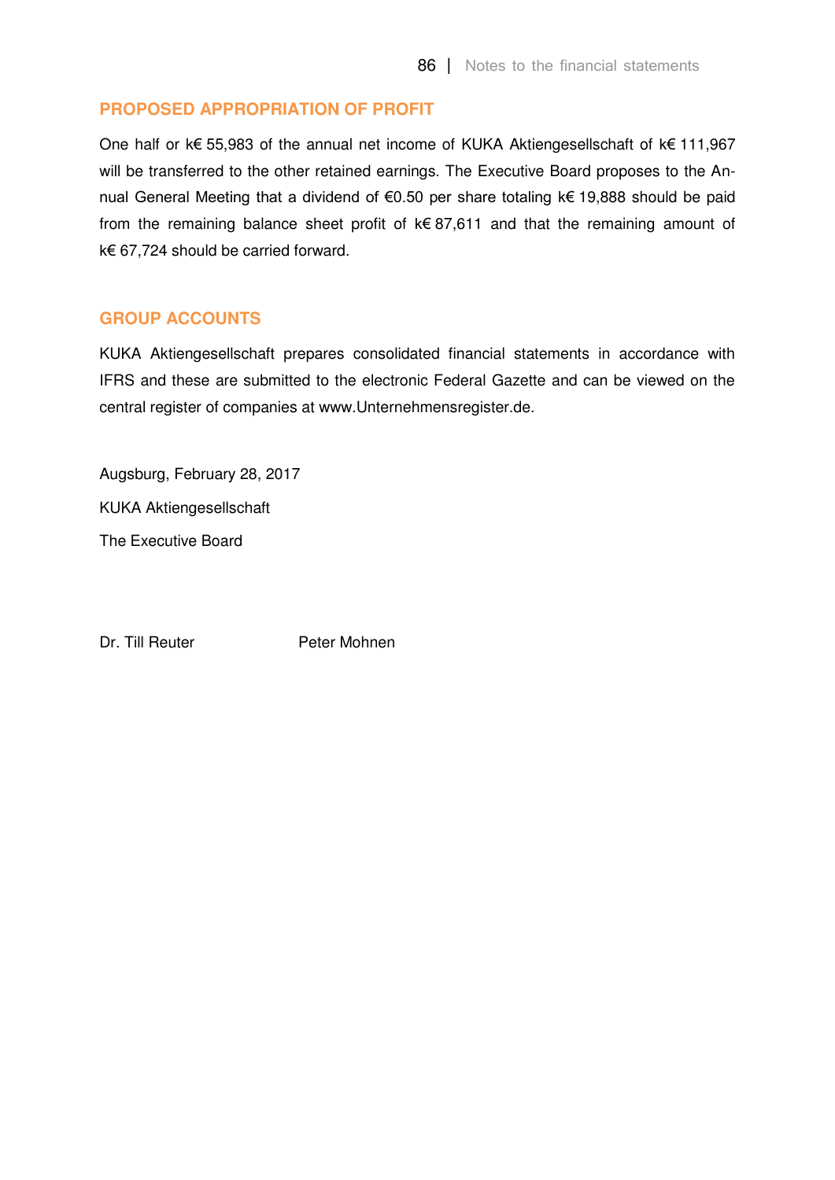## PROPOSED APPROPRIATION OF PROFIT

One half or k€ 55,983 of the annual net income of KUKA Aktiengesellschaft of k€ 111,967 will be transferred to the other retained earnings. The Executive Board proposes to the Annual General Meeting that a dividend of €0.50 per share totaling k€ 19,888 should be paid from the remaining balance sheet profit of k€ 87,611 and that the remaining amount of k€ 67,724 should be carried forward.

## GROUP ACCOUNTS

KUKA Aktiengesellschaft prepares consolidated financial statements in accordance with IFRS and these are submitted to the electronic Federal Gazette and can be viewed on the central register of companies at www.Unternehmensregister.de.

Augsburg, February 28, 2017

KUKA Aktiengesellschaft

The Executive Board

Dr. Till Reuter     Peter Mohnen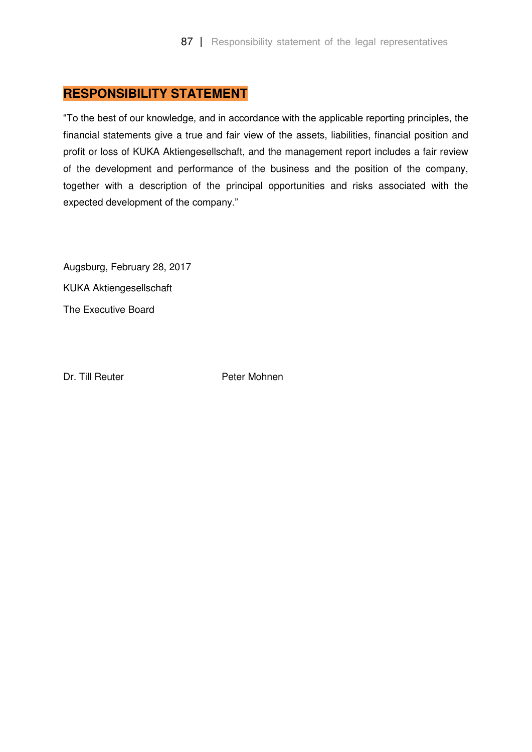## RESPONSIBILITY STATEMENT

"To the best of our knowledge, and in accordance with the applicable reporting principles, the financial statements give a true and fair view of the assets, liabilities, financial position and profit or loss of KUKA Aktiengesellschaft, and the management report includes a fair review of the development and performance of the business and the position of the company, together with a description of the principal opportunities and risks associated with the expected development of the company."

Augsburg, February 28, 2017

KUKA Aktiengesellschaft

The Executive Board

Dr. Till Reuter Peter Mohnen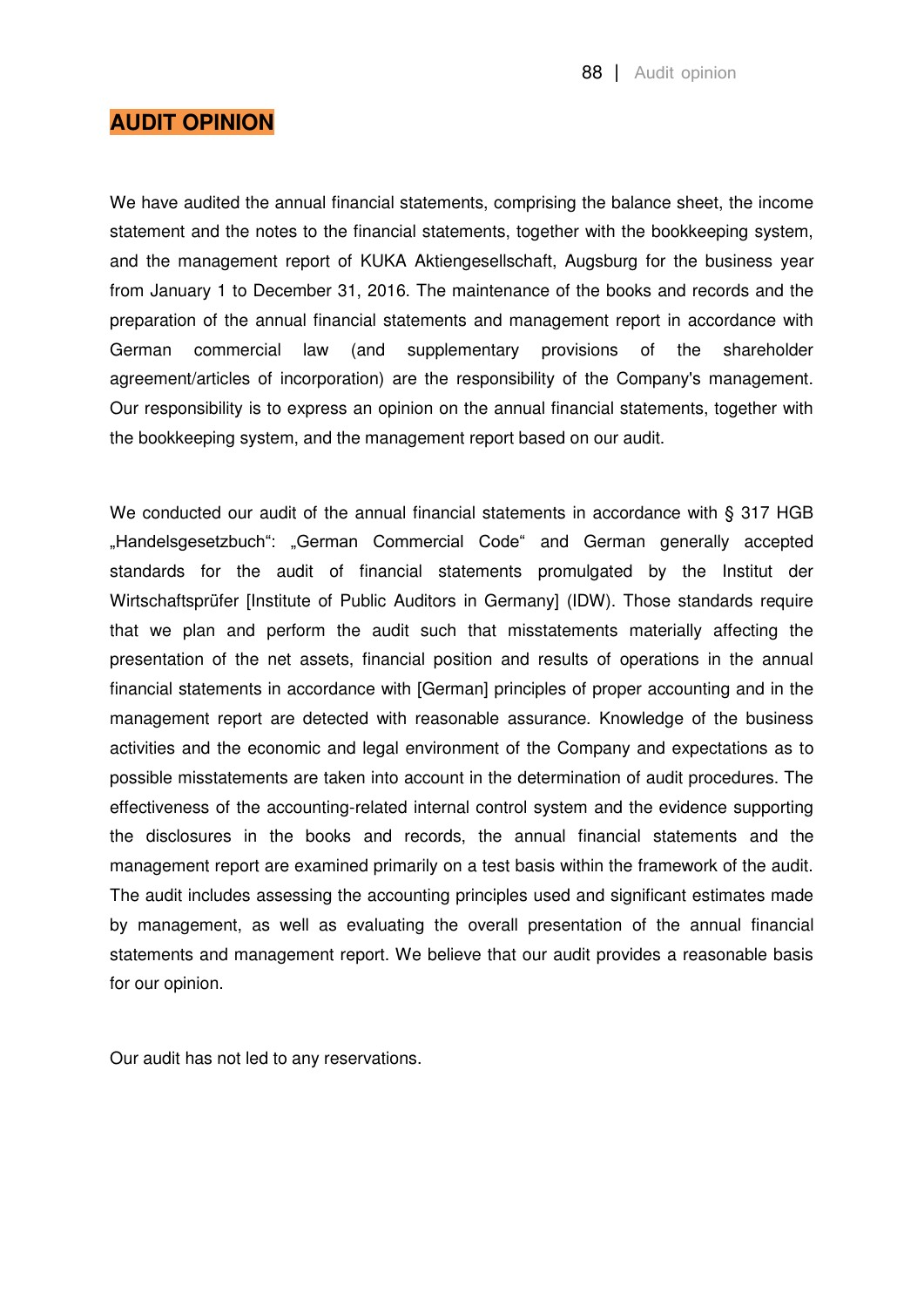# AUDIT OPINION

We have audited the annual financial statements, comprising the balance sheet, the income statement and the notes to the financial statements, together with the bookkeeping system, and the management report of KUKA Aktiengesellschaft, Augsburg for the business year from January 1 to December 31, 2016. The maintenance of the books and records and the preparation of the annual financial statements and management report in accordance with German commercial law (and supplementary provisions of the shareholder agreement/articles of incorporation) are the responsibility of the Company's management. Our responsibility is to express an opinion on the annual financial statements, together with the bookkeeping system, and the management report based on our audit.

We conducted our audit of the annual financial statements in accordance with § 317 HGB „Handelsgesetzbuch": „German Commercial Code" and German generally accepted standards for the audit of financial statements promulgated by the Institut der Wirtschaftsprüfer [Institute of Public Auditors in Germany] (IDW). Those standards require that we plan and perform the audit such that misstatements materially affecting the presentation of the net assets, financial position and results of operations in the annual financial statements in accordance with [German] principles of proper accounting and in the management report are detected with reasonable assurance. Knowledge of the business activities and the economic and legal environment of the Company and expectations as to possible misstatements are taken into account in the determination of audit procedures. The effectiveness of the accounting-related internal control system and the evidence supporting the disclosures in the books and records, the annual financial statements and the management report are examined primarily on a test basis within the framework of the audit. The audit includes assessing the accounting principles used and significant estimates made by management, as well as evaluating the overall presentation of the annual financial statements and management report. We believe that our audit provides a reasonable basis for our opinion.

Our audit has not led to any reservations.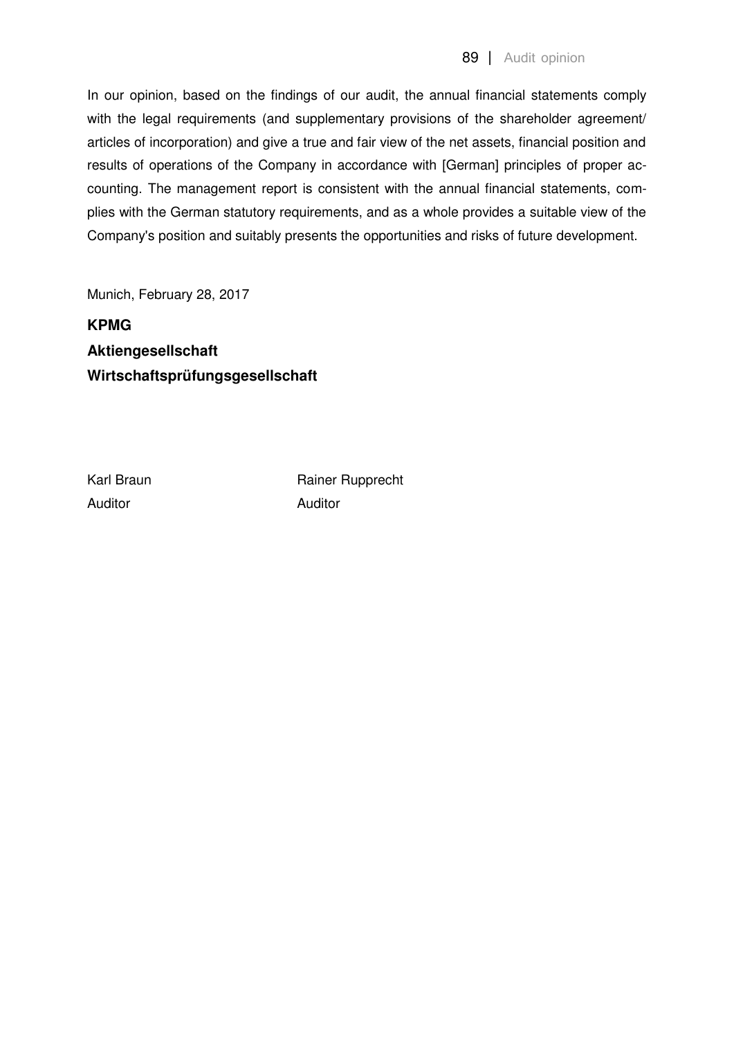In our opinion, based on the findings of our audit, the annual financial statements comply with the legal requirements (and supplementary provisions of the shareholder agreement/ articles of incorporation) and give a true and fair view of the net assets, financial position and results of operations of the Company in accordance with [German] principles of proper accounting. The management report is consistent with the annual financial statements, complies with the German statutory requirements, and as a whole provides a suitable view of the Company's position and suitably presents the opportunities and risks of future development.

Munich, February 28, 2017

**KPMG**
**Aktiengesellschaft**
**Wirtschaftsprüfungsgesellschaft**

| | |
|---|---|
| Karl Braun | Rainer Rupprecht |
| Auditor | Auditor |